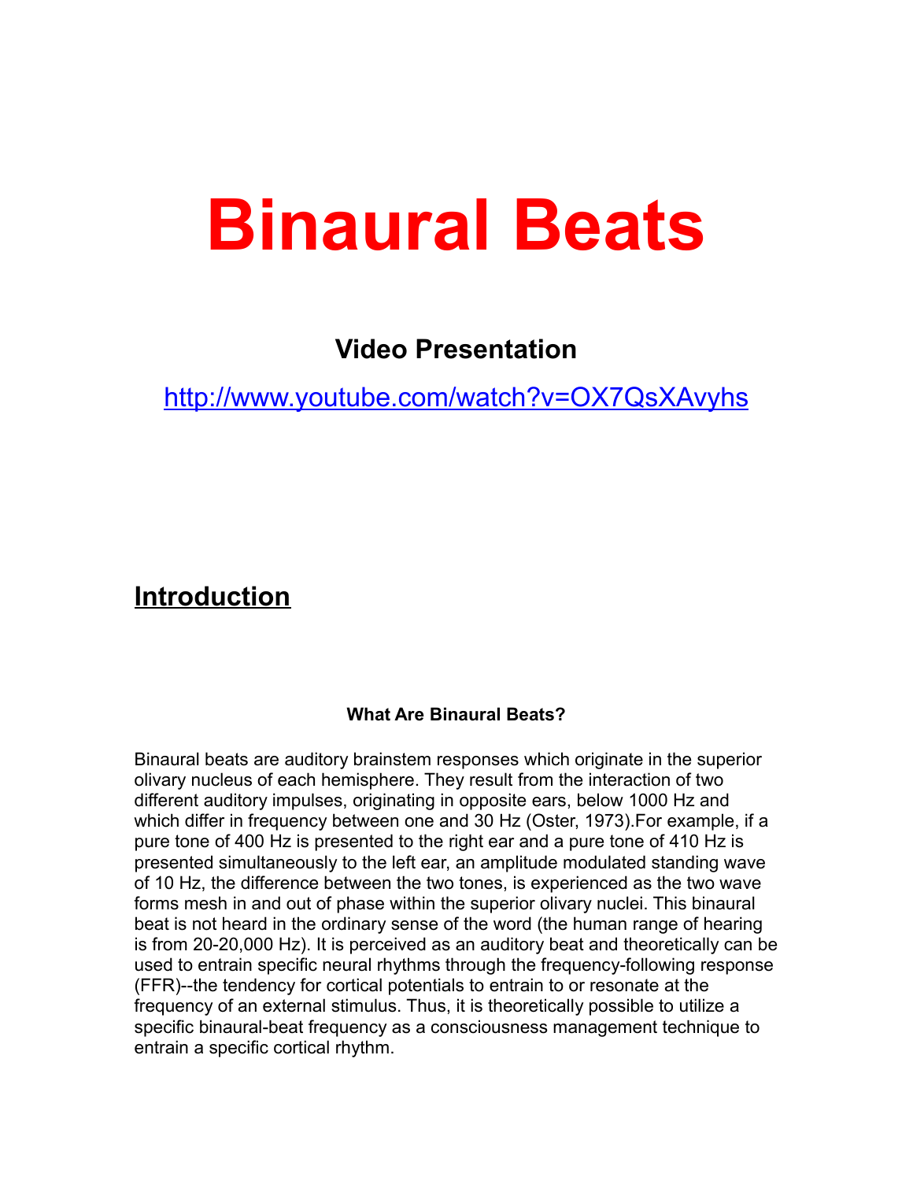# Binaural Beats

### Video Presentation

[http://www.youtube.com/watch?v=OX7QsXAvyhs](http://www.youtube.com/watch?v=OX7QsXAvyhs)

## Introduction

**What Are Binaural Beats?**

Binaural beats are auditory brainstem responses which originate in the superior olivary nucleus of each hemisphere. They result from the interaction of two different auditory impulses, originating in opposite ears, below 1000 Hz and which differ in frequency between one and 30 Hz (Oster, 1973).For example, if a pure tone of 400 Hz is presented to the right ear and a pure tone of 410 Hz is presented simultaneously to the left ear, an amplitude modulated standing wave of 10 Hz, the difference between the two tones, is experienced as the two wave forms mesh in and out of phase within the superior olivary nuclei. This binaural beat is not heard in the ordinary sense of the word (the human range of hearing is from 20-20,000 Hz). It is perceived as an auditory beat and theoretically can be used to entrain specific neural rhythms through the frequency-following response (FFR)--the tendency for cortical potentials to entrain to or resonate at the frequency of an external stimulus. Thus, it is theoretically possible to utilize a specific binaural-beat frequency as a consciousness management technique to entrain a specific cortical rhythm.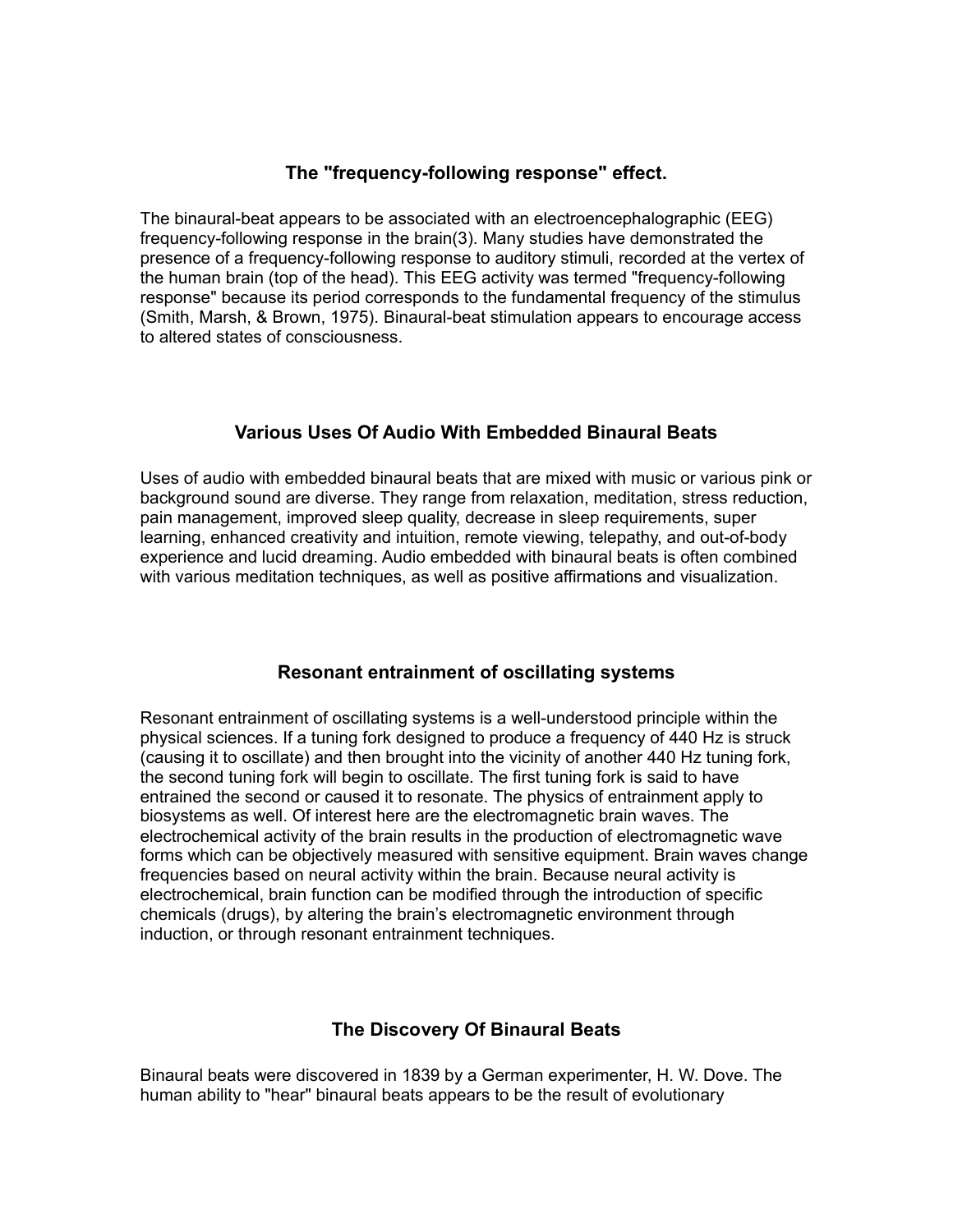### The "frequency-following response" effect.

The binaural-beat appears to be associated with an electroencephalographic (EEG) frequency-following response in the brain(3). Many studies have demonstrated the presence of a frequency-following response to auditory stimuli, recorded at the vertex of the human brain (top of the head). This EEG activity was termed "frequency-following response" because its period corresponds to the fundamental frequency of the stimulus (Smith, Marsh, & Brown, 1975). Binaural-beat stimulation appears to encourage access to altered states of consciousness.

### Various Uses Of Audio With Embedded Binaural Beats

Uses of audio with embedded binaural beats that are mixed with music or various pink or background sound are diverse. They range from relaxation, meditation, stress reduction, pain management, improved sleep quality, decrease in sleep requirements, super learning, enhanced creativity and intuition, remote viewing, telepathy, and out-of-body experience and lucid dreaming. Audio embedded with binaural beats is often combined with various meditation techniques, as well as positive affirmations and visualization.

### Resonant entrainment of oscillating systems

Resonant entrainment of oscillating systems is a well-understood principle within the physical sciences. If a tuning fork designed to produce a frequency of 440 Hz is struck (causing it to oscillate) and then brought into the vicinity of another 440 Hz tuning fork, the second tuning fork will begin to oscillate. The first tuning fork is said to have entrained the second or caused it to resonate. The physics of entrainment apply to biosystems as well. Of interest here are the electromagnetic brain waves. The electrochemical activity of the brain results in the production of electromagnetic wave forms which can be objectively measured with sensitive equipment. Brain waves change frequencies based on neural activity within the brain. Because neural activity is electrochemical, brain function can be modified through the introduction of specific chemicals (drugs), by altering the brain's electromagnetic environment through induction, or through resonant entrainment techniques.

### The Discovery Of Binaural Beats

Binaural beats were discovered in 1839 by a German experimenter, H. W. Dove. The human ability to "hear" binaural beats appears to be the result of evolutionary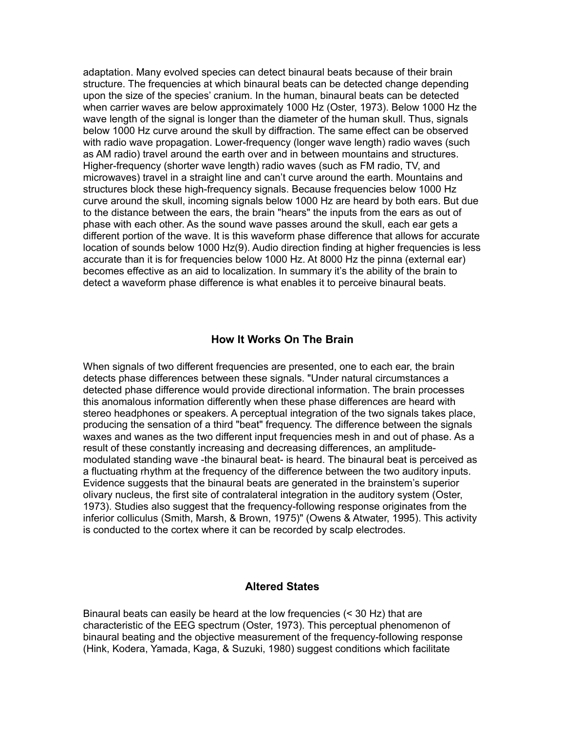adaptation. Many evolved species can detect binaural beats because of their brain structure. The frequencies at which binaural beats can be detected change depending upon the size of the species' cranium. In the human, binaural beats can be detected when carrier waves are below approximately 1000 Hz (Oster, 1973). Below 1000 Hz the wave length of the signal is longer than the diameter of the human skull. Thus, signals below 1000 Hz curve around the skull by diffraction. The same effect can be observed with radio wave propagation. Lower-frequency (longer wave length) radio waves (such as AM radio) travel around the earth over and in between mountains and structures. Higher-frequency (shorter wave length) radio waves (such as FM radio, TV, and microwaves) travel in a straight line and can't curve around the earth. Mountains and structures block these high-frequency signals. Because frequencies below 1000 Hz curve around the skull, incoming signals below 1000 Hz are heard by both ears. But due to the distance between the ears, the brain "hears" the inputs from the ears as out of phase with each other. As the sound wave passes around the skull, each ear gets a different portion of the wave. It is this waveform phase difference that allows for accurate location of sounds below 1000 Hz(9). Audio direction finding at higher frequencies is less accurate than it is for frequencies below 1000 Hz. At 8000 Hz the pinna (external ear) becomes effective as an aid to localization. In summary it's the ability of the brain to detect a waveform phase difference is what enables it to perceive binaural beats.

## How It Works On The Brain

When signals of two different frequencies are presented, one to each ear, the brain detects phase differences between these signals. "Under natural circumstances a detected phase difference would provide directional information. The brain processes this anomalous information differently when these phase differences are heard with stereo headphones or speakers. A perceptual integration of the two signals takes place, producing the sensation of a third "beat" frequency. The difference between the signals waxes and wanes as the two different input frequencies mesh in and out of phase. As a result of these constantly increasing and decreasing differences, an amplitude-modulated standing wave -the binaural beat- is heard. The binaural beat is perceived as a fluctuating rhythm at the frequency of the difference between the two auditory inputs. Evidence suggests that the binaural beats are generated in the brainstem's superior olivary nucleus, the first site of contralateral integration in the auditory system (Oster, 1973). Studies also suggest that the frequency-following response originates from the inferior colliculus (Smith, Marsh, & Brown, 1975)" (Owens & Atwater, 1995). This activity is conducted to the cortex where it can be recorded by scalp electrodes.

## Altered States

Binaural beats can easily be heard at the low frequencies (< 30 Hz) that are characteristic of the EEG spectrum (Oster, 1973). This perceptual phenomenon of binaural beating and the objective measurement of the frequency-following response (Hink, Kodera, Yamada, Kaga, & Suzuki, 1980) suggest conditions which facilitate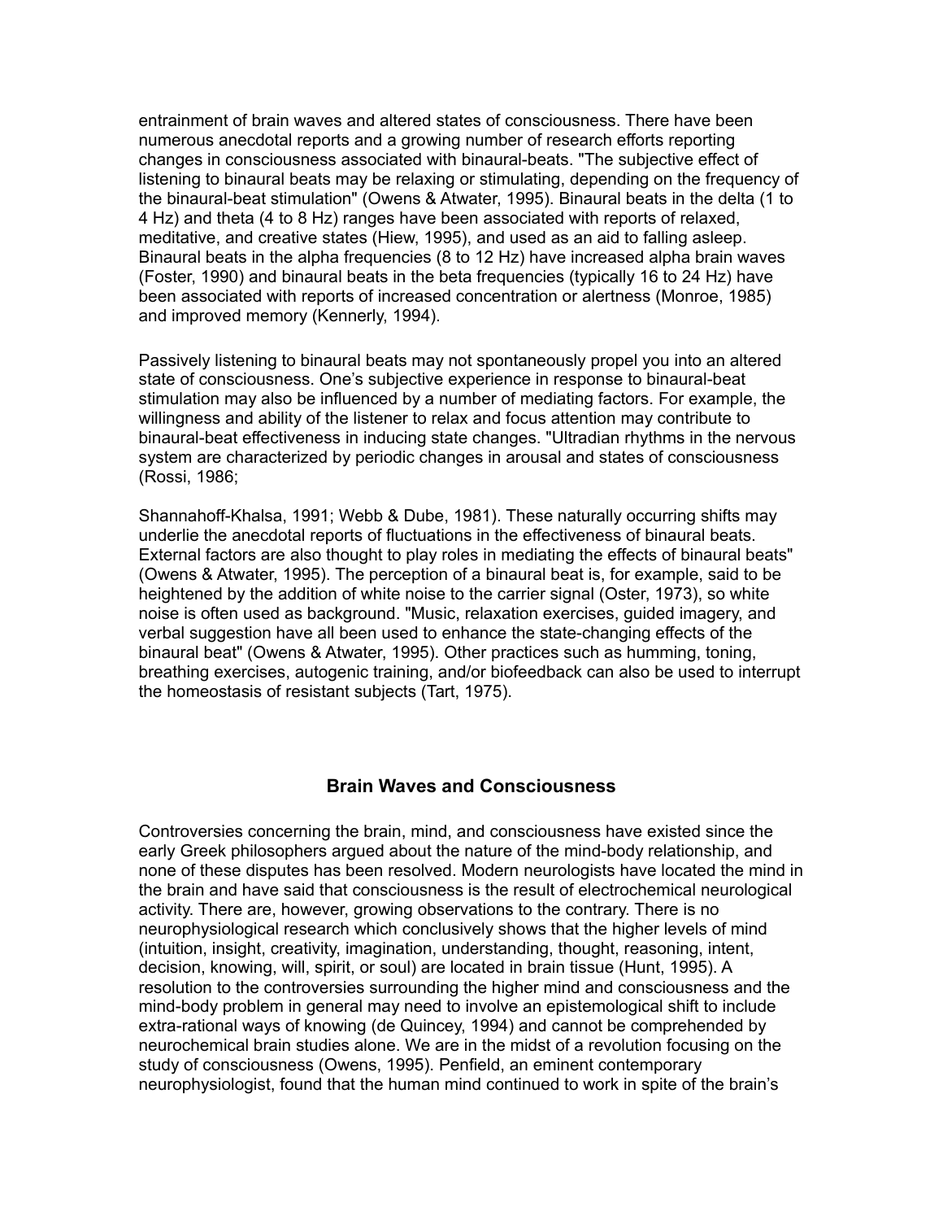entrainment of brain waves and altered states of consciousness. There have been numerous anecdotal reports and a growing number of research efforts reporting changes in consciousness associated with binaural-beats. "The subjective effect of listening to binaural beats may be relaxing or stimulating, depending on the frequency of the binaural-beat stimulation" (Owens & Atwater, 1995). Binaural beats in the delta (1 to 4 Hz) and theta (4 to 8 Hz) ranges have been associated with reports of relaxed, meditative, and creative states (Hiew, 1995), and used as an aid to falling asleep. Binaural beats in the alpha frequencies (8 to 12 Hz) have increased alpha brain waves (Foster, 1990) and binaural beats in the beta frequencies (typically 16 to 24 Hz) have been associated with reports of increased concentration or alertness (Monroe, 1985) and improved memory (Kennerly, 1994).

Passively listening to binaural beats may not spontaneously propel you into an altered state of consciousness. One's subjective experience in response to binaural-beat stimulation may also be influenced by a number of mediating factors. For example, the willingness and ability of the listener to relax and focus attention may contribute to binaural-beat effectiveness in inducing state changes. "Ultradian rhythms in the nervous system are characterized by periodic changes in arousal and states of consciousness (Rossi, 1986;

Shannahoff-Khalsa, 1991; Webb & Dube, 1981). These naturally occurring shifts may underlie the anecdotal reports of fluctuations in the effectiveness of binaural beats. External factors are also thought to play roles in mediating the effects of binaural beats" (Owens & Atwater, 1995). The perception of a binaural beat is, for example, said to be heightened by the addition of white noise to the carrier signal (Oster, 1973), so white noise is often used as background. "Music, relaxation exercises, guided imagery, and verbal suggestion have all been used to enhance the state-changing effects of the binaural beat" (Owens & Atwater, 1995). Other practices such as humming, toning, breathing exercises, autogenic training, and/or biofeedback can also be used to interrupt the homeostasis of resistant subjects (Tart, 1975).

## Brain Waves and Consciousness

Controversies concerning the brain, mind, and consciousness have existed since the early Greek philosophers argued about the nature of the mind-body relationship, and none of these disputes has been resolved. Modern neurologists have located the mind in the brain and have said that consciousness is the result of electrochemical neurological activity. There are, however, growing observations to the contrary. There is no neurophysiological research which conclusively shows that the higher levels of mind (intuition, insight, creativity, imagination, understanding, thought, reasoning, intent, decision, knowing, will, spirit, or soul) are located in brain tissue (Hunt, 1995). A resolution to the controversies surrounding the higher mind and consciousness and the mind-body problem in general may need to involve an epistemological shift to include extra-rational ways of knowing (de Quincey, 1994) and cannot be comprehended by neurochemical brain studies alone. We are in the midst of a revolution focusing on the study of consciousness (Owens, 1995). Penfield, an eminent contemporary neurophysiologist, found that the human mind continued to work in spite of the brain's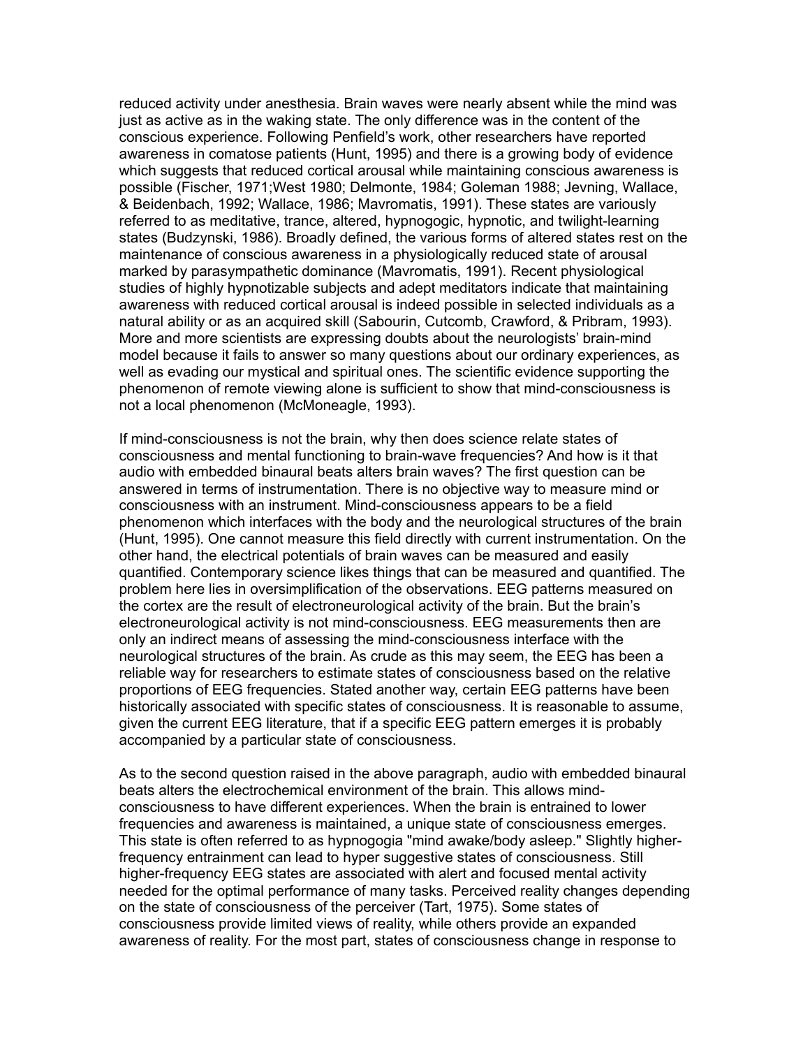reduced activity under anesthesia. Brain waves were nearly absent while the mind was just as active as in the waking state. The only difference was in the content of the conscious experience. Following Penfield's work, other researchers have reported awareness in comatose patients (Hunt, 1995) and there is a growing body of evidence which suggests that reduced cortical arousal while maintaining conscious awareness is possible (Fischer, 1971;West 1980; Delmonte, 1984; Goleman 1988; Jevning, Wallace, & Beidenbach, 1992; Wallace, 1986; Mavromatis, 1991). These states are variously referred to as meditative, trance, altered, hypnogogic, hypnotic, and twilight-learning states (Budzynski, 1986). Broadly defined, the various forms of altered states rest on the maintenance of conscious awareness in a physiologically reduced state of arousal marked by parasympathetic dominance (Mavromatis, 1991). Recent physiological studies of highly hypnotizable subjects and adept meditators indicate that maintaining awareness with reduced cortical arousal is indeed possible in selected individuals as a natural ability or as an acquired skill (Sabourin, Cutcomb, Crawford, & Pribram, 1993). More and more scientists are expressing doubts about the neurologists' brain-mind model because it fails to answer so many questions about our ordinary experiences, as well as evading our mystical and spiritual ones. The scientific evidence supporting the phenomenon of remote viewing alone is sufficient to show that mind-consciousness is not a local phenomenon (McMoneagle, 1993).

If mind-consciousness is not the brain, why then does science relate states of consciousness and mental functioning to brain-wave frequencies? And how is it that audio with embedded binaural beats alters brain waves? The first question can be answered in terms of instrumentation. There is no objective way to measure mind or consciousness with an instrument. Mind-consciousness appears to be a field phenomenon which interfaces with the body and the neurological structures of the brain (Hunt, 1995). One cannot measure this field directly with current instrumentation. On the other hand, the electrical potentials of brain waves can be measured and easily quantified. Contemporary science likes things that can be measured and quantified. The problem here lies in oversimplification of the observations. EEG patterns measured on the cortex are the result of electroneurological activity of the brain. But the brain's electroneurological activity is not mind-consciousness. EEG measurements then are only an indirect means of assessing the mind-consciousness interface with the neurological structures of the brain. As crude as this may seem, the EEG has been a reliable way for researchers to estimate states of consciousness based on the relative proportions of EEG frequencies. Stated another way, certain EEG patterns have been historically associated with specific states of consciousness. It is reasonable to assume, given the current EEG literature, that if a specific EEG pattern emerges it is probably accompanied by a particular state of consciousness.

As to the second question raised in the above paragraph, audio with embedded binaural beats alters the electrochemical environment of the brain. This allows mind-consciousness to have different experiences. When the brain is entrained to lower frequencies and awareness is maintained, a unique state of consciousness emerges. This state is often referred to as hypnogogia "mind awake/body asleep." Slightly higher-frequency entrainment can lead to hyper suggestive states of consciousness. Still higher-frequency EEG states are associated with alert and focused mental activity needed for the optimal performance of many tasks. Perceived reality changes depending on the state of consciousness of the perceiver (Tart, 1975). Some states of consciousness provide limited views of reality, while others provide an expanded awareness of reality. For the most part, states of consciousness change in response to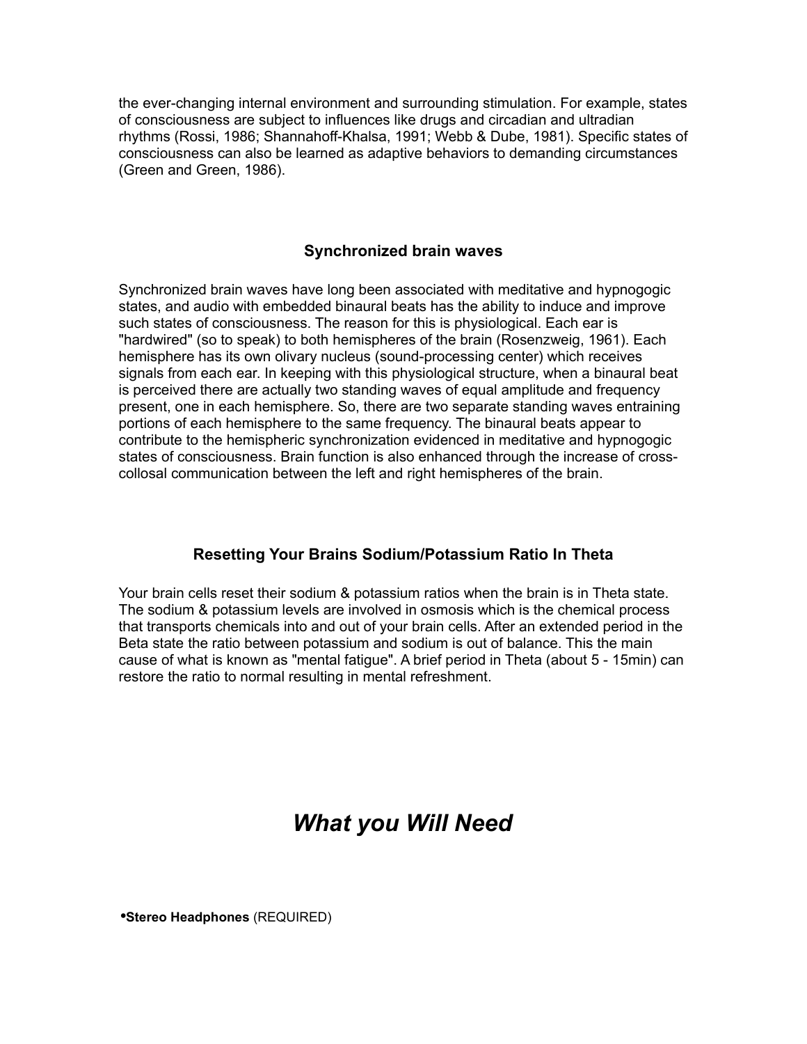the ever-changing internal environment and surrounding stimulation. For example, states of consciousness are subject to influences like drugs and circadian and ultradian rhythms (Rossi, 1986; Shannahoff-Khalsa, 1991; Webb & Dube, 1981). Specific states of consciousness can also be learned as adaptive behaviors to demanding circumstances (Green and Green, 1986).

### Synchronized brain waves

Synchronized brain waves have long been associated with meditative and hypnogogic states, and audio with embedded binaural beats has the ability to induce and improve such states of consciousness. The reason for this is physiological. Each ear is "hardwired" (so to speak) to both hemispheres of the brain (Rosenzweig, 1961). Each hemisphere has its own olivary nucleus (sound-processing center) which receives signals from each ear. In keeping with this physiological structure, when a binaural beat is perceived there are actually two standing waves of equal amplitude and frequency present, one in each hemisphere. So, there are two separate standing waves entraining portions of each hemisphere to the same frequency. The binaural beats appear to contribute to the hemispheric synchronization evidenced in meditative and hypnogogic states of consciousness. Brain function is also enhanced through the increase of cross-collosal communication between the left and right hemispheres of the brain.

### Resetting Your Brains Sodium/Potassium Ratio In Theta

Your brain cells reset their sodium & potassium ratios when the brain is in Theta state. The sodium & potassium levels are involved in osmosis which is the chemical process that transports chemicals into and out of your brain cells. After an extended period in the Beta state the ratio between potassium and sodium is out of balance. This the main cause of what is known as "mental fatigue". A brief period in Theta (about 5 - 15min) can restore the ratio to normal resulting in mental refreshment.

## *What you Will Need*

- **Stereo Headphones** (REQUIRED)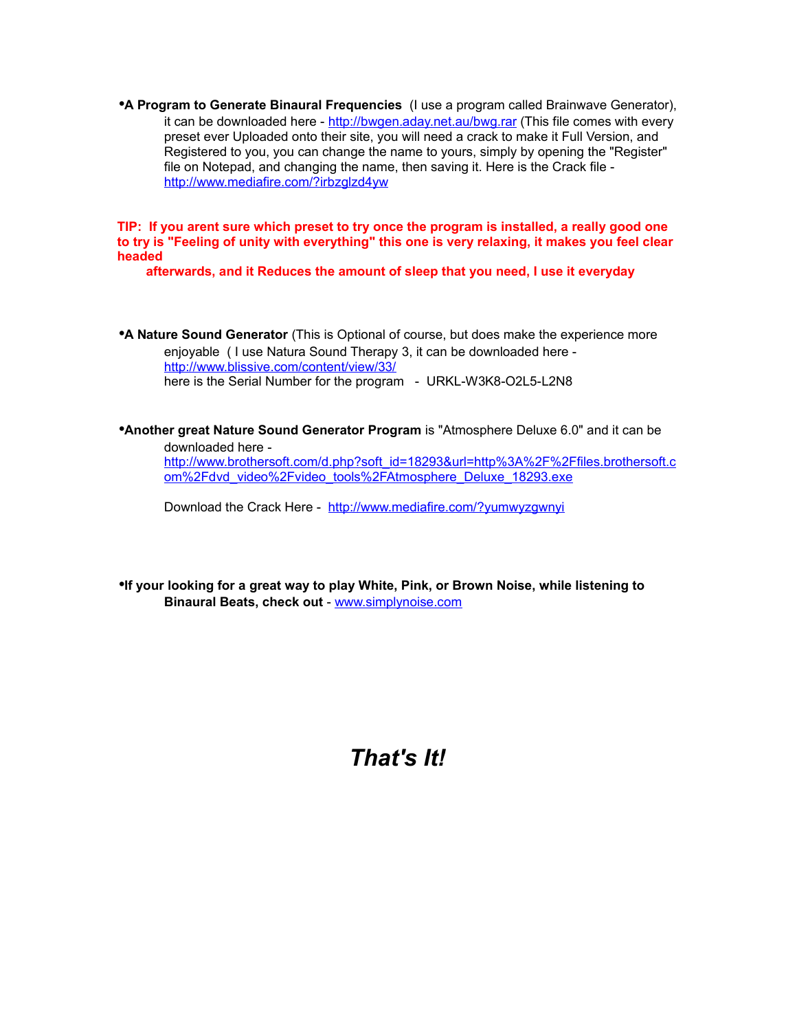- **A Program to Generate Binaural Frequencies** (I use a program called Brainwave Generator), it can be downloaded here - http://bwgen.aday.net.au/bwg.rar (This file comes with every preset ever Uploaded onto their site, you will need a crack to make it Full Version, and Registered to you, you can change the name to yours, simply by opening the "Register" file on Notepad, and changing the name, then saving it. Here is the Crack file - http://www.mediafire.com/?irbzglzd4yw

**TIP: If you arent sure which preset to try once the program is installed, a really good one to try is "Feeling of unity with everything" this one is very relaxing, it makes you feel clear headed afterwards, and it Reduces the amount of sleep that you need, I use it everyday**

- **A Nature Sound Generator** (This is Optional of course, but does make the experience more enjoyable ( I use Natura Sound Therapy 3, it can be downloaded here - http://www.blissive.com/content/view/33/
  here is the Serial Number for the program - URKL-W3K8-O2L5-L2N8

- **Another great Nature Sound Generator Program** is "Atmosphere Deluxe 6.0" and it can be downloaded here - http://www.brothersoft.com/d.php?soft_id=18293&url=http%3A%2F%2Ffiles.brothersoft.com%2Fdvd_video%2Fvideo_tools%2FAtmosphere_Deluxe_18293.exe

  Download the Crack Here - http://www.mediafire.com/?yumwyzgwnyi

- **If your looking for a great way to play White, Pink, or Brown Noise, while listening to Binaural Beats, check out** - www.simplynoise.com

## *That's It!*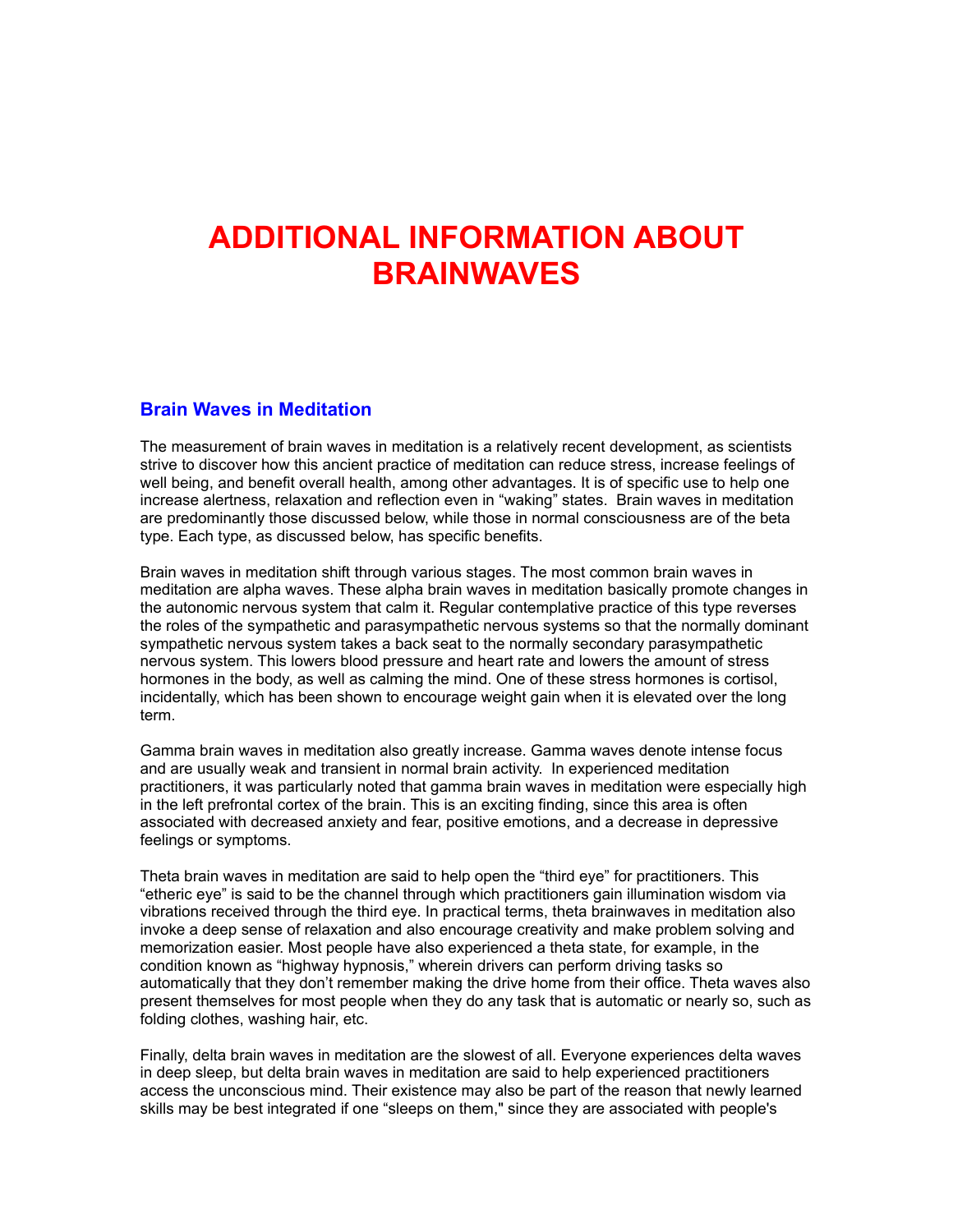# ADDITIONAL INFORMATION ABOUT BRAINWAVES

## Brain Waves in Meditation

The measurement of brain waves in meditation is a relatively recent development, as scientists strive to discover how this ancient practice of meditation can reduce stress, increase feelings of well being, and benefit overall health, among other advantages. It is of specific use to help one increase alertness, relaxation and reflection even in "waking" states. Brain waves in meditation are predominantly those discussed below, while those in normal consciousness are of the beta type. Each type, as discussed below, has specific benefits.

Brain waves in meditation shift through various stages. The most common brain waves in meditation are alpha waves. These alpha brain waves in meditation basically promote changes in the autonomic nervous system that calm it. Regular contemplative practice of this type reverses the roles of the sympathetic and parasympathetic nervous systems so that the normally dominant sympathetic nervous system takes a back seat to the normally secondary parasympathetic nervous system. This lowers blood pressure and heart rate and lowers the amount of stress hormones in the body, as well as calming the mind. One of these stress hormones is cortisol, incidentally, which has been shown to encourage weight gain when it is elevated over the long term.

Gamma brain waves in meditation also greatly increase. Gamma waves denote intense focus and are usually weak and transient in normal brain activity. In experienced meditation practitioners, it was particularly noted that gamma brain waves in meditation were especially high in the left prefrontal cortex of the brain. This is an exciting finding, since this area is often associated with decreased anxiety and fear, positive emotions, and a decrease in depressive feelings or symptoms.

Theta brain waves in meditation are said to help open the "third eye" for practitioners. This "etheric eye" is said to be the channel through which practitioners gain illumination wisdom via vibrations received through the third eye. In practical terms, theta brainwaves in meditation also invoke a deep sense of relaxation and also encourage creativity and make problem solving and memorization easier. Most people have also experienced a theta state, for example, in the condition known as "highway hypnosis," wherein drivers can perform driving tasks so automatically that they don't remember making the drive home from their office. Theta waves also present themselves for most people when they do any task that is automatic or nearly so, such as folding clothes, washing hair, etc.

Finally, delta brain waves in meditation are the slowest of all. Everyone experiences delta waves in deep sleep, but delta brain waves in meditation are said to help experienced practitioners access the unconscious mind. Their existence may also be part of the reason that newly learned skills may be best integrated if one "sleeps on them," since they are associated with people's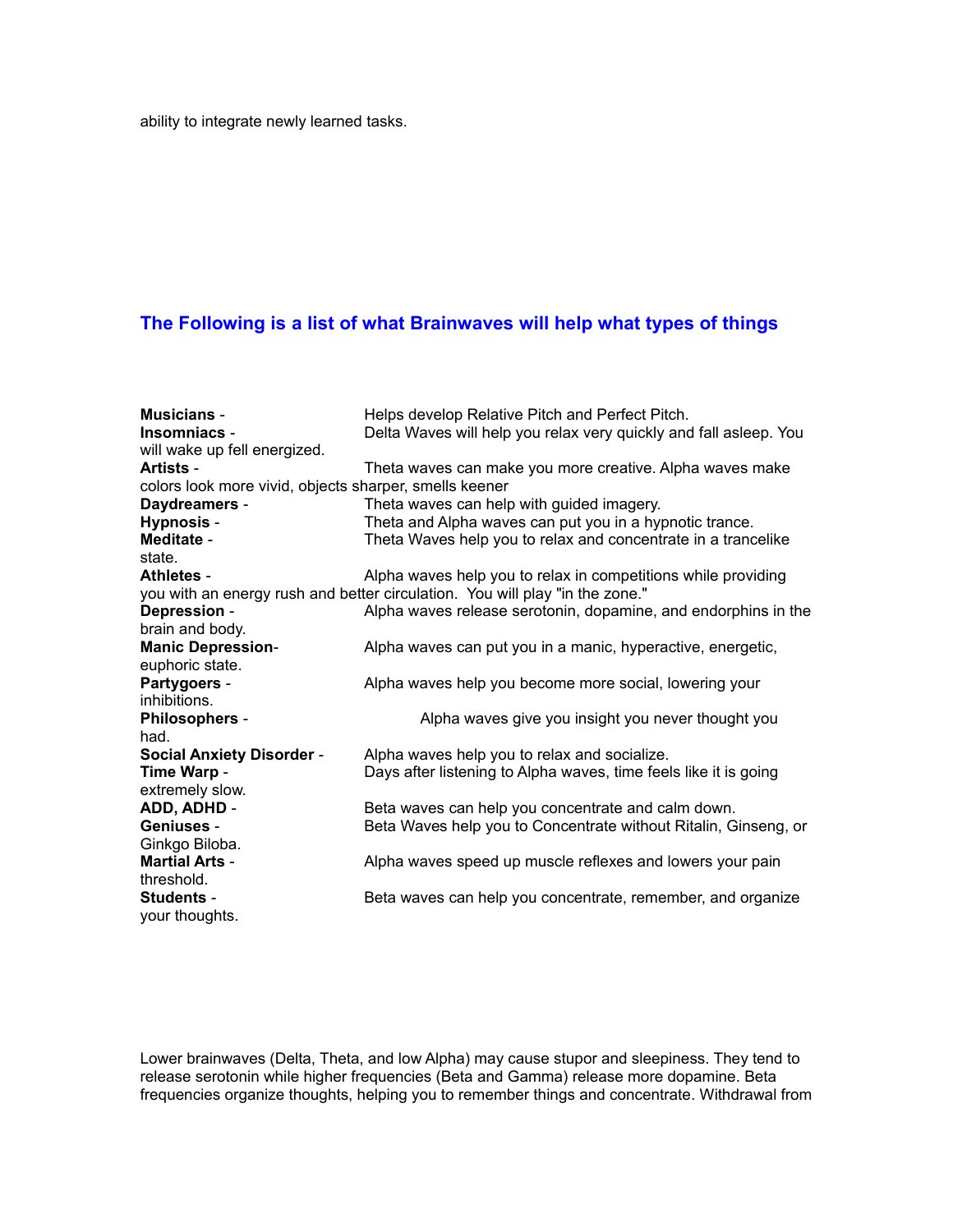ability to integrate newly learned tasks.

## The Following is a list of what Brainwaves will help what types of things

**Musicians** - Helps develop Relative Pitch and Perfect Pitch.
**Insomniacs** - Delta Waves will help you relax very quickly and fall asleep. You will wake up fell energized.
**Artists** - Theta waves can make you more creative. Alpha waves make colors look more vivid, objects sharper, smells keener
**Daydreamers** - Theta waves can help with guided imagery.
**Hypnosis** - Theta and Alpha waves can put you in a hypnotic trance.
**Meditate** - Theta Waves help you to relax and concentrate in a trancelike state.
**Athletes** - Alpha waves help you to relax in competitions while providing you with an energy rush and better circulation. You will play "in the zone."
**Depression** - Alpha waves release serotonin, dopamine, and endorphins in the brain and body.
**Manic Depression**- Alpha waves can put you in a manic, hyperactive, energetic, euphoric state.
**Partygoers** - Alpha waves help you become more social, lowering your inhibitions.
**Philosophers** - Alpha waves give you insight you never thought you had.
**Social Anxiety Disorder** - Alpha waves help you to relax and socialize.
**Time Warp** - Days after listening to Alpha waves, time feels like it is going extremely slow.
**ADD, ADHD** - Beta waves can help you concentrate and calm down.
**Geniuses** - Beta Waves help you to Concentrate without Ritalin, Ginseng, or Ginkgo Biloba.
**Martial Arts** - Alpha waves speed up muscle reflexes and lowers your pain threshold.
**Students** - Beta waves can help you concentrate, remember, and organize your thoughts.

Lower brainwaves (Delta, Theta, and low Alpha) may cause stupor and sleepiness. They tend to release serotonin while higher frequencies (Beta and Gamma) release more dopamine. Beta frequencies organize thoughts, helping you to remember things and concentrate. Withdrawal from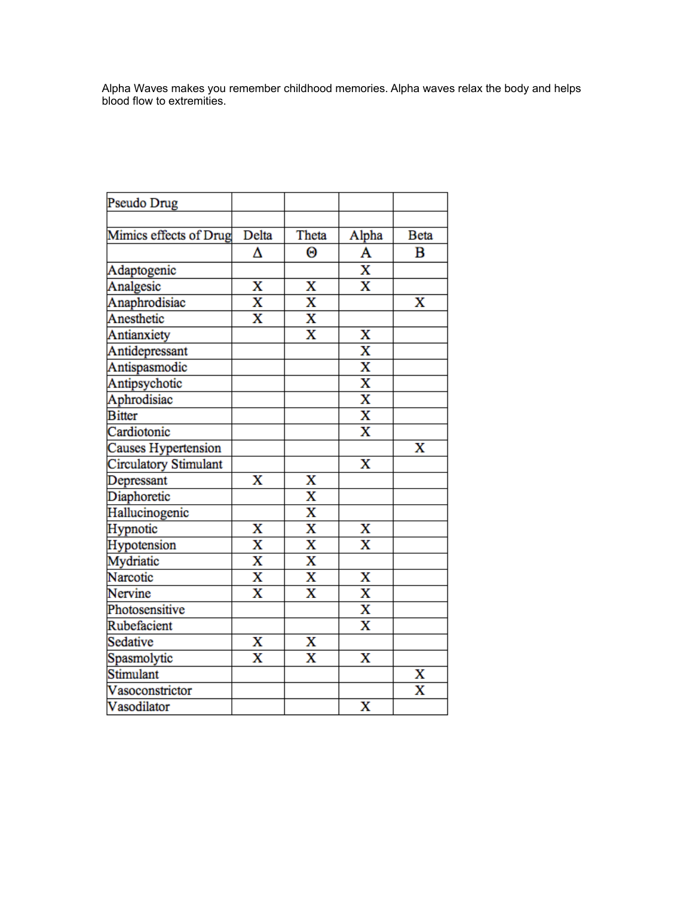Alpha Waves makes you remember childhood memories. Alpha waves relax the body and helps blood flow to extremities.

| Pseudo Drug | | | | |
|---|---|---|---|---|
| | | | | |
| Mimics effects of Drug | Delta | Theta | Alpha | Beta |
| | Δ | Θ | A | B |
| Adaptogenic | | | X | |
| Analgesic | X | X | X | |
| Anaphrodisiac | X | X | | X |
| Anesthetic | X | X | | |
| Antianxiety | | X | X | |
| Antidepressant | | | X | |
| Antispasmodic | | | X | |
| Antipsychotic | | | X | |
| Aphrodisiac | | | X | |
| Bitter | | | X | |
| Cardiotonic | | | X | |
| Causes Hypertension | | | | X |
| Circulatory Stimulant | | | X | |
| Depressant | X | X | | |
| Diaphoretic | | X | | |
| Hallucinogenic | | X | | |
| Hypnotic | X | X | X | |
| Hypotension | X | X | X | |
| Mydriatic | X | X | | |
| Narcotic | X | X | X | |
| Nervine | X | X | X | |
| Photosensitive | | | X | |
| Rubefacient | | | X | |
| Sedative | X | X | | |
| Spasmolytic | X | X | X | |
| Stimulant | | | | X |
| Vasoconstrictor | | | | X |
| Vasodilator | | | X | |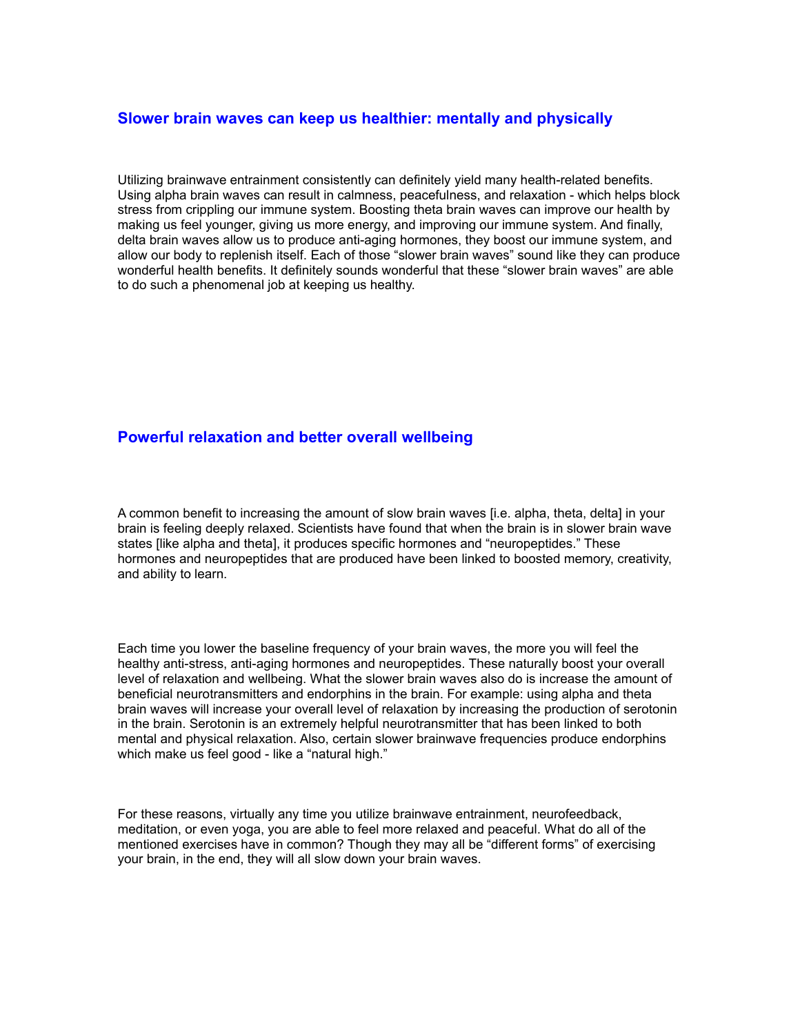## Slower brain waves can keep us healthier: mentally and physically

Utilizing brainwave entrainment consistently can definitely yield many health-related benefits. Using alpha brain waves can result in calmness, peacefulness, and relaxation - which helps block stress from crippling our immune system. Boosting theta brain waves can improve our health by making us feel younger, giving us more energy, and improving our immune system. And finally, delta brain waves allow us to produce anti-aging hormones, they boost our immune system, and allow our body to replenish itself. Each of those "slower brain waves" sound like they can produce wonderful health benefits. It definitely sounds wonderful that these "slower brain waves" are able to do such a phenomenal job at keeping us healthy.

## Powerful relaxation and better overall wellbeing

A common benefit to increasing the amount of slow brain waves [i.e. alpha, theta, delta] in your brain is feeling deeply relaxed. Scientists have found that when the brain is in slower brain wave states [like alpha and theta], it produces specific hormones and "neuropeptides." These hormones and neuropeptides that are produced have been linked to boosted memory, creativity, and ability to learn.

Each time you lower the baseline frequency of your brain waves, the more you will feel the healthy anti-stress, anti-aging hormones and neuropeptides. These naturally boost your overall level of relaxation and wellbeing. What the slower brain waves also do is increase the amount of beneficial neurotransmitters and endorphins in the brain. For example: using alpha and theta brain waves will increase your overall level of relaxation by increasing the production of serotonin in the brain. Serotonin is an extremely helpful neurotransmitter that has been linked to both mental and physical relaxation. Also, certain slower brainwave frequencies produce endorphins which make us feel good - like a "natural high."

For these reasons, virtually any time you utilize brainwave entrainment, neurofeedback, meditation, or even yoga, you are able to feel more relaxed and peaceful. What do all of the mentioned exercises have in common? Though they may all be "different forms" of exercising your brain, in the end, they will all slow down your brain waves.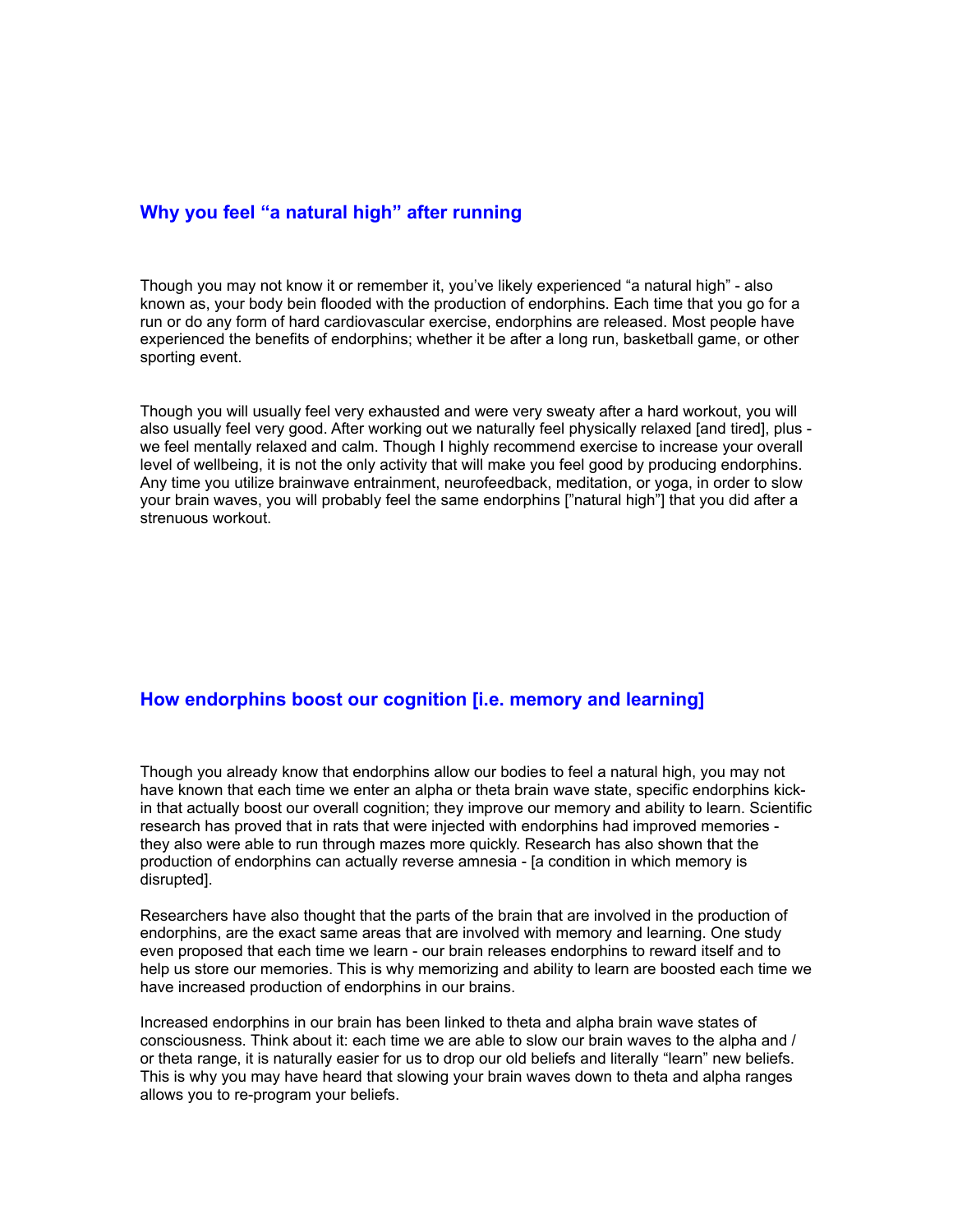## Why you feel “a natural high” after running

Though you may not know it or remember it, you’ve likely experienced “a natural high” - also known as, your body bein flooded with the production of endorphins. Each time that you go for a run or do any form of hard cardiovascular exercise, endorphins are released. Most people have experienced the benefits of endorphins; whether it be after a long run, basketball game, or other sporting event.

Though you will usually feel very exhausted and were very sweaty after a hard workout, you will also usually feel very good. After working out we naturally feel physically relaxed [and tired], plus - we feel mentally relaxed and calm. Though I highly recommend exercise to increase your overall level of wellbeing, it is not the only activity that will make you feel good by producing endorphins. Any time you utilize brainwave entrainment, neurofeedback, meditation, or yoga, in order to slow your brain waves, you will probably feel the same endorphins [”natural high”] that you did after a strenuous workout.

## How endorphins boost our cognition [i.e. memory and learning]

Though you already know that endorphins allow our bodies to feel a natural high, you may not have known that each time we enter an alpha or theta brain wave state, specific endorphins kick-in that actually boost our overall cognition; they improve our memory and ability to learn. Scientific research has proved that in rats that were injected with endorphins had improved memories - they also were able to run through mazes more quickly. Research has also shown that the production of endorphins can actually reverse amnesia - [a condition in which memory is disrupted].

Researchers have also thought that the parts of the brain that are involved in the production of endorphins, are the exact same areas that are involved with memory and learning. One study even proposed that each time we learn - our brain releases endorphins to reward itself and to help us store our memories. This is why memorizing and ability to learn are boosted each time we have increased production of endorphins in our brains.

Increased endorphins in our brain has been linked to theta and alpha brain wave states of consciousness. Think about it: each time we are able to slow our brain waves to the alpha and / or theta range, it is naturally easier for us to drop our old beliefs and literally “learn” new beliefs. This is why you may have heard that slowing your brain waves down to theta and alpha ranges allows you to re-program your beliefs.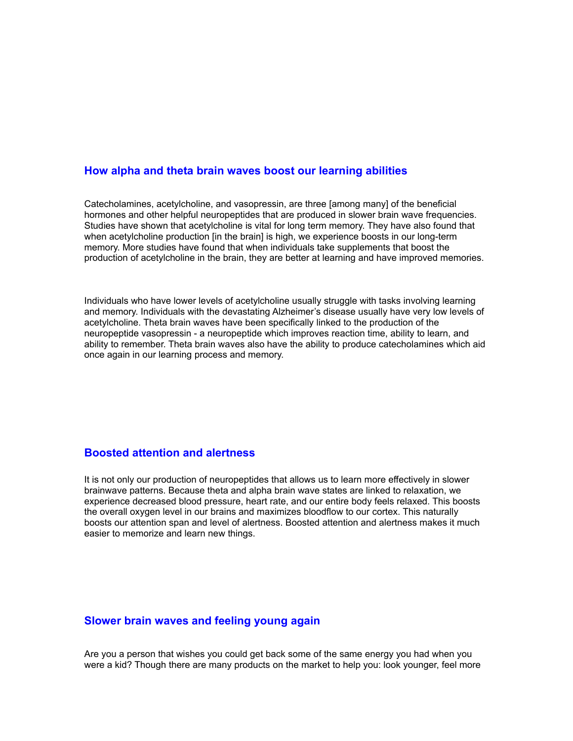## How alpha and theta brain waves boost our learning abilities

Catecholamines, acetylcholine, and vasopressin, are three [among many] of the beneficial hormones and other helpful neuropeptides that are produced in slower brain wave frequencies. Studies have shown that acetylcholine is vital for long term memory. They have also found that when acetylcholine production [in the brain] is high, we experience boosts in our long-term memory. More studies have found that when individuals take supplements that boost the production of acetylcholine in the brain, they are better at learning and have improved memories.

Individuals who have lower levels of acetylcholine usually struggle with tasks involving learning and memory. Individuals with the devastating Alzheimer's disease usually have very low levels of acetylcholine. Theta brain waves have been specifically linked to the production of the neuropeptide vasopressin - a neuropeptide which improves reaction time, ability to learn, and ability to remember. Theta brain waves also have the ability to produce catecholamines which aid once again in our learning process and memory.

## Boosted attention and alertness

It is not only our production of neuropeptides that allows us to learn more effectively in slower brainwave patterns. Because theta and alpha brain wave states are linked to relaxation, we experience decreased blood pressure, heart rate, and our entire body feels relaxed. This boosts the overall oxygen level in our brains and maximizes bloodflow to our cortex. This naturally boosts our attention span and level of alertness. Boosted attention and alertness makes it much easier to memorize and learn new things.

## Slower brain waves and feeling young again

Are you a person that wishes you could get back some of the same energy you had when you were a kid? Though there are many products on the market to help you: look younger, feel more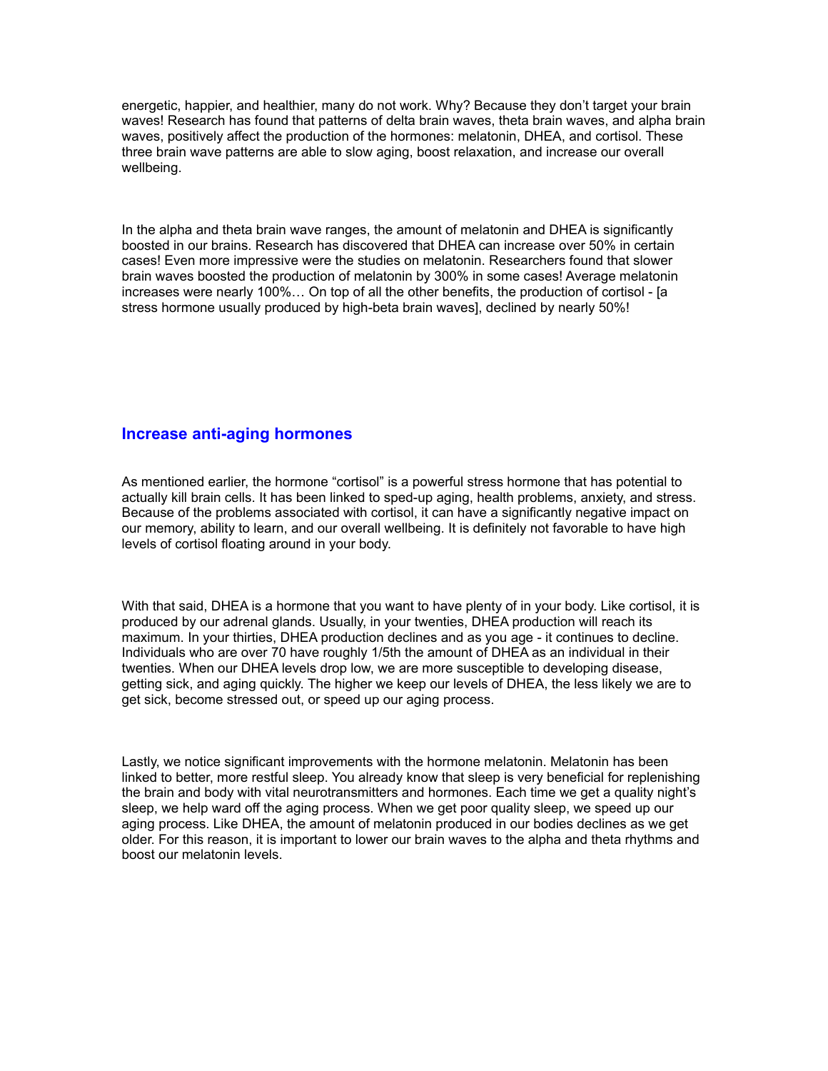energetic, happier, and healthier, many do not work. Why? Because they don't target your brain waves! Research has found that patterns of delta brain waves, theta brain waves, and alpha brain waves, positively affect the production of the hormones: melatonin, DHEA, and cortisol. These three brain wave patterns are able to slow aging, boost relaxation, and increase our overall wellbeing.

In the alpha and theta brain wave ranges, the amount of melatonin and DHEA is significantly boosted in our brains. Research has discovered that DHEA can increase over 50% in certain cases! Even more impressive were the studies on melatonin. Researchers found that slower brain waves boosted the production of melatonin by 300% in some cases! Average melatonin increases were nearly 100%… On top of all the other benefits, the production of cortisol - [a stress hormone usually produced by high-beta brain waves], declined by nearly 50%!

## Increase anti-aging hormones

As mentioned earlier, the hormone "cortisol" is a powerful stress hormone that has potential to actually kill brain cells. It has been linked to sped-up aging, health problems, anxiety, and stress. Because of the problems associated with cortisol, it can have a significantly negative impact on our memory, ability to learn, and our overall wellbeing. It is definitely not favorable to have high levels of cortisol floating around in your body.

With that said, DHEA is a hormone that you want to have plenty of in your body. Like cortisol, it is produced by our adrenal glands. Usually, in your twenties, DHEA production will reach its maximum. In your thirties, DHEA production declines and as you age - it continues to decline. Individuals who are over 70 have roughly 1/5th the amount of DHEA as an individual in their twenties. When our DHEA levels drop low, we are more susceptible to developing disease, getting sick, and aging quickly. The higher we keep our levels of DHEA, the less likely we are to get sick, become stressed out, or speed up our aging process.

Lastly, we notice significant improvements with the hormone melatonin. Melatonin has been linked to better, more restful sleep. You already know that sleep is very beneficial for replenishing the brain and body with vital neurotransmitters and hormones. Each time we get a quality night's sleep, we help ward off the aging process. When we get poor quality sleep, we speed up our aging process. Like DHEA, the amount of melatonin produced in our bodies declines as we get older. For this reason, it is important to lower our brain waves to the alpha and theta rhythms and boost our melatonin levels.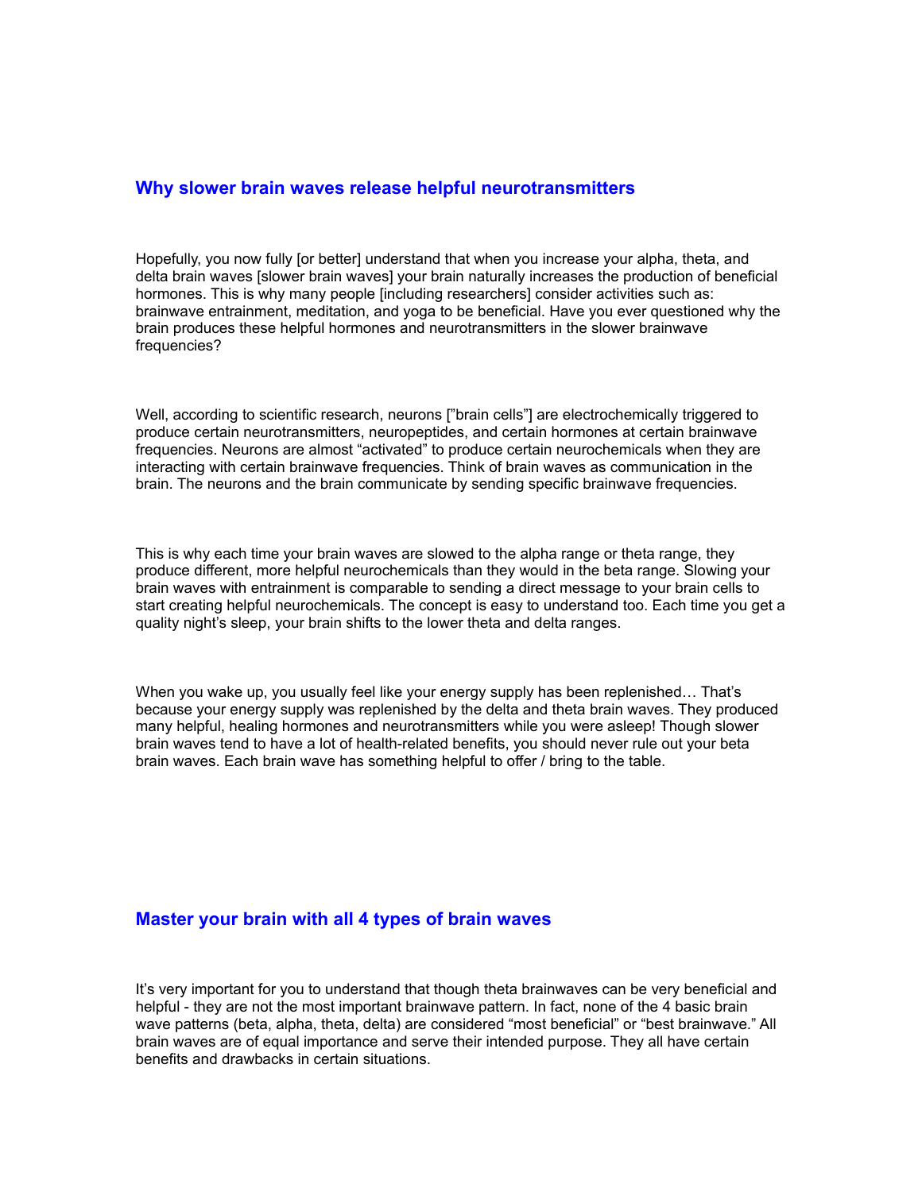## Why slower brain waves release helpful neurotransmitters

Hopefully, you now fully [or better] understand that when you increase your alpha, theta, and delta brain waves [slower brain waves] your brain naturally increases the production of beneficial hormones. This is why many people [including researchers] consider activities such as: brainwave entrainment, meditation, and yoga to be beneficial. Have you ever questioned why the brain produces these helpful hormones and neurotransmitters in the slower brainwave frequencies?

Well, according to scientific research, neurons [”brain cells”] are electrochemically triggered to produce certain neurotransmitters, neuropeptides, and certain hormones at certain brainwave frequencies. Neurons are almost “activated” to produce certain neurochemicals when they are interacting with certain brainwave frequencies. Think of brain waves as communication in the brain. The neurons and the brain communicate by sending specific brainwave frequencies.

This is why each time your brain waves are slowed to the alpha range or theta range, they produce different, more helpful neurochemicals than they would in the beta range. Slowing your brain waves with entrainment is comparable to sending a direct message to your brain cells to start creating helpful neurochemicals. The concept is easy to understand too. Each time you get a quality night’s sleep, your brain shifts to the lower theta and delta ranges.

When you wake up, you usually feel like your energy supply has been replenished… That’s because your energy supply was replenished by the delta and theta brain waves. They produced many helpful, healing hormones and neurotransmitters while you were asleep! Though slower brain waves tend to have a lot of health-related benefits, you should never rule out your beta brain waves. Each brain wave has something helpful to offer / bring to the table.

## Master your brain with all 4 types of brain waves

It’s very important for you to understand that though theta brainwaves can be very beneficial and helpful - they are not the most important brainwave pattern. In fact, none of the 4 basic brain wave patterns (beta, alpha, theta, delta) are considered “most beneficial” or “best brainwave.” All brain waves are of equal importance and serve their intended purpose. They all have certain benefits and drawbacks in certain situations.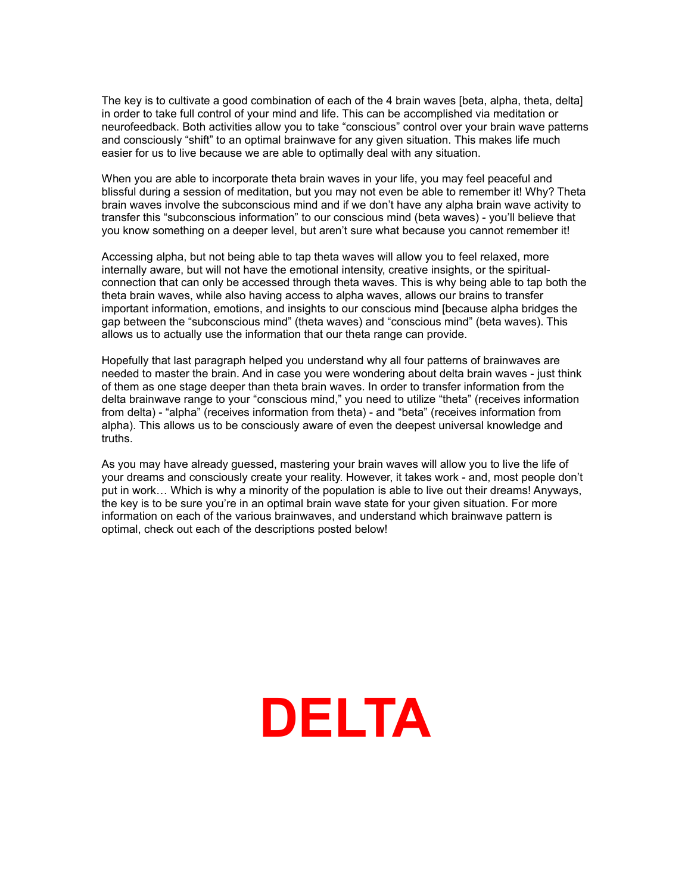The key is to cultivate a good combination of each of the 4 brain waves [beta, alpha, theta, delta] in order to take full control of your mind and life. This can be accomplished via meditation or neurofeedback. Both activities allow you to take "conscious" control over your brain wave patterns and consciously "shift" to an optimal brainwave for any given situation. This makes life much easier for us to live because we are able to optimally deal with any situation.

When you are able to incorporate theta brain waves in your life, you may feel peaceful and blissful during a session of meditation, but you may not even be able to remember it! Why? Theta brain waves involve the subconscious mind and if we don't have any alpha brain wave activity to transfer this "subconscious information" to our conscious mind (beta waves) - you'll believe that you know something on a deeper level, but aren't sure what because you cannot remember it!

Accessing alpha, but not being able to tap theta waves will allow you to feel relaxed, more internally aware, but will not have the emotional intensity, creative insights, or the spiritual-connection that can only be accessed through theta waves. This is why being able to tap both the theta brain waves, while also having access to alpha waves, allows our brains to transfer important information, emotions, and insights to our conscious mind [because alpha bridges the gap between the "subconscious mind" (theta waves) and "conscious mind" (beta waves). This allows us to actually use the information that our theta range can provide.

Hopefully that last paragraph helped you understand why all four patterns of brainwaves are needed to master the brain. And in case you were wondering about delta brain waves - just think of them as one stage deeper than theta brain waves. In order to transfer information from the delta brainwave range to your "conscious mind," you need to utilize "theta" (receives information from delta) - "alpha" (receives information from theta) - and "beta" (receives information from alpha). This allows us to be consciously aware of even the deepest universal knowledge and truths.

As you may have already guessed, mastering your brain waves will allow you to live the life of your dreams and consciously create your reality. However, it takes work - and, most people don't put in work… Which is why a minority of the population is able to live out their dreams! Anyways, the key is to be sure you're in an optimal brain wave state for your given situation. For more information on each of the various brainwaves, and understand which brainwave pattern is optimal, check out each of the descriptions posted below!

# DELTA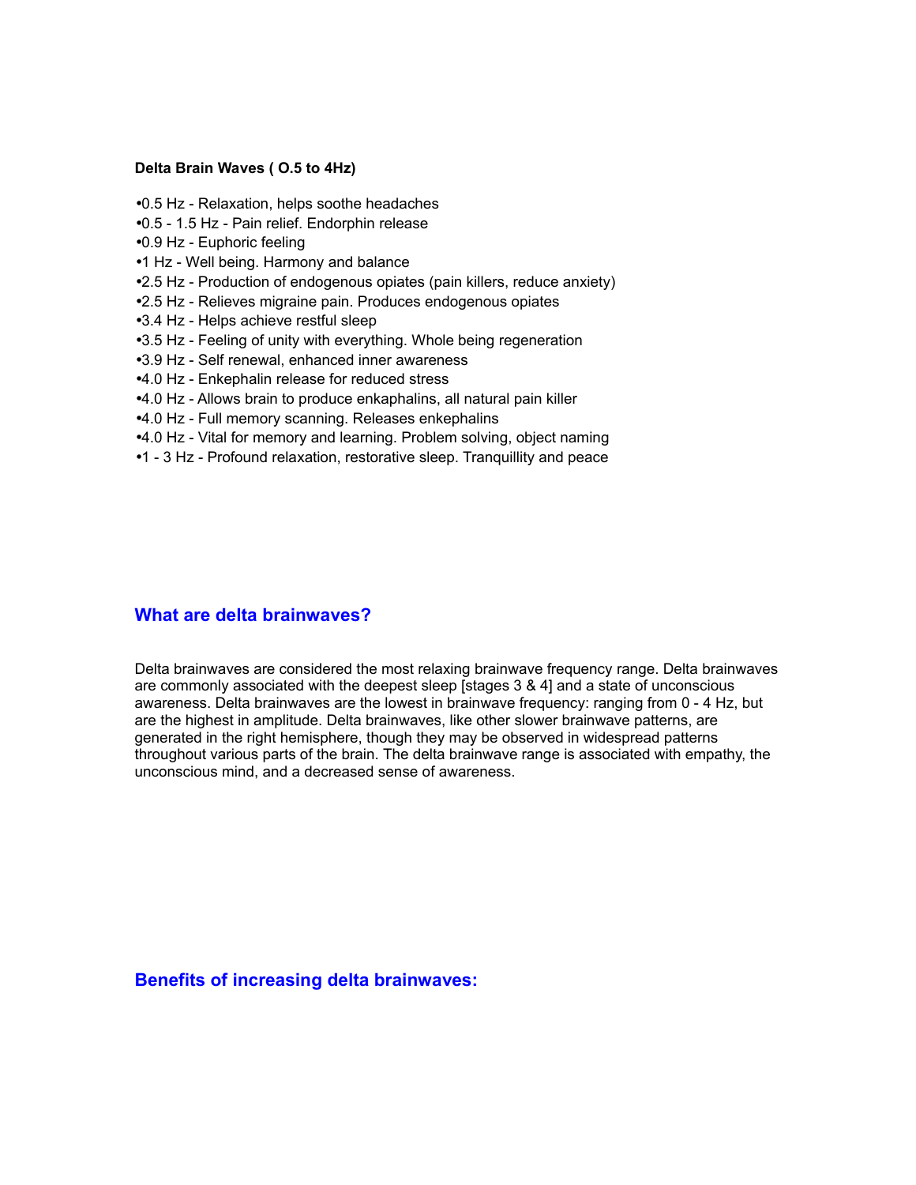**Delta Brain Waves ( O.5 to 4Hz)**

- 0.5 Hz - Relaxation, helps soothe headaches
- 0.5 - 1.5 Hz - Pain relief. Endorphin release
- 0.9 Hz - Euphoric feeling
- 1 Hz - Well being. Harmony and balance
- 2.5 Hz - Production of endogenous opiates (pain killers, reduce anxiety)
- 2.5 Hz - Relieves migraine pain. Produces endogenous opiates
- 3.4 Hz - Helps achieve restful sleep
- 3.5 Hz - Feeling of unity with everything. Whole being regeneration
- 3.9 Hz - Self renewal, enhanced inner awareness
- 4.0 Hz - Enkephalin release for reduced stress
- 4.0 Hz - Allows brain to produce enkaphalins, all natural pain killer
- 4.0 Hz - Full memory scanning. Releases enkephalins
- 4.0 Hz - Vital for memory and learning. Problem solving, object naming
- 1 - 3 Hz - Profound relaxation, restorative sleep. Tranquillity and peace

## What are delta brainwaves?

Delta brainwaves are considered the most relaxing brainwave frequency range. Delta brainwaves are commonly associated with the deepest sleep [stages 3 & 4] and a state of unconscious awareness. Delta brainwaves are the lowest in brainwave frequency: ranging from 0 - 4 Hz, but are the highest in amplitude. Delta brainwaves, like other slower brainwave patterns, are generated in the right hemisphere, though they may be observed in widespread patterns throughout various parts of the brain. The delta brainwave range is associated with empathy, the unconscious mind, and a decreased sense of awareness.

## Benefits of increasing delta brainwaves: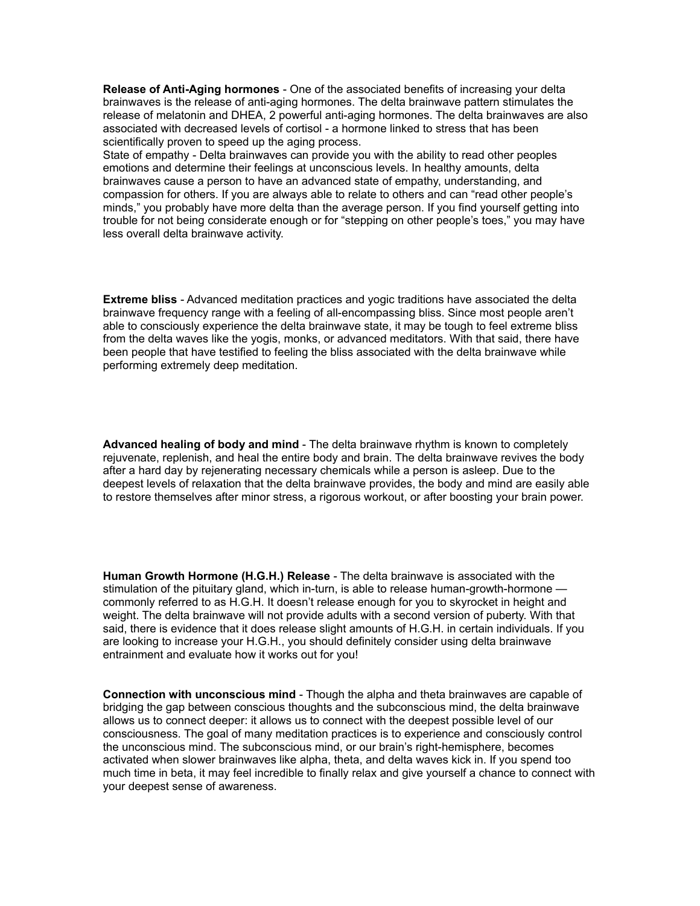**Release of Anti-Aging hormones** - One of the associated benefits of increasing your delta brainwaves is the release of anti-aging hormones. The delta brainwave pattern stimulates the release of melatonin and DHEA, 2 powerful anti-aging hormones. The delta brainwaves are also associated with decreased levels of cortisol - a hormone linked to stress that has been scientifically proven to speed up the aging process.
State of empathy - Delta brainwaves can provide you with the ability to read other peoples emotions and determine their feelings at unconscious levels. In healthy amounts, delta brainwaves cause a person to have an advanced state of empathy, understanding, and compassion for others. If you are always able to relate to others and can "read other people's minds," you probably have more delta than the average person. If you find yourself getting into trouble for not being considerate enough or for "stepping on other people's toes," you may have less overall delta brainwave activity.

**Extreme bliss** - Advanced meditation practices and yogic traditions have associated the delta brainwave frequency range with a feeling of all-encompassing bliss. Since most people aren't able to consciously experience the delta brainwave state, it may be tough to feel extreme bliss from the delta waves like the yogis, monks, or advanced meditators. With that said, there have been people that have testified to feeling the bliss associated with the delta brainwave while performing extremely deep meditation.

**Advanced healing of body and mind** - The delta brainwave rhythm is known to completely rejuvenate, replenish, and heal the entire body and brain. The delta brainwave revives the body after a hard day by rejenerating necessary chemicals while a person is asleep. Due to the deepest levels of relaxation that the delta brainwave provides, the body and mind are easily able to restore themselves after minor stress, a rigorous workout, or after boosting your brain power.

**Human Growth Hormone (H.G.H.) Release** - The delta brainwave is associated with the stimulation of the pituitary gland, which in-turn, is able to release human-growth-hormone — commonly referred to as H.G.H. It doesn't release enough for you to skyrocket in height and weight. The delta brainwave will not provide adults with a second version of puberty. With that said, there is evidence that it does release slight amounts of H.G.H. in certain individuals. If you are looking to increase your H.G.H., you should definitely consider using delta brainwave entrainment and evaluate how it works out for you!

**Connection with unconscious mind** - Though the alpha and theta brainwaves are capable of bridging the gap between conscious thoughts and the subconscious mind, the delta brainwave allows us to connect deeper: it allows us to connect with the deepest possible level of our consciousness. The goal of many meditation practices is to experience and consciously control the unconscious mind. The subconscious mind, or our brain's right-hemisphere, becomes activated when slower brainwaves like alpha, theta, and delta waves kick in. If you spend too much time in beta, it may feel incredible to finally relax and give yourself a chance to connect with your deepest sense of awareness.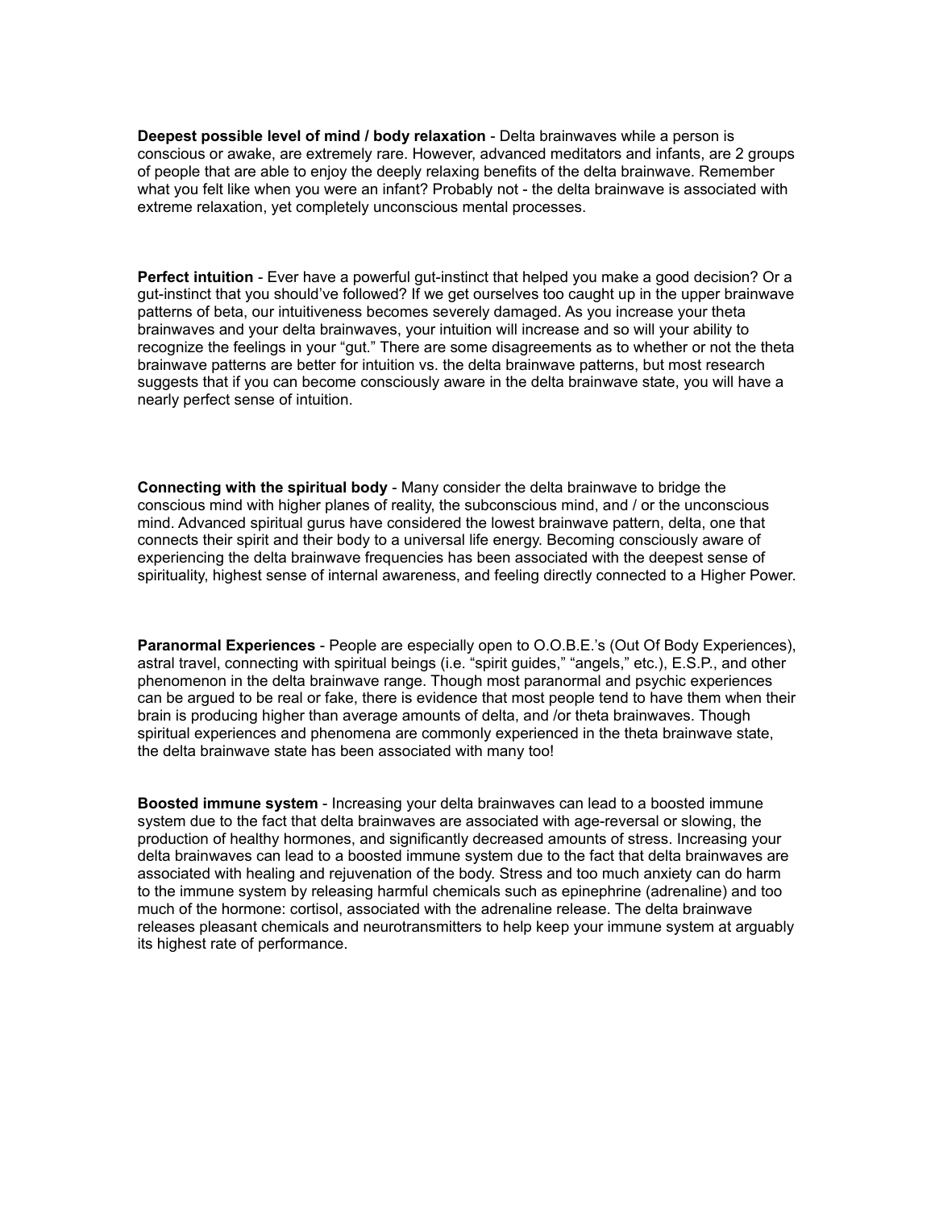**Deepest possible level of mind / body relaxation** - Delta brainwaves while a person is conscious or awake, are extremely rare. However, advanced meditators and infants, are 2 groups of people that are able to enjoy the deeply relaxing benefits of the delta brainwave. Remember what you felt like when you were an infant? Probably not - the delta brainwave is associated with extreme relaxation, yet completely unconscious mental processes.

**Perfect intuition** - Ever have a powerful gut-instinct that helped you make a good decision? Or a gut-instinct that you should've followed? If we get ourselves too caught up in the upper brainwave patterns of beta, our intuitiveness becomes severely damaged. As you increase your theta brainwaves and your delta brainwaves, your intuition will increase and so will your ability to recognize the feelings in your "gut." There are some disagreements as to whether or not the theta brainwave patterns are better for intuition vs. the delta brainwave patterns, but most research suggests that if you can become consciously aware in the delta brainwave state, you will have a nearly perfect sense of intuition.

**Connecting with the spiritual body** - Many consider the delta brainwave to bridge the conscious mind with higher planes of reality, the subconscious mind, and / or the unconscious mind. Advanced spiritual gurus have considered the lowest brainwave pattern, delta, one that connects their spirit and their body to a universal life energy. Becoming consciously aware of experiencing the delta brainwave frequencies has been associated with the deepest sense of spirituality, highest sense of internal awareness, and feeling directly connected to a Higher Power.

**Paranormal Experiences** - People are especially open to O.O.B.E.'s (Out Of Body Experiences), astral travel, connecting with spiritual beings (i.e. "spirit guides," "angels," etc.), E.S.P., and other phenomenon in the delta brainwave range. Though most paranormal and psychic experiences can be argued to be real or fake, there is evidence that most people tend to have them when their brain is producing higher than average amounts of delta, and /or theta brainwaves. Though spiritual experiences and phenomena are commonly experienced in the theta brainwave state, the delta brainwave state has been associated with many too!

**Boosted immune system** - Increasing your delta brainwaves can lead to a boosted immune system due to the fact that delta brainwaves are associated with age-reversal or slowing, the production of healthy hormones, and significantly decreased amounts of stress. Increasing your delta brainwaves can lead to a boosted immune system due to the fact that delta brainwaves are associated with healing and rejuvenation of the body. Stress and too much anxiety can do harm to the immune system by releasing harmful chemicals such as epinephrine (adrenaline) and too much of the hormone: cortisol, associated with the adrenaline release. The delta brainwave releases pleasant chemicals and neurotransmitters to help keep your immune system at arguably its highest rate of performance.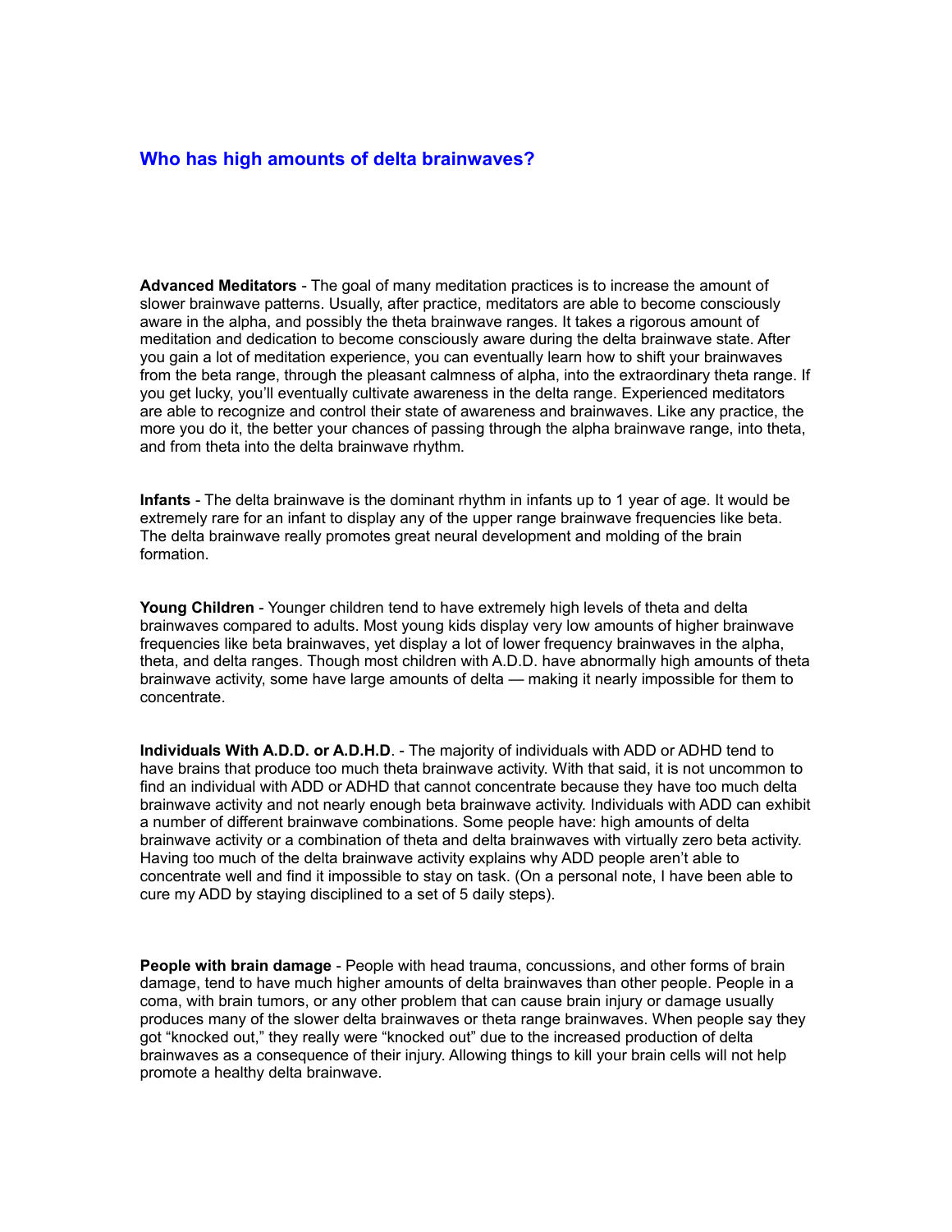## Who has high amounts of delta brainwaves?

**Advanced Meditators** - The goal of many meditation practices is to increase the amount of slower brainwave patterns. Usually, after practice, meditators are able to become consciously aware in the alpha, and possibly the theta brainwave ranges. It takes a rigorous amount of meditation and dedication to become consciously aware during the delta brainwave state. After you gain a lot of meditation experience, you can eventually learn how to shift your brainwaves from the beta range, through the pleasant calmness of alpha, into the extraordinary theta range. If you get lucky, you'll eventually cultivate awareness in the delta range. Experienced meditators are able to recognize and control their state of awareness and brainwaves. Like any practice, the more you do it, the better your chances of passing through the alpha brainwave range, into theta, and from theta into the delta brainwave rhythm.

**Infants** - The delta brainwave is the dominant rhythm in infants up to 1 year of age. It would be extremely rare for an infant to display any of the upper range brainwave frequencies like beta. The delta brainwave really promotes great neural development and molding of the brain formation.

**Young Children** - Younger children tend to have extremely high levels of theta and delta brainwaves compared to adults. Most young kids display very low amounts of higher brainwave frequencies like beta brainwaves, yet display a lot of lower frequency brainwaves in the alpha, theta, and delta ranges. Though most children with A.D.D. have abnormally high amounts of theta brainwave activity, some have large amounts of delta — making it nearly impossible for them to concentrate.

**Individuals With A.D.D. or A.D.H.D**. - The majority of individuals with ADD or ADHD tend to have brains that produce too much theta brainwave activity. With that said, it is not uncommon to find an individual with ADD or ADHD that cannot concentrate because they have too much delta brainwave activity and not nearly enough beta brainwave activity. Individuals with ADD can exhibit a number of different brainwave combinations. Some people have: high amounts of delta brainwave activity or a combination of theta and delta brainwaves with virtually zero beta activity. Having too much of the delta brainwave activity explains why ADD people aren't able to concentrate well and find it impossible to stay on task. (On a personal note, I have been able to cure my ADD by staying disciplined to a set of 5 daily steps).

**People with brain damage** - People with head trauma, concussions, and other forms of brain damage, tend to have much higher amounts of delta brainwaves than other people. People in a coma, with brain tumors, or any other problem that can cause brain injury or damage usually produces many of the slower delta brainwaves or theta range brainwaves. When people say they got "knocked out," they really were "knocked out" due to the increased production of delta brainwaves as a consequence of their injury. Allowing things to kill your brain cells will not help promote a healthy delta brainwave.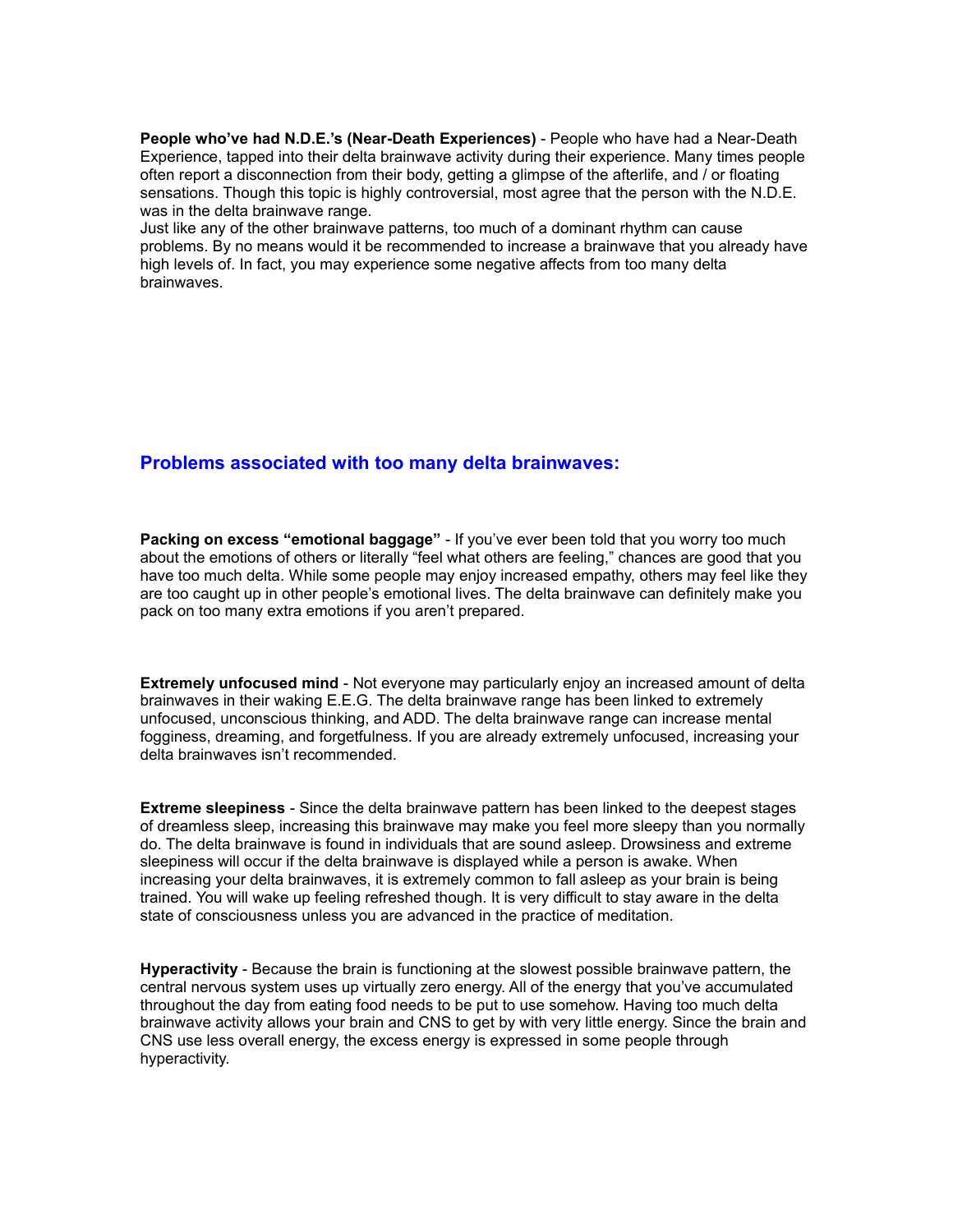**People who've had N.D.E.'s (Near-Death Experiences)** - People who have had a Near-Death Experience, tapped into their delta brainwave activity during their experience. Many times people often report a disconnection from their body, getting a glimpse of the afterlife, and / or floating sensations. Though this topic is highly controversial, most agree that the person with the N.D.E. was in the delta brainwave range.
Just like any of the other brainwave patterns, too much of a dominant rhythm can cause problems. By no means would it be recommended to increase a brainwave that you already have high levels of. In fact, you may experience some negative affects from too many delta brainwaves.

## Problems associated with too many delta brainwaves:

**Packing on excess "emotional baggage"** - If you've ever been told that you worry too much about the emotions of others or literally "feel what others are feeling," chances are good that you have too much delta. While some people may enjoy increased empathy, others may feel like they are too caught up in other people's emotional lives. The delta brainwave can definitely make you pack on too many extra emotions if you aren't prepared.

**Extremely unfocused mind** - Not everyone may particularly enjoy an increased amount of delta brainwaves in their waking E.E.G. The delta brainwave range has been linked to extremely unfocused, unconscious thinking, and ADD. The delta brainwave range can increase mental fogginess, dreaming, and forgetfulness. If you are already extremely unfocused, increasing your delta brainwaves isn't recommended.

**Extreme sleepiness** - Since the delta brainwave pattern has been linked to the deepest stages of dreamless sleep, increasing this brainwave may make you feel more sleepy than you normally do. The delta brainwave is found in individuals that are sound asleep. Drowsiness and extreme sleepiness will occur if the delta brainwave is displayed while a person is awake. When increasing your delta brainwaves, it is extremely common to fall asleep as your brain is being trained. You will wake up feeling refreshed though. It is very difficult to stay aware in the delta state of consciousness unless you are advanced in the practice of meditation.

**Hyperactivity** - Because the brain is functioning at the slowest possible brainwave pattern, the central nervous system uses up virtually zero energy. All of the energy that you've accumulated throughout the day from eating food needs to be put to use somehow. Having too much delta brainwave activity allows your brain and CNS to get by with very little energy. Since the brain and CNS use less overall energy, the excess energy is expressed in some people through hyperactivity.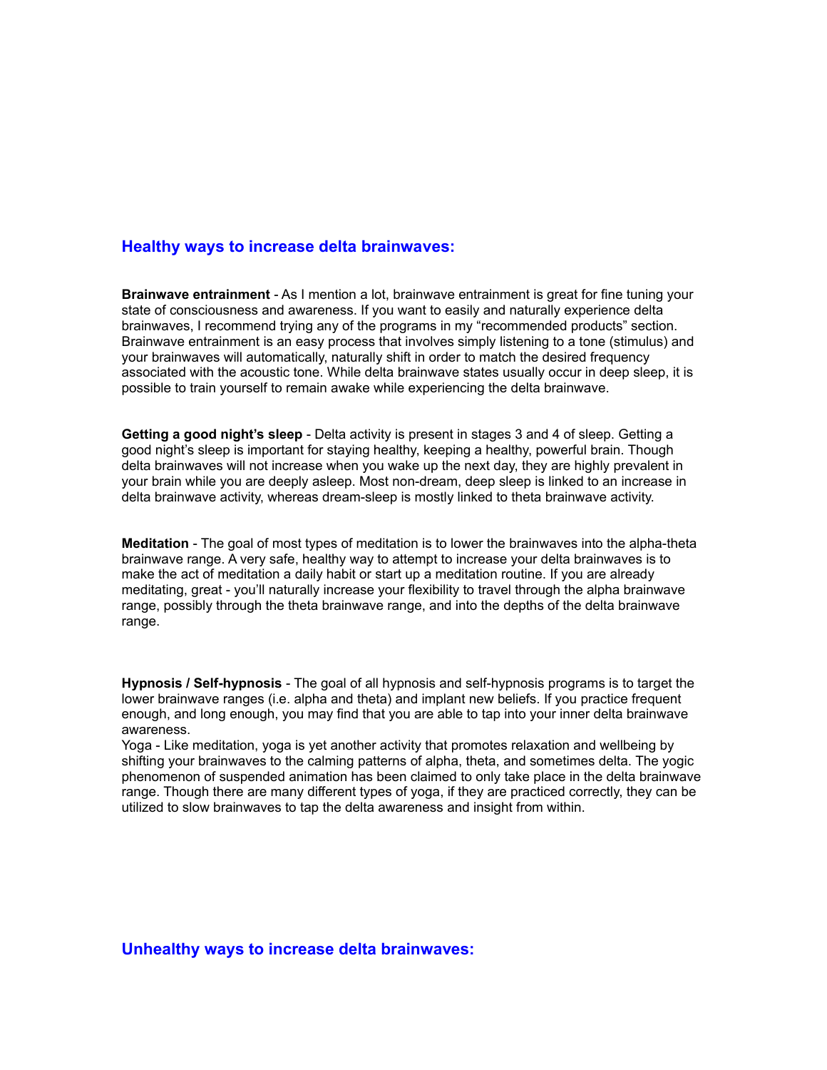## Healthy ways to increase delta brainwaves:

**Brainwave entrainment** - As I mention a lot, brainwave entrainment is great for fine tuning your state of consciousness and awareness. If you want to easily and naturally experience delta brainwaves, I recommend trying any of the programs in my "recommended products" section. Brainwave entrainment is an easy process that involves simply listening to a tone (stimulus) and your brainwaves will automatically, naturally shift in order to match the desired frequency associated with the acoustic tone. While delta brainwave states usually occur in deep sleep, it is possible to train yourself to remain awake while experiencing the delta brainwave.

**Getting a good night's sleep** - Delta activity is present in stages 3 and 4 of sleep. Getting a good night's sleep is important for staying healthy, keeping a healthy, powerful brain. Though delta brainwaves will not increase when you wake up the next day, they are highly prevalent in your brain while you are deeply asleep. Most non-dream, deep sleep is linked to an increase in delta brainwave activity, whereas dream-sleep is mostly linked to theta brainwave activity.

**Meditation** - The goal of most types of meditation is to lower the brainwaves into the alpha-theta brainwave range. A very safe, healthy way to attempt to increase your delta brainwaves is to make the act of meditation a daily habit or start up a meditation routine. If you are already meditating, great - you'll naturally increase your flexibility to travel through the alpha brainwave range, possibly through the theta brainwave range, and into the depths of the delta brainwave range.

**Hypnosis / Self-hypnosis** - The goal of all hypnosis and self-hypnosis programs is to target the lower brainwave ranges (i.e. alpha and theta) and implant new beliefs. If you practice frequent enough, and long enough, you may find that you are able to tap into your inner delta brainwave awareness.
Yoga - Like meditation, yoga is yet another activity that promotes relaxation and wellbeing by shifting your brainwaves to the calming patterns of alpha, theta, and sometimes delta. The yogic phenomenon of suspended animation has been claimed to only take place in the delta brainwave range. Though there are many different types of yoga, if they are practiced correctly, they can be utilized to slow brainwaves to tap the delta awareness and insight from within.

## Unhealthy ways to increase delta brainwaves: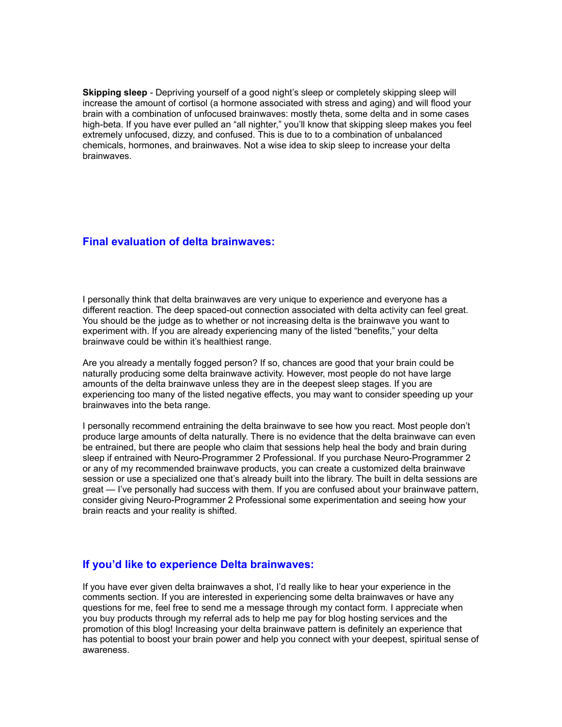**Skipping sleep** - Depriving yourself of a good night's sleep or completely skipping sleep will increase the amount of cortisol (a hormone associated with stress and aging) and will flood your brain with a combination of unfocused brainwaves: mostly theta, some delta and in some cases high-beta. If you have ever pulled an "all nighter," you'll know that skipping sleep makes you feel extremely unfocused, dizzy, and confused. This is due to to a combination of unbalanced chemicals, hormones, and brainwaves. Not a wise idea to skip sleep to increase your delta brainwaves.

### Final evaluation of delta brainwaves:

I personally think that delta brainwaves are very unique to experience and everyone has a different reaction. The deep spaced-out connection associated with delta activity can feel great. You should be the judge as to whether or not increasing delta is the brainwave you want to experiment with. If you are already experiencing many of the listed "benefits," your delta brainwave could be within it's healthiest range.

Are you already a mentally fogged person? If so, chances are good that your brain could be naturally producing some delta brainwave activity. However, most people do not have large amounts of the delta brainwave unless they are in the deepest sleep stages. If you are experiencing too many of the listed negative effects, you may want to consider speeding up your brainwaves into the beta range.

I personally recommend entraining the delta brainwave to see how you react. Most people don't produce large amounts of delta naturally. There is no evidence that the delta brainwave can even be entrained, but there are people who claim that sessions help heal the body and brain during sleep if entrained with Neuro-Programmer 2 Professional. If you purchase Neuro-Programmer 2 or any of my recommended brainwave products, you can create a customized delta brainwave session or use a specialized one that's already built into the library. The built in delta sessions are great — I've personally had success with them. If you are confused about your brainwave pattern, consider giving Neuro-Programmer 2 Professional some experimentation and seeing how your brain reacts and your reality is shifted.

### If you'd like to experience Delta brainwaves:

If you have ever given delta brainwaves a shot, I'd really like to hear your experience in the comments section. If you are interested in experiencing some delta brainwaves or have any questions for me, feel free to send me a message through my contact form. I appreciate when you buy products through my referral ads to help me pay for blog hosting services and the promotion of this blog! Increasing your delta brainwave pattern is definitely an experience that has potential to boost your brain power and help you connect with your deepest, spiritual sense of awareness.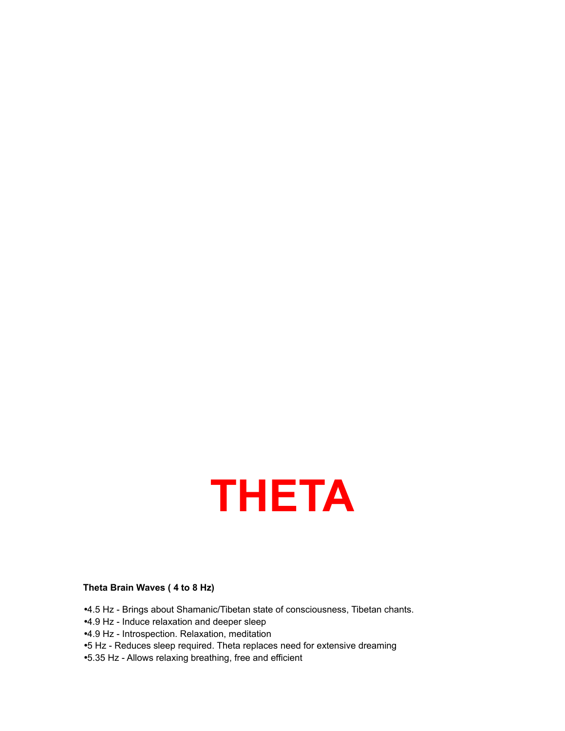# THETA

**Theta Brain Waves ( 4 to 8 Hz)**

- 4.5 Hz - Brings about Shamanic/Tibetan state of consciousness, Tibetan chants.
- 4.9 Hz - Induce relaxation and deeper sleep
- 4.9 Hz - Introspection. Relaxation, meditation
- 5 Hz - Reduces sleep required. Theta replaces need for extensive dreaming
- 5.35 Hz - Allows relaxing breathing, free and efficient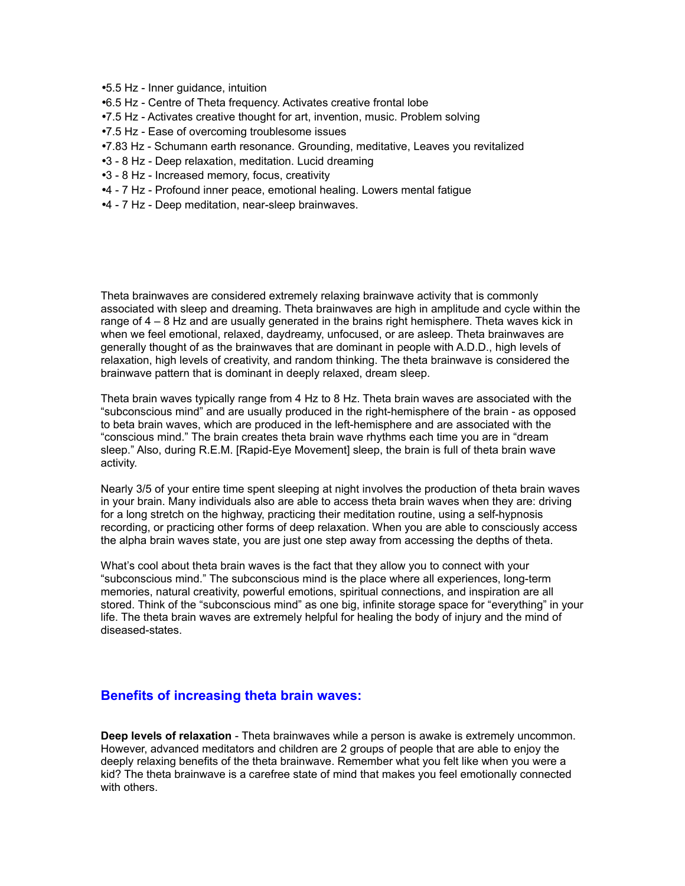- 5.5 Hz - Inner guidance, intuition
- 6.5 Hz - Centre of Theta frequency. Activates creative frontal lobe
- 7.5 Hz - Activates creative thought for art, invention, music. Problem solving
- 7.5 Hz - Ease of overcoming troublesome issues
- 7.83 Hz - Schumann earth resonance. Grounding, meditative, Leaves you revitalized
- 3 - 8 Hz - Deep relaxation, meditation. Lucid dreaming
- 3 - 8 Hz - Increased memory, focus, creativity
- 4 - 7 Hz - Profound inner peace, emotional healing. Lowers mental fatigue
- 4 - 7 Hz - Deep meditation, near-sleep brainwaves.

Theta brainwaves are considered extremely relaxing brainwave activity that is commonly associated with sleep and dreaming. Theta brainwaves are high in amplitude and cycle within the range of 4 – 8 Hz and are usually generated in the brains right hemisphere. Theta waves kick in when we feel emotional, relaxed, daydreamy, unfocused, or are asleep. Theta brainwaves are generally thought of as the brainwaves that are dominant in people with A.D.D., high levels of relaxation, high levels of creativity, and random thinking. The theta brainwave is considered the brainwave pattern that is dominant in deeply relaxed, dream sleep.

Theta brain waves typically range from 4 Hz to 8 Hz. Theta brain waves are associated with the "subconscious mind" and are usually produced in the right-hemisphere of the brain - as opposed to beta brain waves, which are produced in the left-hemisphere and are associated with the "conscious mind." The brain creates theta brain wave rhythms each time you are in "dream sleep." Also, during R.E.M. [Rapid-Eye Movement] sleep, the brain is full of theta brain wave activity.

Nearly 3/5 of your entire time spent sleeping at night involves the production of theta brain waves in your brain. Many individuals also are able to access theta brain waves when they are: driving for a long stretch on the highway, practicing their meditation routine, using a self-hypnosis recording, or practicing other forms of deep relaxation. When you are able to consciously access the alpha brain waves state, you are just one step away from accessing the depths of theta.

What's cool about theta brain waves is the fact that they allow you to connect with your "subconscious mind." The subconscious mind is the place where all experiences, long-term memories, natural creativity, powerful emotions, spiritual connections, and inspiration are all stored. Think of the "subconscious mind" as one big, infinite storage space for "everything" in your life. The theta brain waves are extremely helpful for healing the body of injury and the mind of diseased-states.

## Benefits of increasing theta brain waves:

**Deep levels of relaxation** - Theta brainwaves while a person is awake is extremely uncommon. However, advanced meditators and children are 2 groups of people that are able to enjoy the deeply relaxing benefits of the theta brainwave. Remember what you felt like when you were a kid? The theta brainwave is a carefree state of mind that makes you feel emotionally connected with others.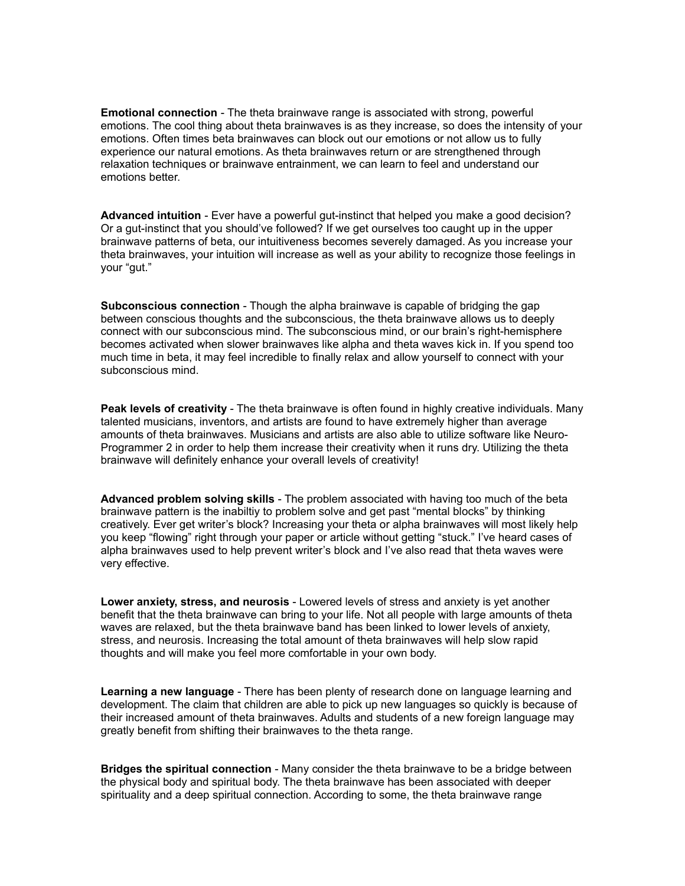**Emotional connection** - The theta brainwave range is associated with strong, powerful emotions. The cool thing about theta brainwaves is as they increase, so does the intensity of your emotions. Often times beta brainwaves can block out our emotions or not allow us to fully experience our natural emotions. As theta brainwaves return or are strengthened through relaxation techniques or brainwave entrainment, we can learn to feel and understand our emotions better.

**Advanced intuition** - Ever have a powerful gut-instinct that helped you make a good decision? Or a gut-instinct that you should've followed? If we get ourselves too caught up in the upper brainwave patterns of beta, our intuitiveness becomes severely damaged. As you increase your theta brainwaves, your intuition will increase as well as your ability to recognize those feelings in your "gut."

**Subconscious connection** - Though the alpha brainwave is capable of bridging the gap between conscious thoughts and the subconscious, the theta brainwave allows us to deeply connect with our subconscious mind. The subconscious mind, or our brain's right-hemisphere becomes activated when slower brainwaves like alpha and theta waves kick in. If you spend too much time in beta, it may feel incredible to finally relax and allow yourself to connect with your subconscious mind.

**Peak levels of creativity** - The theta brainwave is often found in highly creative individuals. Many talented musicians, inventors, and artists are found to have extremely higher than average amounts of theta brainwaves. Musicians and artists are also able to utilize software like Neuro-Programmer 2 in order to help them increase their creativity when it runs dry. Utilizing the theta brainwave will definitely enhance your overall levels of creativity!

**Advanced problem solving skills** - The problem associated with having too much of the beta brainwave pattern is the inabiltiy to problem solve and get past "mental blocks" by thinking creatively. Ever get writer's block? Increasing your theta or alpha brainwaves will most likely help you keep "flowing" right through your paper or article without getting "stuck." I've heard cases of alpha brainwaves used to help prevent writer's block and I've also read that theta waves were very effective.

**Lower anxiety, stress, and neurosis** - Lowered levels of stress and anxiety is yet another benefit that the theta brainwave can bring to your life. Not all people with large amounts of theta waves are relaxed, but the theta brainwave band has been linked to lower levels of anxiety, stress, and neurosis. Increasing the total amount of theta brainwaves will help slow rapid thoughts and will make you feel more comfortable in your own body.

**Learning a new language** - There has been plenty of research done on language learning and development. The claim that children are able to pick up new languages so quickly is because of their increased amount of theta brainwaves. Adults and students of a new foreign language may greatly benefit from shifting their brainwaves to the theta range.

**Bridges the spiritual connection** - Many consider the theta brainwave to be a bridge between the physical body and spiritual body. The theta brainwave has been associated with deeper spirituality and a deep spiritual connection. According to some, the theta brainwave range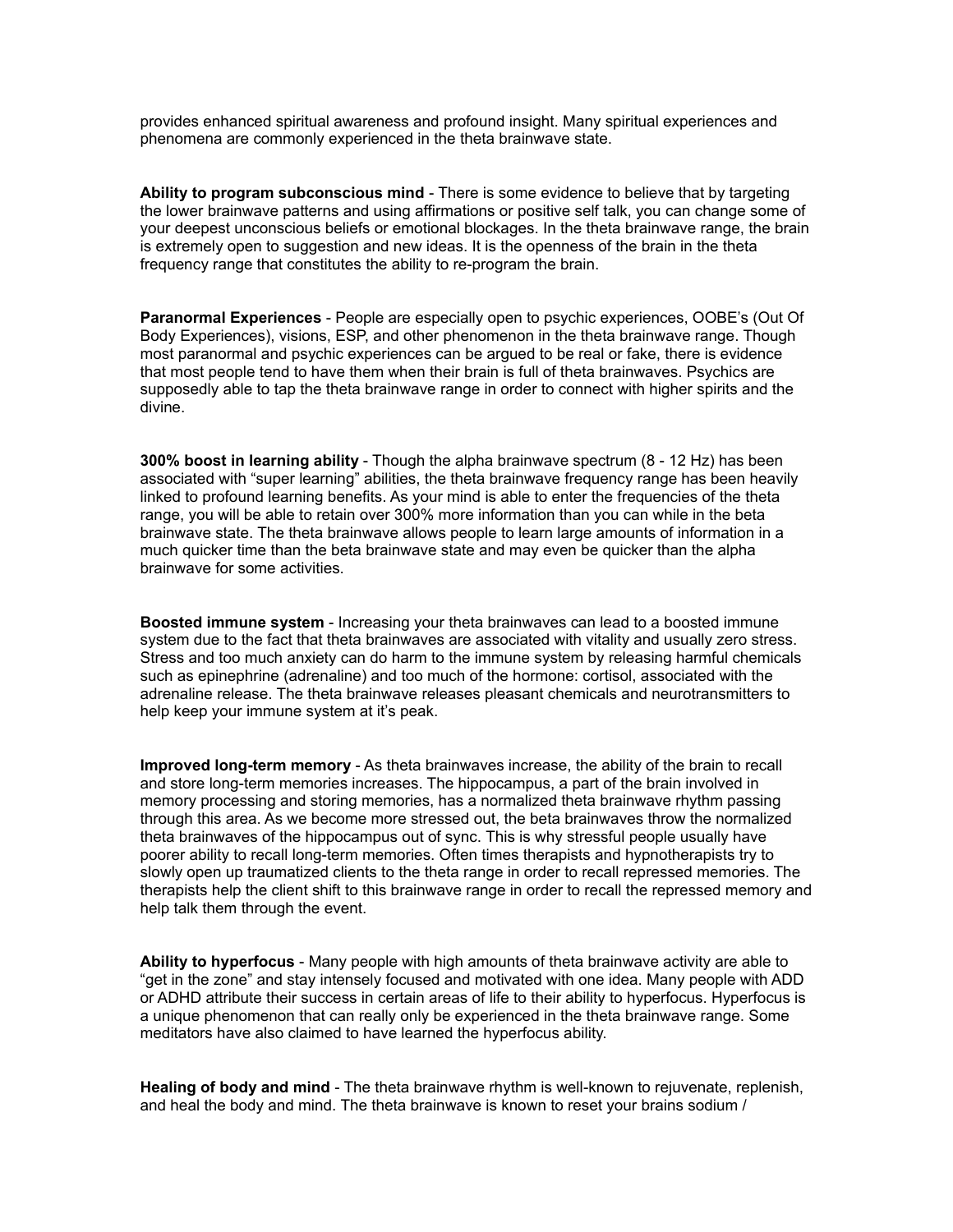provides enhanced spiritual awareness and profound insight. Many spiritual experiences and phenomena are commonly experienced in the theta brainwave state.

**Ability to program subconscious mind** - There is some evidence to believe that by targeting the lower brainwave patterns and using affirmations or positive self talk, you can change some of your deepest unconscious beliefs or emotional blockages. In the theta brainwave range, the brain is extremely open to suggestion and new ideas. It is the openness of the brain in the theta frequency range that constitutes the ability to re-program the brain.

**Paranormal Experiences** - People are especially open to psychic experiences, OOBE's (Out Of Body Experiences), visions, ESP, and other phenomenon in the theta brainwave range. Though most paranormal and psychic experiences can be argued to be real or fake, there is evidence that most people tend to have them when their brain is full of theta brainwaves. Psychics are supposedly able to tap the theta brainwave range in order to connect with higher spirits and the divine.

**300% boost in learning ability** - Though the alpha brainwave spectrum (8 - 12 Hz) has been associated with "super learning" abilities, the theta brainwave frequency range has been heavily linked to profound learning benefits. As your mind is able to enter the frequencies of the theta range, you will be able to retain over 300% more information than you can while in the beta brainwave state. The theta brainwave allows people to learn large amounts of information in a much quicker time than the beta brainwave state and may even be quicker than the alpha brainwave for some activities.

**Boosted immune system** - Increasing your theta brainwaves can lead to a boosted immune system due to the fact that theta brainwaves are associated with vitality and usually zero stress. Stress and too much anxiety can do harm to the immune system by releasing harmful chemicals such as epinephrine (adrenaline) and too much of the hormone: cortisol, associated with the adrenaline release. The theta brainwave releases pleasant chemicals and neurotransmitters to help keep your immune system at it's peak.

**Improved long-term memory** - As theta brainwaves increase, the ability of the brain to recall and store long-term memories increases. The hippocampus, a part of the brain involved in memory processing and storing memories, has a normalized theta brainwave rhythm passing through this area. As we become more stressed out, the beta brainwaves throw the normalized theta brainwaves of the hippocampus out of sync. This is why stressful people usually have poorer ability to recall long-term memories. Often times therapists and hypnotherapists try to slowly open up traumatized clients to the theta range in order to recall repressed memories. The therapists help the client shift to this brainwave range in order to recall the repressed memory and help talk them through the event.

**Ability to hyperfocus** - Many people with high amounts of theta brainwave activity are able to "get in the zone" and stay intensely focused and motivated with one idea. Many people with ADD or ADHD attribute their success in certain areas of life to their ability to hyperfocus. Hyperfocus is a unique phenomenon that can really only be experienced in the theta brainwave range. Some meditators have also claimed to have learned the hyperfocus ability.

**Healing of body and mind** - The theta brainwave rhythm is well-known to rejuvenate, replenish, and heal the body and mind. The theta brainwave is known to reset your brains sodium /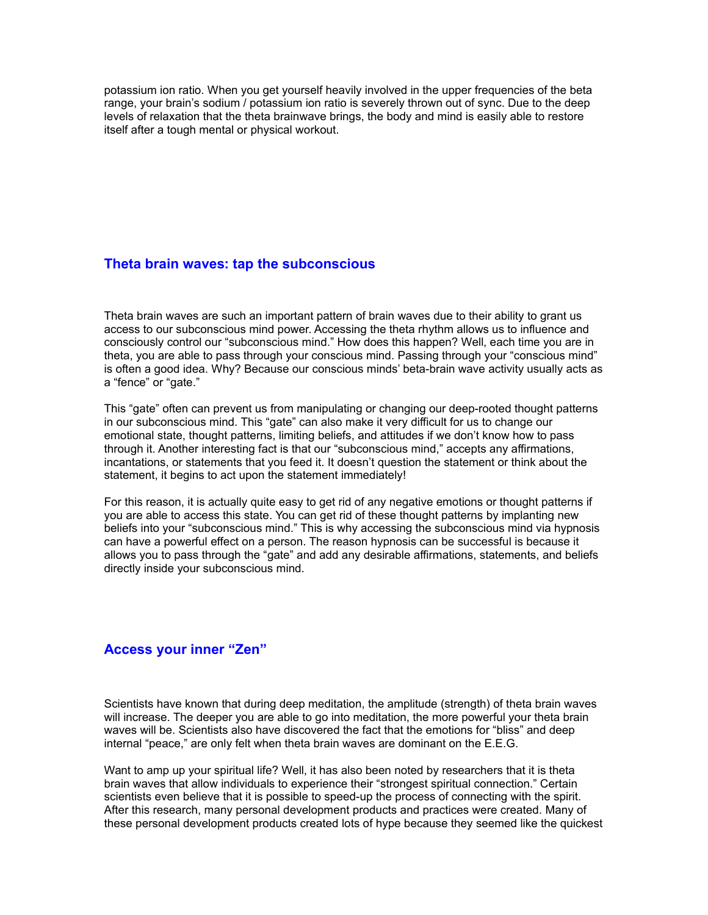potassium ion ratio. When you get yourself heavily involved in the upper frequencies of the beta range, your brain's sodium / potassium ion ratio is severely thrown out of sync. Due to the deep levels of relaxation that the theta brainwave brings, the body and mind is easily able to restore itself after a tough mental or physical workout.

## Theta brain waves: tap the subconscious

Theta brain waves are such an important pattern of brain waves due to their ability to grant us access to our subconscious mind power. Accessing the theta rhythm allows us to influence and consciously control our "subconscious mind." How does this happen? Well, each time you are in theta, you are able to pass through your conscious mind. Passing through your "conscious mind" is often a good idea. Why? Because our conscious minds' beta-brain wave activity usually acts as a "fence" or "gate."

This "gate" often can prevent us from manipulating or changing our deep-rooted thought patterns in our subconscious mind. This "gate" can also make it very difficult for us to change our emotional state, thought patterns, limiting beliefs, and attitudes if we don't know how to pass through it. Another interesting fact is that our "subconscious mind," accepts any affirmations, incantations, or statements that you feed it. It doesn't question the statement or think about the statement, it begins to act upon the statement immediately!

For this reason, it is actually quite easy to get rid of any negative emotions or thought patterns if you are able to access this state. You can get rid of these thought patterns by implanting new beliefs into your "subconscious mind." This is why accessing the subconscious mind via hypnosis can have a powerful effect on a person. The reason hypnosis can be successful is because it allows you to pass through the "gate" and add any desirable affirmations, statements, and beliefs directly inside your subconscious mind.

## Access your inner "Zen"

Scientists have known that during deep meditation, the amplitude (strength) of theta brain waves will increase. The deeper you are able to go into meditation, the more powerful your theta brain waves will be. Scientists also have discovered the fact that the emotions for "bliss" and deep internal "peace," are only felt when theta brain waves are dominant on the E.E.G.

Want to amp up your spiritual life? Well, it has also been noted by researchers that it is theta brain waves that allow individuals to experience their "strongest spiritual connection." Certain scientists even believe that it is possible to speed-up the process of connecting with the spirit. After this research, many personal development products and practices were created. Many of these personal development products created lots of hype because they seemed like the quickest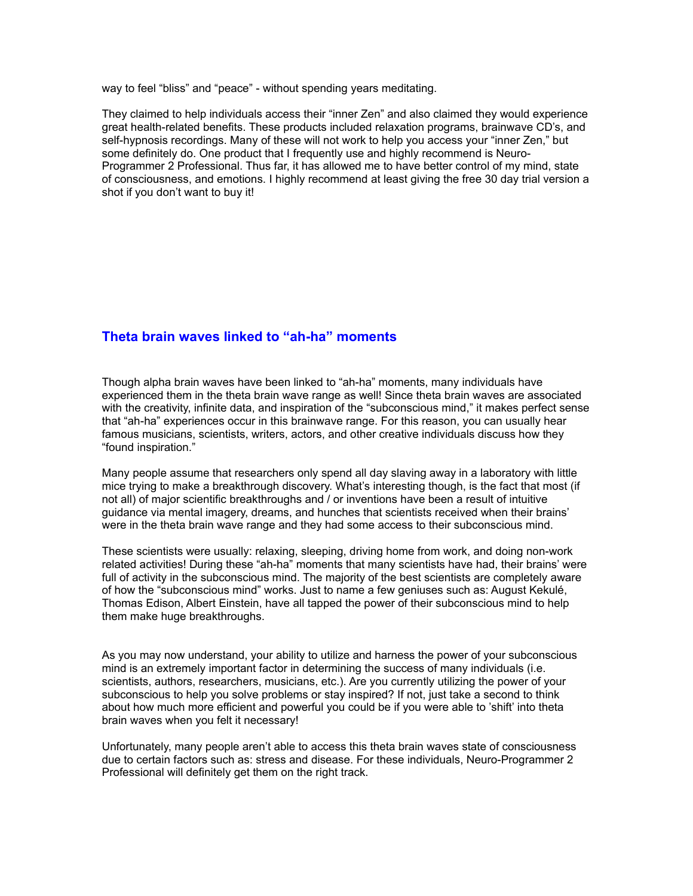way to feel “bliss” and “peace” - without spending years meditating.

They claimed to help individuals access their “inner Zen” and also claimed they would experience great health-related benefits. These products included relaxation programs, brainwave CD’s, and self-hypnosis recordings. Many of these will not work to help you access your “inner Zen,” but some definitely do. One product that I frequently use and highly recommend is Neuro-Programmer 2 Professional. Thus far, it has allowed me to have better control of my mind, state of consciousness, and emotions. I highly recommend at least giving the free 30 day trial version a shot if you don’t want to buy it!

## Theta brain waves linked to “ah-ha” moments

Though alpha brain waves have been linked to “ah-ha” moments, many individuals have experienced them in the theta brain wave range as well! Since theta brain waves are associated with the creativity, infinite data, and inspiration of the “subconscious mind,” it makes perfect sense that “ah-ha” experiences occur in this brainwave range. For this reason, you can usually hear famous musicians, scientists, writers, actors, and other creative individuals discuss how they “found inspiration.”

Many people assume that researchers only spend all day slaving away in a laboratory with little mice trying to make a breakthrough discovery. What’s interesting though, is the fact that most (if not all) of major scientific breakthroughs and / or inventions have been a result of intuitive guidance via mental imagery, dreams, and hunches that scientists received when their brains’ were in the theta brain wave range and they had some access to their subconscious mind.

These scientists were usually: relaxing, sleeping, driving home from work, and doing non-work related activities! During these “ah-ha” moments that many scientists have had, their brains’ were full of activity in the subconscious mind. The majority of the best scientists are completely aware of how the “subconscious mind” works. Just to name a few geniuses such as: August Kekulé, Thomas Edison, Albert Einstein, have all tapped the power of their subconscious mind to help them make huge breakthroughs.

As you may now understand, your ability to utilize and harness the power of your subconscious mind is an extremely important factor in determining the success of many individuals (i.e. scientists, authors, researchers, musicians, etc.). Are you currently utilizing the power of your subconscious to help you solve problems or stay inspired? If not, just take a second to think about how much more efficient and powerful you could be if you were able to ’shift’ into theta brain waves when you felt it necessary!

Unfortunately, many people aren’t able to access this theta brain waves state of consciousness due to certain factors such as: stress and disease. For these individuals, Neuro-Programmer 2 Professional will definitely get them on the right track.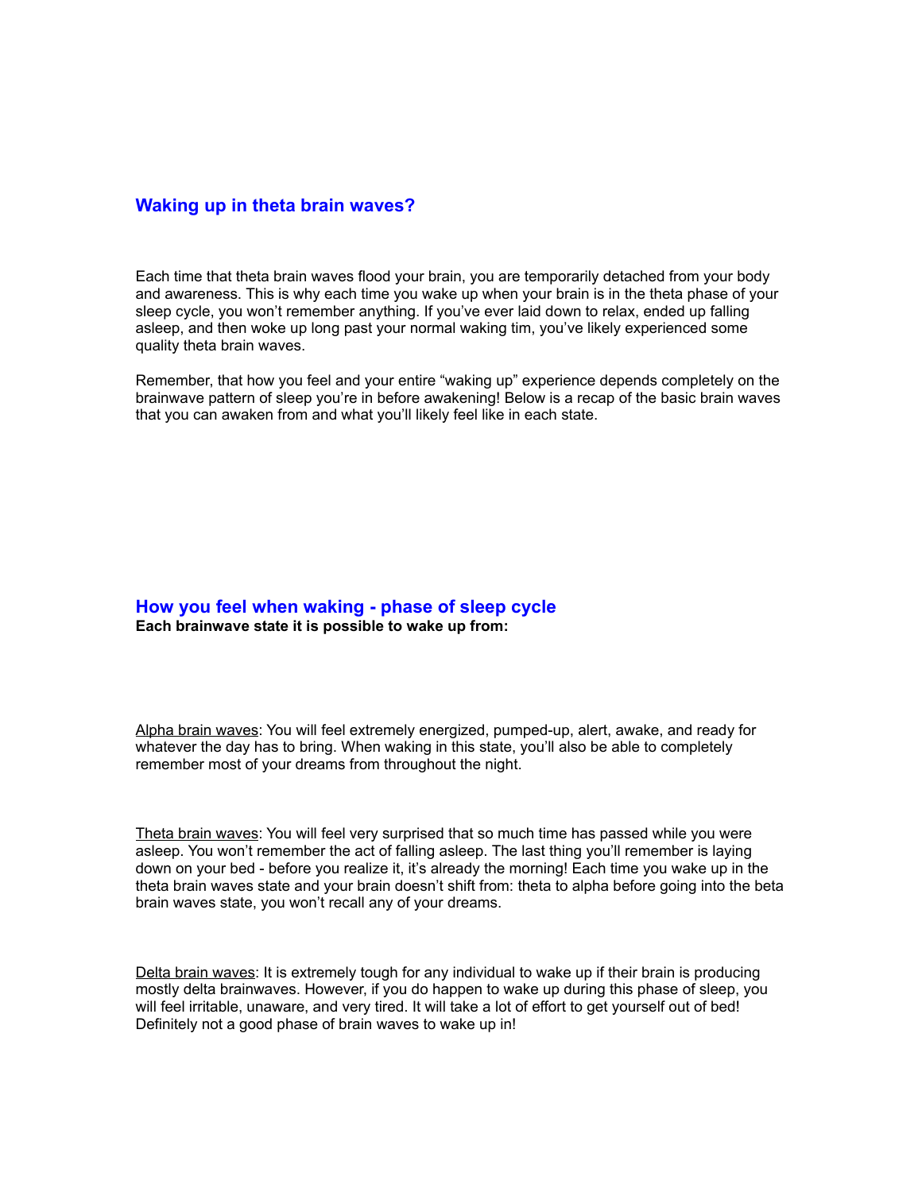## Waking up in theta brain waves?

Each time that theta brain waves flood your brain, you are temporarily detached from your body and awareness. This is why each time you wake up when your brain is in the theta phase of your sleep cycle, you won't remember anything. If you've ever laid down to relax, ended up falling asleep, and then woke up long past your normal waking tim, you've likely experienced some quality theta brain waves.

Remember, that how you feel and your entire "waking up" experience depends completely on the brainwave pattern of sleep you're in before awakening! Below is a recap of the basic brain waves that you can awaken from and what you'll likely feel like in each state.

## How you feel when waking - phase of sleep cycle

**Each brainwave state it is possible to wake up from:**

Alpha brain waves: You will feel extremely energized, pumped-up, alert, awake, and ready for whatever the day has to bring. When waking in this state, you'll also be able to completely remember most of your dreams from throughout the night.

Theta brain waves: You will feel very surprised that so much time has passed while you were asleep. You won't remember the act of falling asleep. The last thing you'll remember is laying down on your bed - before you realize it, it's already the morning! Each time you wake up in the theta brain waves state and your brain doesn't shift from: theta to alpha before going into the beta brain waves state, you won't recall any of your dreams.

Delta brain waves: It is extremely tough for any individual to wake up if their brain is producing mostly delta brainwaves. However, if you do happen to wake up during this phase of sleep, you will feel irritable, unaware, and very tired. It will take a lot of effort to get yourself out of bed! Definitely not a good phase of brain waves to wake up in!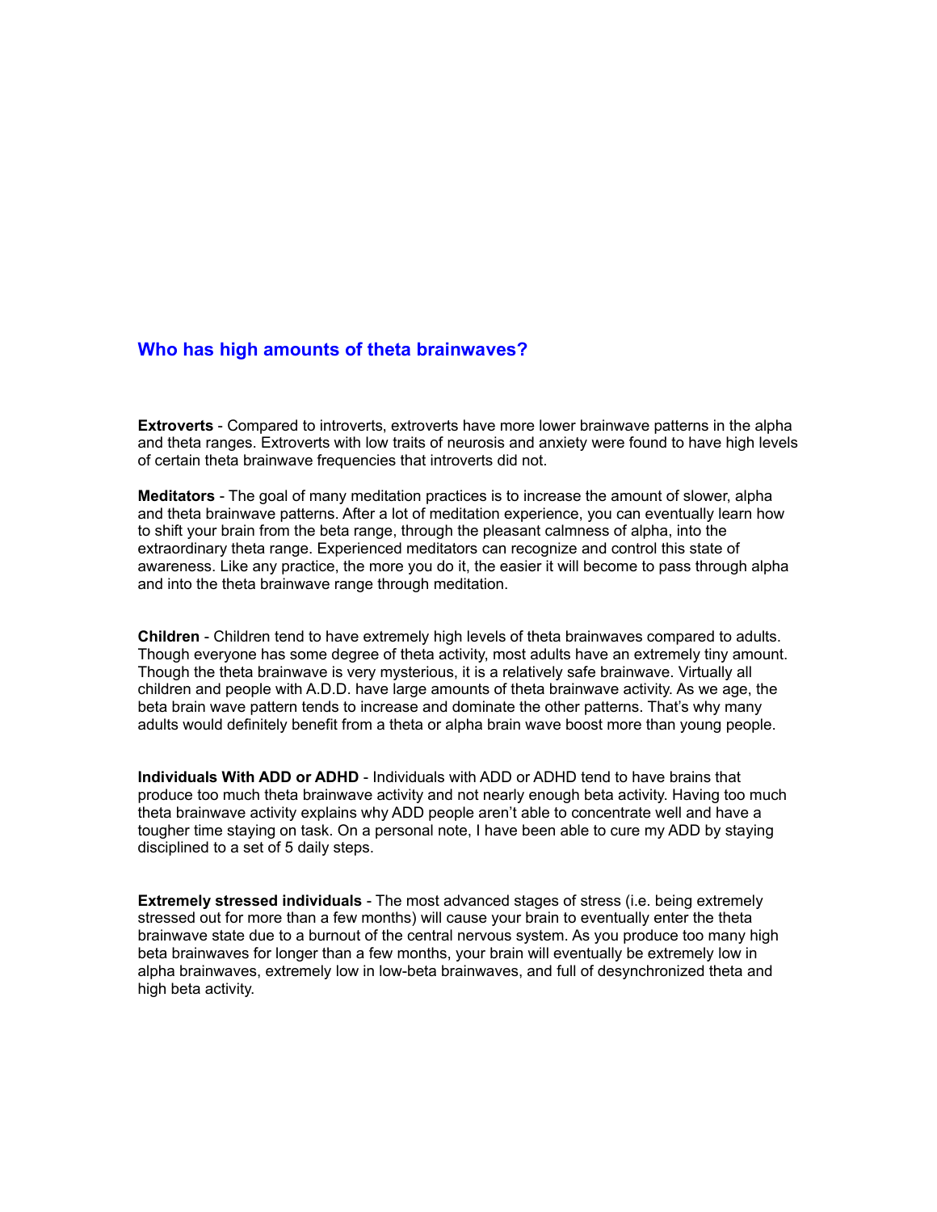## Who has high amounts of theta brainwaves?

**Extroverts** - Compared to introverts, extroverts have more lower brainwave patterns in the alpha and theta ranges. Extroverts with low traits of neurosis and anxiety were found to have high levels of certain theta brainwave frequencies that introverts did not.

**Meditators** - The goal of many meditation practices is to increase the amount of slower, alpha and theta brainwave patterns. After a lot of meditation experience, you can eventually learn how to shift your brain from the beta range, through the pleasant calmness of alpha, into the extraordinary theta range. Experienced meditators can recognize and control this state of awareness. Like any practice, the more you do it, the easier it will become to pass through alpha and into the theta brainwave range through meditation.

**Children** - Children tend to have extremely high levels of theta brainwaves compared to adults. Though everyone has some degree of theta activity, most adults have an extremely tiny amount. Though the theta brainwave is very mysterious, it is a relatively safe brainwave. Virtually all children and people with A.D.D. have large amounts of theta brainwave activity. As we age, the beta brain wave pattern tends to increase and dominate the other patterns. That's why many adults would definitely benefit from a theta or alpha brain wave boost more than young people.

**Individuals With ADD or ADHD** - Individuals with ADD or ADHD tend to have brains that produce too much theta brainwave activity and not nearly enough beta activity. Having too much theta brainwave activity explains why ADD people aren't able to concentrate well and have a tougher time staying on task. On a personal note, I have been able to cure my ADD by staying disciplined to a set of 5 daily steps.

**Extremely stressed individuals** - The most advanced stages of stress (i.e. being extremely stressed out for more than a few months) will cause your brain to eventually enter the theta brainwave state due to a burnout of the central nervous system. As you produce too many high beta brainwaves for longer than a few months, your brain will eventually be extremely low in alpha brainwaves, extremely low in low-beta brainwaves, and full of desynchronized theta and high beta activity.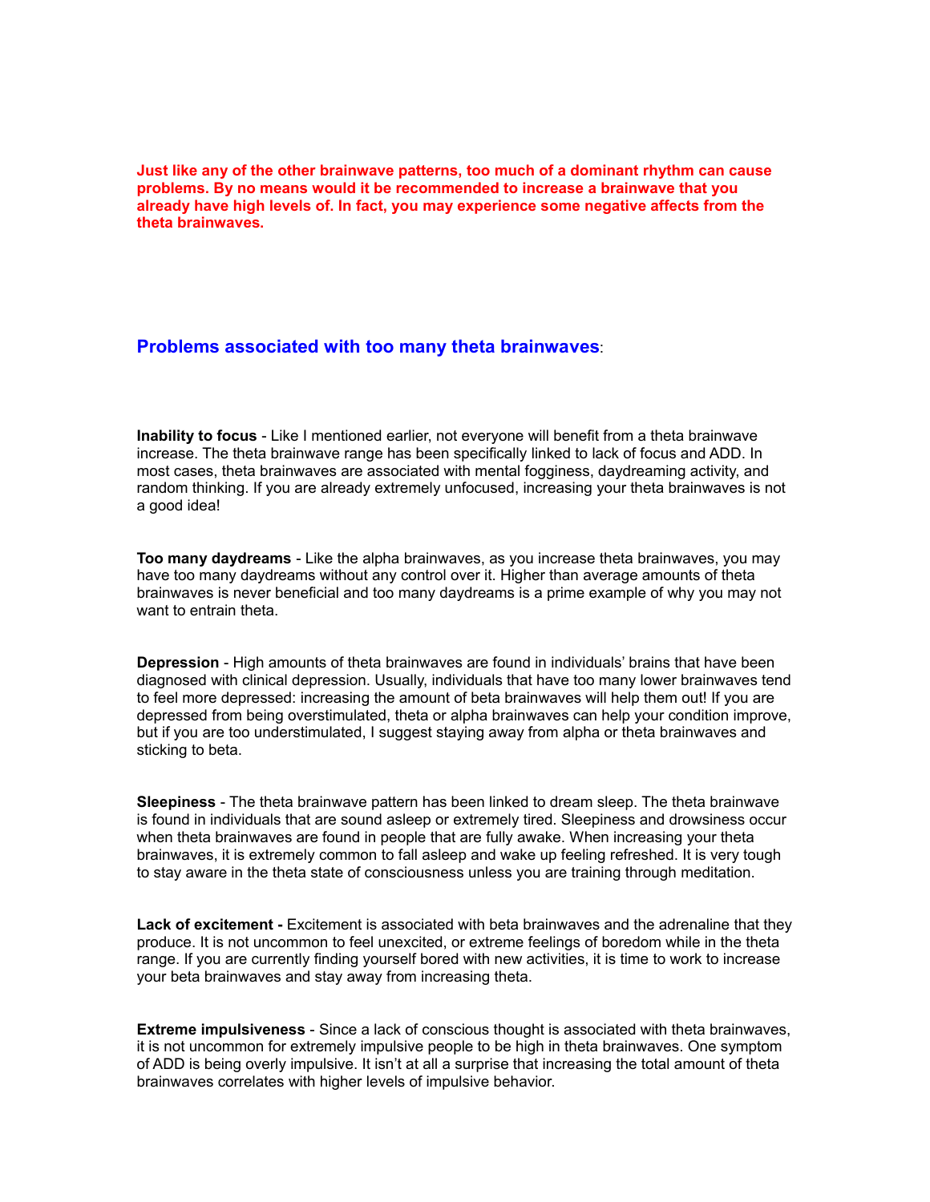**Just like any of the other brainwave patterns, too much of a dominant rhythm can cause problems. By no means would it be recommended to increase a brainwave that you already have high levels of. In fact, you may experience some negative affects from the theta brainwaves.**

## Problems associated with too many theta brainwaves:

**Inability to focus** - Like I mentioned earlier, not everyone will benefit from a theta brainwave increase. The theta brainwave range has been specifically linked to lack of focus and ADD. In most cases, theta brainwaves are associated with mental fogginess, daydreaming activity, and random thinking. If you are already extremely unfocused, increasing your theta brainwaves is not a good idea!

**Too many daydreams** - Like the alpha brainwaves, as you increase theta brainwaves, you may have too many daydreams without any control over it. Higher than average amounts of theta brainwaves is never beneficial and too many daydreams is a prime example of why you may not want to entrain theta.

**Depression** - High amounts of theta brainwaves are found in individuals' brains that have been diagnosed with clinical depression. Usually, individuals that have too many lower brainwaves tend to feel more depressed: increasing the amount of beta brainwaves will help them out! If you are depressed from being overstimulated, theta or alpha brainwaves can help your condition improve, but if you are too understimulated, I suggest staying away from alpha or theta brainwaves and sticking to beta.

**Sleepiness** - The theta brainwave pattern has been linked to dream sleep. The theta brainwave is found in individuals that are sound asleep or extremely tired. Sleepiness and drowsiness occur when theta brainwaves are found in people that are fully awake. When increasing your theta brainwaves, it is extremely common to fall asleep and wake up feeling refreshed. It is very tough to stay aware in the theta state of consciousness unless you are training through meditation.

**Lack of excitement -** Excitement is associated with beta brainwaves and the adrenaline that they produce. It is not uncommon to feel unexcited, or extreme feelings of boredom while in the theta range. If you are currently finding yourself bored with new activities, it is time to work to increase your beta brainwaves and stay away from increasing theta.

**Extreme impulsiveness** - Since a lack of conscious thought is associated with theta brainwaves, it is not uncommon for extremely impulsive people to be high in theta brainwaves. One symptom of ADD is being overly impulsive. It isn't at all a surprise that increasing the total amount of theta brainwaves correlates with higher levels of impulsive behavior.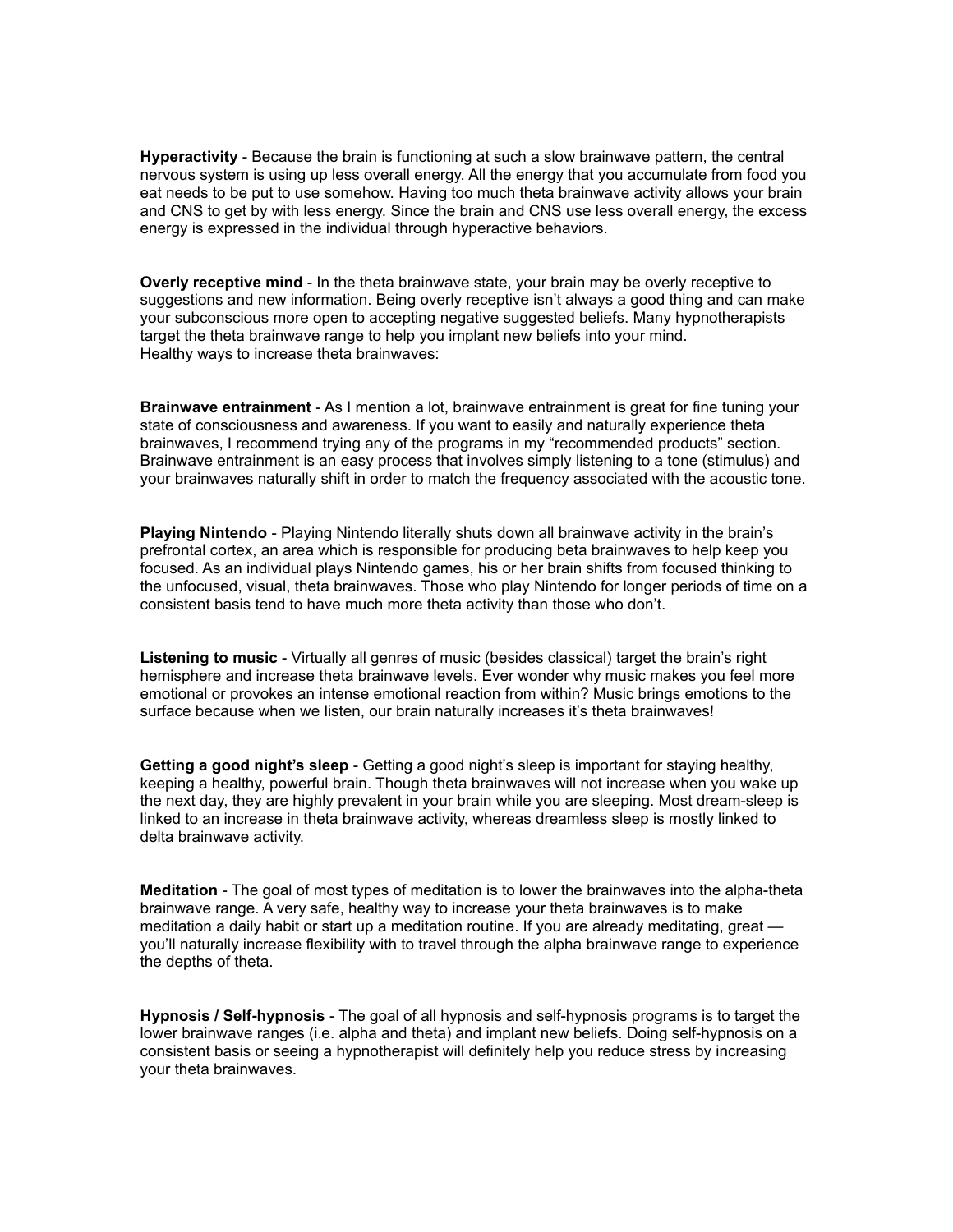**Hyperactivity** - Because the brain is functioning at such a slow brainwave pattern, the central nervous system is using up less overall energy. All the energy that you accumulate from food you eat needs to be put to use somehow. Having too much theta brainwave activity allows your brain and CNS to get by with less energy. Since the brain and CNS use less overall energy, the excess energy is expressed in the individual through hyperactive behaviors.

**Overly receptive mind** - In the theta brainwave state, your brain may be overly receptive to suggestions and new information. Being overly receptive isn't always a good thing and can make your subconscious more open to accepting negative suggested beliefs. Many hypnotherapists target the theta brainwave range to help you implant new beliefs into your mind.
Healthy ways to increase theta brainwaves:

**Brainwave entrainment** - As I mention a lot, brainwave entrainment is great for fine tuning your state of consciousness and awareness. If you want to easily and naturally experience theta brainwaves, I recommend trying any of the programs in my "recommended products" section. Brainwave entrainment is an easy process that involves simply listening to a tone (stimulus) and your brainwaves naturally shift in order to match the frequency associated with the acoustic tone.

**Playing Nintendo** - Playing Nintendo literally shuts down all brainwave activity in the brain's prefrontal cortex, an area which is responsible for producing beta brainwaves to help keep you focused. As an individual plays Nintendo games, his or her brain shifts from focused thinking to the unfocused, visual, theta brainwaves. Those who play Nintendo for longer periods of time on a consistent basis tend to have much more theta activity than those who don't.

**Listening to music** - Virtually all genres of music (besides classical) target the brain's right hemisphere and increase theta brainwave levels. Ever wonder why music makes you feel more emotional or provokes an intense emotional reaction from within? Music brings emotions to the surface because when we listen, our brain naturally increases it's theta brainwaves!

**Getting a good night's sleep** - Getting a good night's sleep is important for staying healthy, keeping a healthy, powerful brain. Though theta brainwaves will not increase when you wake up the next day, they are highly prevalent in your brain while you are sleeping. Most dream-sleep is linked to an increase in theta brainwave activity, whereas dreamless sleep is mostly linked to delta brainwave activity.

**Meditation** - The goal of most types of meditation is to lower the brainwaves into the alpha-theta brainwave range. A very safe, healthy way to increase your theta brainwaves is to make meditation a daily habit or start up a meditation routine. If you are already meditating, great — you'll naturally increase flexibility with to travel through the alpha brainwave range to experience the depths of theta.

**Hypnosis / Self-hypnosis** - The goal of all hypnosis and self-hypnosis programs is to target the lower brainwave ranges (i.e. alpha and theta) and implant new beliefs. Doing self-hypnosis on a consistent basis or seeing a hypnotherapist will definitely help you reduce stress by increasing your theta brainwaves.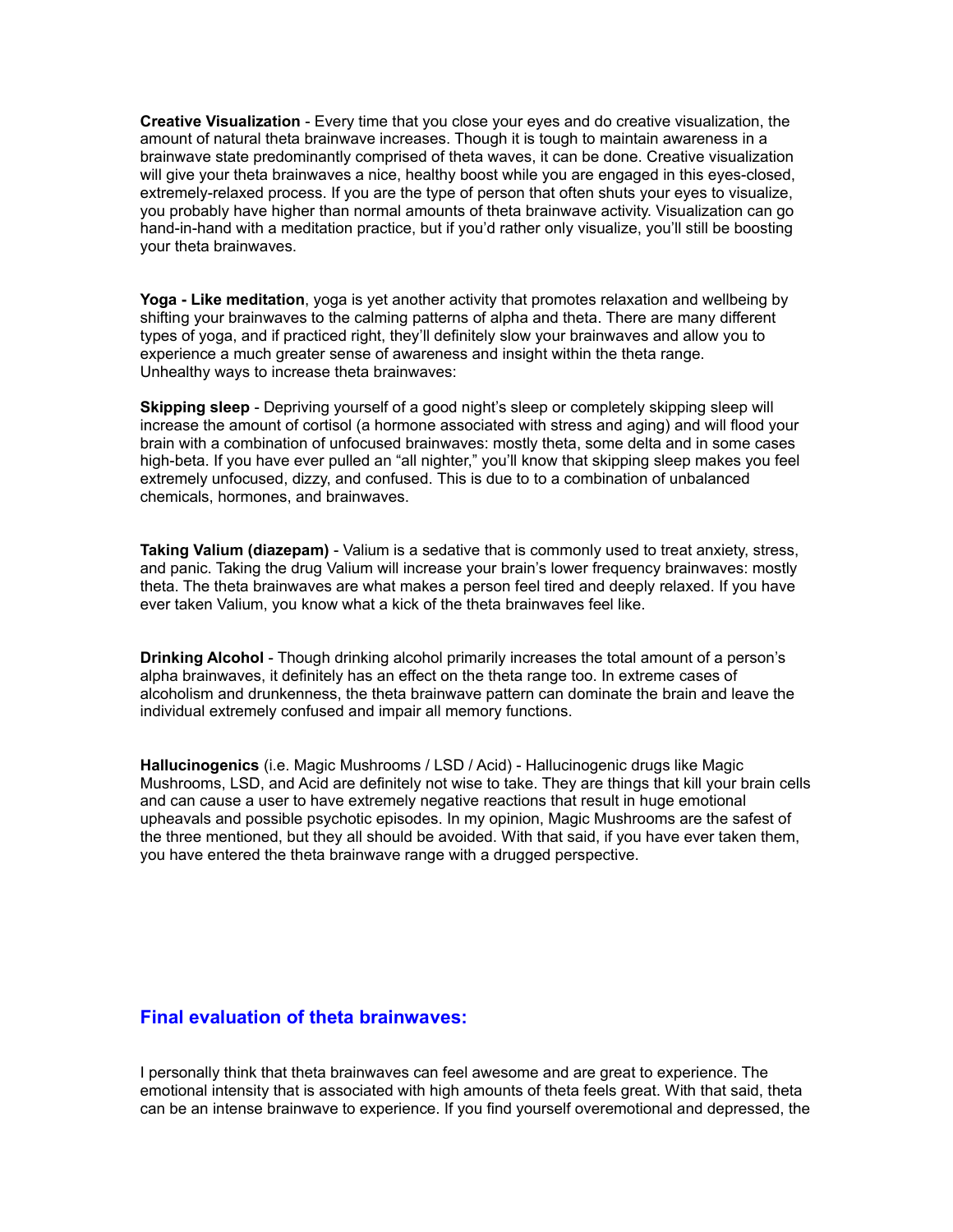**Creative Visualization** - Every time that you close your eyes and do creative visualization, the amount of natural theta brainwave increases. Though it is tough to maintain awareness in a brainwave state predominantly comprised of theta waves, it can be done. Creative visualization will give your theta brainwaves a nice, healthy boost while you are engaged in this eyes-closed, extremely-relaxed process. If you are the type of person that often shuts your eyes to visualize, you probably have higher than normal amounts of theta brainwave activity. Visualization can go hand-in-hand with a meditation practice, but if you'd rather only visualize, you'll still be boosting your theta brainwaves.

**Yoga - Like meditation**, yoga is yet another activity that promotes relaxation and wellbeing by shifting your brainwaves to the calming patterns of alpha and theta. There are many different types of yoga, and if practiced right, they'll definitely slow your brainwaves and allow you to experience a much greater sense of awareness and insight within the theta range.
Unhealthy ways to increase theta brainwaves:

**Skipping sleep** - Depriving yourself of a good night's sleep or completely skipping sleep will increase the amount of cortisol (a hormone associated with stress and aging) and will flood your brain with a combination of unfocused brainwaves: mostly theta, some delta and in some cases high-beta. If you have ever pulled an "all nighter," you'll know that skipping sleep makes you feel extremely unfocused, dizzy, and confused. This is due to to a combination of unbalanced chemicals, hormones, and brainwaves.

**Taking Valium (diazepam)** - Valium is a sedative that is commonly used to treat anxiety, stress, and panic. Taking the drug Valium will increase your brain's lower frequency brainwaves: mostly theta. The theta brainwaves are what makes a person feel tired and deeply relaxed. If you have ever taken Valium, you know what a kick of the theta brainwaves feel like.

**Drinking Alcohol** - Though drinking alcohol primarily increases the total amount of a person's alpha brainwaves, it definitely has an effect on the theta range too. In extreme cases of alcoholism and drunkenness, the theta brainwave pattern can dominate the brain and leave the individual extremely confused and impair all memory functions.

**Hallucinogenics** (i.e. Magic Mushrooms / LSD / Acid) - Hallucinogenic drugs like Magic Mushrooms, LSD, and Acid are definitely not wise to take. They are things that kill your brain cells and can cause a user to have extremely negative reactions that result in huge emotional upheavals and possible psychotic episodes. In my opinion, Magic Mushrooms are the safest of the three mentioned, but they all should be avoided. With that said, if you have ever taken them, you have entered the theta brainwave range with a drugged perspective.

## Final evaluation of theta brainwaves:

I personally think that theta brainwaves can feel awesome and are great to experience. The emotional intensity that is associated with high amounts of theta feels great. With that said, theta can be an intense brainwave to experience. If you find yourself overemotional and depressed, the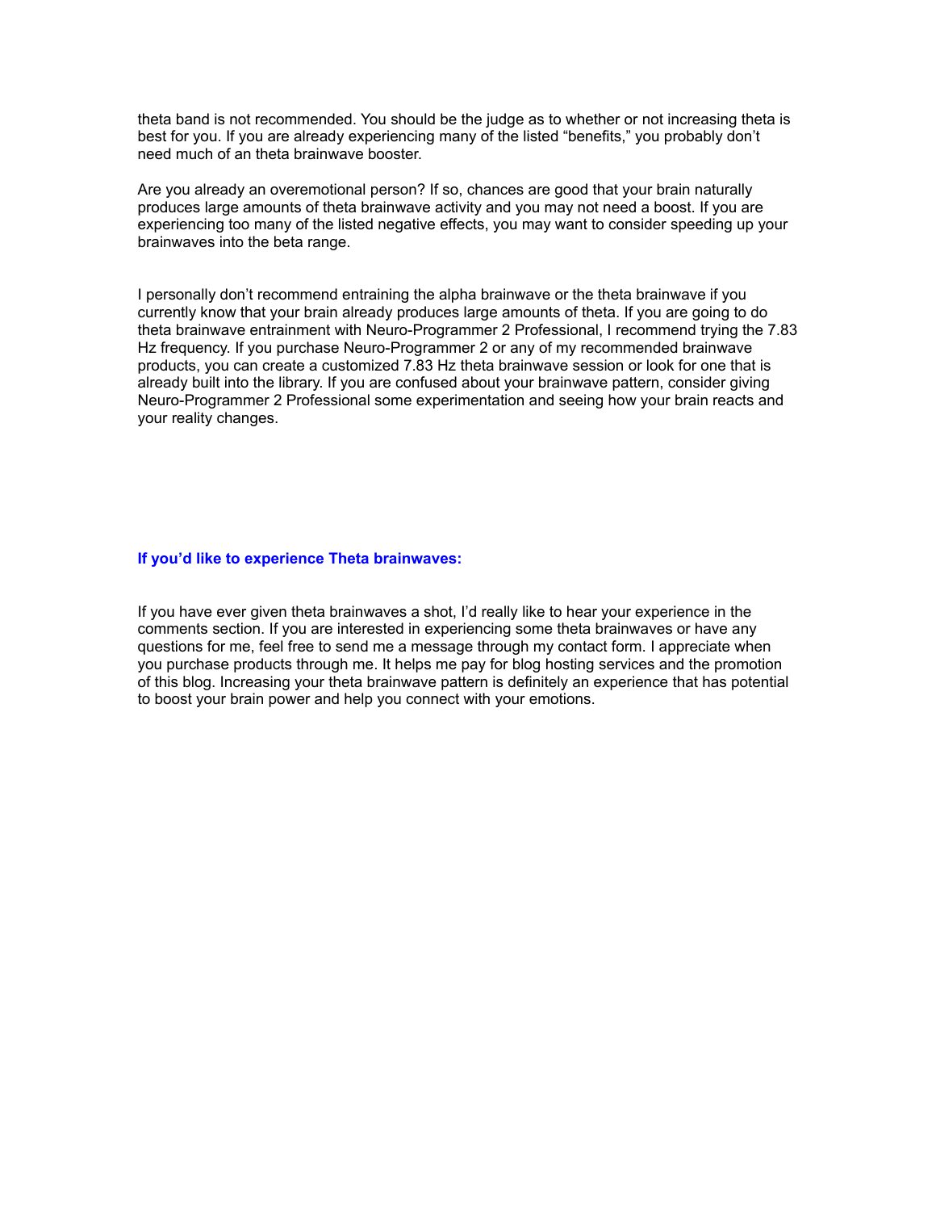theta band is not recommended. You should be the judge as to whether or not increasing theta is best for you. If you are already experiencing many of the listed "benefits," you probably don't need much of an theta brainwave booster.

Are you already an overemotional person? If so, chances are good that your brain naturally produces large amounts of theta brainwave activity and you may not need a boost. If you are experiencing too many of the listed negative effects, you may want to consider speeding up your brainwaves into the beta range.

I personally don't recommend entraining the alpha brainwave or the theta brainwave if you currently know that your brain already produces large amounts of theta. If you are going to do theta brainwave entrainment with Neuro-Programmer 2 Professional, I recommend trying the 7.83 Hz frequency. If you purchase Neuro-Programmer 2 or any of my recommended brainwave products, you can create a customized 7.83 Hz theta brainwave session or look for one that is already built into the library. If you are confused about your brainwave pattern, consider giving Neuro-Programmer 2 Professional some experimentation and seeing how your brain reacts and your reality changes.

**If you'd like to experience Theta brainwaves:**

If you have ever given theta brainwaves a shot, I'd really like to hear your experience in the comments section. If you are interested in experiencing some theta brainwaves or have any questions for me, feel free to send me a message through my contact form. I appreciate when you purchase products through me. It helps me pay for blog hosting services and the promotion of this blog. Increasing your theta brainwave pattern is definitely an experience that has potential to boost your brain power and help you connect with your emotions.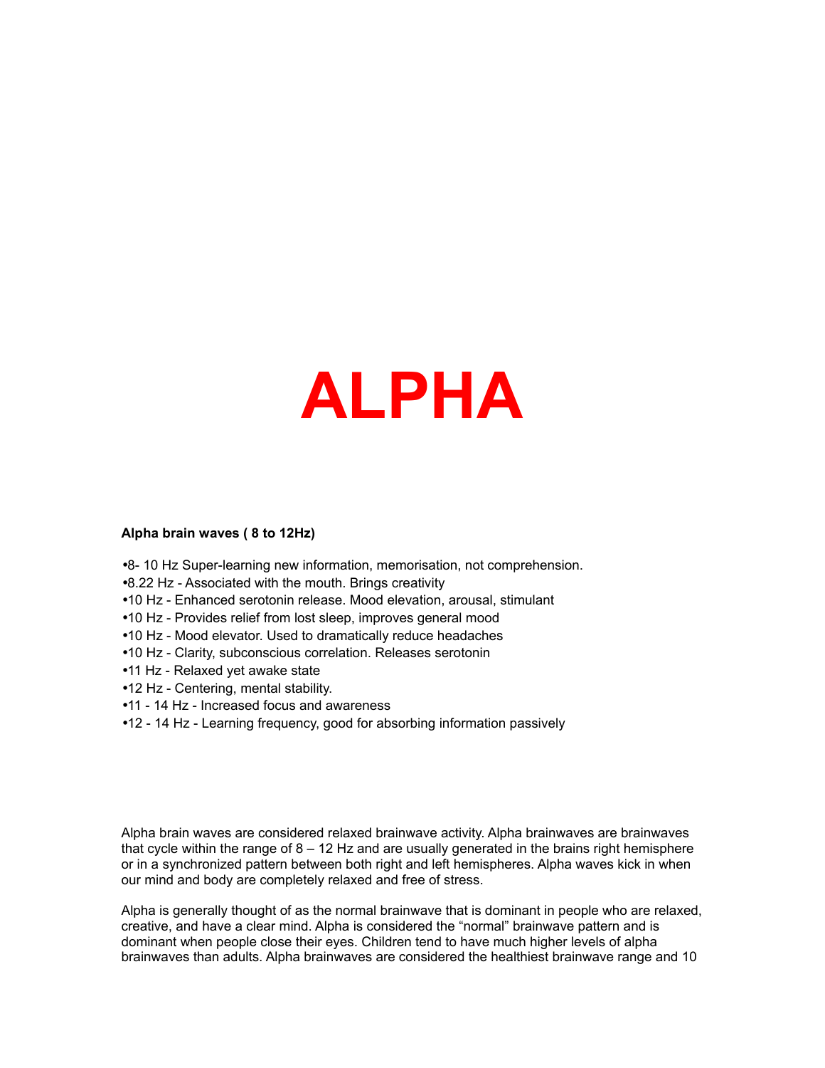# ALPHA

**Alpha brain waves ( 8 to 12Hz)**

- •8- 10 Hz Super-learning new information, memorisation, not comprehension.
- •8.22 Hz - Associated with the mouth. Brings creativity
- •10 Hz - Enhanced serotonin release. Mood elevation, arousal, stimulant
- •10 Hz - Provides relief from lost sleep, improves general mood
- •10 Hz - Mood elevator. Used to dramatically reduce headaches
- •10 Hz - Clarity, subconscious correlation. Releases serotonin
- •11 Hz - Relaxed yet awake state
- •12 Hz - Centering, mental stability.
- •11 - 14 Hz - Increased focus and awareness
- •12 - 14 Hz - Learning frequency, good for absorbing information passively

Alpha brain waves are considered relaxed brainwave activity. Alpha brainwaves are brainwaves that cycle within the range of 8 – 12 Hz and are usually generated in the brains right hemisphere or in a synchronized pattern between both right and left hemispheres. Alpha waves kick in when our mind and body are completely relaxed and free of stress.

Alpha is generally thought of as the normal brainwave that is dominant in people who are relaxed, creative, and have a clear mind. Alpha is considered the "normal" brainwave pattern and is dominant when people close their eyes. Children tend to have much higher levels of alpha brainwaves than adults. Alpha brainwaves are considered the healthiest brainwave range and 10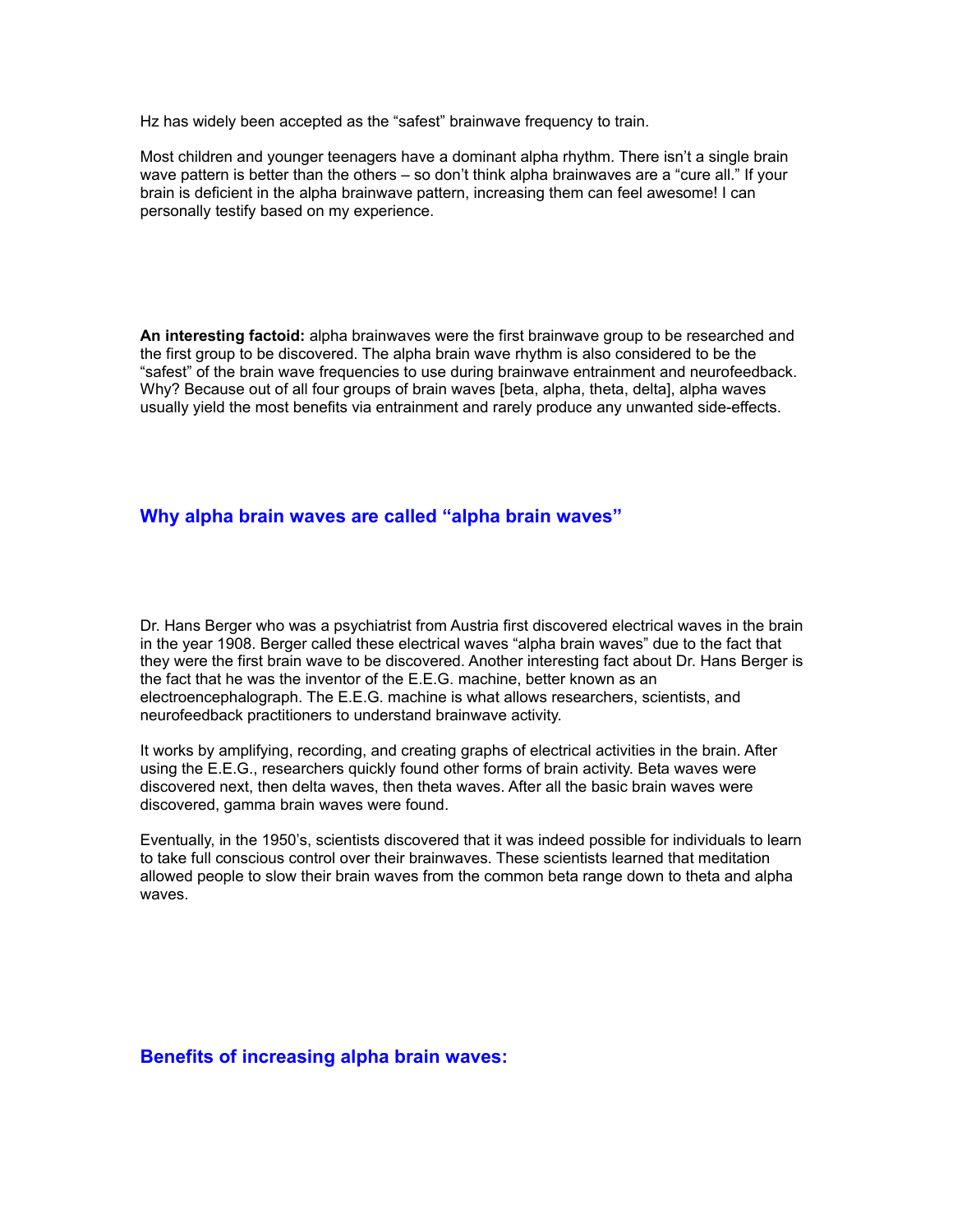Hz has widely been accepted as the “safest” brainwave frequency to train.

Most children and younger teenagers have a dominant alpha rhythm. There isn’t a single brain wave pattern is better than the others – so don’t think alpha brainwaves are a “cure all.” If your brain is deficient in the alpha brainwave pattern, increasing them can feel awesome! I can personally testify based on my experience.

**An interesting factoid:** alpha brainwaves were the first brainwave group to be researched and the first group to be discovered. The alpha brain wave rhythm is also considered to be the “safest” of the brain wave frequencies to use during brainwave entrainment and neurofeedback. Why? Because out of all four groups of brain waves [beta, alpha, theta, delta], alpha waves usually yield the most benefits via entrainment and rarely produce any unwanted side-effects.

## Why alpha brain waves are called “alpha brain waves”

Dr. Hans Berger who was a psychiatrist from Austria first discovered electrical waves in the brain in the year 1908. Berger called these electrical waves “alpha brain waves” due to the fact that they were the first brain wave to be discovered. Another interesting fact about Dr. Hans Berger is the fact that he was the inventor of the E.E.G. machine, better known as an electroencephalograph. The E.E.G. machine is what allows researchers, scientists, and neurofeedback practitioners to understand brainwave activity.

It works by amplifying, recording, and creating graphs of electrical activities in the brain. After using the E.E.G., researchers quickly found other forms of brain activity. Beta waves were discovered next, then delta waves, then theta waves. After all the basic brain waves were discovered, gamma brain waves were found.

Eventually, in the 1950’s, scientists discovered that it was indeed possible for individuals to learn to take full conscious control over their brainwaves. These scientists learned that meditation allowed people to slow their brain waves from the common beta range down to theta and alpha waves.

## Benefits of increasing alpha brain waves: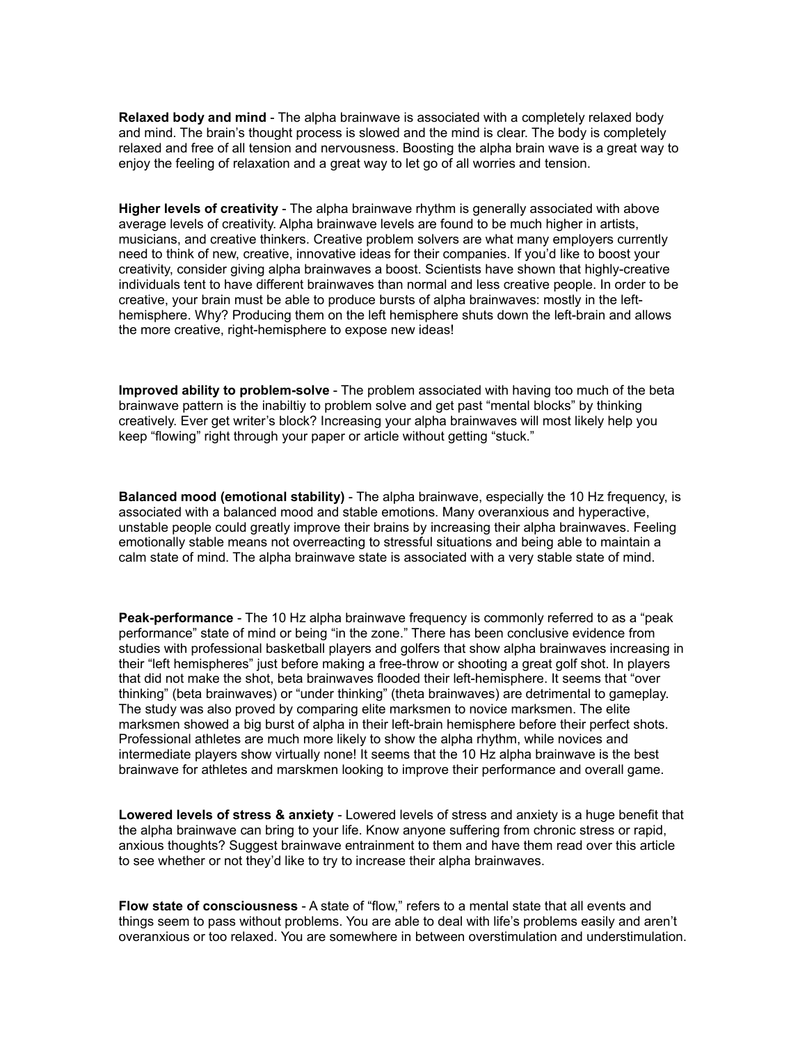**Relaxed body and mind** - The alpha brainwave is associated with a completely relaxed body and mind. The brain's thought process is slowed and the mind is clear. The body is completely relaxed and free of all tension and nervousness. Boosting the alpha brain wave is a great way to enjoy the feeling of relaxation and a great way to let go of all worries and tension.

**Higher levels of creativity** - The alpha brainwave rhythm is generally associated with above average levels of creativity. Alpha brainwave levels are found to be much higher in artists, musicians, and creative thinkers. Creative problem solvers are what many employers currently need to think of new, creative, innovative ideas for their companies. If you'd like to boost your creativity, consider giving alpha brainwaves a boost. Scientists have shown that highly-creative individuals tent to have different brainwaves than normal and less creative people. In order to be creative, your brain must be able to produce bursts of alpha brainwaves: mostly in the left-hemisphere. Why? Producing them on the left hemisphere shuts down the left-brain and allows the more creative, right-hemisphere to expose new ideas!

**Improved ability to problem-solve** - The problem associated with having too much of the beta brainwave pattern is the inabiltiy to problem solve and get past "mental blocks" by thinking creatively. Ever get writer's block? Increasing your alpha brainwaves will most likely help you keep "flowing" right through your paper or article without getting "stuck."

**Balanced mood (emotional stability)** - The alpha brainwave, especially the 10 Hz frequency, is associated with a balanced mood and stable emotions. Many overanxious and hyperactive, unstable people could greatly improve their brains by increasing their alpha brainwaves. Feeling emotionally stable means not overreacting to stressful situations and being able to maintain a calm state of mind. The alpha brainwave state is associated with a very stable state of mind.

**Peak-performance** - The 10 Hz alpha brainwave frequency is commonly referred to as a "peak performance" state of mind or being "in the zone." There has been conclusive evidence from studies with professional basketball players and golfers that show alpha brainwaves increasing in their "left hemispheres" just before making a free-throw or shooting a great golf shot. In players that did not make the shot, beta brainwaves flooded their left-hemisphere. It seems that "over thinking" (beta brainwaves) or "under thinking" (theta brainwaves) are detrimental to gameplay. The study was also proved by comparing elite marksmen to novice marksmen. The elite marksmen showed a big burst of alpha in their left-brain hemisphere before their perfect shots. Professional athletes are much more likely to show the alpha rhythm, while novices and intermediate players show virtually none! It seems that the 10 Hz alpha brainwave is the best brainwave for athletes and marskmen looking to improve their performance and overall game.

**Lowered levels of stress & anxiety** - Lowered levels of stress and anxiety is a huge benefit that the alpha brainwave can bring to your life. Know anyone suffering from chronic stress or rapid, anxious thoughts? Suggest brainwave entrainment to them and have them read over this article to see whether or not they'd like to try to increase their alpha brainwaves.

**Flow state of consciousness** - A state of "flow," refers to a mental state that all events and things seem to pass without problems. You are able to deal with life's problems easily and aren't overanxious or too relaxed. You are somewhere in between overstimulation and understimulation.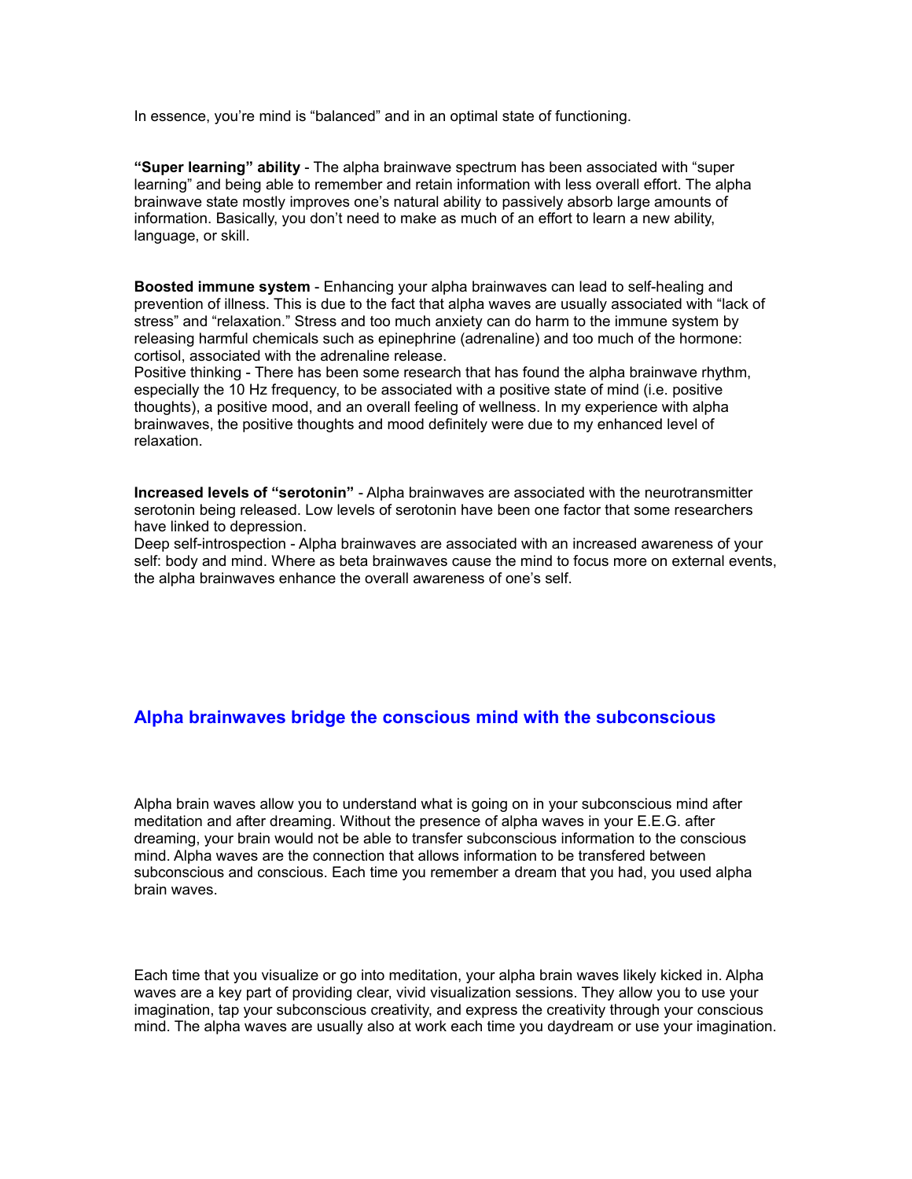In essence, you're mind is "balanced" and in an optimal state of functioning.

**"Super learning" ability** - The alpha brainwave spectrum has been associated with "super learning" and being able to remember and retain information with less overall effort. The alpha brainwave state mostly improves one's natural ability to passively absorb large amounts of information. Basically, you don't need to make as much of an effort to learn a new ability, language, or skill.

**Boosted immune system** - Enhancing your alpha brainwaves can lead to self-healing and prevention of illness. This is due to the fact that alpha waves are usually associated with "lack of stress" and "relaxation." Stress and too much anxiety can do harm to the immune system by releasing harmful chemicals such as epinephrine (adrenaline) and too much of the hormone: cortisol, associated with the adrenaline release.
Positive thinking - There has been some research that has found the alpha brainwave rhythm, especially the 10 Hz frequency, to be associated with a positive state of mind (i.e. positive thoughts), a positive mood, and an overall feeling of wellness. In my experience with alpha brainwaves, the positive thoughts and mood definitely were due to my enhanced level of relaxation.

**Increased levels of "serotonin"** - Alpha brainwaves are associated with the neurotransmitter serotonin being released. Low levels of serotonin have been one factor that some researchers have linked to depression.
Deep self-introspection - Alpha brainwaves are associated with an increased awareness of your self: body and mind. Where as beta brainwaves cause the mind to focus more on external events, the alpha brainwaves enhance the overall awareness of one's self.

## Alpha brainwaves bridge the conscious mind with the subconscious

Alpha brain waves allow you to understand what is going on in your subconscious mind after meditation and after dreaming. Without the presence of alpha waves in your E.E.G. after dreaming, your brain would not be able to transfer subconscious information to the conscious mind. Alpha waves are the connection that allows information to be transfered between subconscious and conscious. Each time you remember a dream that you had, you used alpha brain waves.

Each time that you visualize or go into meditation, your alpha brain waves likely kicked in. Alpha waves are a key part of providing clear, vivid visualization sessions. They allow you to use your imagination, tap your subconscious creativity, and express the creativity through your conscious mind. The alpha waves are usually also at work each time you daydream or use your imagination.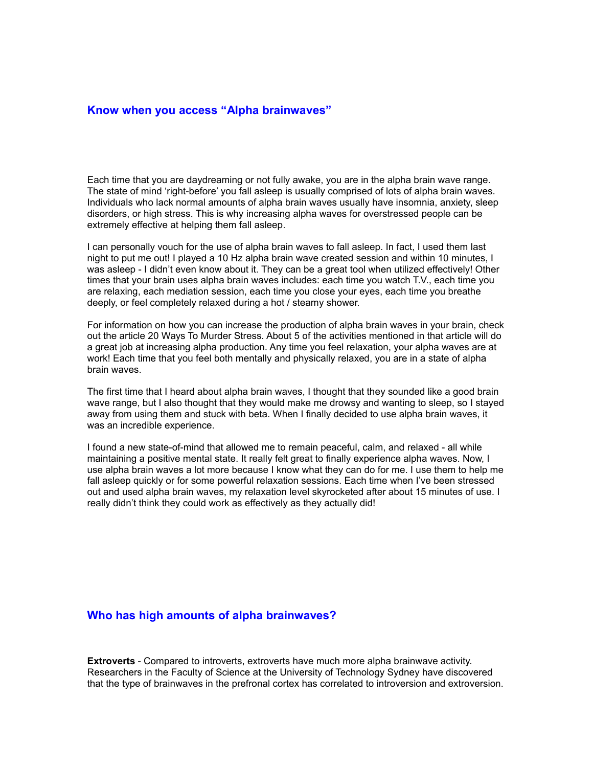## Know when you access "Alpha brainwaves"

Each time that you are daydreaming or not fully awake, you are in the alpha brain wave range. The state of mind 'right-before' you fall asleep is usually comprised of lots of alpha brain waves. Individuals who lack normal amounts of alpha brain waves usually have insomnia, anxiety, sleep disorders, or high stress. This is why increasing alpha waves for overstressed people can be extremely effective at helping them fall asleep.

I can personally vouch for the use of alpha brain waves to fall asleep. In fact, I used them last night to put me out! I played a 10 Hz alpha brain wave created session and within 10 minutes, I was asleep - I didn't even know about it. They can be a great tool when utilized effectively! Other times that your brain uses alpha brain waves includes: each time you watch T.V., each time you are relaxing, each mediation session, each time you close your eyes, each time you breathe deeply, or feel completely relaxed during a hot / steamy shower.

For information on how you can increase the production of alpha brain waves in your brain, check out the article 20 Ways To Murder Stress. About 5 of the activities mentioned in that article will do a great job at increasing alpha production. Any time you feel relaxation, your alpha waves are at work! Each time that you feel both mentally and physically relaxed, you are in a state of alpha brain waves.

The first time that I heard about alpha brain waves, I thought that they sounded like a good brain wave range, but I also thought that they would make me drowsy and wanting to sleep, so I stayed away from using them and stuck with beta. When I finally decided to use alpha brain waves, it was an incredible experience.

I found a new state-of-mind that allowed me to remain peaceful, calm, and relaxed - all while maintaining a positive mental state. It really felt great to finally experience alpha waves. Now, I use alpha brain waves a lot more because I know what they can do for me. I use them to help me fall asleep quickly or for some powerful relaxation sessions. Each time when I've been stressed out and used alpha brain waves, my relaxation level skyrocketed after about 15 minutes of use. I really didn't think they could work as effectively as they actually did!

## Who has high amounts of alpha brainwaves?

**Extroverts** - Compared to introverts, extroverts have much more alpha brainwave activity. Researchers in the Faculty of Science at the University of Technology Sydney have discovered that the type of brainwaves in the prefronal cortex has correlated to introversion and extroversion.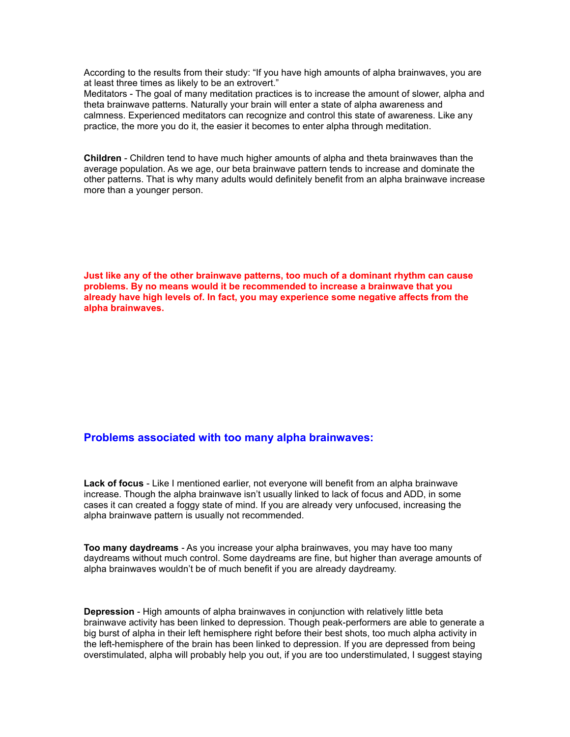According to the results from their study: “If you have high amounts of alpha brainwaves, you are at least three times as likely to be an extrovert.”
Meditators - The goal of many meditation practices is to increase the amount of slower, alpha and theta brainwave patterns. Naturally your brain will enter a state of alpha awareness and calmness. Experienced meditators can recognize and control this state of awareness. Like any practice, the more you do it, the easier it becomes to enter alpha through meditation.

**Children** - Children tend to have much higher amounts of alpha and theta brainwaves than the average population. As we age, our beta brainwave pattern tends to increase and dominate the other patterns. That is why many adults would definitely benefit from an alpha brainwave increase more than a younger person.

**Just like any of the other brainwave patterns, too much of a dominant rhythm can cause problems. By no means would it be recommended to increase a brainwave that you already have high levels of. In fact, you may experience some negative affects from the alpha brainwaves.**

## Problems associated with too many alpha brainwaves:

**Lack of focus** - Like I mentioned earlier, not everyone will benefit from an alpha brainwave increase. Though the alpha brainwave isn’t usually linked to lack of focus and ADD, in some cases it can created a foggy state of mind. If you are already very unfocused, increasing the alpha brainwave pattern is usually not recommended.

**Too many daydreams** - As you increase your alpha brainwaves, you may have too many daydreams without much control. Some daydreams are fine, but higher than average amounts of alpha brainwaves wouldn’t be of much benefit if you are already daydreamy.

**Depression** - High amounts of alpha brainwaves in conjunction with relatively little beta brainwave activity has been linked to depression. Though peak-performers are able to generate a big burst of alpha in their left hemisphere right before their best shots, too much alpha activity in the left-hemisphere of the brain has been linked to depression. If you are depressed from being overstimulated, alpha will probably help you out, if you are too understimulated, I suggest staying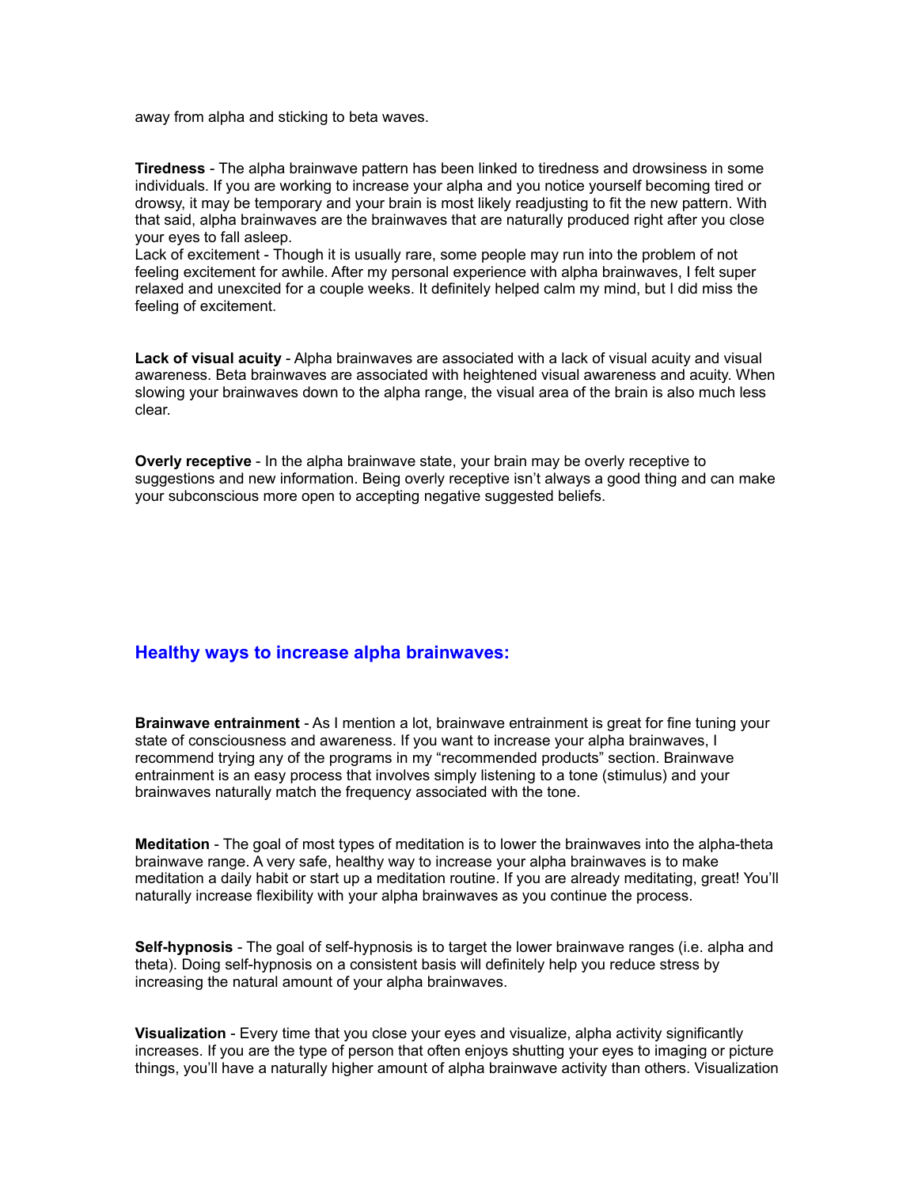away from alpha and sticking to beta waves.

**Tiredness** - The alpha brainwave pattern has been linked to tiredness and drowsiness in some individuals. If you are working to increase your alpha and you notice yourself becoming tired or drowsy, it may be temporary and your brain is most likely readjusting to fit the new pattern. With that said, alpha brainwaves are the brainwaves that are naturally produced right after you close your eyes to fall asleep.
Lack of excitement - Though it is usually rare, some people may run into the problem of not feeling excitement for awhile. After my personal experience with alpha brainwaves, I felt super relaxed and unexcited for a couple weeks. It definitely helped calm my mind, but I did miss the feeling of excitement.

**Lack of visual acuity** - Alpha brainwaves are associated with a lack of visual acuity and visual awareness. Beta brainwaves are associated with heightened visual awareness and acuity. When slowing your brainwaves down to the alpha range, the visual area of the brain is also much less clear.

**Overly receptive** - In the alpha brainwave state, your brain may be overly receptive to suggestions and new information. Being overly receptive isn't always a good thing and can make your subconscious more open to accepting negative suggested beliefs.

## Healthy ways to increase alpha brainwaves:

**Brainwave entrainment** - As I mention a lot, brainwave entrainment is great for fine tuning your state of consciousness and awareness. If you want to increase your alpha brainwaves, I recommend trying any of the programs in my "recommended products" section. Brainwave entrainment is an easy process that involves simply listening to a tone (stimulus) and your brainwaves naturally match the frequency associated with the tone.

**Meditation** - The goal of most types of meditation is to lower the brainwaves into the alpha-theta brainwave range. A very safe, healthy way to increase your alpha brainwaves is to make meditation a daily habit or start up a meditation routine. If you are already meditating, great! You'll naturally increase flexibility with your alpha brainwaves as you continue the process.

**Self-hypnosis** - The goal of self-hypnosis is to target the lower brainwave ranges (i.e. alpha and theta). Doing self-hypnosis on a consistent basis will definitely help you reduce stress by increasing the natural amount of your alpha brainwaves.

**Visualization** - Every time that you close your eyes and visualize, alpha activity significantly increases. If you are the type of person that often enjoys shutting your eyes to imaging or picture things, you'll have a naturally higher amount of alpha brainwave activity than others. Visualization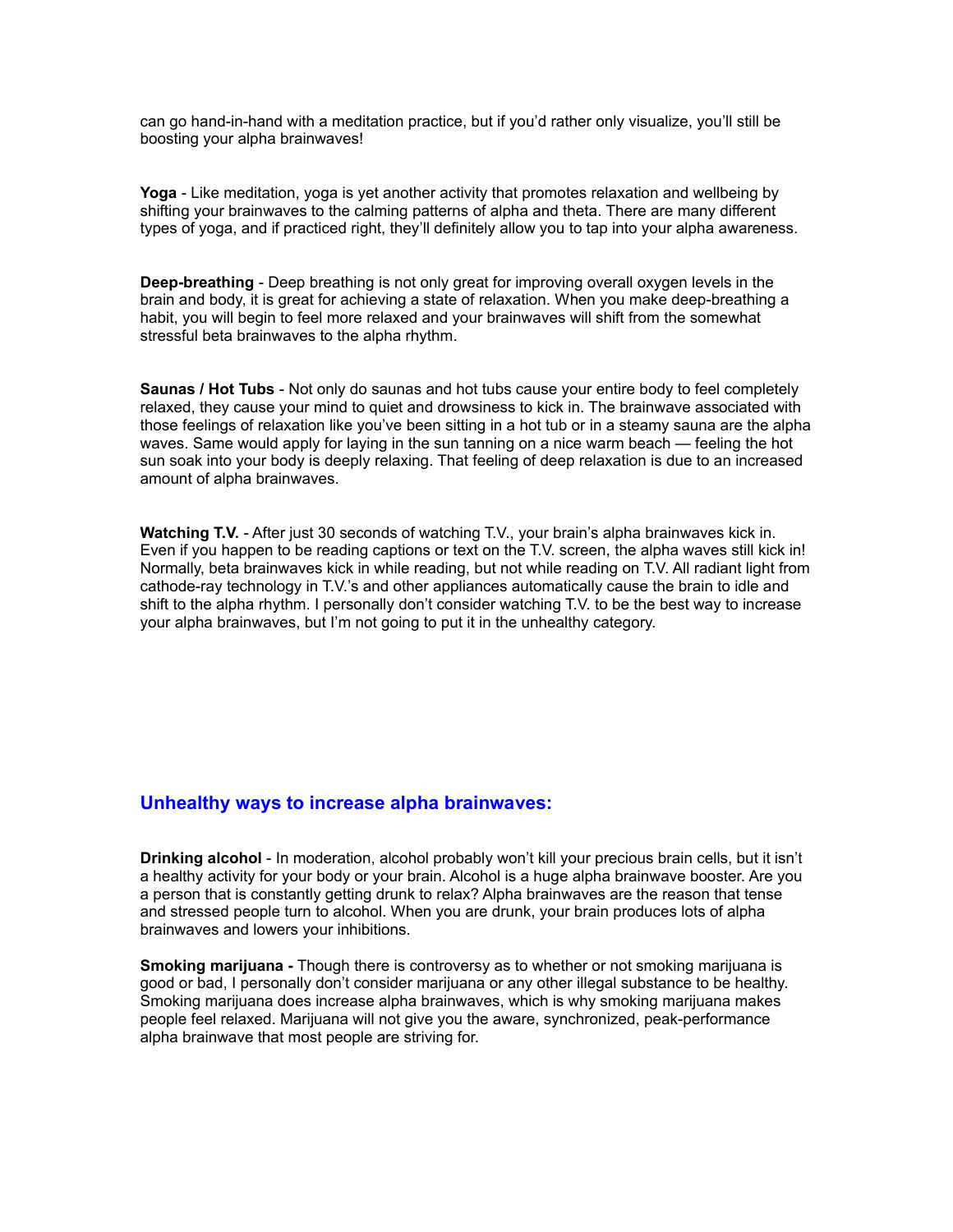can go hand-in-hand with a meditation practice, but if you'd rather only visualize, you'll still be boosting your alpha brainwaves!

**Yoga** - Like meditation, yoga is yet another activity that promotes relaxation and wellbeing by shifting your brainwaves to the calming patterns of alpha and theta. There are many different types of yoga, and if practiced right, they'll definitely allow you to tap into your alpha awareness.

**Deep-breathing** - Deep breathing is not only great for improving overall oxygen levels in the brain and body, it is great for achieving a state of relaxation. When you make deep-breathing a habit, you will begin to feel more relaxed and your brainwaves will shift from the somewhat stressful beta brainwaves to the alpha rhythm.

**Saunas / Hot Tubs** - Not only do saunas and hot tubs cause your entire body to feel completely relaxed, they cause your mind to quiet and drowsiness to kick in. The brainwave associated with those feelings of relaxation like you've been sitting in a hot tub or in a steamy sauna are the alpha waves. Same would apply for laying in the sun tanning on a nice warm beach — feeling the hot sun soak into your body is deeply relaxing. That feeling of deep relaxation is due to an increased amount of alpha brainwaves.

**Watching T.V.** - After just 30 seconds of watching T.V., your brain's alpha brainwaves kick in. Even if you happen to be reading captions or text on the T.V. screen, the alpha waves still kick in! Normally, beta brainwaves kick in while reading, but not while reading on T.V. All radiant light from cathode-ray technology in T.V.'s and other appliances automatically cause the brain to idle and shift to the alpha rhythm. I personally don't consider watching T.V. to be the best way to increase your alpha brainwaves, but I'm not going to put it in the unhealthy category.

### Unhealthy ways to increase alpha brainwaves:

**Drinking alcohol** - In moderation, alcohol probably won't kill your precious brain cells, but it isn't a healthy activity for your body or your brain. Alcohol is a huge alpha brainwave booster. Are you a person that is constantly getting drunk to relax? Alpha brainwaves are the reason that tense and stressed people turn to alcohol. When you are drunk, your brain produces lots of alpha brainwaves and lowers your inhibitions.

**Smoking marijuana -** Though there is controversy as to whether or not smoking marijuana is good or bad, I personally don't consider marijuana or any other illegal substance to be healthy. Smoking marijuana does increase alpha brainwaves, which is why smoking marijuana makes people feel relaxed. Marijuana will not give you the aware, synchronized, peak-performance alpha brainwave that most people are striving for.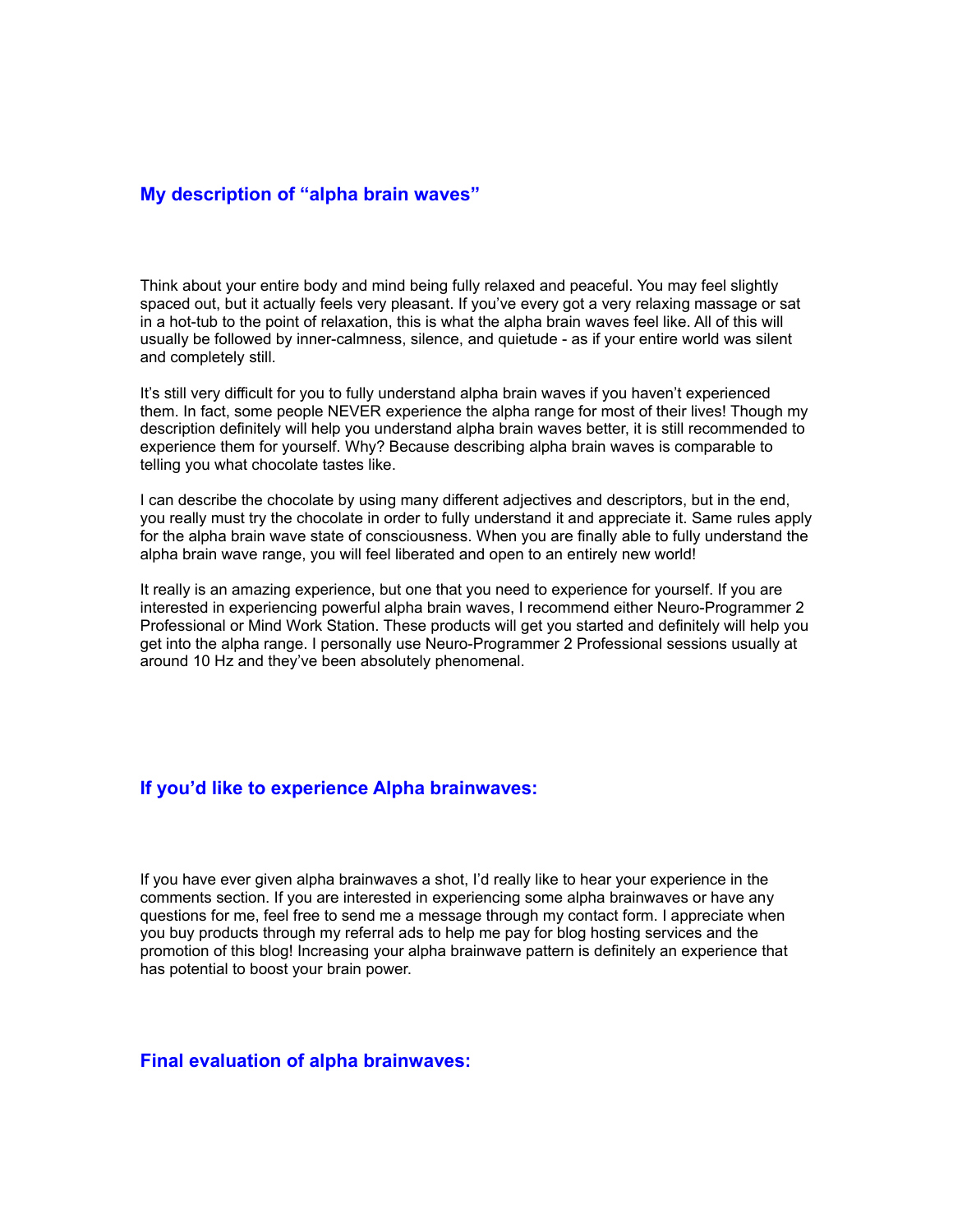## My description of “alpha brain waves”

Think about your entire body and mind being fully relaxed and peaceful. You may feel slightly spaced out, but it actually feels very pleasant. If you’ve every got a very relaxing massage or sat in a hot-tub to the point of relaxation, this is what the alpha brain waves feel like. All of this will usually be followed by inner-calmness, silence, and quietude - as if your entire world was silent and completely still.

It’s still very difficult for you to fully understand alpha brain waves if you haven’t experienced them. In fact, some people NEVER experience the alpha range for most of their lives! Though my description definitely will help you understand alpha brain waves better, it is still recommended to experience them for yourself. Why? Because describing alpha brain waves is comparable to telling you what chocolate tastes like.

I can describe the chocolate by using many different adjectives and descriptors, but in the end, you really must try the chocolate in order to fully understand it and appreciate it. Same rules apply for the alpha brain wave state of consciousness. When you are finally able to fully understand the alpha brain wave range, you will feel liberated and open to an entirely new world!

It really is an amazing experience, but one that you need to experience for yourself. If you are interested in experiencing powerful alpha brain waves, I recommend either Neuro-Programmer 2 Professional or Mind Work Station. These products will get you started and definitely will help you get into the alpha range. I personally use Neuro-Programmer 2 Professional sessions usually at around 10 Hz and they’ve been absolutely phenomenal.

## If you’d like to experience Alpha brainwaves:

If you have ever given alpha brainwaves a shot, I’d really like to hear your experience in the comments section. If you are interested in experiencing some alpha brainwaves or have any questions for me, feel free to send me a message through my contact form. I appreciate when you buy products through my referral ads to help me pay for blog hosting services and the promotion of this blog! Increasing your alpha brainwave pattern is definitely an experience that has potential to boost your brain power.

## Final evaluation of alpha brainwaves: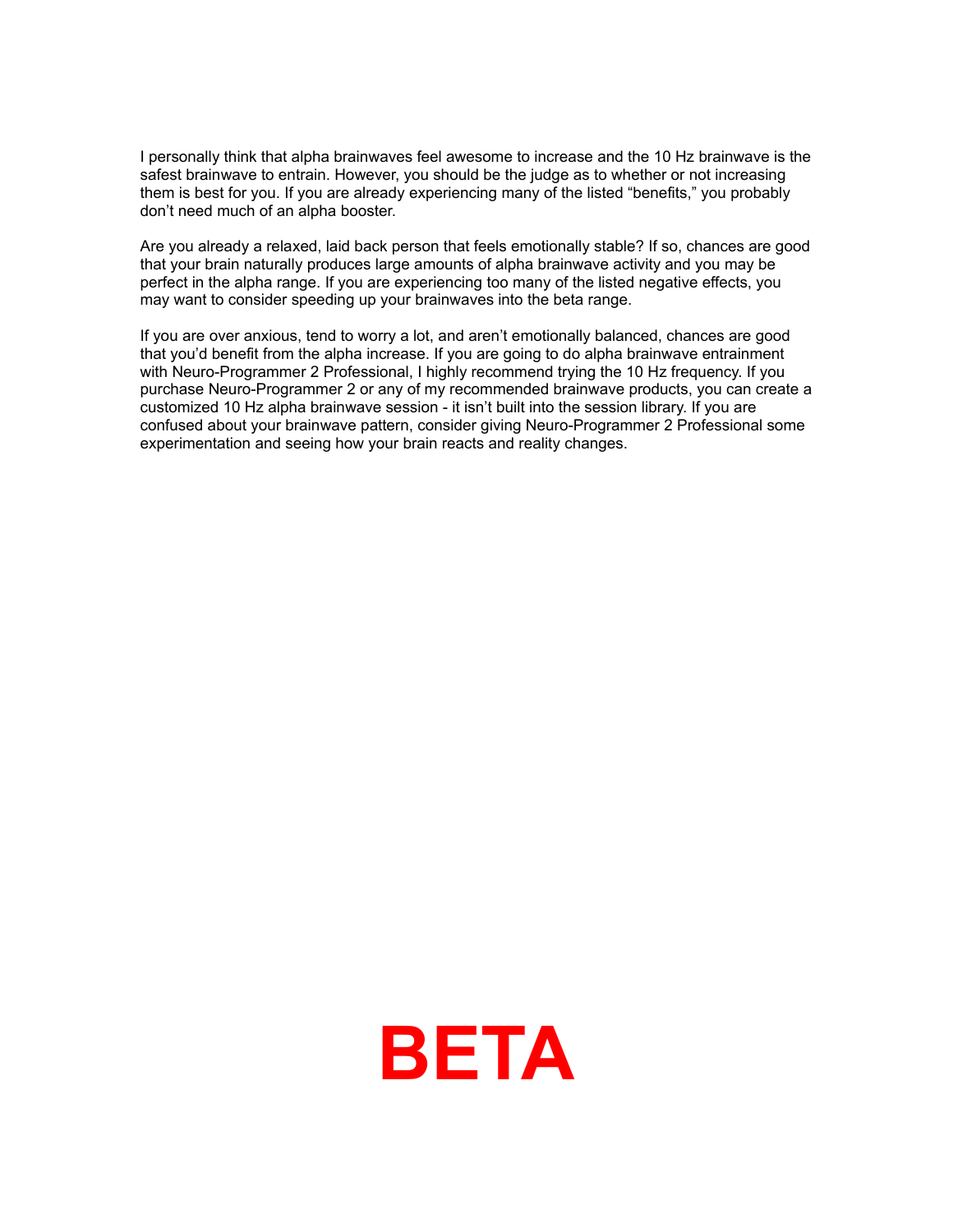I personally think that alpha brainwaves feel awesome to increase and the 10 Hz brainwave is the safest brainwave to entrain. However, you should be the judge as to whether or not increasing them is best for you. If you are already experiencing many of the listed “benefits,” you probably don’t need much of an alpha booster.

Are you already a relaxed, laid back person that feels emotionally stable? If so, chances are good that your brain naturally produces large amounts of alpha brainwave activity and you may be perfect in the alpha range. If you are experiencing too many of the listed negative effects, you may want to consider speeding up your brainwaves into the beta range.

If you are over anxious, tend to worry a lot, and aren’t emotionally balanced, chances are good that you’d benefit from the alpha increase. If you are going to do alpha brainwave entrainment with Neuro-Programmer 2 Professional, I highly recommend trying the 10 Hz frequency. If you purchase Neuro-Programmer 2 or any of my recommended brainwave products, you can create a customized 10 Hz alpha brainwave session - it isn’t built into the session library. If you are confused about your brainwave pattern, consider giving Neuro-Programmer 2 Professional some experimentation and seeing how your brain reacts and reality changes.

# BETA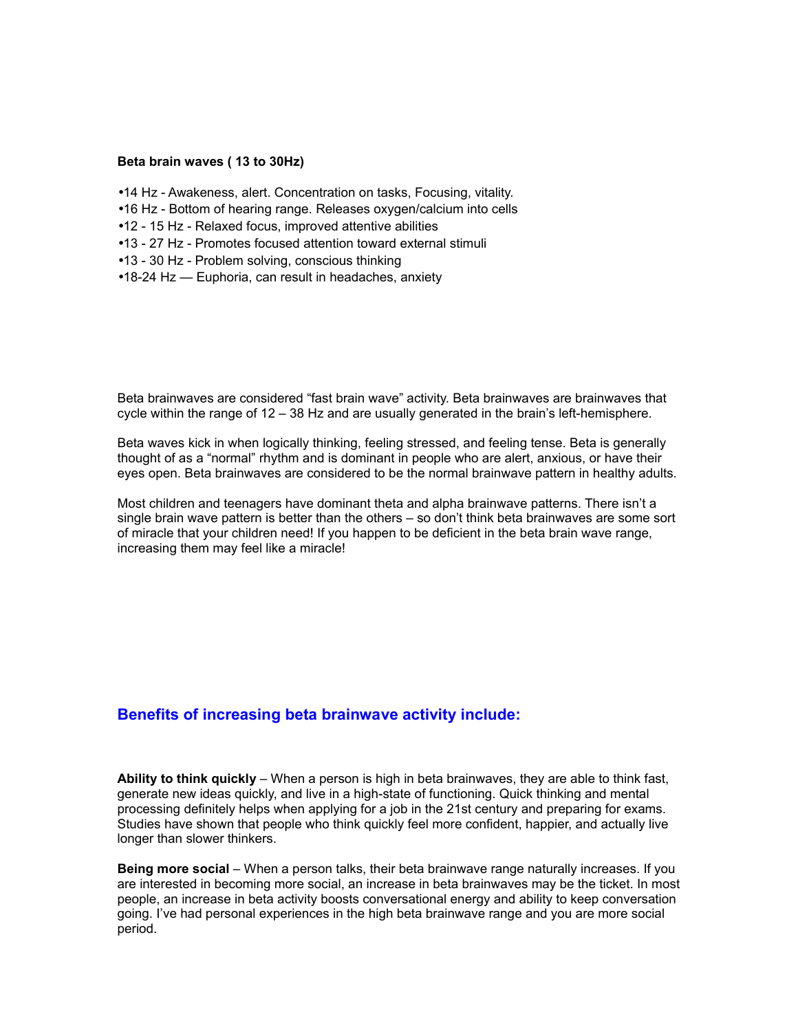**Beta brain waves ( 13 to 30Hz)**

- •14 Hz - Awakeness, alert. Concentration on tasks, Focusing, vitality.
- •16 Hz - Bottom of hearing range. Releases oxygen/calcium into cells
- •12 - 15 Hz - Relaxed focus, improved attentive abilities
- •13 - 27 Hz - Promotes focused attention toward external stimuli
- •13 - 30 Hz - Problem solving, conscious thinking
- •18-24 Hz — Euphoria, can result in headaches, anxiety

Beta brainwaves are considered “fast brain wave” activity. Beta brainwaves are brainwaves that cycle within the range of 12 – 38 Hz and are usually generated in the brain’s left-hemisphere.

Beta waves kick in when logically thinking, feeling stressed, and feeling tense. Beta is generally thought of as a “normal” rhythm and is dominant in people who are alert, anxious, or have their eyes open. Beta brainwaves are considered to be the normal brainwave pattern in healthy adults.

Most children and teenagers have dominant theta and alpha brainwave patterns. There isn’t a single brain wave pattern is better than the others – so don’t think beta brainwaves are some sort of miracle that your children need! If you happen to be deficient in the beta brain wave range, increasing them may feel like a miracle!

## Benefits of increasing beta brainwave activity include:

**Ability to think quickly** – When a person is high in beta brainwaves, they are able to think fast, generate new ideas quickly, and live in a high-state of functioning. Quick thinking and mental processing definitely helps when applying for a job in the 21st century and preparing for exams. Studies have shown that people who think quickly feel more confident, happier, and actually live longer than slower thinkers.

**Being more social** – When a person talks, their beta brainwave range naturally increases. If you are interested in becoming more social, an increase in beta brainwaves may be the ticket. In most people, an increase in beta activity boosts conversational energy and ability to keep conversation going. I’ve had personal experiences in the high beta brainwave range and you are more social period.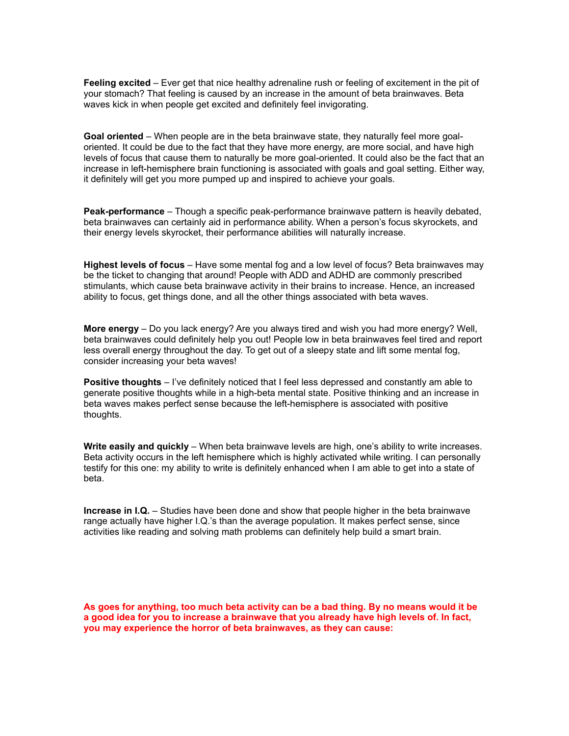**Feeling excited** – Ever get that nice healthy adrenaline rush or feeling of excitement in the pit of your stomach? That feeling is caused by an increase in the amount of beta brainwaves. Beta waves kick in when people get excited and definitely feel invigorating.

**Goal oriented** – When people are in the beta brainwave state, they naturally feel more goal-oriented. It could be due to the fact that they have more energy, are more social, and have high levels of focus that cause them to naturally be more goal-oriented. It could also be the fact that an increase in left-hemisphere brain functioning is associated with goals and goal setting. Either way, it definitely will get you more pumped up and inspired to achieve your goals.

**Peak-performance** – Though a specific peak-performance brainwave pattern is heavily debated, beta brainwaves can certainly aid in performance ability. When a person's focus skyrockets, and their energy levels skyrocket, their performance abilities will naturally increase.

**Highest levels of focus** – Have some mental fog and a low level of focus? Beta brainwaves may be the ticket to changing that around! People with ADD and ADHD are commonly prescribed stimulants, which cause beta brainwave activity in their brains to increase. Hence, an increased ability to focus, get things done, and all the other things associated with beta waves.

**More energy** – Do you lack energy? Are you always tired and wish you had more energy? Well, beta brainwaves could definitely help you out! People low in beta brainwaves feel tired and report less overall energy throughout the day. To get out of a sleepy state and lift some mental fog, consider increasing your beta waves!

**Positive thoughts** – I've definitely noticed that I feel less depressed and constantly am able to generate positive thoughts while in a high-beta mental state. Positive thinking and an increase in beta waves makes perfect sense because the left-hemisphere is associated with positive thoughts.

**Write easily and quickly** – When beta brainwave levels are high, one's ability to write increases. Beta activity occurs in the left hemisphere which is highly activated while writing. I can personally testify for this one: my ability to write is definitely enhanced when I am able to get into a state of beta.

**Increase in I.Q.** – Studies have been done and show that people higher in the beta brainwave range actually have higher I.Q.'s than the average population. It makes perfect sense, since activities like reading and solving math problems can definitely help build a smart brain.

**As goes for anything, too much beta activity can be a bad thing. By no means would it be a good idea for you to increase a brainwave that you already have high levels of. In fact, you may experience the horror of beta brainwaves, as they can cause:**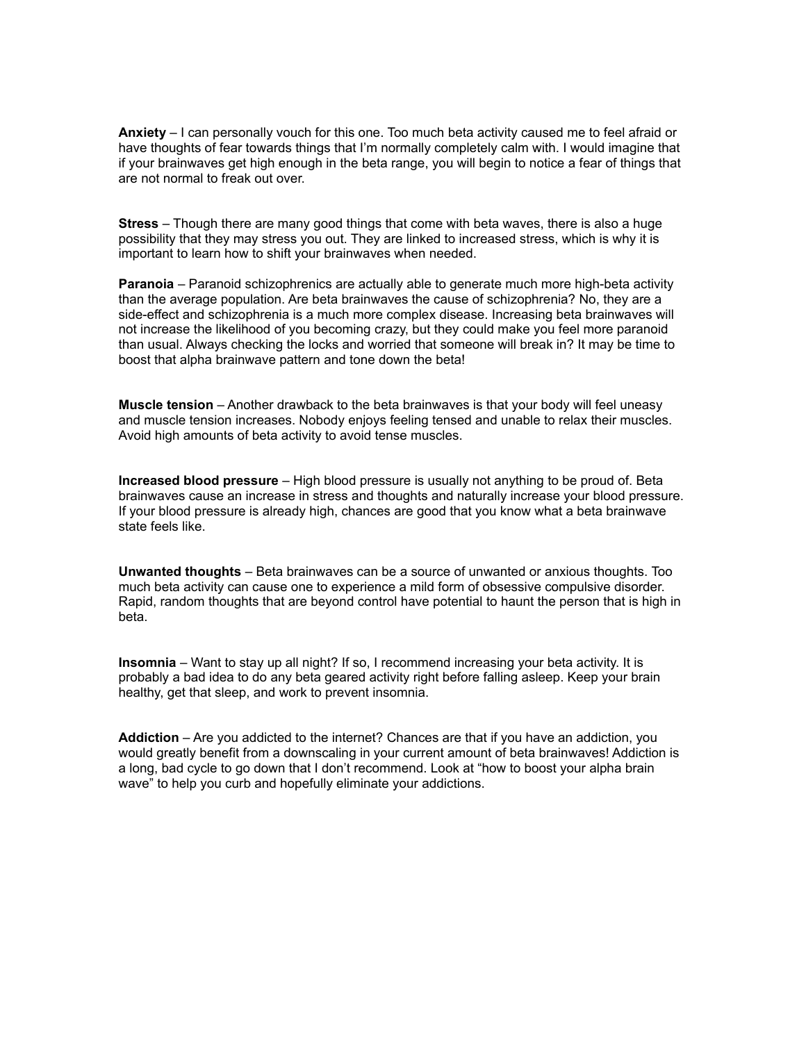**Anxiety** – I can personally vouch for this one. Too much beta activity caused me to feel afraid or have thoughts of fear towards things that I'm normally completely calm with. I would imagine that if your brainwaves get high enough in the beta range, you will begin to notice a fear of things that are not normal to freak out over.

**Stress** – Though there are many good things that come with beta waves, there is also a huge possibility that they may stress you out. They are linked to increased stress, which is why it is important to learn how to shift your brainwaves when needed.

**Paranoia** – Paranoid schizophrenics are actually able to generate much more high-beta activity than the average population. Are beta brainwaves the cause of schizophrenia? No, they are a side-effect and schizophrenia is a much more complex disease. Increasing beta brainwaves will not increase the likelihood of you becoming crazy, but they could make you feel more paranoid than usual. Always checking the locks and worried that someone will break in? It may be time to boost that alpha brainwave pattern and tone down the beta!

**Muscle tension** – Another drawback to the beta brainwaves is that your body will feel uneasy and muscle tension increases. Nobody enjoys feeling tensed and unable to relax their muscles. Avoid high amounts of beta activity to avoid tense muscles.

**Increased blood pressure** – High blood pressure is usually not anything to be proud of. Beta brainwaves cause an increase in stress and thoughts and naturally increase your blood pressure. If your blood pressure is already high, chances are good that you know what a beta brainwave state feels like.

**Unwanted thoughts** – Beta brainwaves can be a source of unwanted or anxious thoughts. Too much beta activity can cause one to experience a mild form of obsessive compulsive disorder. Rapid, random thoughts that are beyond control have potential to haunt the person that is high in beta.

**Insomnia** – Want to stay up all night? If so, I recommend increasing your beta activity. It is probably a bad idea to do any beta geared activity right before falling asleep. Keep your brain healthy, get that sleep, and work to prevent insomnia.

**Addiction** – Are you addicted to the internet? Chances are that if you have an addiction, you would greatly benefit from a downscaling in your current amount of beta brainwaves! Addiction is a long, bad cycle to go down that I don't recommend. Look at "how to boost your alpha brain wave" to help you curb and hopefully eliminate your addictions.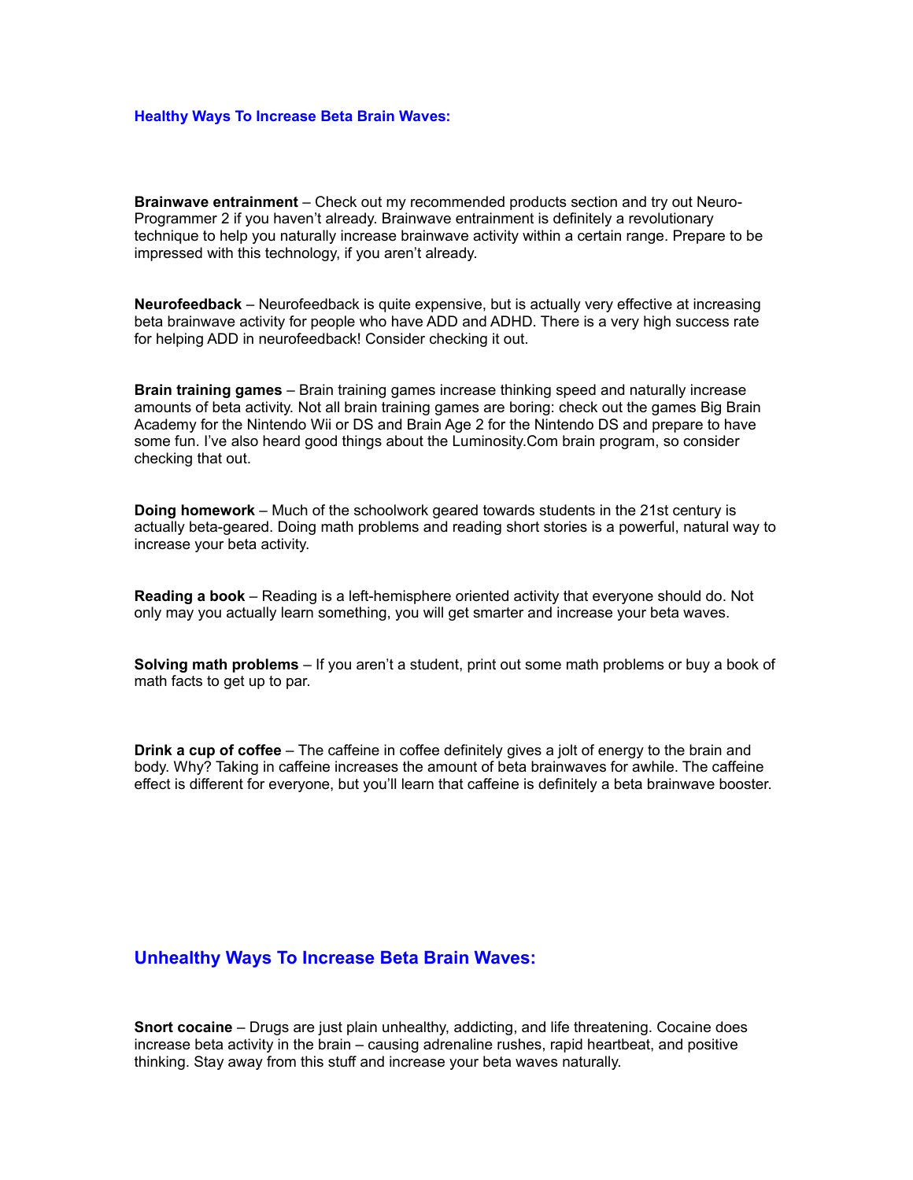### Healthy Ways To Increase Beta Brain Waves:

**Brainwave entrainment** – Check out my recommended products section and try out Neuro-Programmer 2 if you haven't already. Brainwave entrainment is definitely a revolutionary technique to help you naturally increase brainwave activity within a certain range. Prepare to be impressed with this technology, if you aren't already.

**Neurofeedback** – Neurofeedback is quite expensive, but is actually very effective at increasing beta brainwave activity for people who have ADD and ADHD. There is a very high success rate for helping ADD in neurofeedback! Consider checking it out.

**Brain training games** – Brain training games increase thinking speed and naturally increase amounts of beta activity. Not all brain training games are boring: check out the games Big Brain Academy for the Nintendo Wii or DS and Brain Age 2 for the Nintendo DS and prepare to have some fun. I've also heard good things about the Luminosity.Com brain program, so consider checking that out.

**Doing homework** – Much of the schoolwork geared towards students in the 21st century is actually beta-geared. Doing math problems and reading short stories is a powerful, natural way to increase your beta activity.

**Reading a book** – Reading is a left-hemisphere oriented activity that everyone should do. Not only may you actually learn something, you will get smarter and increase your beta waves.

**Solving math problems** – If you aren't a student, print out some math problems or buy a book of math facts to get up to par.

**Drink a cup of coffee** – The caffeine in coffee definitely gives a jolt of energy to the brain and body. Why? Taking in caffeine increases the amount of beta brainwaves for awhile. The caffeine effect is different for everyone, but you'll learn that caffeine is definitely a beta brainwave booster.

## Unhealthy Ways To Increase Beta Brain Waves:

**Snort cocaine** – Drugs are just plain unhealthy, addicting, and life threatening. Cocaine does increase beta activity in the brain – causing adrenaline rushes, rapid heartbeat, and positive thinking. Stay away from this stuff and increase your beta waves naturally.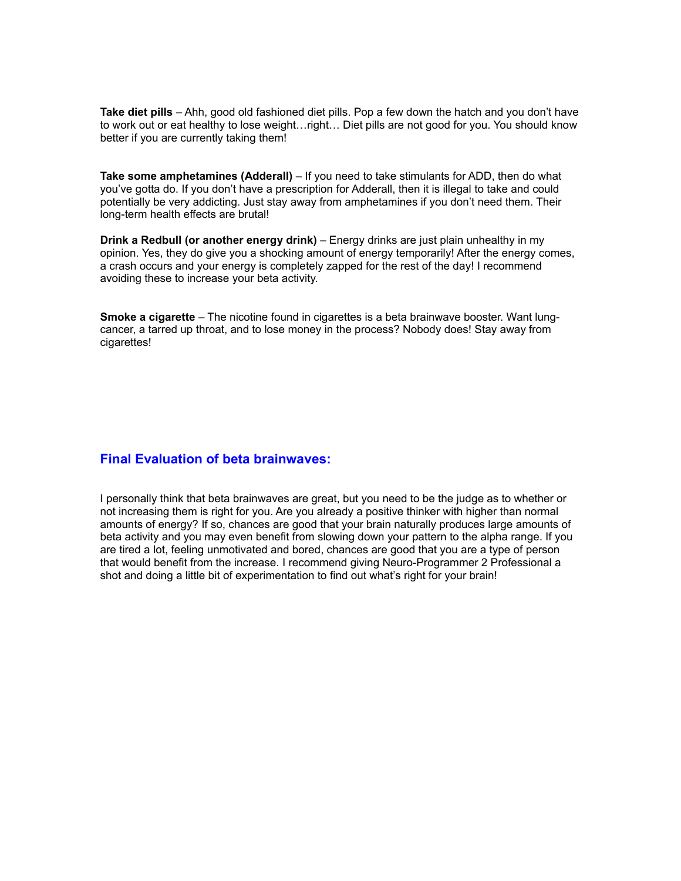**Take diet pills** – Ahh, good old fashioned diet pills. Pop a few down the hatch and you don't have to work out or eat healthy to lose weight…right… Diet pills are not good for you. You should know better if you are currently taking them!

**Take some amphetamines (Adderall)** – If you need to take stimulants for ADD, then do what you've gotta do. If you don't have a prescription for Adderall, then it is illegal to take and could potentially be very addicting. Just stay away from amphetamines if you don't need them. Their long-term health effects are brutal!

**Drink a Redbull (or another energy drink)** – Energy drinks are just plain unhealthy in my opinion. Yes, they do give you a shocking amount of energy temporarily! After the energy comes, a crash occurs and your energy is completely zapped for the rest of the day! I recommend avoiding these to increase your beta activity.

**Smoke a cigarette** – The nicotine found in cigarettes is a beta brainwave booster. Want lung-cancer, a tarred up throat, and to lose money in the process? Nobody does! Stay away from cigarettes!

## Final Evaluation of beta brainwaves:

I personally think that beta brainwaves are great, but you need to be the judge as to whether or not increasing them is right for you. Are you already a positive thinker with higher than normal amounts of energy? If so, chances are good that your brain naturally produces large amounts of beta activity and you may even benefit from slowing down your pattern to the alpha range. If you are tired a lot, feeling unmotivated and bored, chances are good that you are a type of person that would benefit from the increase. I recommend giving Neuro-Programmer 2 Professional a shot and doing a little bit of experimentation to find out what's right for your brain!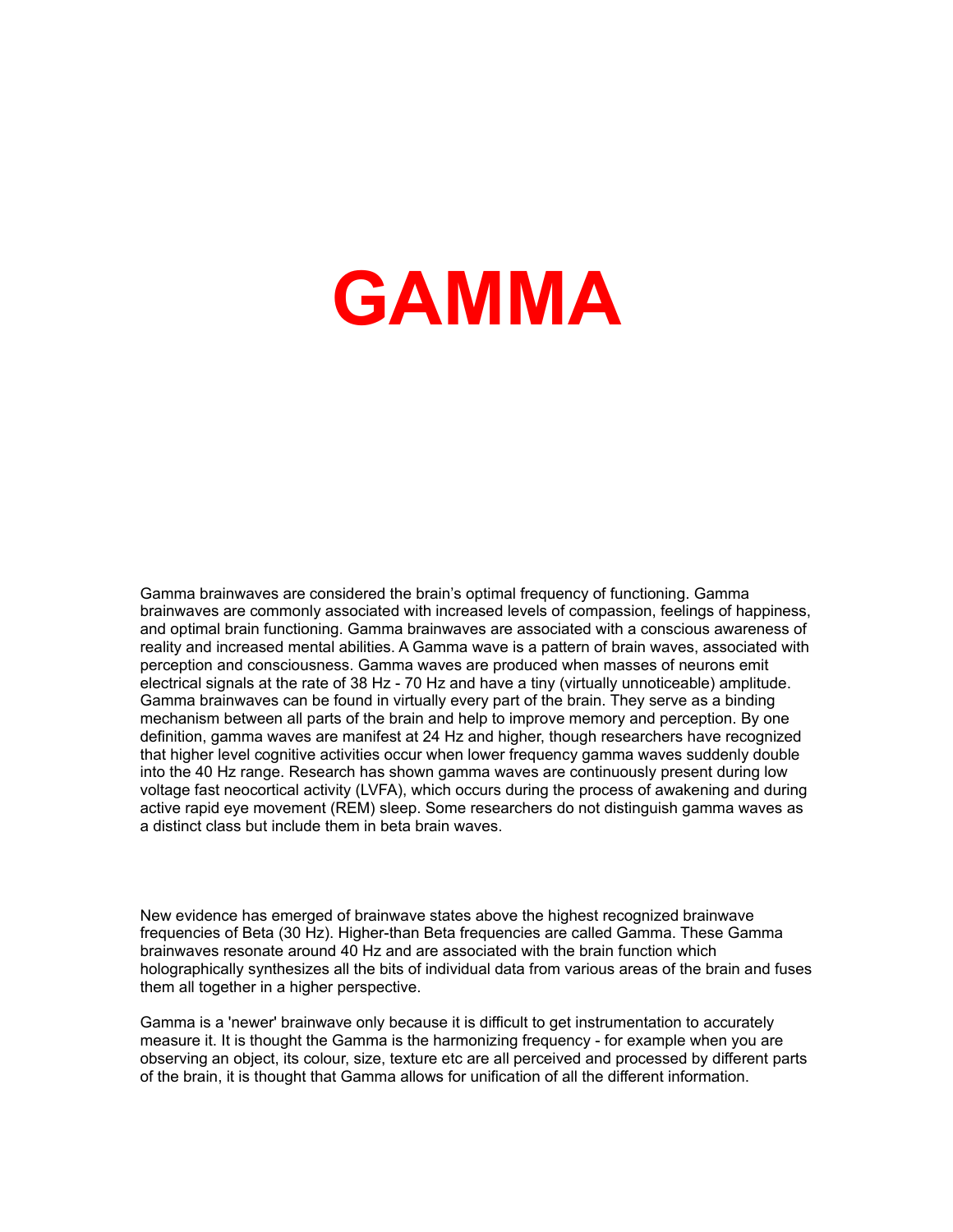# GAMMA

Gamma brainwaves are considered the brain's optimal frequency of functioning. Gamma brainwaves are commonly associated with increased levels of compassion, feelings of happiness, and optimal brain functioning. Gamma brainwaves are associated with a conscious awareness of reality and increased mental abilities. A Gamma wave is a pattern of brain waves, associated with perception and consciousness. Gamma waves are produced when masses of neurons emit electrical signals at the rate of 38 Hz - 70 Hz and have a tiny (virtually unnoticeable) amplitude. Gamma brainwaves can be found in virtually every part of the brain. They serve as a binding mechanism between all parts of the brain and help to improve memory and perception. By one definition, gamma waves are manifest at 24 Hz and higher, though researchers have recognized that higher level cognitive activities occur when lower frequency gamma waves suddenly double into the 40 Hz range. Research has shown gamma waves are continuously present during low voltage fast neocortical activity (LVFA), which occurs during the process of awakening and during active rapid eye movement (REM) sleep. Some researchers do not distinguish gamma waves as a distinct class but include them in beta brain waves.

New evidence has emerged of brainwave states above the highest recognized brainwave frequencies of Beta (30 Hz). Higher-than Beta frequencies are called Gamma. These Gamma brainwaves resonate around 40 Hz and are associated with the brain function which holographically synthesizes all the bits of individual data from various areas of the brain and fuses them all together in a higher perspective.

Gamma is a 'newer' brainwave only because it is difficult to get instrumentation to accurately measure it. It is thought the Gamma is the harmonizing frequency - for example when you are observing an object, its colour, size, texture etc are all perceived and processed by different parts of the brain, it is thought that Gamma allows for unification of all the different information.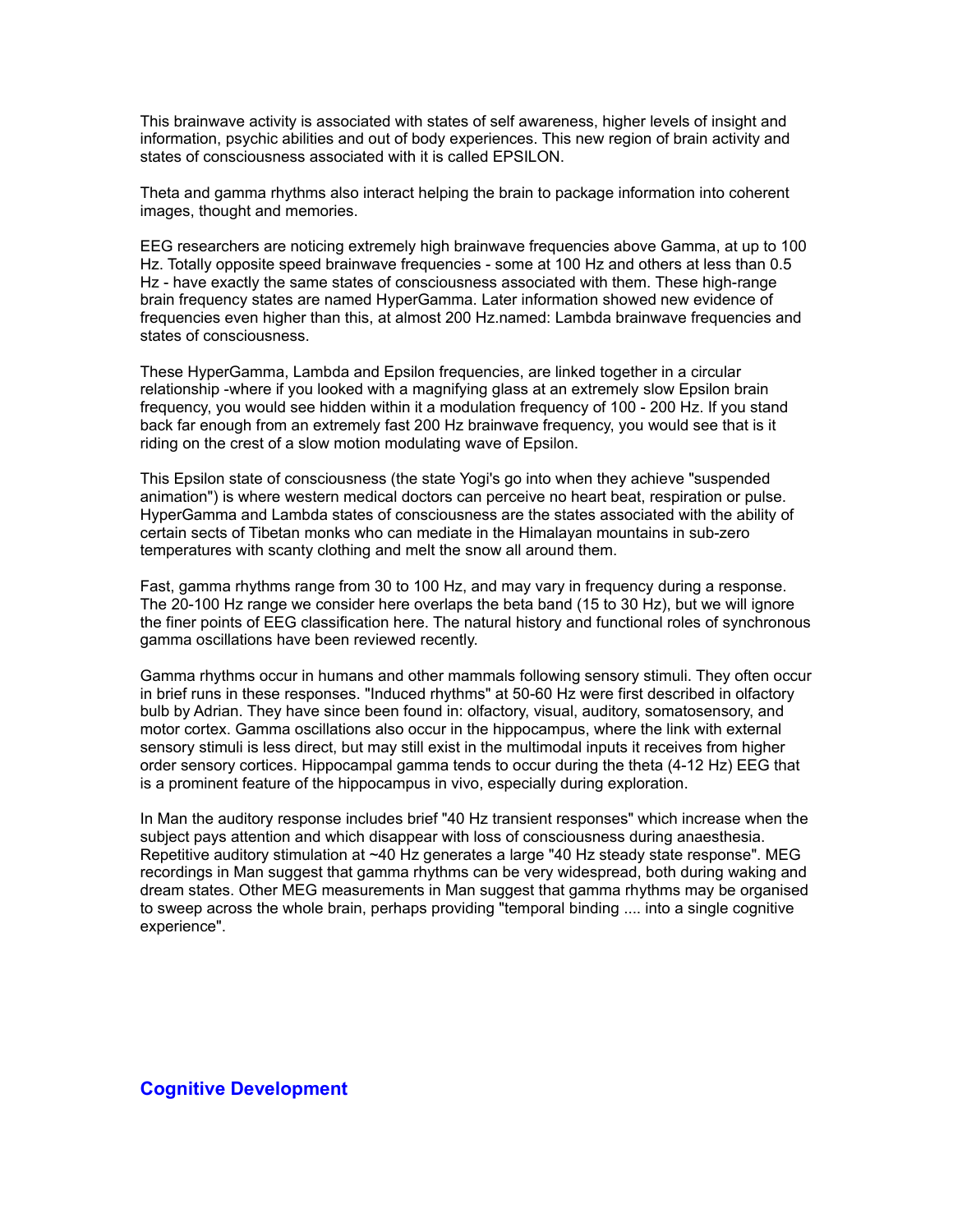This brainwave activity is associated with states of self awareness, higher levels of insight and information, psychic abilities and out of body experiences. This new region of brain activity and states of consciousness associated with it is called EPSILON.

Theta and gamma rhythms also interact helping the brain to package information into coherent images, thought and memories.

EEG researchers are noticing extremely high brainwave frequencies above Gamma, at up to 100 Hz. Totally opposite speed brainwave frequencies - some at 100 Hz and others at less than 0.5 Hz - have exactly the same states of consciousness associated with them. These high-range brain frequency states are named HyperGamma. Later information showed new evidence of frequencies even higher than this, at almost 200 Hz.named: Lambda brainwave frequencies and states of consciousness.

These HyperGamma, Lambda and Epsilon frequencies, are linked together in a circular relationship -where if you looked with a magnifying glass at an extremely slow Epsilon brain frequency, you would see hidden within it a modulation frequency of 100 - 200 Hz. If you stand back far enough from an extremely fast 200 Hz brainwave frequency, you would see that is it riding on the crest of a slow motion modulating wave of Epsilon.

This Epsilon state of consciousness (the state Yogi's go into when they achieve "suspended animation") is where western medical doctors can perceive no heart beat, respiration or pulse. HyperGamma and Lambda states of consciousness are the states associated with the ability of certain sects of Tibetan monks who can mediate in the Himalayan mountains in sub-zero temperatures with scanty clothing and melt the snow all around them.

Fast, gamma rhythms range from 30 to 100 Hz, and may vary in frequency during a response. The 20-100 Hz range we consider here overlaps the beta band (15 to 30 Hz), but we will ignore the finer points of EEG classification here. The natural history and functional roles of synchronous gamma oscillations have been reviewed recently.

Gamma rhythms occur in humans and other mammals following sensory stimuli. They often occur in brief runs in these responses. "Induced rhythms" at 50-60 Hz were first described in olfactory bulb by Adrian. They have since been found in: olfactory, visual, auditory, somatosensory, and motor cortex. Gamma oscillations also occur in the hippocampus, where the link with external sensory stimuli is less direct, but may still exist in the multimodal inputs it receives from higher order sensory cortices. Hippocampal gamma tends to occur during the theta (4-12 Hz) EEG that is a prominent feature of the hippocampus in vivo, especially during exploration.

In Man the auditory response includes brief "40 Hz transient responses" which increase when the subject pays attention and which disappear with loss of consciousness during anaesthesia. Repetitive auditory stimulation at ~40 Hz generates a large "40 Hz steady state response". MEG recordings in Man suggest that gamma rhythms can be very widespread, both during waking and dream states. Other MEG measurements in Man suggest that gamma rhythms may be organised to sweep across the whole brain, perhaps providing "temporal binding .... into a single cognitive experience".

## Cognitive Development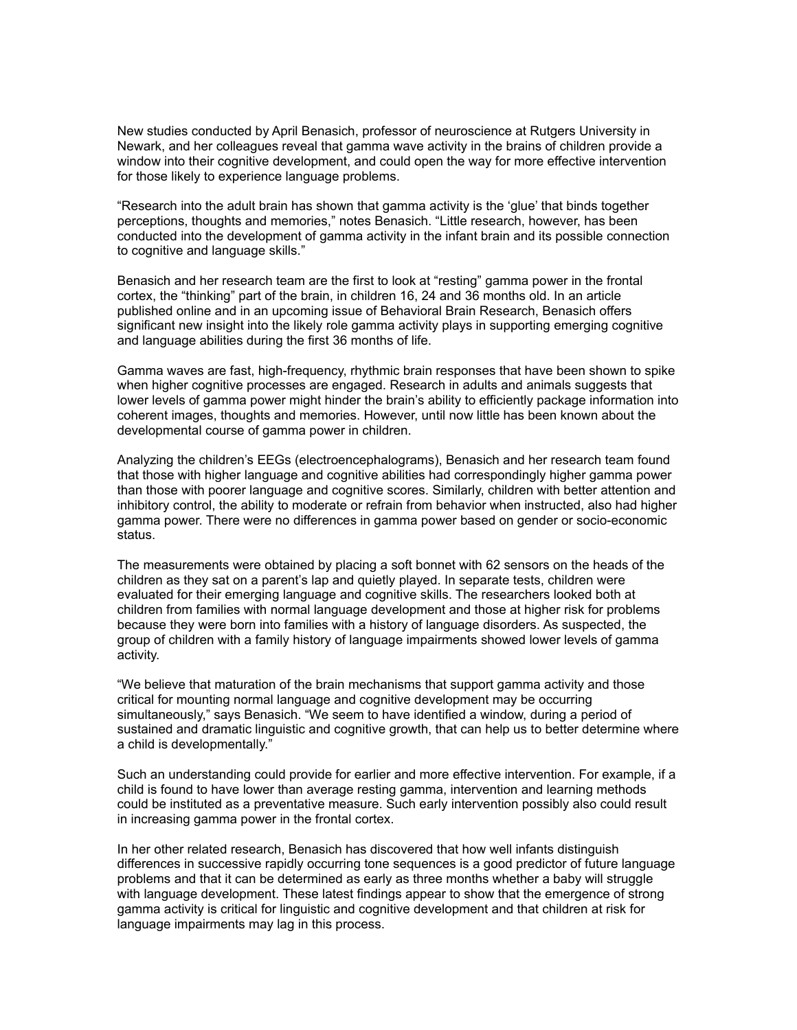New studies conducted by April Benasich, professor of neuroscience at Rutgers University in Newark, and her colleagues reveal that gamma wave activity in the brains of children provide a window into their cognitive development, and could open the way for more effective intervention for those likely to experience language problems.

“Research into the adult brain has shown that gamma activity is the ‘glue’ that binds together perceptions, thoughts and memories,” notes Benasich. “Little research, however, has been conducted into the development of gamma activity in the infant brain and its possible connection to cognitive and language skills.”

Benasich and her research team are the first to look at “resting” gamma power in the frontal cortex, the “thinking” part of the brain, in children 16, 24 and 36 months old. In an article published online and in an upcoming issue of Behavioral Brain Research, Benasich offers significant new insight into the likely role gamma activity plays in supporting emerging cognitive and language abilities during the first 36 months of life.

Gamma waves are fast, high-frequency, rhythmic brain responses that have been shown to spike when higher cognitive processes are engaged. Research in adults and animals suggests that lower levels of gamma power might hinder the brain’s ability to efficiently package information into coherent images, thoughts and memories. However, until now little has been known about the developmental course of gamma power in children.

Analyzing the children’s EEGs (electroencephalograms), Benasich and her research team found that those with higher language and cognitive abilities had correspondingly higher gamma power than those with poorer language and cognitive scores. Similarly, children with better attention and inhibitory control, the ability to moderate or refrain from behavior when instructed, also had higher gamma power. There were no differences in gamma power based on gender or socio-economic status.

The measurements were obtained by placing a soft bonnet with 62 sensors on the heads of the children as they sat on a parent’s lap and quietly played. In separate tests, children were evaluated for their emerging language and cognitive skills. The researchers looked both at children from families with normal language development and those at higher risk for problems because they were born into families with a history of language disorders. As suspected, the group of children with a family history of language impairments showed lower levels of gamma activity.

“We believe that maturation of the brain mechanisms that support gamma activity and those critical for mounting normal language and cognitive development may be occurring simultaneously,” says Benasich. “We seem to have identified a window, during a period of sustained and dramatic linguistic and cognitive growth, that can help us to better determine where a child is developmentally.”

Such an understanding could provide for earlier and more effective intervention. For example, if a child is found to have lower than average resting gamma, intervention and learning methods could be instituted as a preventative measure. Such early intervention possibly also could result in increasing gamma power in the frontal cortex.

In her other related research, Benasich has discovered that how well infants distinguish differences in successive rapidly occurring tone sequences is a good predictor of future language problems and that it can be determined as early as three months whether a baby will struggle with language development. These latest findings appear to show that the emergence of strong gamma activity is critical for linguistic and cognitive development and that children at risk for language impairments may lag in this process.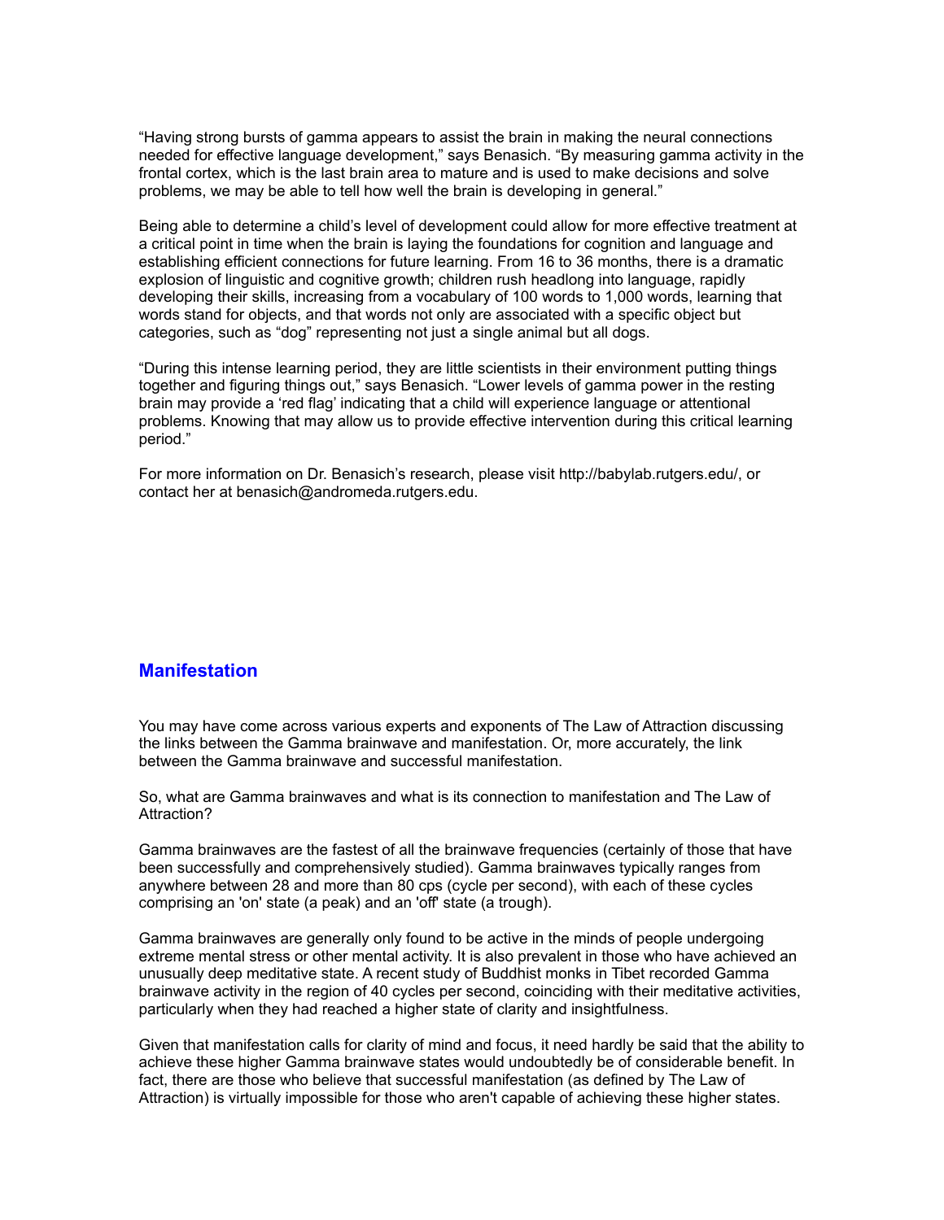“Having strong bursts of gamma appears to assist the brain in making the neural connections needed for effective language development,” says Benasich. “By measuring gamma activity in the frontal cortex, which is the last brain area to mature and is used to make decisions and solve problems, we may be able to tell how well the brain is developing in general.”

Being able to determine a child’s level of development could allow for more effective treatment at a critical point in time when the brain is laying the foundations for cognition and language and establishing efficient connections for future learning. From 16 to 36 months, there is a dramatic explosion of linguistic and cognitive growth; children rush headlong into language, rapidly developing their skills, increasing from a vocabulary of 100 words to 1,000 words, learning that words stand for objects, and that words not only are associated with a specific object but categories, such as “dog” representing not just a single animal but all dogs.

“During this intense learning period, they are little scientists in their environment putting things together and figuring things out,” says Benasich. “Lower levels of gamma power in the resting brain may provide a ‘red flag’ indicating that a child will experience language or attentional problems. Knowing that may allow us to provide effective intervention during this critical learning period.”

For more information on Dr. Benasich’s research, please visit http://babylab.rutgers.edu/, or contact her at benasich@andromeda.rutgers.edu.

## Manifestation

You may have come across various experts and exponents of The Law of Attraction discussing the links between the Gamma brainwave and manifestation. Or, more accurately, the link between the Gamma brainwave and successful manifestation.

So, what are Gamma brainwaves and what is its connection to manifestation and The Law of Attraction?

Gamma brainwaves are the fastest of all the brainwave frequencies (certainly of those that have been successfully and comprehensively studied). Gamma brainwaves typically ranges from anywhere between 28 and more than 80 cps (cycle per second), with each of these cycles comprising an 'on' state (a peak) and an 'off' state (a trough).

Gamma brainwaves are generally only found to be active in the minds of people undergoing extreme mental stress or other mental activity. It is also prevalent in those who have achieved an unusually deep meditative state. A recent study of Buddhist monks in Tibet recorded Gamma brainwave activity in the region of 40 cycles per second, coinciding with their meditative activities, particularly when they had reached a higher state of clarity and insightfulness.

Given that manifestation calls for clarity of mind and focus, it need hardly be said that the ability to achieve these higher Gamma brainwave states would undoubtedly be of considerable benefit. In fact, there are those who believe that successful manifestation (as defined by The Law of Attraction) is virtually impossible for those who aren't capable of achieving these higher states.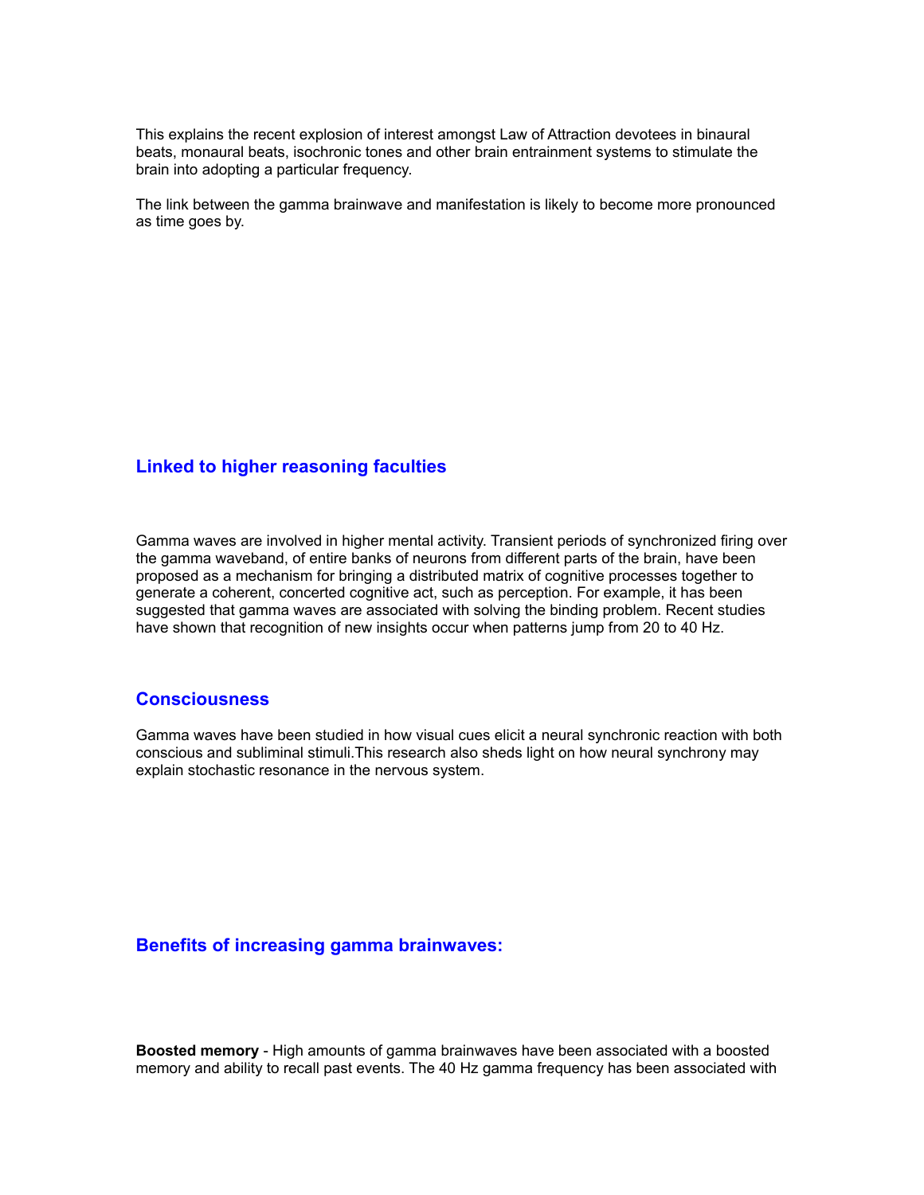This explains the recent explosion of interest amongst Law of Attraction devotees in binaural beats, monaural beats, isochronic tones and other brain entrainment systems to stimulate the brain into adopting a particular frequency.

The link between the gamma brainwave and manifestation is likely to become more pronounced as time goes by.

## Linked to higher reasoning faculties

Gamma waves are involved in higher mental activity. Transient periods of synchronized firing over the gamma waveband, of entire banks of neurons from different parts of the brain, have been proposed as a mechanism for bringing a distributed matrix of cognitive processes together to generate a coherent, concerted cognitive act, such as perception. For example, it has been suggested that gamma waves are associated with solving the binding problem. Recent studies have shown that recognition of new insights occur when patterns jump from 20 to 40 Hz.

## Consciousness

Gamma waves have been studied in how visual cues elicit a neural synchronic reaction with both conscious and subliminal stimuli.This research also sheds light on how neural synchrony may explain stochastic resonance in the nervous system.

## Benefits of increasing gamma brainwaves:

**Boosted memory** - High amounts of gamma brainwaves have been associated with a boosted memory and ability to recall past events. The 40 Hz gamma frequency has been associated with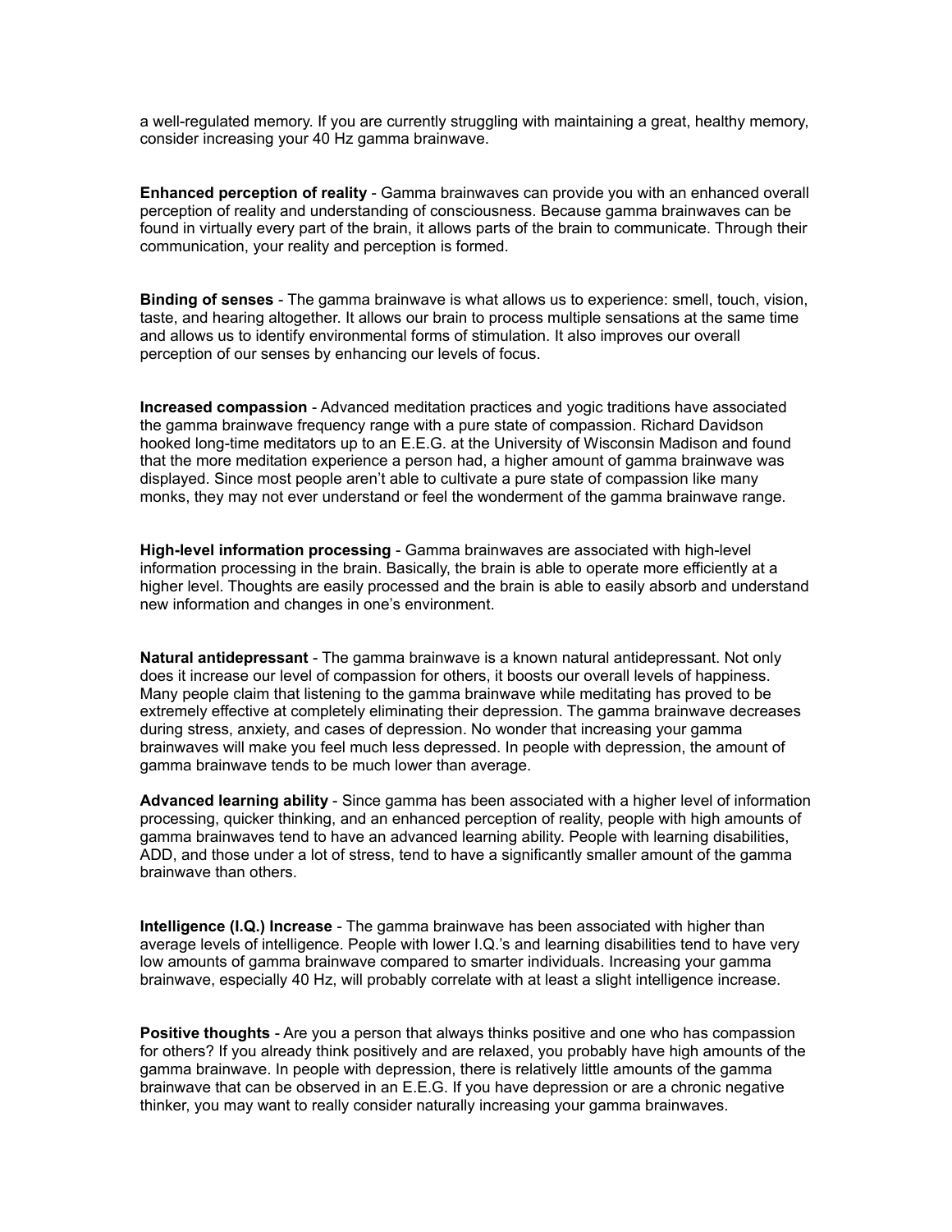a well-regulated memory. If you are currently struggling with maintaining a great, healthy memory, consider increasing your 40 Hz gamma brainwave.

**Enhanced perception of reality** - Gamma brainwaves can provide you with an enhanced overall perception of reality and understanding of consciousness. Because gamma brainwaves can be found in virtually every part of the brain, it allows parts of the brain to communicate. Through their communication, your reality and perception is formed.

**Binding of senses** - The gamma brainwave is what allows us to experience: smell, touch, vision, taste, and hearing altogether. It allows our brain to process multiple sensations at the same time and allows us to identify environmental forms of stimulation. It also improves our overall perception of our senses by enhancing our levels of focus.

**Increased compassion** - Advanced meditation practices and yogic traditions have associated the gamma brainwave frequency range with a pure state of compassion. Richard Davidson hooked long-time meditators up to an E.E.G. at the University of Wisconsin Madison and found that the more meditation experience a person had, a higher amount of gamma brainwave was displayed. Since most people aren't able to cultivate a pure state of compassion like many monks, they may not ever understand or feel the wonderment of the gamma brainwave range.

**High-level information processing** - Gamma brainwaves are associated with high-level information processing in the brain. Basically, the brain is able to operate more efficiently at a higher level. Thoughts are easily processed and the brain is able to easily absorb and understand new information and changes in one's environment.

**Natural antidepressant** - The gamma brainwave is a known natural antidepressant. Not only does it increase our level of compassion for others, it boosts our overall levels of happiness. Many people claim that listening to the gamma brainwave while meditating has proved to be extremely effective at completely eliminating their depression. The gamma brainwave decreases during stress, anxiety, and cases of depression. No wonder that increasing your gamma brainwaves will make you feel much less depressed. In people with depression, the amount of gamma brainwave tends to be much lower than average.

**Advanced learning ability** - Since gamma has been associated with a higher level of information processing, quicker thinking, and an enhanced perception of reality, people with high amounts of gamma brainwaves tend to have an advanced learning ability. People with learning disabilities, ADD, and those under a lot of stress, tend to have a significantly smaller amount of the gamma brainwave than others.

**Intelligence (I.Q.) Increase** - The gamma brainwave has been associated with higher than average levels of intelligence. People with lower I.Q.'s and learning disabilities tend to have very low amounts of gamma brainwave compared to smarter individuals. Increasing your gamma brainwave, especially 40 Hz, will probably correlate with at least a slight intelligence increase.

**Positive thoughts** - Are you a person that always thinks positive and one who has compassion for others? If you already think positively and are relaxed, you probably have high amounts of the gamma brainwave. In people with depression, there is relatively little amounts of the gamma brainwave that can be observed in an E.E.G. If you have depression or are a chronic negative thinker, you may want to really consider naturally increasing your gamma brainwaves.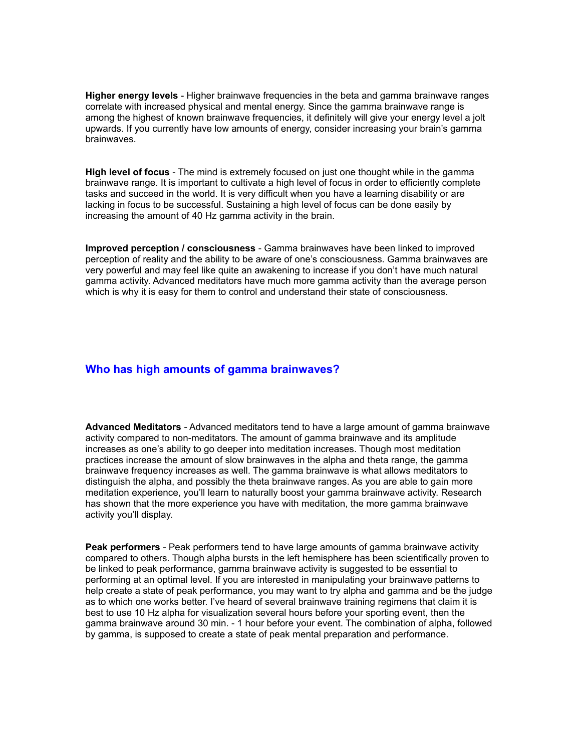**Higher energy levels** - Higher brainwave frequencies in the beta and gamma brainwave ranges correlate with increased physical and mental energy. Since the gamma brainwave range is among the highest of known brainwave frequencies, it definitely will give your energy level a jolt upwards. If you currently have low amounts of energy, consider increasing your brain's gamma brainwaves.

**High level of focus** - The mind is extremely focused on just one thought while in the gamma brainwave range. It is important to cultivate a high level of focus in order to efficiently complete tasks and succeed in the world. It is very difficult when you have a learning disability or are lacking in focus to be successful. Sustaining a high level of focus can be done easily by increasing the amount of 40 Hz gamma activity in the brain.

**Improved perception / consciousness** - Gamma brainwaves have been linked to improved perception of reality and the ability to be aware of one's consciousness. Gamma brainwaves are very powerful and may feel like quite an awakening to increase if you don't have much natural gamma activity. Advanced meditators have much more gamma activity than the average person which is why it is easy for them to control and understand their state of consciousness.

## Who has high amounts of gamma brainwaves?

**Advanced Meditators** - Advanced meditators tend to have a large amount of gamma brainwave activity compared to non-meditators. The amount of gamma brainwave and its amplitude increases as one's ability to go deeper into meditation increases. Though most meditation practices increase the amount of slow brainwaves in the alpha and theta range, the gamma brainwave frequency increases as well. The gamma brainwave is what allows meditators to distinguish the alpha, and possibly the theta brainwave ranges. As you are able to gain more meditation experience, you'll learn to naturally boost your gamma brainwave activity. Research has shown that the more experience you have with meditation, the more gamma brainwave activity you'll display.

**Peak performers** - Peak performers tend to have large amounts of gamma brainwave activity compared to others. Though alpha bursts in the left hemisphere has been scientifically proven to be linked to peak performance, gamma brainwave activity is suggested to be essential to performing at an optimal level. If you are interested in manipulating your brainwave patterns to help create a state of peak performance, you may want to try alpha and gamma and be the judge as to which one works better. I've heard of several brainwave training regimens that claim it is best to use 10 Hz alpha for visualization several hours before your sporting event, then the gamma brainwave around 30 min. - 1 hour before your event. The combination of alpha, followed by gamma, is supposed to create a state of peak mental preparation and performance.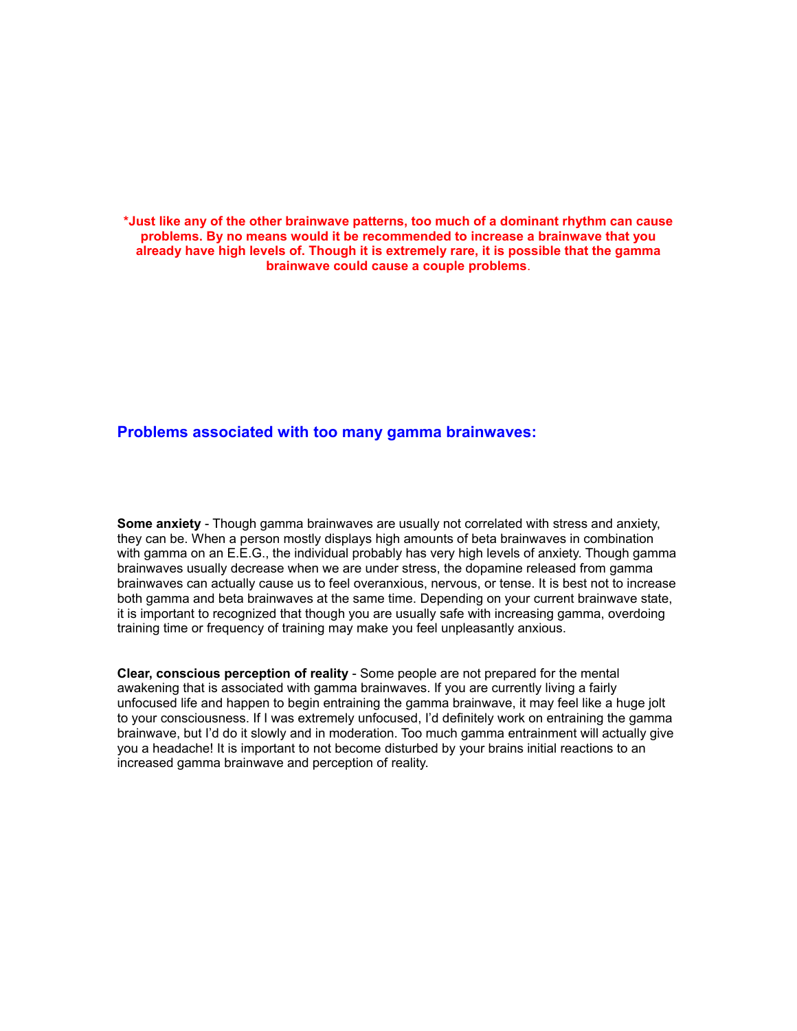**\*Just like any of the other brainwave patterns, too much of a dominant rhythm can cause problems. By no means would it be recommended to increase a brainwave that you already have high levels of. Though it is extremely rare, it is possible that the gamma brainwave could cause a couple problems**.

## Problems associated with too many gamma brainwaves:

**Some anxiety** - Though gamma brainwaves are usually not correlated with stress and anxiety, they can be. When a person mostly displays high amounts of beta brainwaves in combination with gamma on an E.E.G., the individual probably has very high levels of anxiety. Though gamma brainwaves usually decrease when we are under stress, the dopamine released from gamma brainwaves can actually cause us to feel overanxious, nervous, or tense. It is best not to increase both gamma and beta brainwaves at the same time. Depending on your current brainwave state, it is important to recognized that though you are usually safe with increasing gamma, overdoing training time or frequency of training may make you feel unpleasantly anxious.

**Clear, conscious perception of reality** - Some people are not prepared for the mental awakening that is associated with gamma brainwaves. If you are currently living a fairly unfocused life and happen to begin entraining the gamma brainwave, it may feel like a huge jolt to your consciousness. If I was extremely unfocused, I'd definitely work on entraining the gamma brainwave, but I'd do it slowly and in moderation. Too much gamma entrainment will actually give you a headache! It is important to not become disturbed by your brains initial reactions to an increased gamma brainwave and perception of reality.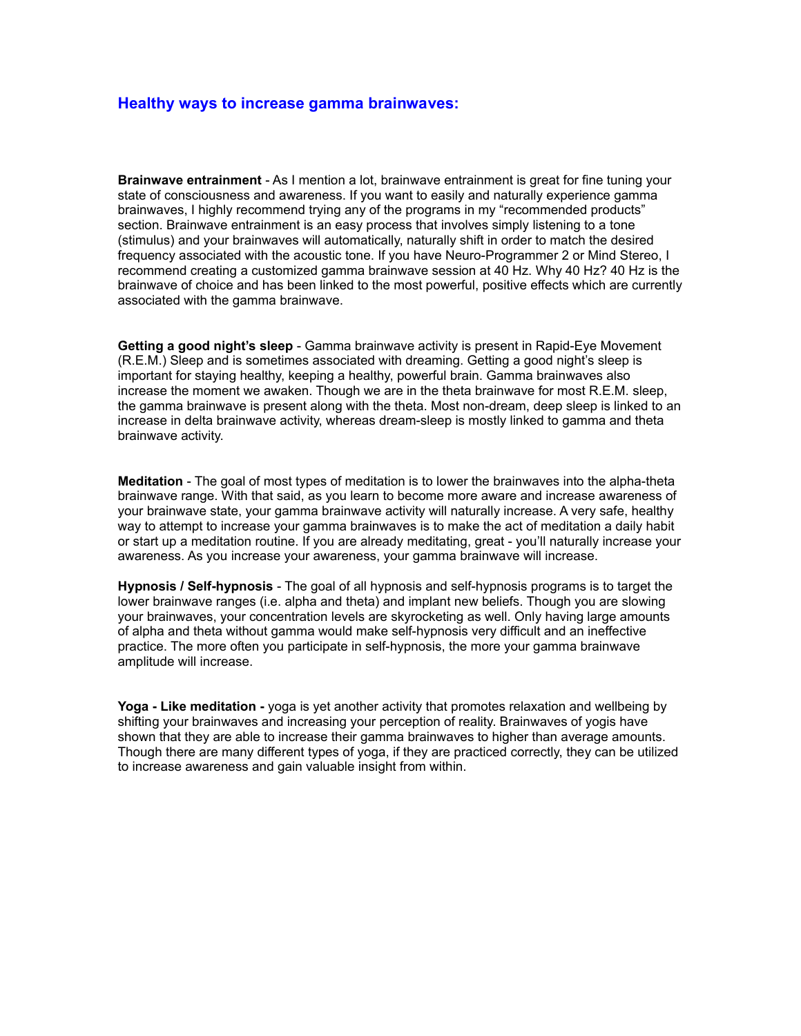## Healthy ways to increase gamma brainwaves:

**Brainwave entrainment** - As I mention a lot, brainwave entrainment is great for fine tuning your state of consciousness and awareness. If you want to easily and naturally experience gamma brainwaves, I highly recommend trying any of the programs in my “recommended products” section. Brainwave entrainment is an easy process that involves simply listening to a tone (stimulus) and your brainwaves will automatically, naturally shift in order to match the desired frequency associated with the acoustic tone. If you have Neuro-Programmer 2 or Mind Stereo, I recommend creating a customized gamma brainwave session at 40 Hz. Why 40 Hz? 40 Hz is the brainwave of choice and has been linked to the most powerful, positive effects which are currently associated with the gamma brainwave.

**Getting a good night’s sleep** - Gamma brainwave activity is present in Rapid-Eye Movement (R.E.M.) Sleep and is sometimes associated with dreaming. Getting a good night’s sleep is important for staying healthy, keeping a healthy, powerful brain. Gamma brainwaves also increase the moment we awaken. Though we are in the theta brainwave for most R.E.M. sleep, the gamma brainwave is present along with the theta. Most non-dream, deep sleep is linked to an increase in delta brainwave activity, whereas dream-sleep is mostly linked to gamma and theta brainwave activity.

**Meditation** - The goal of most types of meditation is to lower the brainwaves into the alpha-theta brainwave range. With that said, as you learn to become more aware and increase awareness of your brainwave state, your gamma brainwave activity will naturally increase. A very safe, healthy way to attempt to increase your gamma brainwaves is to make the act of meditation a daily habit or start up a meditation routine. If you are already meditating, great - you’ll naturally increase your awareness. As you increase your awareness, your gamma brainwave will increase.

**Hypnosis / Self-hypnosis** - The goal of all hypnosis and self-hypnosis programs is to target the lower brainwave ranges (i.e. alpha and theta) and implant new beliefs. Though you are slowing your brainwaves, your concentration levels are skyrocketing as well. Only having large amounts of alpha and theta without gamma would make self-hypnosis very difficult and an ineffective practice. The more often you participate in self-hypnosis, the more your gamma brainwave amplitude will increase.

**Yoga - Like meditation -** yoga is yet another activity that promotes relaxation and wellbeing by shifting your brainwaves and increasing your perception of reality. Brainwaves of yogis have shown that they are able to increase their gamma brainwaves to higher than average amounts. Though there are many different types of yoga, if they are practiced correctly, they can be utilized to increase awareness and gain valuable insight from within.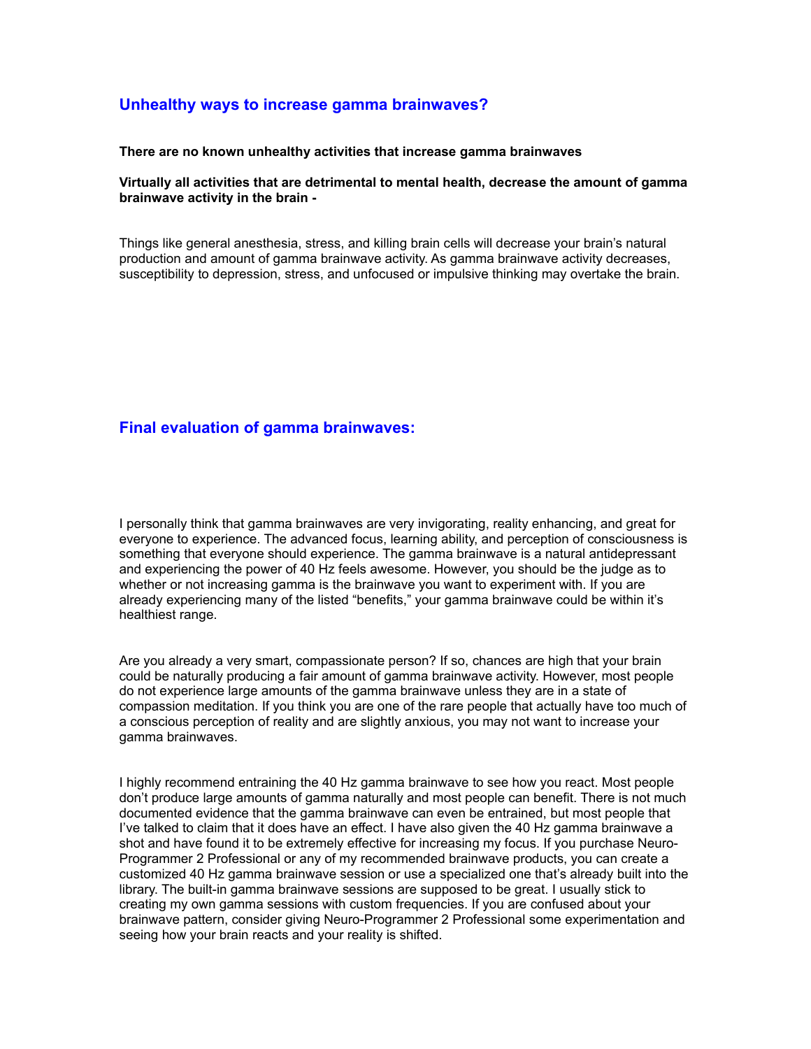## Unhealthy ways to increase gamma brainwaves?

**There are no known unhealthy activities that increase gamma brainwaves**

**Virtually all activities that are detrimental to mental health, decrease the amount of gamma brainwave activity in the brain -**

Things like general anesthesia, stress, and killing brain cells will decrease your brain's natural production and amount of gamma brainwave activity. As gamma brainwave activity decreases, susceptibility to depression, stress, and unfocused or impulsive thinking may overtake the brain.

## Final evaluation of gamma brainwaves:

I personally think that gamma brainwaves are very invigorating, reality enhancing, and great for everyone to experience. The advanced focus, learning ability, and perception of consciousness is something that everyone should experience. The gamma brainwave is a natural antidepressant and experiencing the power of 40 Hz feels awesome. However, you should be the judge as to whether or not increasing gamma is the brainwave you want to experiment with. If you are already experiencing many of the listed "benefits," your gamma brainwave could be within it's healthiest range.

Are you already a very smart, compassionate person? If so, chances are high that your brain could be naturally producing a fair amount of gamma brainwave activity. However, most people do not experience large amounts of the gamma brainwave unless they are in a state of compassion meditation. If you think you are one of the rare people that actually have too much of a conscious perception of reality and are slightly anxious, you may not want to increase your gamma brainwaves.

I highly recommend entraining the 40 Hz gamma brainwave to see how you react. Most people don't produce large amounts of gamma naturally and most people can benefit. There is not much documented evidence that the gamma brainwave can even be entrained, but most people that I've talked to claim that it does have an effect. I have also given the 40 Hz gamma brainwave a shot and have found it to be extremely effective for increasing my focus. If you purchase Neuro-Programmer 2 Professional or any of my recommended brainwave products, you can create a customized 40 Hz gamma brainwave session or use a specialized one that's already built into the library. The built-in gamma brainwave sessions are supposed to be great. I usually stick to creating my own gamma sessions with custom frequencies. If you are confused about your brainwave pattern, consider giving Neuro-Programmer 2 Professional some experimentation and seeing how your brain reacts and your reality is shifted.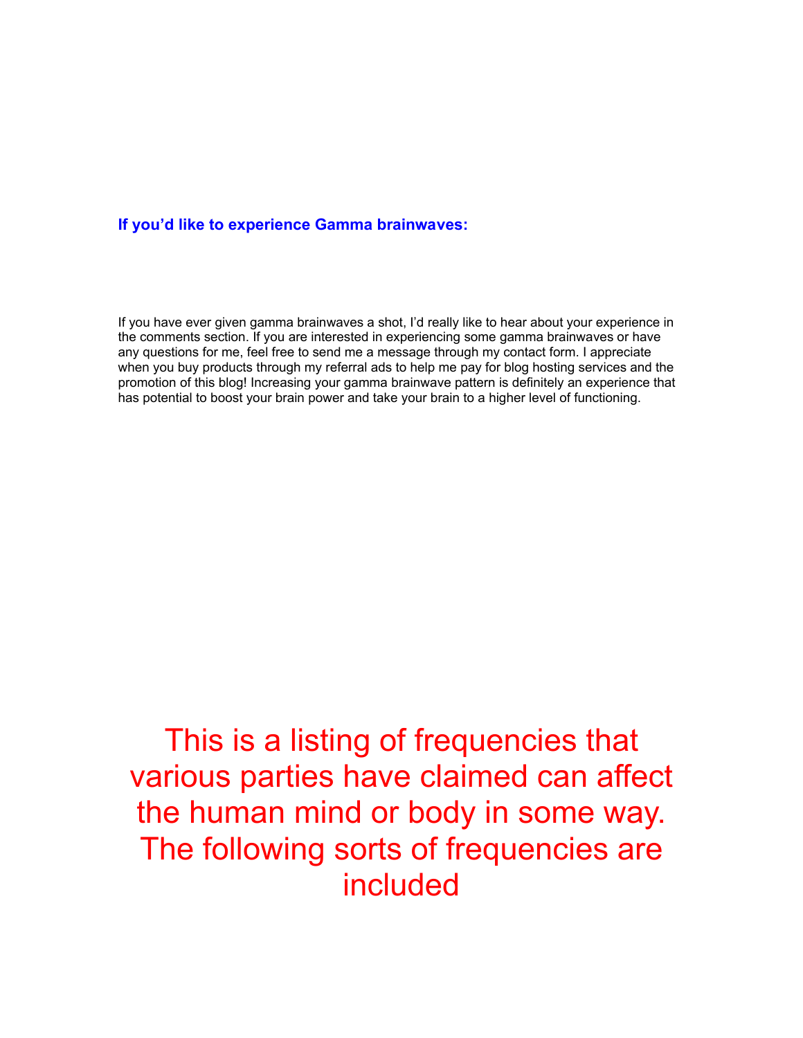### If you'd like to experience Gamma brainwaves:

If you have ever given gamma brainwaves a shot, I'd really like to hear about your experience in the comments section. If you are interested in experiencing some gamma brainwaves or have any questions for me, feel free to send me a message through my contact form. I appreciate when you buy products through my referral ads to help me pay for blog hosting services and the promotion of this blog! Increasing your gamma brainwave pattern is definitely an experience that has potential to boost your brain power and take your brain to a higher level of functioning.

# This is a listing of frequencies that various parties have claimed can affect the human mind or body in some way. The following sorts of frequencies are included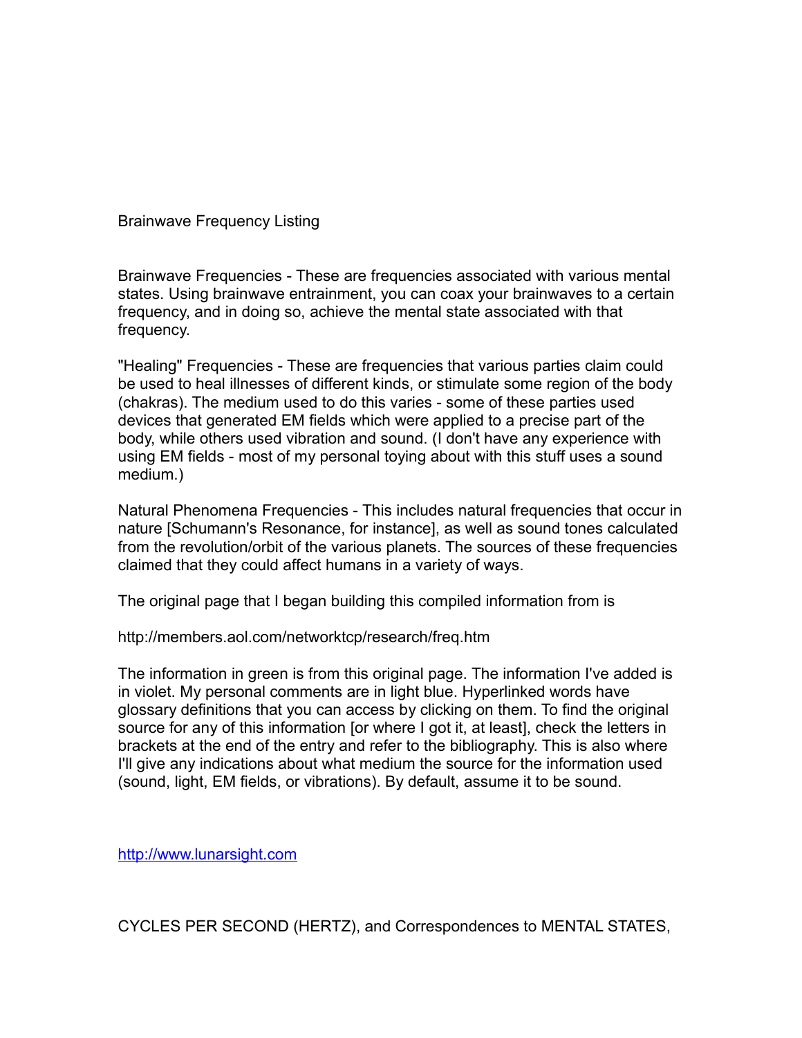Brainwave Frequency Listing

Brainwave Frequencies - These are frequencies associated with various mental states. Using brainwave entrainment, you can coax your brainwaves to a certain frequency, and in doing so, achieve the mental state associated with that frequency.

"Healing" Frequencies - These are frequencies that various parties claim could be used to heal illnesses of different kinds, or stimulate some region of the body (chakras). The medium used to do this varies - some of these parties used devices that generated EM fields which were applied to a precise part of the body, while others used vibration and sound. (I don't have any experience with using EM fields - most of my personal toying about with this stuff uses a sound medium.)

Natural Phenomena Frequencies - This includes natural frequencies that occur in nature [Schumann's Resonance, for instance], as well as sound tones calculated from the revolution/orbit of the various planets. The sources of these frequencies claimed that they could affect humans in a variety of ways.

The original page that I began building this compiled information from is

http://members.aol.com/networktcp/research/freq.htm

The information in green is from this original page. The information I've added is in violet. My personal comments are in light blue. Hyperlinked words have glossary definitions that you can access by clicking on them. To find the original source for any of this information [or where I got it, at least], check the letters in brackets at the end of the entry and refer to the bibliography. This is also where I'll give any indications about what medium the source for the information used (sound, light, EM fields, or vibrations). By default, assume it to be sound.

http://www.lunarsight.com

CYCLES PER SECOND (HERTZ), and Correspondences to MENTAL STATES,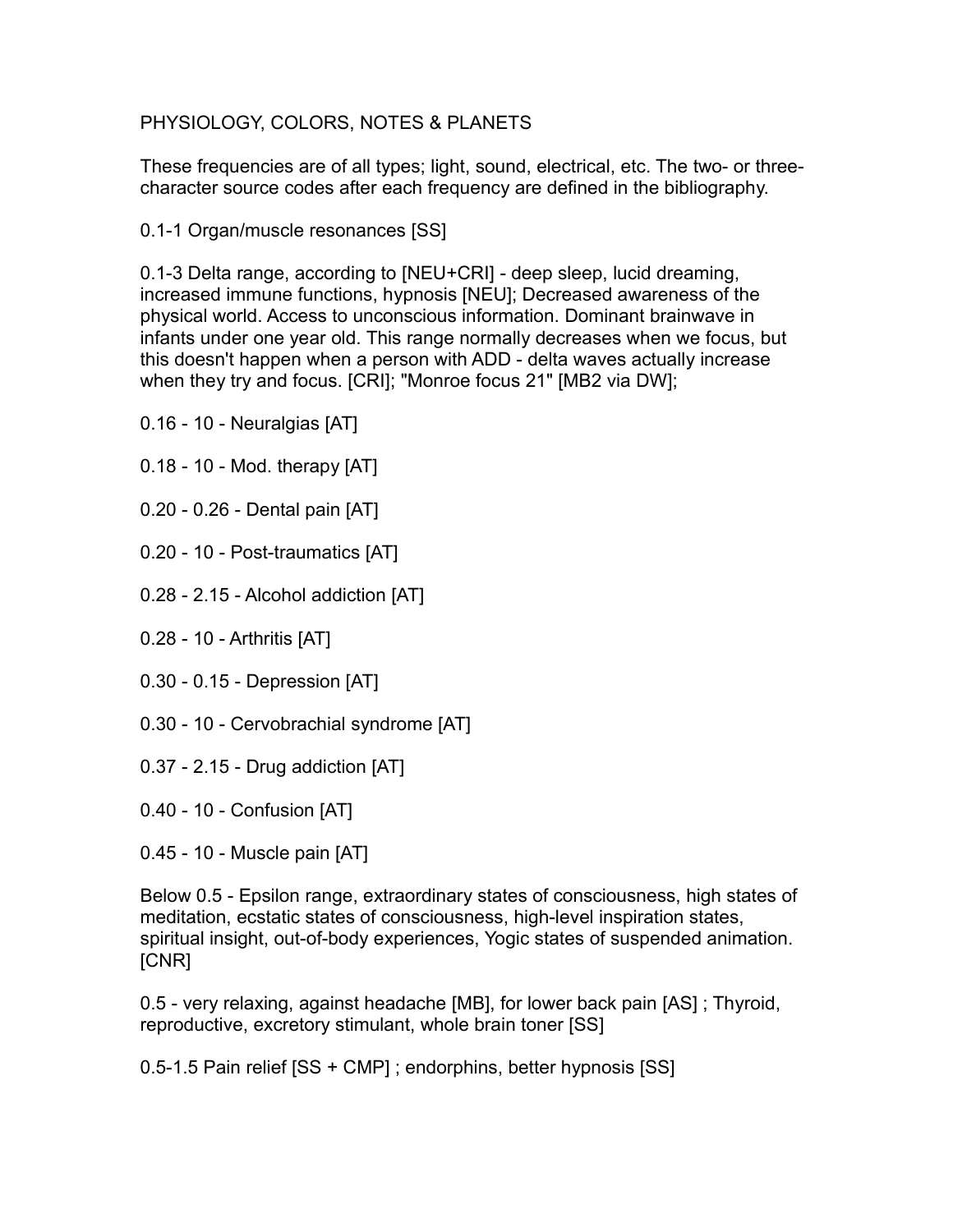# PHYSIOLOGY, COLORS, NOTES & PLANETS

These frequencies are of all types; light, sound, electrical, etc. The two- or three-character source codes after each frequency are defined in the bibliography.

0.1-1 Organ/muscle resonances [SS]

0.1-3 Delta range, according to [NEU+CRI] - deep sleep, lucid dreaming, increased immune functions, hypnosis [NEU]; Decreased awareness of the physical world. Access to unconscious information. Dominant brainwave in infants under one year old. This range normally decreases when we focus, but this doesn't happen when a person with ADD - delta waves actually increase when they try and focus. [CRI]; "Monroe focus 21" [MB2 via DW];

0.16 - 10 - Neuralgias [AT]

0.18 - 10 - Mod. therapy [AT]

0.20 - 0.26 - Dental pain [AT]

0.20 - 10 - Post-traumatics [AT]

0.28 - 2.15 - Alcohol addiction [AT]

0.28 - 10 - Arthritis [AT]

0.30 - 0.15 - Depression [AT]

0.30 - 10 - Cervobrachial syndrome [AT]

0.37 - 2.15 - Drug addiction [AT]

0.40 - 10 - Confusion [AT]

0.45 - 10 - Muscle pain [AT]

Below 0.5 - Epsilon range, extraordinary states of consciousness, high states of meditation, ecstatic states of consciousness, high-level inspiration states, spiritual insight, out-of-body experiences, Yogic states of suspended animation. [CNR]

0.5 - very relaxing, against headache [MB], for lower back pain [AS] ; Thyroid, reproductive, excretory stimulant, whole brain toner [SS]

0.5-1.5 Pain relief [SS + CMP] ; endorphins, better hypnosis [SS]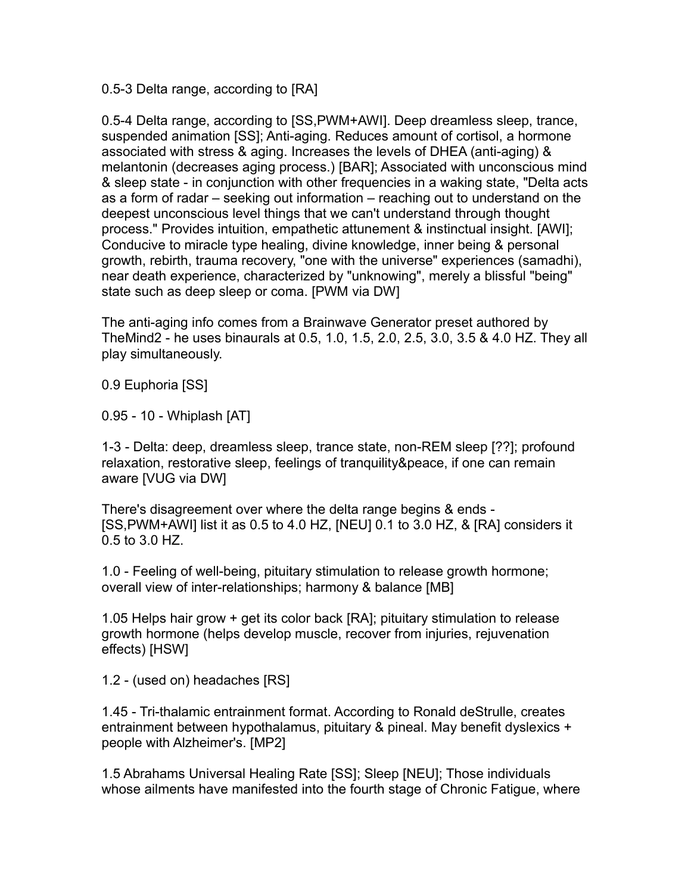0.5-3 Delta range, according to [RA]

0.5-4 Delta range, according to [SS,PWM+AWI]. Deep dreamless sleep, trance, suspended animation [SS]; Anti-aging. Reduces amount of cortisol, a hormone associated with stress & aging. Increases the levels of DHEA (anti-aging) & melantonin (decreases aging process.) [BAR]; Associated with unconscious mind & sleep state - in conjunction with other frequencies in a waking state, "Delta acts as a form of radar – seeking out information – reaching out to understand on the deepest unconscious level things that we can't understand through thought process." Provides intuition, empathetic attunement & instinctual insight. [AWI]; Conducive to miracle type healing, divine knowledge, inner being & personal growth, rebirth, trauma recovery, "one with the universe" experiences (samadhi), near death experience, characterized by "unknowing", merely a blissful "being" state such as deep sleep or coma. [PWM via DW]

The anti-aging info comes from a Brainwave Generator preset authored by TheMind2 - he uses binaurals at 0.5, 1.0, 1.5, 2.0, 2.5, 3.0, 3.5 & 4.0 HZ. They all play simultaneously.

0.9 Euphoria [SS]

0.95 - 10 - Whiplash [AT]

1-3 - Delta: deep, dreamless sleep, trance state, non-REM sleep [??]; profound relaxation, restorative sleep, feelings of tranquility&peace, if one can remain aware [VUG via DW]

There's disagreement over where the delta range begins & ends - [SS,PWM+AWI] list it as 0.5 to 4.0 HZ, [NEU] 0.1 to 3.0 HZ, & [RA] considers it 0.5 to 3.0 HZ.

1.0 - Feeling of well-being, pituitary stimulation to release growth hormone; overall view of inter-relationships; harmony & balance [MB]

1.05 Helps hair grow + get its color back [RA]; pituitary stimulation to release growth hormone (helps develop muscle, recover from injuries, rejuvenation effects) [HSW]

1.2 - (used on) headaches [RS]

1.45 - Tri-thalamic entrainment format. According to Ronald deStrulle, creates entrainment between hypothalamus, pituitary & pineal. May benefit dyslexics + people with Alzheimer's. [MP2]

1.5 Abrahams Universal Healing Rate [SS]; Sleep [NEU]; Those individuals whose ailments have manifested into the fourth stage of Chronic Fatigue, where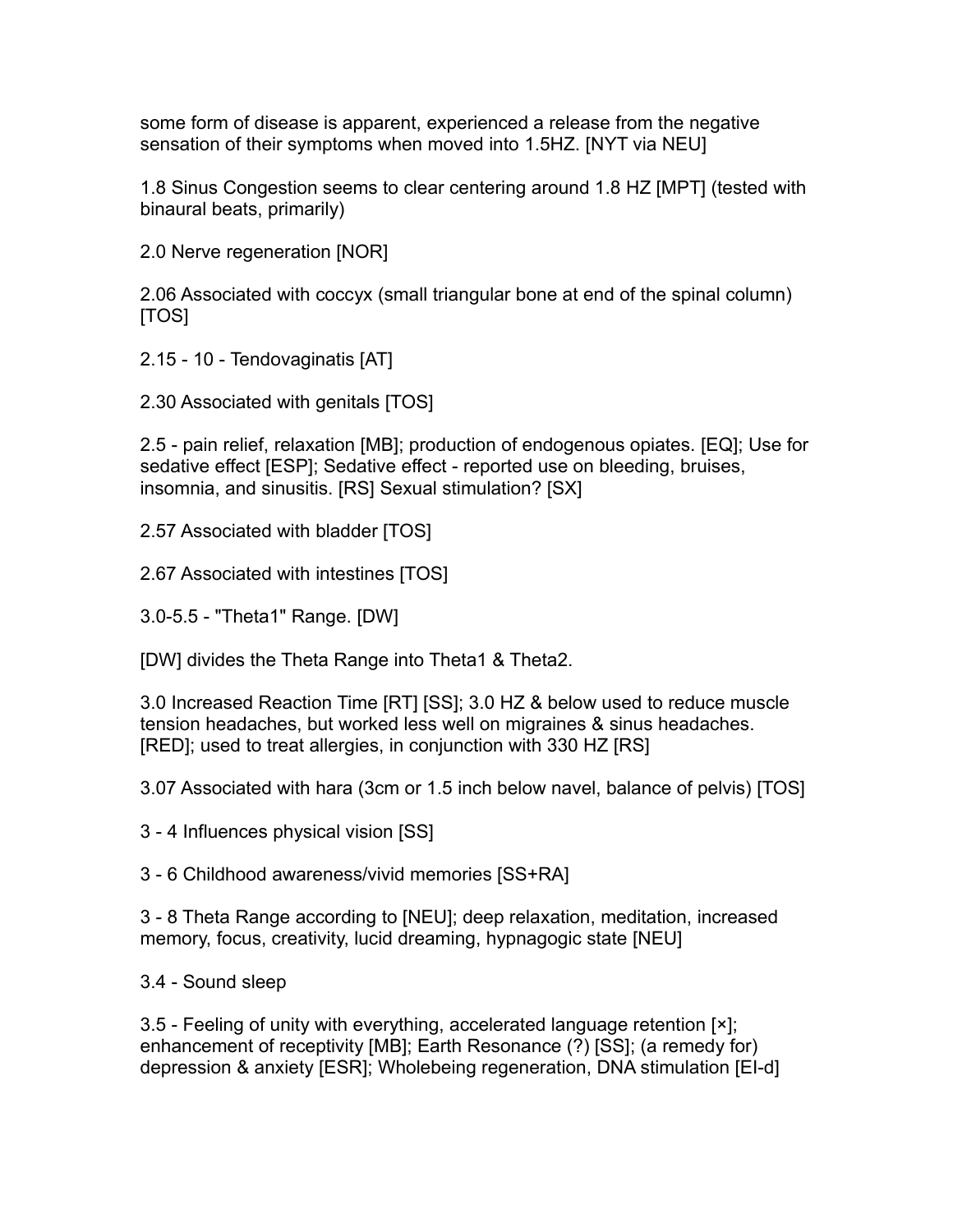some form of disease is apparent, experienced a release from the negative sensation of their symptoms when moved into 1.5HZ. [NYT via NEU]

1.8 Sinus Congestion seems to clear centering around 1.8 HZ [MPT] (tested with binaural beats, primarily)

2.0 Nerve regeneration [NOR]

2.06 Associated with coccyx (small triangular bone at end of the spinal column) [TOS]

2.15 - 10 - Tendovaginatis [AT]

2.30 Associated with genitals [TOS]

2.5 - pain relief, relaxation [MB]; production of endogenous opiates. [EQ]; Use for sedative effect [ESP]; Sedative effect - reported use on bleeding, bruises, insomnia, and sinusitis. [RS] Sexual stimulation? [SX]

2.57 Associated with bladder [TOS]

2.67 Associated with intestines [TOS]

3.0-5.5 - "Theta1" Range. [DW]

[DW] divides the Theta Range into Theta1 & Theta2.

3.0 Increased Reaction Time [RT] [SS]; 3.0 HZ & below used to reduce muscle tension headaches, but worked less well on migraines & sinus headaches. [RED]; used to treat allergies, in conjunction with 330 HZ [RS]

3.07 Associated with hara (3cm or 1.5 inch below navel, balance of pelvis) [TOS]

3 - 4 Influences physical vision [SS]

3 - 6 Childhood awareness/vivid memories [SS+RA]

3 - 8 Theta Range according to [NEU]; deep relaxation, meditation, increased memory, focus, creativity, lucid dreaming, hypnagogic state [NEU]

3.4 - Sound sleep

3.5 - Feeling of unity with everything, accelerated language retention [×]; enhancement of receptivity [MB]; Earth Resonance (?) [SS]; (a remedy for) depression & anxiety [ESR]; Wholebeing regeneration, DNA stimulation [EI-d]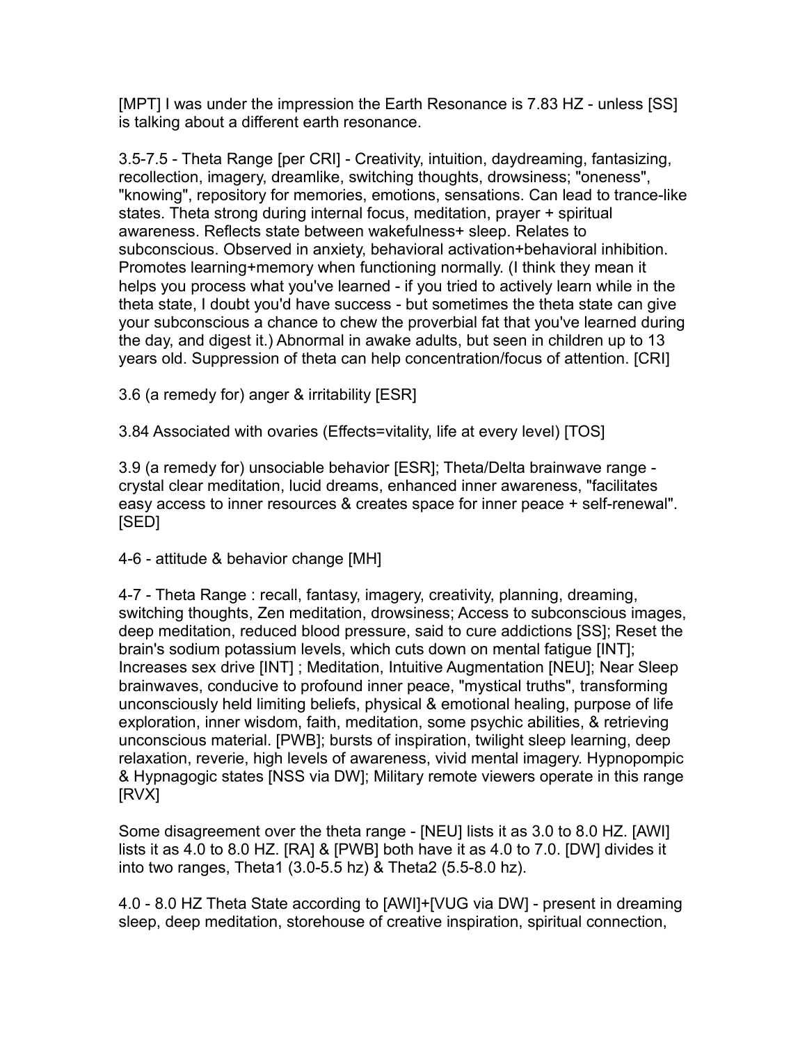[MPT] I was under the impression the Earth Resonance is 7.83 HZ - unless [SS] is talking about a different earth resonance.

3.5-7.5 - Theta Range [per CRI] - Creativity, intuition, daydreaming, fantasizing, recollection, imagery, dreamlike, switching thoughts, drowsiness; "oneness", "knowing", repository for memories, emotions, sensations. Can lead to trance-like states. Theta strong during internal focus, meditation, prayer + spiritual awareness. Reflects state between wakefulness+ sleep. Relates to subconscious. Observed in anxiety, behavioral activation+behavioral inhibition. Promotes learning+memory when functioning normally. (I think they mean it helps you process what you've learned - if you tried to actively learn while in the theta state, I doubt you'd have success - but sometimes the theta state can give your subconscious a chance to chew the proverbial fat that you've learned during the day, and digest it.) Abnormal in awake adults, but seen in children up to 13 years old. Suppression of theta can help concentration/focus of attention. [CRI]

3.6 (a remedy for) anger & irritability [ESR]

3.84 Associated with ovaries (Effects=vitality, life at every level) [TOS]

3.9 (a remedy for) unsociable behavior [ESR]; Theta/Delta brainwave range - crystal clear meditation, lucid dreams, enhanced inner awareness, "facilitates easy access to inner resources & creates space for inner peace + self-renewal". [SED]

4-6 - attitude & behavior change [MH]

4-7 - Theta Range : recall, fantasy, imagery, creativity, planning, dreaming, switching thoughts, Zen meditation, drowsiness; Access to subconscious images, deep meditation, reduced blood pressure, said to cure addictions [SS]; Reset the brain's sodium potassium levels, which cuts down on mental fatigue [INT]; Increases sex drive [INT] ; Meditation, Intuitive Augmentation [NEU]; Near Sleep brainwaves, conducive to profound inner peace, "mystical truths", transforming unconsciously held limiting beliefs, physical & emotional healing, purpose of life exploration, inner wisdom, faith, meditation, some psychic abilities, & retrieving unconscious material. [PWB]; bursts of inspiration, twilight sleep learning, deep relaxation, reverie, high levels of awareness, vivid mental imagery. Hypnopompic & Hypnagogic states [NSS via DW]; Military remote viewers operate in this range [RVX]

Some disagreement over the theta range - [NEU] lists it as 3.0 to 8.0 HZ. [AWI] lists it as 4.0 to 8.0 HZ. [RA] & [PWB] both have it as 4.0 to 7.0. [DW] divides it into two ranges, Theta1 (3.0-5.5 hz) & Theta2 (5.5-8.0 hz).

4.0 - 8.0 HZ Theta State according to [AWI]+[VUG via DW] - present in dreaming sleep, deep meditation, storehouse of creative inspiration, spiritual connection,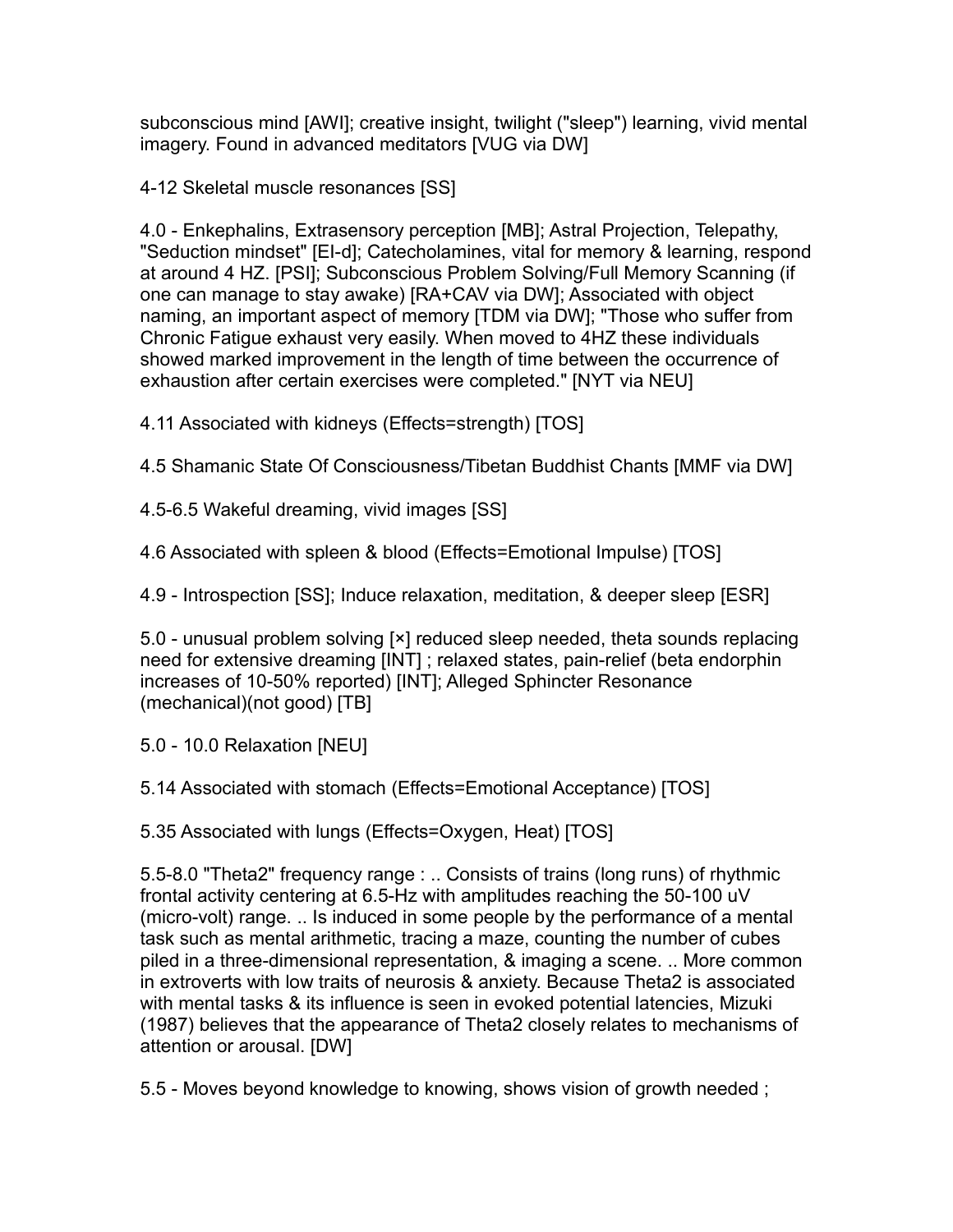subconscious mind [AWI]; creative insight, twilight ("sleep") learning, vivid mental imagery. Found in advanced meditators [VUG via DW]

4-12 Skeletal muscle resonances [SS]

4.0 - Enkephalins, Extrasensory perception [MB]; Astral Projection, Telepathy, "Seduction mindset" [EI-d]; Catecholamines, vital for memory & learning, respond at around 4 HZ. [PSI]; Subconscious Problem Solving/Full Memory Scanning (if one can manage to stay awake) [RA+CAV via DW]; Associated with object naming, an important aspect of memory [TDM via DW]; "Those who suffer from Chronic Fatigue exhaust very easily. When moved to 4HZ these individuals showed marked improvement in the length of time between the occurrence of exhaustion after certain exercises were completed." [NYT via NEU]

4.11 Associated with kidneys (Effects=strength) [TOS]

4.5 Shamanic State Of Consciousness/Tibetan Buddhist Chants [MMF via DW]

4.5-6.5 Wakeful dreaming, vivid images [SS]

4.6 Associated with spleen & blood (Effects=Emotional Impulse) [TOS]

4.9 - Introspection [SS]; Induce relaxation, meditation, & deeper sleep [ESR]

5.0 - unusual problem solving [×] reduced sleep needed, theta sounds replacing need for extensive dreaming [INT] ; relaxed states, pain-relief (beta endorphin increases of 10-50% reported) [INT]; Alleged Sphincter Resonance (mechanical)(not good) [TB]

5.0 - 10.0 Relaxation [NEU]

5.14 Associated with stomach (Effects=Emotional Acceptance) [TOS]

5.35 Associated with lungs (Effects=Oxygen, Heat) [TOS]

5.5-8.0 "Theta2" frequency range : .. Consists of trains (long runs) of rhythmic frontal activity centering at 6.5-Hz with amplitudes reaching the 50-100 uV (micro-volt) range. .. Is induced in some people by the performance of a mental task such as mental arithmetic, tracing a maze, counting the number of cubes piled in a three-dimensional representation, & imaging a scene. .. More common in extroverts with low traits of neurosis & anxiety. Because Theta2 is associated with mental tasks & its influence is seen in evoked potential latencies, Mizuki (1987) believes that the appearance of Theta2 closely relates to mechanisms of attention or arousal. [DW]

5.5 - Moves beyond knowledge to knowing, shows vision of growth needed ;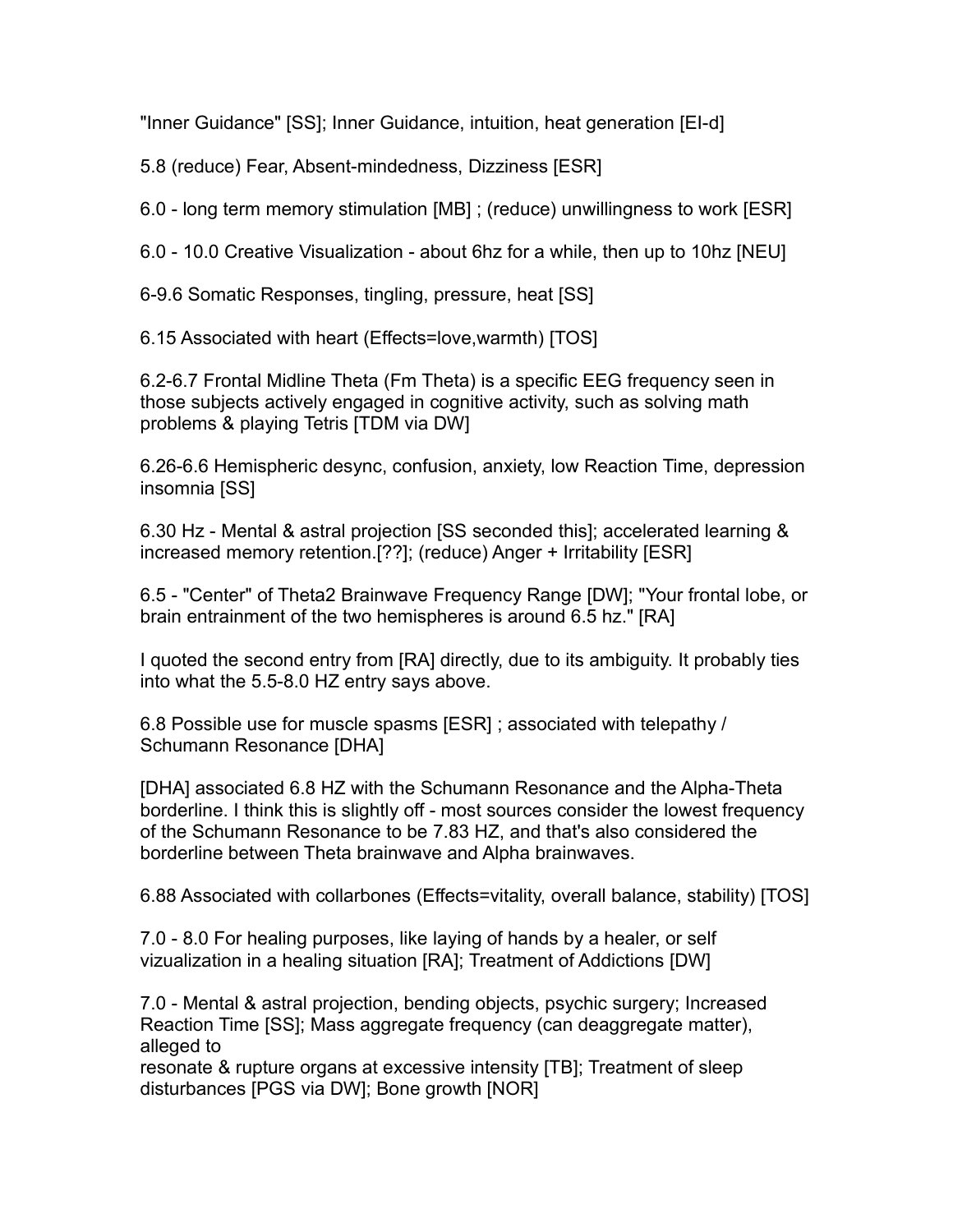"Inner Guidance" [SS]; Inner Guidance, intuition, heat generation [EI-d]

5.8 (reduce) Fear, Absent-mindedness, Dizziness [ESR]

6.0 - long term memory stimulation [MB] ; (reduce) unwillingness to work [ESR]

6.0 - 10.0 Creative Visualization - about 6hz for a while, then up to 10hz [NEU]

6-9.6 Somatic Responses, tingling, pressure, heat [SS]

6.15 Associated with heart (Effects=love,warmth) [TOS]

6.2-6.7 Frontal Midline Theta (Fm Theta) is a specific EEG frequency seen in those subjects actively engaged in cognitive activity, such as solving math problems & playing Tetris [TDM via DW]

6.26-6.6 Hemispheric desync, confusion, anxiety, low Reaction Time, depression insomnia [SS]

6.30 Hz - Mental & astral projection [SS seconded this]; accelerated learning & increased memory retention.[??]; (reduce) Anger + Irritability [ESR]

6.5 - "Center" of Theta2 Brainwave Frequency Range [DW]; "Your frontal lobe, or brain entrainment of the two hemispheres is around 6.5 hz." [RA]

I quoted the second entry from [RA] directly, due to its ambiguity. It probably ties into what the 5.5-8.0 HZ entry says above.

6.8 Possible use for muscle spasms [ESR] ; associated with telepathy / Schumann Resonance [DHA]

[DHA] associated 6.8 HZ with the Schumann Resonance and the Alpha-Theta borderline. I think this is slightly off - most sources consider the lowest frequency of the Schumann Resonance to be 7.83 HZ, and that's also considered the borderline between Theta brainwave and Alpha brainwaves.

6.88 Associated with collarbones (Effects=vitality, overall balance, stability) [TOS]

7.0 - 8.0 For healing purposes, like laying of hands by a healer, or self vizualization in a healing situation [RA]; Treatment of Addictions [DW]

7.0 - Mental & astral projection, bending objects, psychic surgery; Increased Reaction Time [SS]; Mass aggregate frequency (can deaggregate matter), alleged to resonate & rupture organs at excessive intensity [TB]; Treatment of sleep disturbances [PGS via DW]; Bone growth [NOR]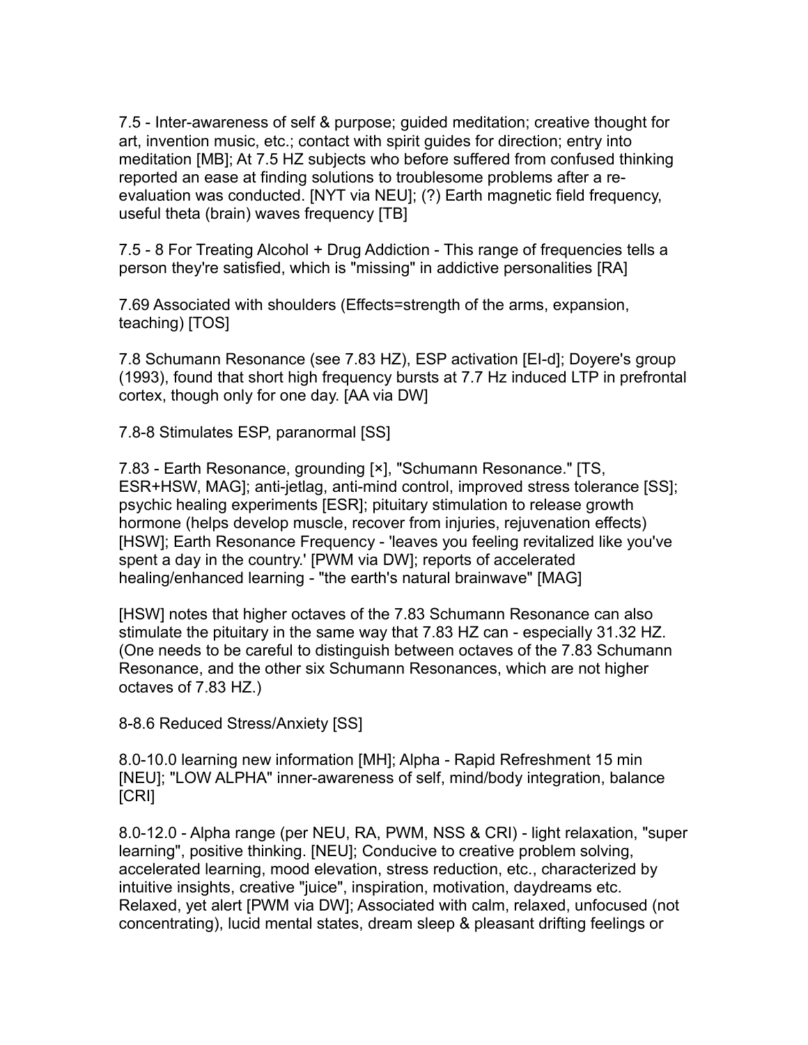7.5 - Inter-awareness of self & purpose; guided meditation; creative thought for art, invention music, etc.; contact with spirit guides for direction; entry into meditation [MB]; At 7.5 HZ subjects who before suffered from confused thinking reported an ease at finding solutions to troublesome problems after a re-evaluation was conducted. [NYT via NEU]; (?) Earth magnetic field frequency, useful theta (brain) waves frequency [TB]

7.5 - 8 For Treating Alcohol + Drug Addiction - This range of frequencies tells a person they're satisfied, which is "missing" in addictive personalities [RA]

7.69 Associated with shoulders (Effects=strength of the arms, expansion, teaching) [TOS]

7.8 Schumann Resonance (see 7.83 HZ), ESP activation [EI-d]; Doyere's group (1993), found that short high frequency bursts at 7.7 Hz induced LTP in prefrontal cortex, though only for one day. [AA via DW]

7.8-8 Stimulates ESP, paranormal [SS]

7.83 - Earth Resonance, grounding [×], "Schumann Resonance." [TS, ESR+HSW, MAG]; anti-jetlag, anti-mind control, improved stress tolerance [SS]; psychic healing experiments [ESR]; pituitary stimulation to release growth hormone (helps develop muscle, recover from injuries, rejuvenation effects) [HSW]; Earth Resonance Frequency - 'leaves you feeling revitalized like you've spent a day in the country.' [PWM via DW]; reports of accelerated healing/enhanced learning - "the earth's natural brainwave" [MAG]

[HSW] notes that higher octaves of the 7.83 Schumann Resonance can also stimulate the pituitary in the same way that 7.83 HZ can - especially 31.32 HZ. (One needs to be careful to distinguish between octaves of the 7.83 Schumann Resonance, and the other six Schumann Resonances, which are not higher octaves of 7.83 HZ.)

8-8.6 Reduced Stress/Anxiety [SS]

8.0-10.0 learning new information [MH]; Alpha - Rapid Refreshment 15 min [NEU]; "LOW ALPHA" inner-awareness of self, mind/body integration, balance [CRI]

8.0-12.0 - Alpha range (per NEU, RA, PWM, NSS & CRI) - light relaxation, "super learning", positive thinking. [NEU]; Conducive to creative problem solving, accelerated learning, mood elevation, stress reduction, etc., characterized by intuitive insights, creative "juice", inspiration, motivation, daydreams etc. Relaxed, yet alert [PWM via DW]; Associated with calm, relaxed, unfocused (not concentrating), lucid mental states, dream sleep & pleasant drifting feelings or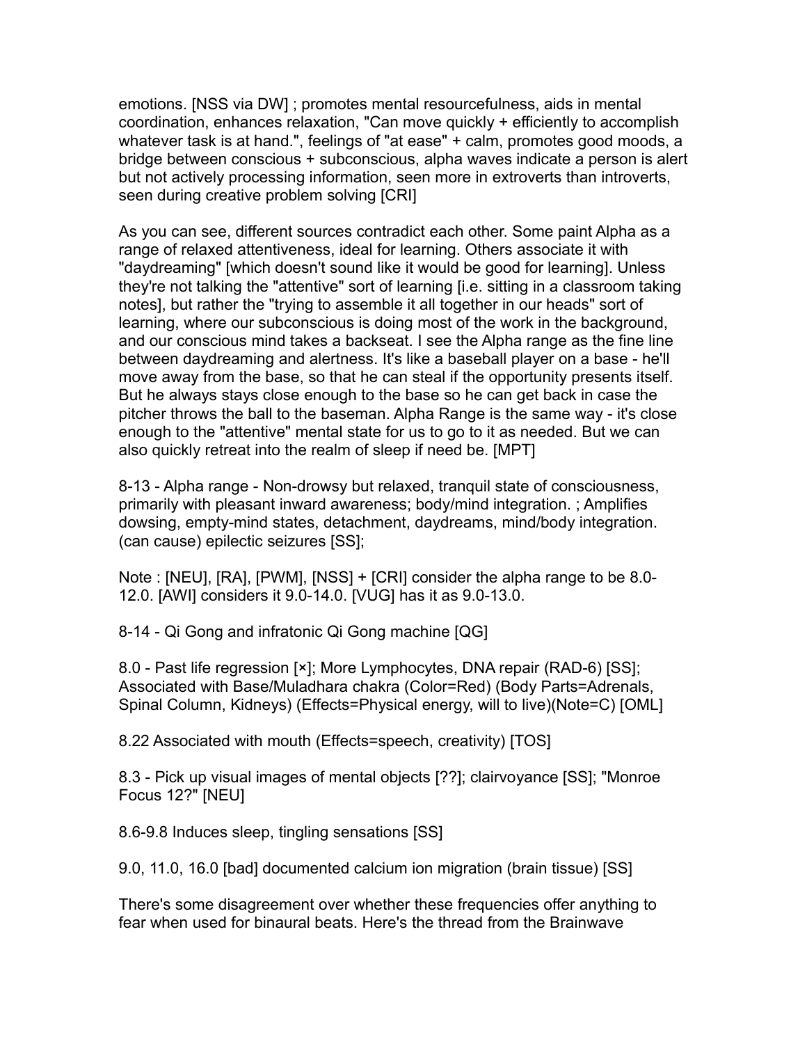emotions. [NSS via DW] ; promotes mental resourcefulness, aids in mental coordination, enhances relaxation, "Can move quickly + efficiently to accomplish whatever task is at hand.", feelings of "at ease" + calm, promotes good moods, a bridge between conscious + subconscious, alpha waves indicate a person is alert but not actively processing information, seen more in extroverts than introverts, seen during creative problem solving [CRI]

As you can see, different sources contradict each other. Some paint Alpha as a range of relaxed attentiveness, ideal for learning. Others associate it with "daydreaming" [which doesn't sound like it would be good for learning]. Unless they're not talking the "attentive" sort of learning [i.e. sitting in a classroom taking notes], but rather the "trying to assemble it all together in our heads" sort of learning, where our subconscious is doing most of the work in the background, and our conscious mind takes a backseat. I see the Alpha range as the fine line between daydreaming and alertness. It's like a baseball player on a base - he'll move away from the base, so that he can steal if the opportunity presents itself. But he always stays close enough to the base so he can get back in case the pitcher throws the ball to the baseman. Alpha Range is the same way - it's close enough to the "attentive" mental state for us to go to it as needed. But we can also quickly retreat into the realm of sleep if need be. [MPT]

8-13 - Alpha range - Non-drowsy but relaxed, tranquil state of consciousness, primarily with pleasant inward awareness; body/mind integration. ; Amplifies dowsing, empty-mind states, detachment, daydreams, mind/body integration. (can cause) epilectic seizures [SS];

Note : [NEU], [RA], [PWM], [NSS] + [CRI] consider the alpha range to be 8.0-12.0. [AWI] considers it 9.0-14.0. [VUG] has it as 9.0-13.0.

8-14 - Qi Gong and infratonic Qi Gong machine [QG]

8.0 - Past life regression [×]; More Lymphocytes, DNA repair (RAD-6) [SS]; Associated with Base/Muladhara chakra (Color=Red) (Body Parts=Adrenals, Spinal Column, Kidneys) (Effects=Physical energy, will to live)(Note=C) [OML]

8.22 Associated with mouth (Effects=speech, creativity) [TOS]

8.3 - Pick up visual images of mental objects [??]; clairvoyance [SS]; "Monroe Focus 12?" [NEU]

8.6-9.8 Induces sleep, tingling sensations [SS]

9.0, 11.0, 16.0 [bad] documented calcium ion migration (brain tissue) [SS]

There's some disagreement over whether these frequencies offer anything to fear when used for binaural beats. Here's the thread from the Brainwave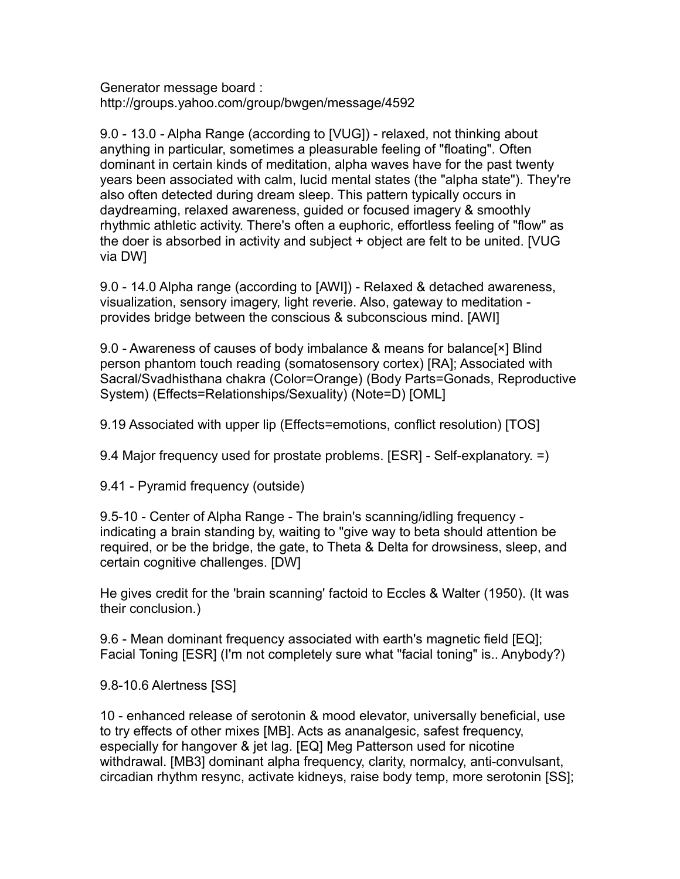Generator message board :
http://groups.yahoo.com/group/bwgen/message/4592

9.0 - 13.0 - Alpha Range (according to [VUG]) - relaxed, not thinking about anything in particular, sometimes a pleasurable feeling of "floating". Often dominant in certain kinds of meditation, alpha waves have for the past twenty years been associated with calm, lucid mental states (the "alpha state"). They're also often detected during dream sleep. This pattern typically occurs in daydreaming, relaxed awareness, guided or focused imagery & smoothly rhythmic athletic activity. There's often a euphoric, effortless feeling of "flow" as the doer is absorbed in activity and subject + object are felt to be united. [VUG via DW]

9.0 - 14.0 Alpha range (according to [AWI]) - Relaxed & detached awareness, visualization, sensory imagery, light reverie. Also, gateway to meditation - provides bridge between the conscious & subconscious mind. [AWI]

9.0 - Awareness of causes of body imbalance & means for balance[×] Blind person phantom touch reading (somatosensory cortex) [RA]; Associated with Sacral/Svadhisthana chakra (Color=Orange) (Body Parts=Gonads, Reproductive System) (Effects=Relationships/Sexuality) (Note=D) [OML]

9.19 Associated with upper lip (Effects=emotions, conflict resolution) [TOS]

9.4 Major frequency used for prostate problems. [ESR] - Self-explanatory. =)

9.41 - Pyramid frequency (outside)

9.5-10 - Center of Alpha Range - The brain's scanning/idling frequency - indicating a brain standing by, waiting to "give way to beta should attention be required, or be the bridge, the gate, to Theta & Delta for drowsiness, sleep, and certain cognitive challenges. [DW]

He gives credit for the 'brain scanning' factoid to Eccles & Walter (1950). (It was their conclusion.)

9.6 - Mean dominant frequency associated with earth's magnetic field [EQ]; Facial Toning [ESR] (I'm not completely sure what "facial toning" is.. Anybody?)

9.8-10.6 Alertness [SS]

10 - enhanced release of serotonin & mood elevator, universally beneficial, use to try effects of other mixes [MB]. Acts as ananalgesic, safest frequency, especially for hangover & jet lag. [EQ] Meg Patterson used for nicotine withdrawal. [MB3] dominant alpha frequency, clarity, normalcy, anti-convulsant, circadian rhythm resync, activate kidneys, raise body temp, more serotonin [SS];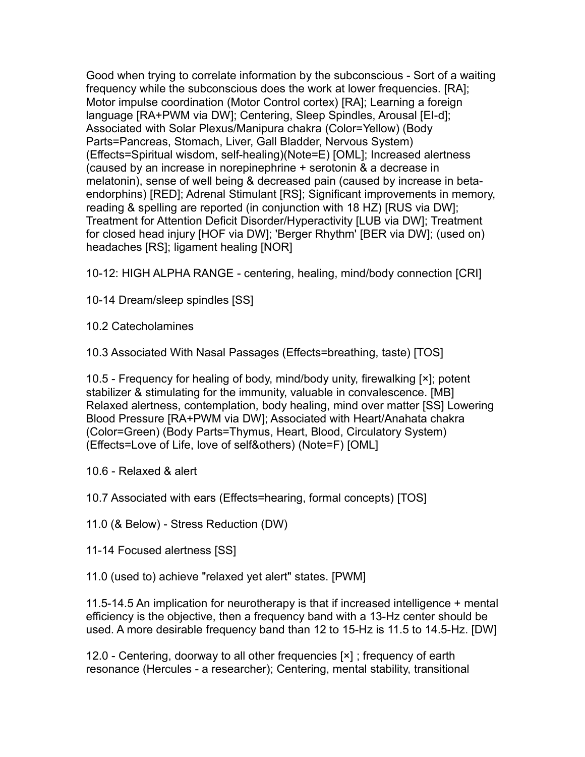Good when trying to correlate information by the subconscious - Sort of a waiting frequency while the subconscious does the work at lower frequencies. [RA]; Motor impulse coordination (Motor Control cortex) [RA]; Learning a foreign language [RA+PWM via DW]; Centering, Sleep Spindles, Arousal [EI-d]; Associated with Solar Plexus/Manipura chakra (Color=Yellow) (Body Parts=Pancreas, Stomach, Liver, Gall Bladder, Nervous System) (Effects=Spiritual wisdom, self-healing)(Note=E) [OML]; Increased alertness (caused by an increase in norepinephrine + serotonin & a decrease in melatonin), sense of well being & decreased pain (caused by increase in beta-endorphins) [RED]; Adrenal Stimulant [RS]; Significant improvements in memory, reading & spelling are reported (in conjunction with 18 HZ) [RUS via DW]; Treatment for Attention Deficit Disorder/Hyperactivity [LUB via DW]; Treatment for closed head injury [HOF via DW]; 'Berger Rhythm' [BER via DW]; (used on) headaches [RS]; ligament healing [NOR]

10-12: HIGH ALPHA RANGE - centering, healing, mind/body connection [CRI]

10-14 Dream/sleep spindles [SS]

10.2 Catecholamines

10.3 Associated With Nasal Passages (Effects=breathing, taste) [TOS]

10.5 - Frequency for healing of body, mind/body unity, firewalking [×]; potent stabilizer & stimulating for the immunity, valuable in convalescence. [MB] Relaxed alertness, contemplation, body healing, mind over matter [SS] Lowering Blood Pressure [RA+PWM via DW]; Associated with Heart/Anahata chakra (Color=Green) (Body Parts=Thymus, Heart, Blood, Circulatory System) (Effects=Love of Life, love of self&others) (Note=F) [OML]

10.6 - Relaxed & alert

10.7 Associated with ears (Effects=hearing, formal concepts) [TOS]

11.0 (& Below) - Stress Reduction (DW)

11-14 Focused alertness [SS]

11.0 (used to) achieve "relaxed yet alert" states. [PWM]

11.5-14.5 An implication for neurotherapy is that if increased intelligence + mental efficiency is the objective, then a frequency band with a 13-Hz center should be used. A more desirable frequency band than 12 to 15-Hz is 11.5 to 14.5-Hz. [DW]

12.0 - Centering, doorway to all other frequencies [×] ; frequency of earth resonance (Hercules - a researcher); Centering, mental stability, transitional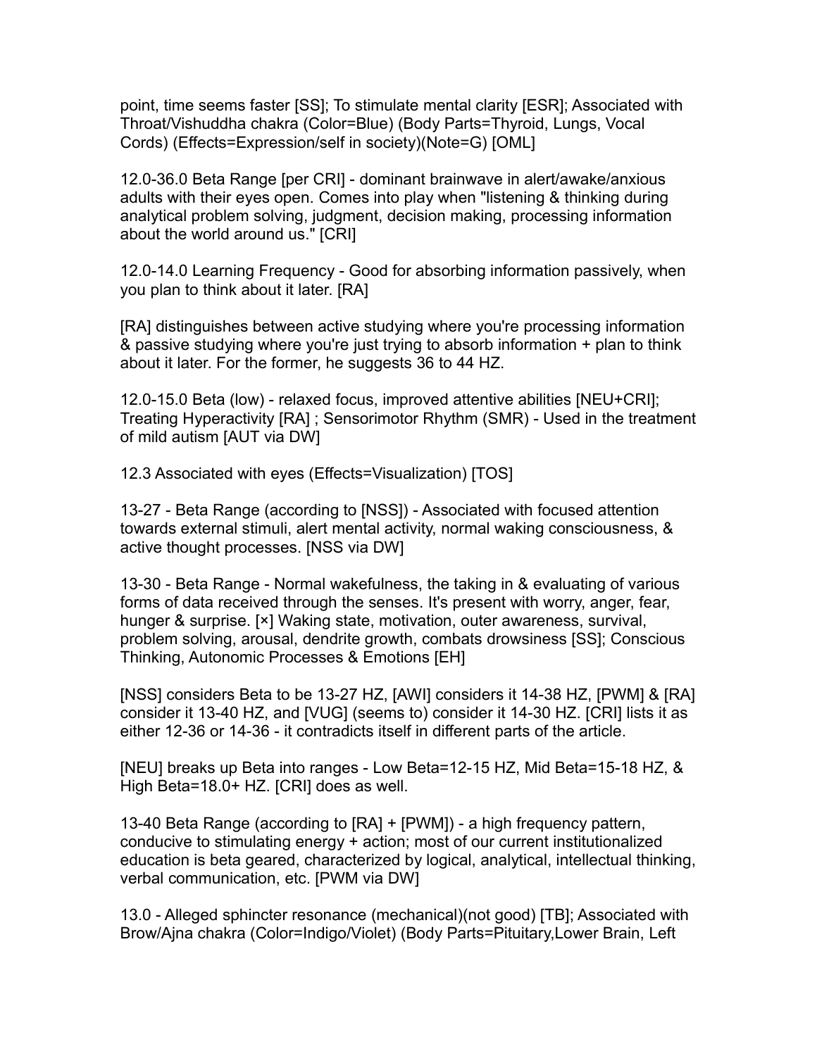point, time seems faster [SS]; To stimulate mental clarity [ESR]; Associated with Throat/Vishuddha chakra (Color=Blue) (Body Parts=Thyroid, Lungs, Vocal Cords) (Effects=Expression/self in society)(Note=G) [OML]

12.0-36.0 Beta Range [per CRI] - dominant brainwave in alert/awake/anxious adults with their eyes open. Comes into play when "listening & thinking during analytical problem solving, judgment, decision making, processing information about the world around us." [CRI]

12.0-14.0 Learning Frequency - Good for absorbing information passively, when you plan to think about it later. [RA]

[RA] distinguishes between active studying where you're processing information & passive studying where you're just trying to absorb information + plan to think about it later. For the former, he suggests 36 to 44 HZ.

12.0-15.0 Beta (low) - relaxed focus, improved attentive abilities [NEU+CRI]; Treating Hyperactivity [RA] ; Sensorimotor Rhythm (SMR) - Used in the treatment of mild autism [AUT via DW]

12.3 Associated with eyes (Effects=Visualization) [TOS]

13-27 - Beta Range (according to [NSS]) - Associated with focused attention towards external stimuli, alert mental activity, normal waking consciousness, & active thought processes. [NSS via DW]

13-30 - Beta Range - Normal wakefulness, the taking in & evaluating of various forms of data received through the senses. It's present with worry, anger, fear, hunger & surprise. [×] Waking state, motivation, outer awareness, survival, problem solving, arousal, dendrite growth, combats drowsiness [SS]; Conscious Thinking, Autonomic Processes & Emotions [EH]

[NSS] considers Beta to be 13-27 HZ, [AWI] considers it 14-38 HZ, [PWM] & [RA] consider it 13-40 HZ, and [VUG] (seems to) consider it 14-30 HZ. [CRI] lists it as either 12-36 or 14-36 - it contradicts itself in different parts of the article.

[NEU] breaks up Beta into ranges - Low Beta=12-15 HZ, Mid Beta=15-18 HZ, & High Beta=18.0+ HZ. [CRI] does as well.

13-40 Beta Range (according to [RA] + [PWM]) - a high frequency pattern, conducive to stimulating energy + action; most of our current institutionalized education is beta geared, characterized by logical, analytical, intellectual thinking, verbal communication, etc. [PWM via DW]

13.0 - Alleged sphincter resonance (mechanical)(not good) [TB]; Associated with Brow/Ajna chakra (Color=Indigo/Violet) (Body Parts=Pituitary,Lower Brain, Left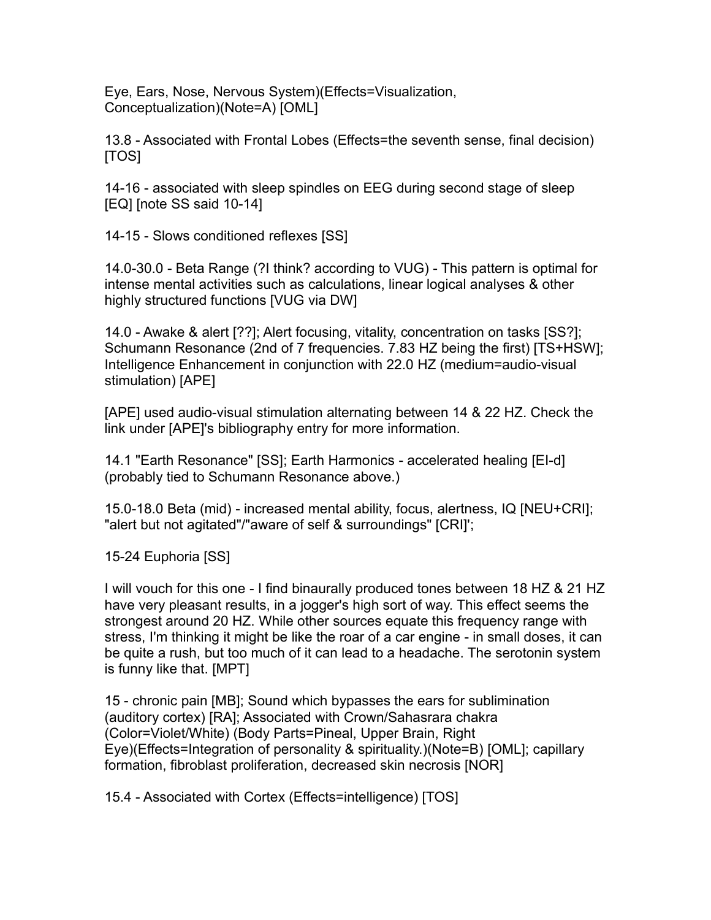Eye, Ears, Nose, Nervous System)(Effects=Visualization, Conceptualization)(Note=A) [OML]

13.8 - Associated with Frontal Lobes (Effects=the seventh sense, final decision) [TOS]

14-16 - associated with sleep spindles on EEG during second stage of sleep [EQ] [note SS said 10-14]

14-15 - Slows conditioned reflexes [SS]

14.0-30.0 - Beta Range (?I think? according to VUG) - This pattern is optimal for intense mental activities such as calculations, linear logical analyses & other highly structured functions [VUG via DW]

14.0 - Awake & alert [??]; Alert focusing, vitality, concentration on tasks [SS?]; Schumann Resonance (2nd of 7 frequencies. 7.83 HZ being the first) [TS+HSW]; Intelligence Enhancement in conjunction with 22.0 HZ (medium=audio-visual stimulation) [APE]

[APE] used audio-visual stimulation alternating between 14 & 22 HZ. Check the link under [APE]'s bibliography entry for more information.

14.1 "Earth Resonance" [SS]; Earth Harmonics - accelerated healing [EI-d] (probably tied to Schumann Resonance above.)

15.0-18.0 Beta (mid) - increased mental ability, focus, alertness, IQ [NEU+CRI]; "alert but not agitated"/"aware of self & surroundings" [CRI]';

15-24 Euphoria [SS]

I will vouch for this one - I find binaurally produced tones between 18 HZ & 21 HZ have very pleasant results, in a jogger's high sort of way. This effect seems the strongest around 20 HZ. While other sources equate this frequency range with stress, I'm thinking it might be like the roar of a car engine - in small doses, it can be quite a rush, but too much of it can lead to a headache. The serotonin system is funny like that. [MPT]

15 - chronic pain [MB]; Sound which bypasses the ears for sublimination (auditory cortex) [RA]; Associated with Crown/Sahasrara chakra (Color=Violet/White) (Body Parts=Pineal, Upper Brain, Right Eye)(Effects=Integration of personality & spirituality.)(Note=B) [OML]; capillary formation, fibroblast proliferation, decreased skin necrosis [NOR]

15.4 - Associated with Cortex (Effects=intelligence) [TOS]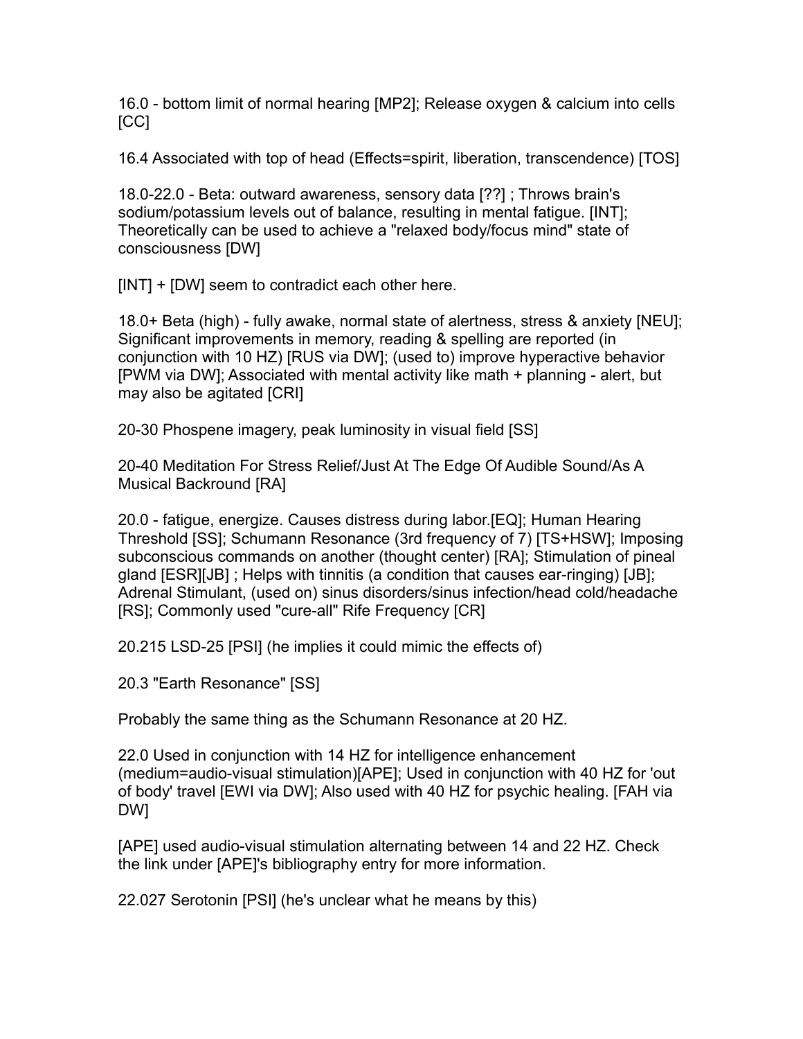16.0 - bottom limit of normal hearing [MP2]; Release oxygen & calcium into cells [CC]

16.4 Associated with top of head (Effects=spirit, liberation, transcendence) [TOS]

18.0-22.0 - Beta: outward awareness, sensory data [??] ; Throws brain's sodium/potassium levels out of balance, resulting in mental fatigue. [INT]; Theoretically can be used to achieve a "relaxed body/focus mind" state of consciousness [DW]

[INT] + [DW] seem to contradict each other here.

18.0+ Beta (high) - fully awake, normal state of alertness, stress & anxiety [NEU]; Significant improvements in memory, reading & spelling are reported (in conjunction with 10 HZ) [RUS via DW]; (used to) improve hyperactive behavior [PWM via DW]; Associated with mental activity like math + planning - alert, but may also be agitated [CRI]

20-30 Phospene imagery, peak luminosity in visual field [SS]

20-40 Meditation For Stress Relief/Just At The Edge Of Audible Sound/As A Musical Backround [RA]

20.0 - fatigue, energize. Causes distress during labor.[EQ]; Human Hearing Threshold [SS]; Schumann Resonance (3rd frequency of 7) [TS+HSW]; Imposing subconscious commands on another (thought center) [RA]; Stimulation of pineal gland [ESR][JB] ; Helps with tinitis (a condition that causes ear-ringing) [JB]; Adrenal Stimulant, (used on) sinus disorders/sinus infection/head cold/headache [RS]; Commonly used "cure-all" Rife Frequency [CR]

20.215 LSD-25 [PSI] (he implies it could mimic the effects of)

20.3 "Earth Resonance" [SS]

Probably the same thing as the Schumann Resonance at 20 HZ.

22.0 Used in conjunction with 14 HZ for intelligence enhancement (medium=audio-visual stimulation)[APE]; Used in conjunction with 40 HZ for 'out of body' travel [EWI via DW]; Also used with 40 HZ for psychic healing. [FAH via DW]

[APE] used audio-visual stimulation alternating between 14 and 22 HZ. Check the link under [APE]'s bibliography entry for more information.

22.027 Serotonin [PSI] (he's unclear what he means by this)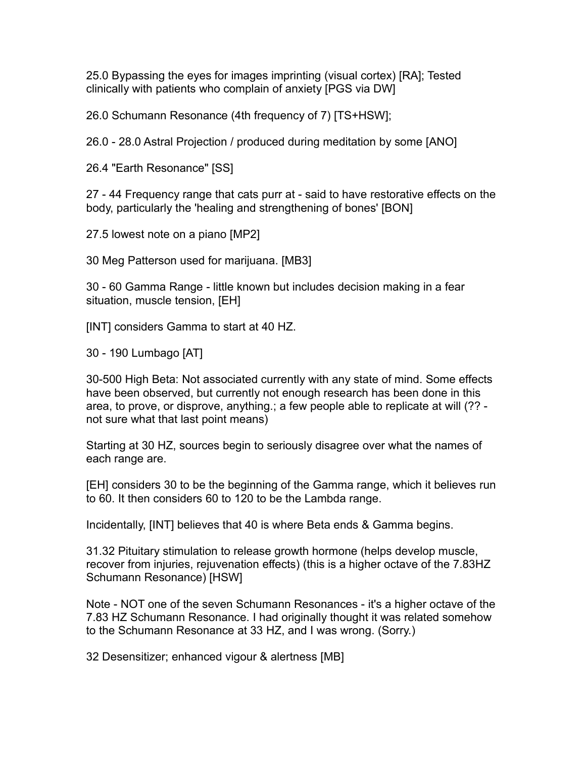25.0 Bypassing the eyes for images imprinting (visual cortex) [RA]; Tested clinically with patients who complain of anxiety [PGS via DW]

26.0 Schumann Resonance (4th frequency of 7) [TS+HSW];

26.0 - 28.0 Astral Projection / produced during meditation by some [ANO]

26.4 "Earth Resonance" [SS]

27 - 44 Frequency range that cats purr at - said to have restorative effects on the body, particularly the 'healing and strengthening of bones' [BON]

27.5 lowest note on a piano [MP2]

30 Meg Patterson used for marijuana. [MB3]

30 - 60 Gamma Range - little known but includes decision making in a fear situation, muscle tension, [EH]

[INT] considers Gamma to start at 40 HZ.

30 - 190 Lumbago [AT]

30-500 High Beta: Not associated currently with any state of mind. Some effects have been observed, but currently not enough research has been done in this area, to prove, or disprove, anything.; a few people able to replicate at will (?? - not sure what that last point means)

Starting at 30 HZ, sources begin to seriously disagree over what the names of each range are.

[EH] considers 30 to be the beginning of the Gamma range, which it believes run to 60. It then considers 60 to 120 to be the Lambda range.

Incidentally, [INT] believes that 40 is where Beta ends & Gamma begins.

31.32 Pituitary stimulation to release growth hormone (helps develop muscle, recover from injuries, rejuvenation effects) (this is a higher octave of the 7.83HZ Schumann Resonance) [HSW]

Note - NOT one of the seven Schumann Resonances - it's a higher octave of the 7.83 HZ Schumann Resonance. I had originally thought it was related somehow to the Schumann Resonance at 33 HZ, and I was wrong. (Sorry.)

32 Desensitizer; enhanced vigour & alertness [MB]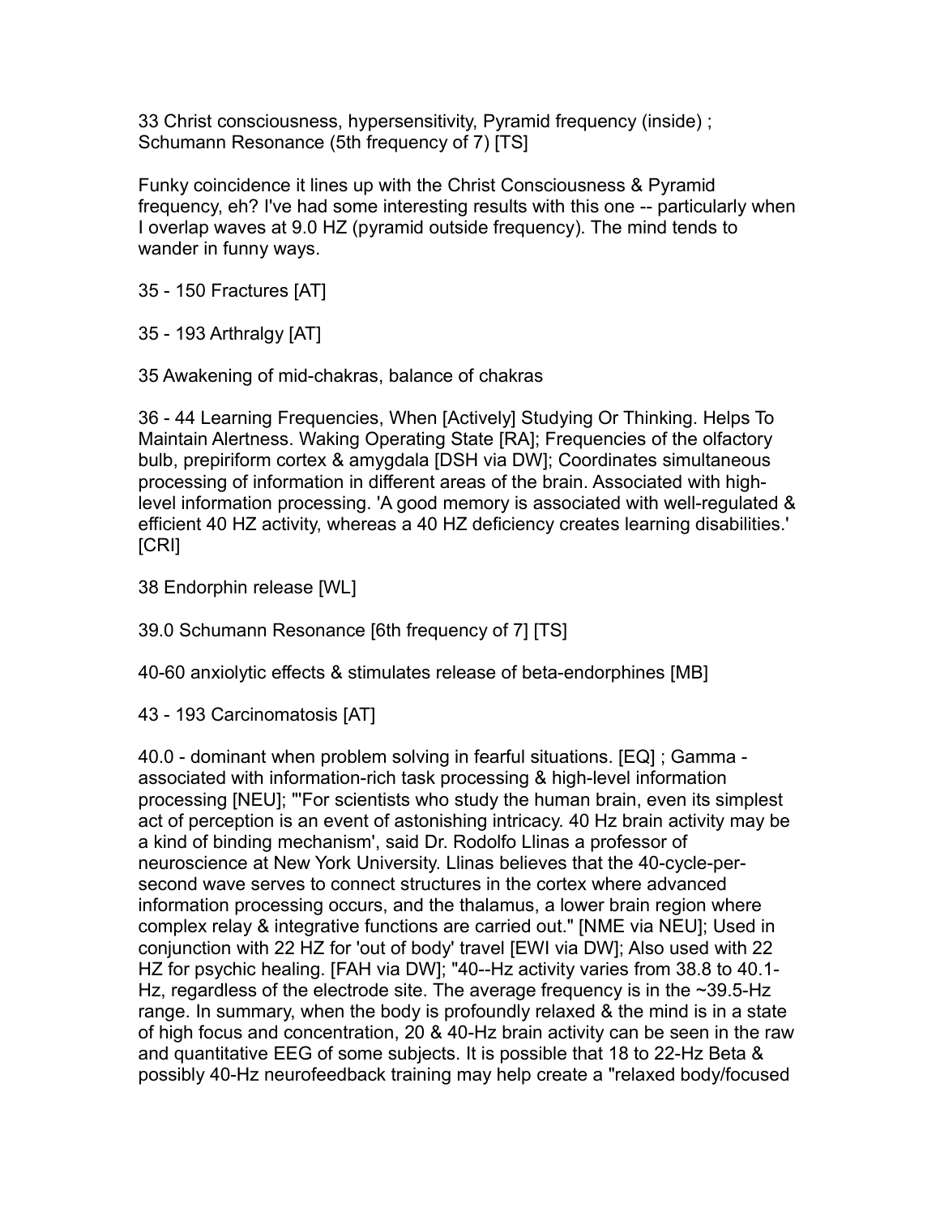33 Christ consciousness, hypersensitivity, Pyramid frequency (inside) ; Schumann Resonance (5th frequency of 7) [TS]

Funky coincidence it lines up with the Christ Consciousness & Pyramid frequency, eh? I've had some interesting results with this one -- particularly when I overlap waves at 9.0 HZ (pyramid outside frequency). The mind tends to wander in funny ways.

35 - 150 Fractures [AT]

35 - 193 Arthralgy [AT]

35 Awakening of mid-chakras, balance of chakras

36 - 44 Learning Frequencies, When [Actively] Studying Or Thinking. Helps To Maintain Alertness. Waking Operating State [RA]; Frequencies of the olfactory bulb, prepiriform cortex & amygdala [DSH via DW]; Coordinates simultaneous processing of information in different areas of the brain. Associated with high-level information processing. 'A good memory is associated with well-regulated & efficient 40 HZ activity, whereas a 40 HZ deficiency creates learning disabilities.' [CRI]

38 Endorphin release [WL]

39.0 Schumann Resonance [6th frequency of 7] [TS]

40-60 anxiolytic effects & stimulates release of beta-endorphines [MB]

43 - 193 Carcinomatosis [AT]

40.0 - dominant when problem solving in fearful situations. [EQ] ; Gamma - associated with information-rich task processing & high-level information processing [NEU]; "'For scientists who study the human brain, even its simplest act of perception is an event of astonishing intricacy. 40 Hz brain activity may be a kind of binding mechanism', said Dr. Rodolfo Llinas a professor of neuroscience at New York University. Llinas believes that the 40-cycle-per-second wave serves to connect structures in the cortex where advanced information processing occurs, and the thalamus, a lower brain region where complex relay & integrative functions are carried out." [NME via NEU]; Used in conjunction with 22 HZ for 'out of body' travel [EWI via DW]; Also used with 22 HZ for psychic healing. [FAH via DW]; "40--Hz activity varies from 38.8 to 40.1-Hz, regardless of the electrode site. The average frequency is in the ~39.5-Hz range. In summary, when the body is profoundly relaxed & the mind is in a state of high focus and concentration, 20 & 40-Hz brain activity can be seen in the raw and quantitative EEG of some subjects. It is possible that 18 to 22-Hz Beta & possibly 40-Hz neurofeedback training may help create a "relaxed body/focused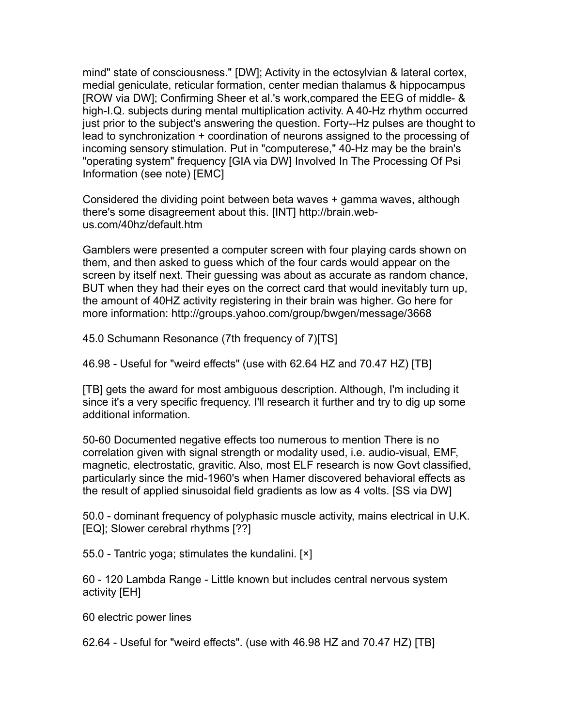mind" state of consciousness." [DW]; Activity in the ectosylvian & lateral cortex, medial geniculate, reticular formation, center median thalamus & hippocampus [ROW via DW]; Confirming Sheer et al.'s work,compared the EEG of middle- & high-I.Q. subjects during mental multiplication activity. A 40-Hz rhythm occurred just prior to the subject's answering the question. Forty--Hz pulses are thought to lead to synchronization + coordination of neurons assigned to the processing of incoming sensory stimulation. Put in "computerese," 40-Hz may be the brain's "operating system" frequency [GIA via DW] Involved In The Processing Of Psi Information (see note) [EMC]

Considered the dividing point between beta waves + gamma waves, although there's some disagreement about this. [INT] http://brain.web-us.com/40hz/default.htm

Gamblers were presented a computer screen with four playing cards shown on them, and then asked to guess which of the four cards would appear on the screen by itself next. Their guessing was about as accurate as random chance, BUT when they had their eyes on the correct card that would inevitably turn up, the amount of 40HZ activity registering in their brain was higher. Go here for more information: http://groups.yahoo.com/group/bwgen/message/3668

45.0 Schumann Resonance (7th frequency of 7)[TS]

46.98 - Useful for "weird effects" (use with 62.64 HZ and 70.47 HZ) [TB]

[TB] gets the award for most ambiguous description. Although, I'm including it since it's a very specific frequency. I'll research it further and try to dig up some additional information.

50-60 Documented negative effects too numerous to mention There is no correlation given with signal strength or modality used, i.e. audio-visual, EMF, magnetic, electrostatic, gravitic. Also, most ELF research is now Govt classified, particularly since the mid-1960's when Hamer discovered behavioral effects as the result of applied sinusoidal field gradients as low as 4 volts. [SS via DW]

50.0 - dominant frequency of polyphasic muscle activity, mains electrical in U.K. [EQ]; Slower cerebral rhythms [??]

55.0 - Tantric yoga; stimulates the kundalini. [×]

60 - 120 Lambda Range - Little known but includes central nervous system activity [EH]

60 electric power lines

62.64 - Useful for "weird effects". (use with 46.98 HZ and 70.47 HZ) [TB]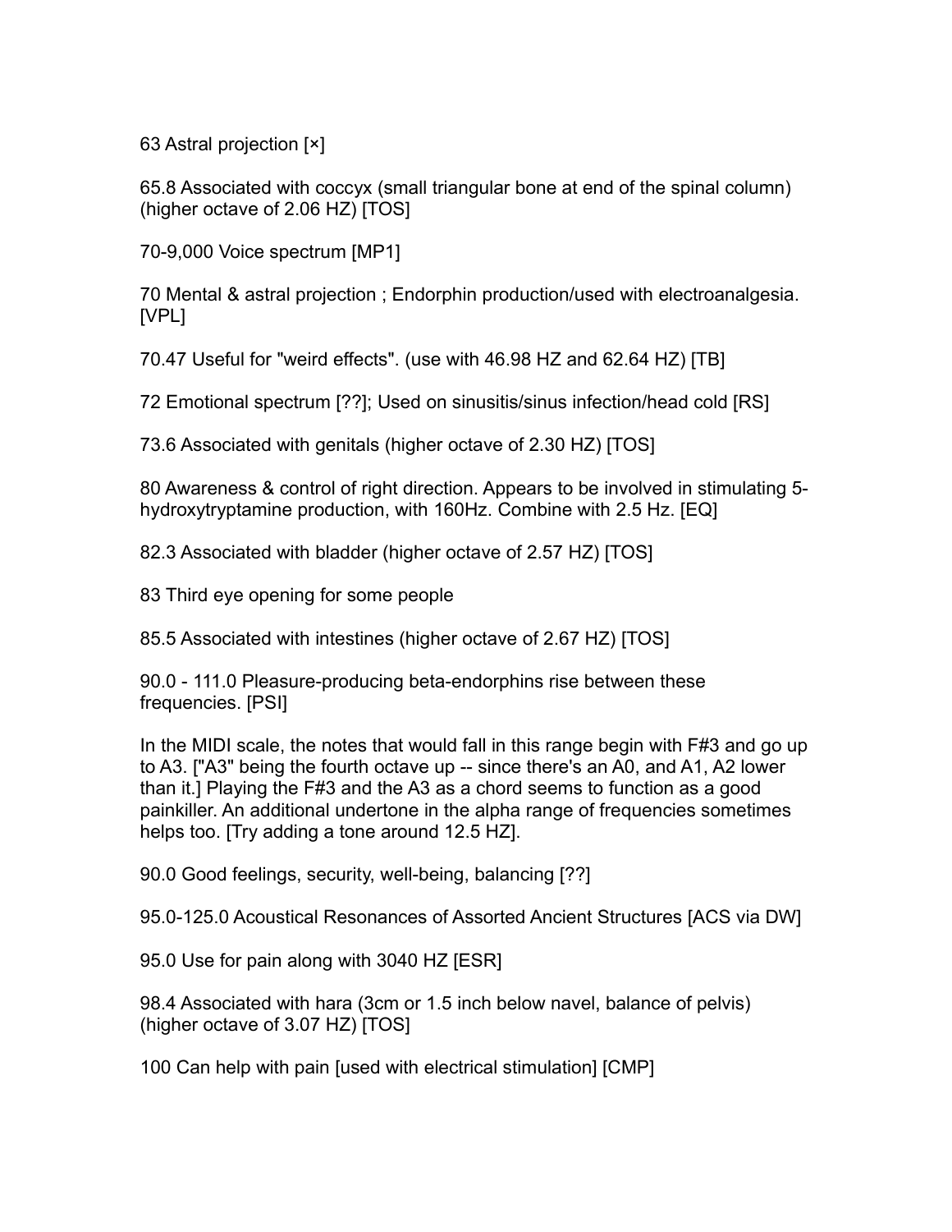63 Astral projection [×]

65.8 Associated with coccyx (small triangular bone at end of the spinal column) (higher octave of 2.06 HZ) [TOS]

70-9,000 Voice spectrum [MP1]

70 Mental & astral projection ; Endorphin production/used with electroanalgesia. [VPL]

70.47 Useful for "weird effects". (use with 46.98 HZ and 62.64 HZ) [TB]

72 Emotional spectrum [??]; Used on sinusitis/sinus infection/head cold [RS]

73.6 Associated with genitals (higher octave of 2.30 HZ) [TOS]

80 Awareness & control of right direction. Appears to be involved in stimulating 5-hydroxytryptamine production, with 160Hz. Combine with 2.5 Hz. [EQ]

82.3 Associated with bladder (higher octave of 2.57 HZ) [TOS]

83 Third eye opening for some people

85.5 Associated with intestines (higher octave of 2.67 HZ) [TOS]

90.0 - 111.0 Pleasure-producing beta-endorphins rise between these frequencies. [PSI]

In the MIDI scale, the notes that would fall in this range begin with F#3 and go up to A3. ["A3" being the fourth octave up -- since there's an A0, and A1, A2 lower than it.] Playing the F#3 and the A3 as a chord seems to function as a good painkiller. An additional undertone in the alpha range of frequencies sometimes helps too. [Try adding a tone around 12.5 HZ].

90.0 Good feelings, security, well-being, balancing [??]

95.0-125.0 Acoustical Resonances of Assorted Ancient Structures [ACS via DW]

95.0 Use for pain along with 3040 HZ [ESR]

98.4 Associated with hara (3cm or 1.5 inch below navel, balance of pelvis) (higher octave of 3.07 HZ) [TOS]

100 Can help with pain [used with electrical stimulation] [CMP]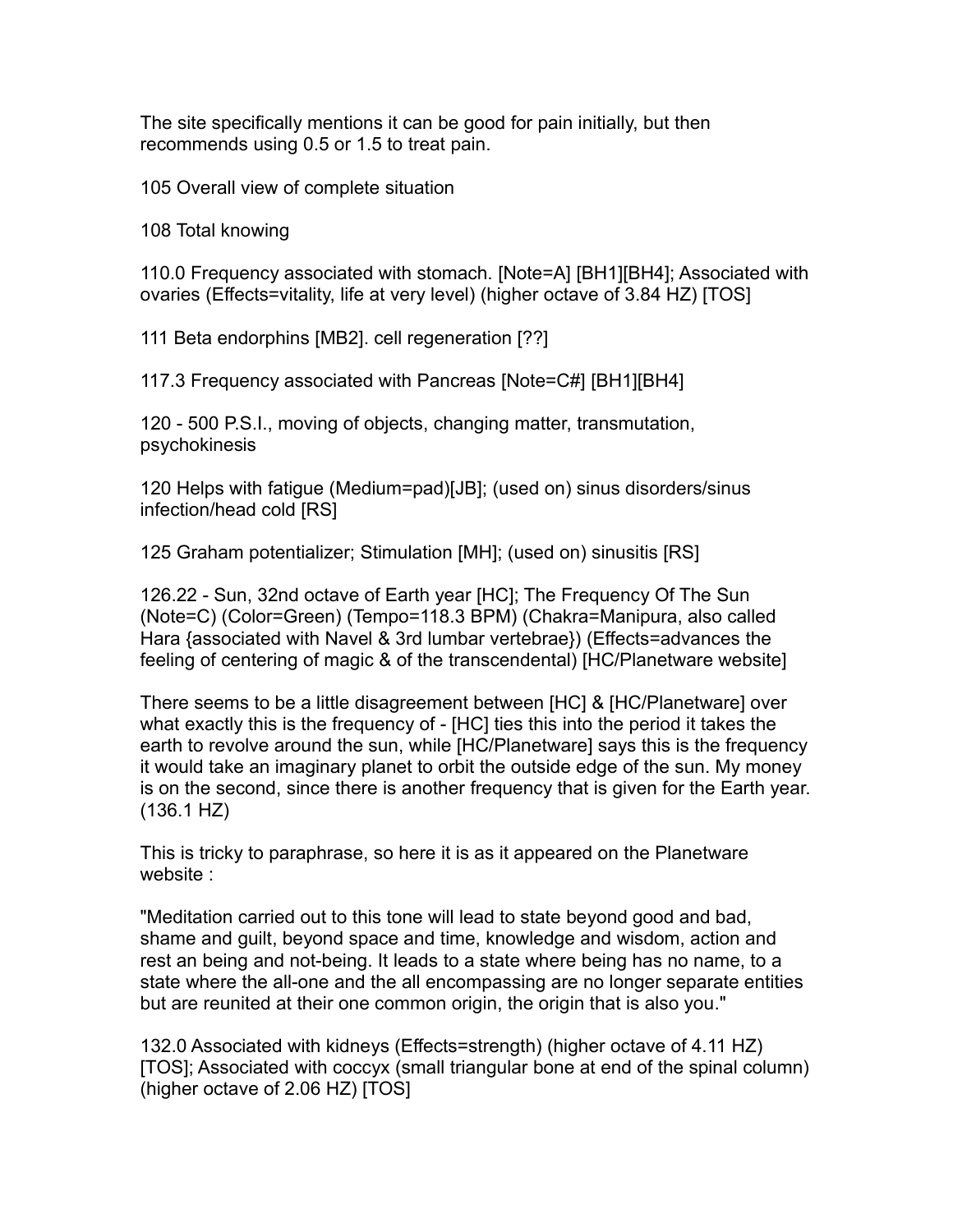The site specifically mentions it can be good for pain initially, but then recommends using 0.5 or 1.5 to treat pain.

105 Overall view of complete situation

108 Total knowing

110.0 Frequency associated with stomach. [Note=A] [BH1][BH4]; Associated with ovaries (Effects=vitality, life at very level) (higher octave of 3.84 HZ) [TOS]

111 Beta endorphins [MB2]. cell regeneration [??]

117.3 Frequency associated with Pancreas [Note=C#] [BH1][BH4]

120 - 500 P.S.I., moving of objects, changing matter, transmutation, psychokinesis

120 Helps with fatigue (Medium=pad)[JB]; (used on) sinus disorders/sinus infection/head cold [RS]

125 Graham potentializer; Stimulation [MH]; (used on) sinusitis [RS]

126.22 - Sun, 32nd octave of Earth year [HC]; The Frequency Of The Sun (Note=C) (Color=Green) (Tempo=118.3 BPM) (Chakra=Manipura, also called Hara {associated with Navel & 3rd lumbar vertebrae}) (Effects=advances the feeling of centering of magic & of the transcendental) [HC/Planetware website]

There seems to be a little disagreement between [HC] & [HC/Planetware] over what exactly this is the frequency of - [HC] ties this into the period it takes the earth to revolve around the sun, while [HC/Planetware] says this is the frequency it would take an imaginary planet to orbit the outside edge of the sun. My money is on the second, since there is another frequency that is given for the Earth year. (136.1 HZ)

This is tricky to paraphrase, so here it is as it appeared on the Planetware website :

"Meditation carried out to this tone will lead to state beyond good and bad, shame and guilt, beyond space and time, knowledge and wisdom, action and rest an being and not-being. It leads to a state where being has no name, to a state where the all-one and the all encompassing are no longer separate entities but are reunited at their one common origin, the origin that is also you."

132.0 Associated with kidneys (Effects=strength) (higher octave of 4.11 HZ) [TOS]; Associated with coccyx (small triangular bone at end of the spinal column) (higher octave of 2.06 HZ) [TOS]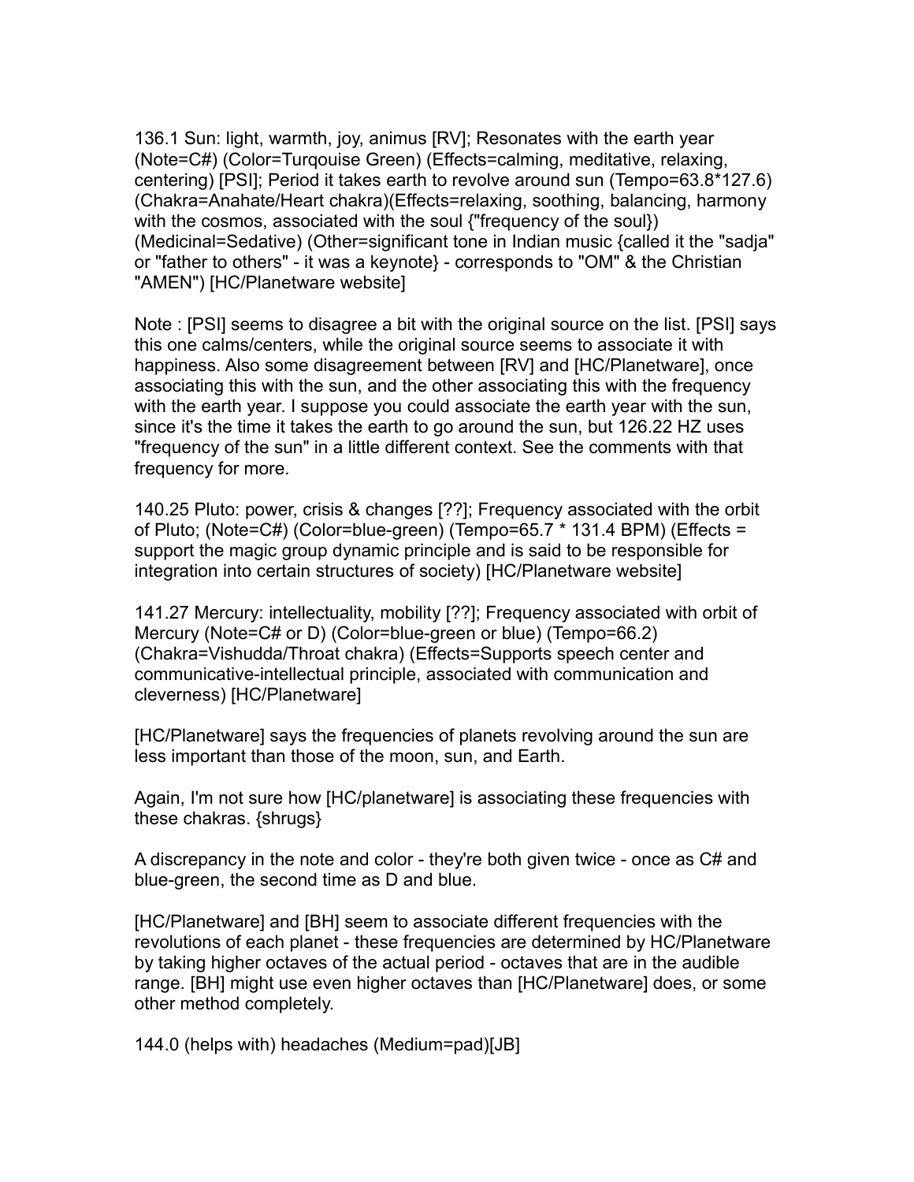136.1 Sun: light, warmth, joy, animus [RV]; Resonates with the earth year (Note=C#) (Color=Turqouise Green) (Effects=calming, meditative, relaxing, centering) [PSI]; Period it takes earth to revolve around sun (Tempo=63.8*127.6) (Chakra=Anahate/Heart chakra)(Effects=relaxing, soothing, balancing, harmony with the cosmos, associated with the soul {"frequency of the soul}) (Medicinal=Sedative) (Other=significant tone in Indian music {called it the "sadja" or "father to others" - it was a keynote} - corresponds to "OM" & the Christian "AMEN") [HC/Planetware website]

Note : [PSI] seems to disagree a bit with the original source on the list. [PSI] says this one calms/centers, while the original source seems to associate it with happiness. Also some disagreement between [RV] and [HC/Planetware], once associating this with the sun, and the other associating this with the frequency with the earth year. I suppose you could associate the earth year with the sun, since it's the time it takes the earth to go around the sun, but 126.22 HZ uses "frequency of the sun" in a little different context. See the comments with that frequency for more.

140.25 Pluto: power, crisis & changes [??]; Frequency associated with the orbit of Pluto; (Note=C#) (Color=blue-green) (Tempo=65.7 * 131.4 BPM) (Effects = support the magic group dynamic principle and is said to be responsible for integration into certain structures of society) [HC/Planetware website]

141.27 Mercury: intellectuality, mobility [??]; Frequency associated with orbit of Mercury (Note=C# or D) (Color=blue-green or blue) (Tempo=66.2) (Chakra=Vishudda/Throat chakra) (Effects=Supports speech center and communicative-intellectual principle, associated with communication and cleverness) [HC/Planetware]

[HC/Planetware] says the frequencies of planets revolving around the sun are less important than those of the moon, sun, and Earth.

Again, I'm not sure how [HC/planetware] is associating these frequencies with these chakras. {shrugs}

A discrepancy in the note and color - they're both given twice - once as C# and blue-green, the second time as D and blue.

[HC/Planetware] and [BH] seem to associate different frequencies with the revolutions of each planet - these frequencies are determined by HC/Planetware by taking higher octaves of the actual period - octaves that are in the audible range. [BH] might use even higher octaves than [HC/Planetware] does, or some other method completely.

144.0 (helps with) headaches (Medium=pad)[JB]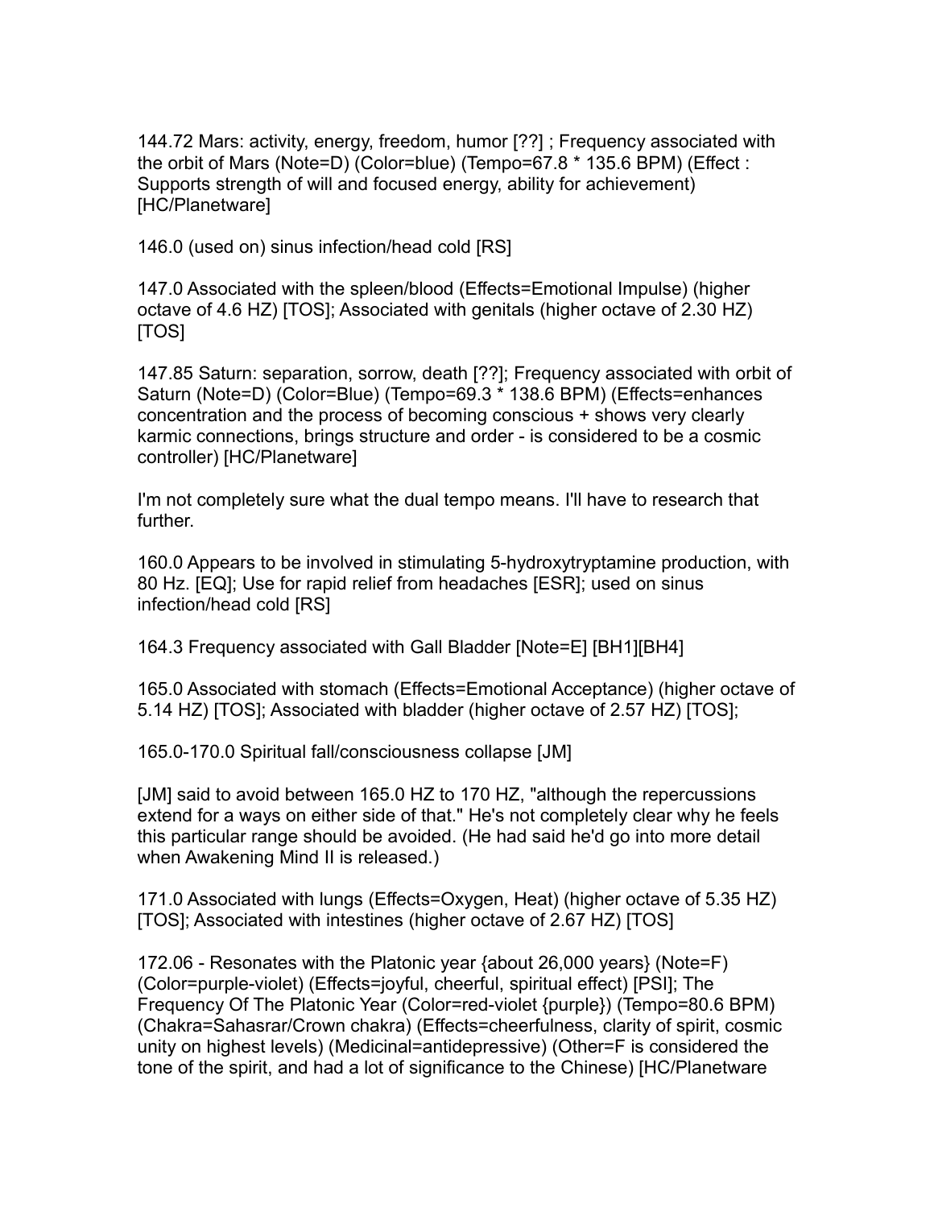144.72 Mars: activity, energy, freedom, humor [??] ; Frequency associated with the orbit of Mars (Note=D) (Color=blue) (Tempo=67.8 * 135.6 BPM) (Effect : Supports strength of will and focused energy, ability for achievement) [HC/Planetware]

146.0 (used on) sinus infection/head cold [RS]

147.0 Associated with the spleen/blood (Effects=Emotional Impulse) (higher octave of 4.6 HZ) [TOS]; Associated with genitals (higher octave of 2.30 HZ) [TOS]

147.85 Saturn: separation, sorrow, death [??]; Frequency associated with orbit of Saturn (Note=D) (Color=Blue) (Tempo=69.3 * 138.6 BPM) (Effects=enhances concentration and the process of becoming conscious + shows very clearly karmic connections, brings structure and order - is considered to be a cosmic controller) [HC/Planetware]

I'm not completely sure what the dual tempo means. I'll have to research that further.

160.0 Appears to be involved in stimulating 5-hydroxytryptamine production, with 80 Hz. [EQ]; Use for rapid relief from headaches [ESR]; used on sinus infection/head cold [RS]

164.3 Frequency associated with Gall Bladder [Note=E] [BH1][BH4]

165.0 Associated with stomach (Effects=Emotional Acceptance) (higher octave of 5.14 HZ) [TOS]; Associated with bladder (higher octave of 2.57 HZ) [TOS];

165.0-170.0 Spiritual fall/consciousness collapse [JM]

[JM] said to avoid between 165.0 HZ to 170 HZ, "although the repercussions extend for a ways on either side of that." He's not completely clear why he feels this particular range should be avoided. (He had said he'd go into more detail when Awakening Mind II is released.)

171.0 Associated with lungs (Effects=Oxygen, Heat) (higher octave of 5.35 HZ) [TOS]; Associated with intestines (higher octave of 2.67 HZ) [TOS]

172.06 - Resonates with the Platonic year {about 26,000 years} (Note=F) (Color=purple-violet) (Effects=joyful, cheerful, spiritual effect) [PSI]; The Frequency Of The Platonic Year (Color=red-violet {purple}) (Tempo=80.6 BPM) (Chakra=Sahasrar/Crown chakra) (Effects=cheerfulness, clarity of spirit, cosmic unity on highest levels) (Medicinal=antidepressive) (Other=F is considered the tone of the spirit, and had a lot of significance to the Chinese) [HC/Planetware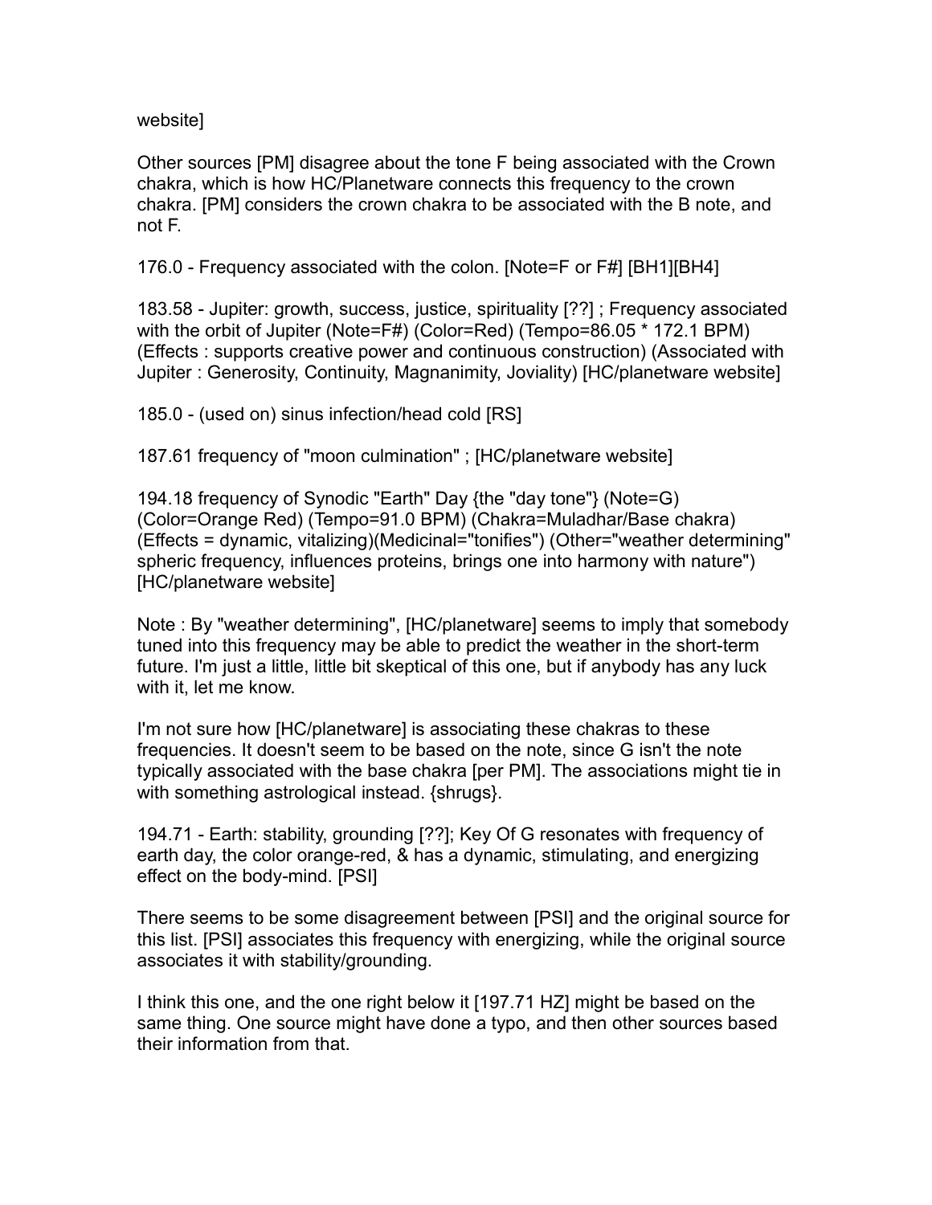website]

Other sources [PM] disagree about the tone F being associated with the Crown chakra, which is how HC/Planetware connects this frequency to the crown chakra. [PM] considers the crown chakra to be associated with the B note, and not F.

176.0 - Frequency associated with the colon. [Note=F or F#] [BH1][BH4]

183.58 - Jupiter: growth, success, justice, spirituality [??] ; Frequency associated with the orbit of Jupiter (Note=F#) (Color=Red) (Tempo=86.05 * 172.1 BPM) (Effects : supports creative power and continuous construction) (Associated with Jupiter : Generosity, Continuity, Magnanimity, Joviality) [HC/planetware website]

185.0 - (used on) sinus infection/head cold [RS]

187.61 frequency of "moon culmination" ; [HC/planetware website]

194.18 frequency of Synodic "Earth" Day {the "day tone"} (Note=G) (Color=Orange Red) (Tempo=91.0 BPM) (Chakra=Muladhar/Base chakra) (Effects = dynamic, vitalizing)(Medicinal="tonifies") (Other="weather determining" spheric frequency, influences proteins, brings one into harmony with nature") [HC/planetware website]

Note : By "weather determining", [HC/planetware] seems to imply that somebody tuned into this frequency may be able to predict the weather in the short-term future. I'm just a little, little bit skeptical of this one, but if anybody has any luck with it, let me know.

I'm not sure how [HC/planetware] is associating these chakras to these frequencies. It doesn't seem to be based on the note, since G isn't the note typically associated with the base chakra [per PM]. The associations might tie in with something astrological instead. {shrugs}.

194.71 - Earth: stability, grounding [??]; Key Of G resonates with frequency of earth day, the color orange-red, & has a dynamic, stimulating, and energizing effect on the body-mind. [PSI]

There seems to be some disagreement between [PSI] and the original source for this list. [PSI] associates this frequency with energizing, while the original source associates it with stability/grounding.

I think this one, and the one right below it [197.71 HZ] might be based on the same thing. One source might have done a typo, and then other sources based their information from that.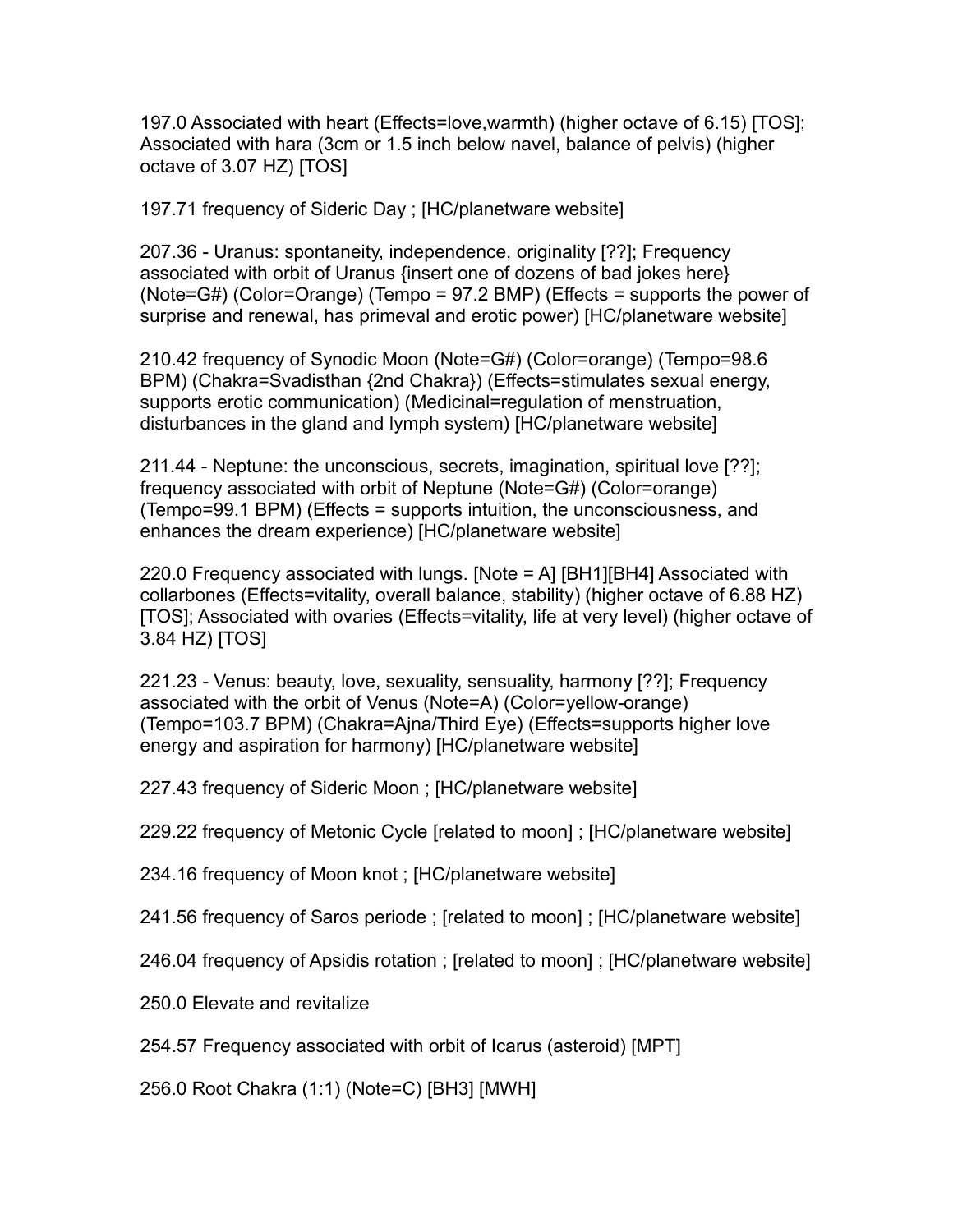197.0 Associated with heart (Effects=love,warmth) (higher octave of 6.15) [TOS]; Associated with hara (3cm or 1.5 inch below navel, balance of pelvis) (higher octave of 3.07 HZ) [TOS]

197.71 frequency of Sideric Day ; [HC/planetware website]

207.36 - Uranus: spontaneity, independence, originality [??]; Frequency associated with orbit of Uranus {insert one of dozens of bad jokes here} (Note=G#) (Color=Orange) (Tempo = 97.2 BMP) (Effects = supports the power of surprise and renewal, has primeval and erotic power) [HC/planetware website]

210.42 frequency of Synodic Moon (Note=G#) (Color=orange) (Tempo=98.6 BPM) (Chakra=Svadisthan {2nd Chakra}) (Effects=stimulates sexual energy, supports erotic communication) (Medicinal=regulation of menstruation, disturbances in the gland and lymph system) [HC/planetware website]

211.44 - Neptune: the unconscious, secrets, imagination, spiritual love [??]; frequency associated with orbit of Neptune (Note=G#) (Color=orange) (Tempo=99.1 BPM) (Effects = supports intuition, the unconsciousness, and enhances the dream experience) [HC/planetware website]

220.0 Frequency associated with lungs. [Note = A] [BH1][BH4] Associated with collarbones (Effects=vitality, overall balance, stability) (higher octave of 6.88 HZ) [TOS]; Associated with ovaries (Effects=vitality, life at very level) (higher octave of 3.84 HZ) [TOS]

221.23 - Venus: beauty, love, sexuality, sensuality, harmony [??]; Frequency associated with the orbit of Venus (Note=A) (Color=yellow-orange) (Tempo=103.7 BPM) (Chakra=Ajna/Third Eye) (Effects=supports higher love energy and aspiration for harmony) [HC/planetware website]

227.43 frequency of Sideric Moon ; [HC/planetware website]

229.22 frequency of Metonic Cycle [related to moon] ; [HC/planetware website]

234.16 frequency of Moon knot ; [HC/planetware website]

241.56 frequency of Saros periode ; [related to moon] ; [HC/planetware website]

246.04 frequency of Apsidis rotation ; [related to moon] ; [HC/planetware website]

250.0 Elevate and revitalize

254.57 Frequency associated with orbit of Icarus (asteroid) [MPT]

256.0 Root Chakra (1:1) (Note=C) [BH3] [MWH]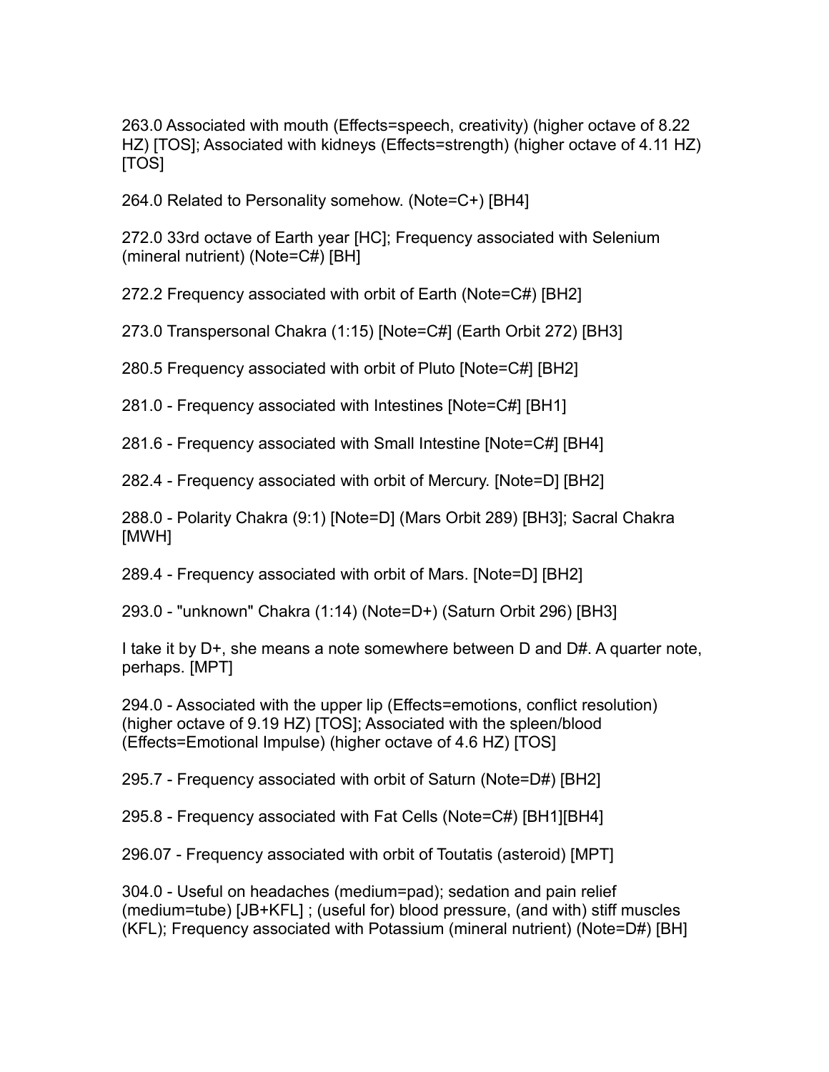263.0 Associated with mouth (Effects=speech, creativity) (higher octave of 8.22 HZ) [TOS]; Associated with kidneys (Effects=strength) (higher octave of 4.11 HZ) [TOS]

264.0 Related to Personality somehow. (Note=C+) [BH4]

272.0 33rd octave of Earth year [HC]; Frequency associated with Selenium (mineral nutrient) (Note=C#) [BH]

272.2 Frequency associated with orbit of Earth (Note=C#) [BH2]

273.0 Transpersonal Chakra (1:15) [Note=C#] (Earth Orbit 272) [BH3]

280.5 Frequency associated with orbit of Pluto [Note=C#] [BH2]

281.0 - Frequency associated with Intestines [Note=C#] [BH1]

281.6 - Frequency associated with Small Intestine [Note=C#] [BH4]

282.4 - Frequency associated with orbit of Mercury. [Note=D] [BH2]

288.0 - Polarity Chakra (9:1) [Note=D] (Mars Orbit 289) [BH3]; Sacral Chakra [MWH]

289.4 - Frequency associated with orbit of Mars. [Note=D] [BH2]

293.0 - "unknown" Chakra (1:14) (Note=D+) (Saturn Orbit 296) [BH3]

I take it by D+, she means a note somewhere between D and D#. A quarter note, perhaps. [MPT]

294.0 - Associated with the upper lip (Effects=emotions, conflict resolution) (higher octave of 9.19 HZ) [TOS]; Associated with the spleen/blood (Effects=Emotional Impulse) (higher octave of 4.6 HZ) [TOS]

295.7 - Frequency associated with orbit of Saturn (Note=D#) [BH2]

295.8 - Frequency associated with Fat Cells (Note=C#) [BH1][BH4]

296.07 - Frequency associated with orbit of Toutatis (asteroid) [MPT]

304.0 - Useful on headaches (medium=pad); sedation and pain relief (medium=tube) [JB+KFL] ; (useful for) blood pressure, (and with) stiff muscles (KFL); Frequency associated with Potassium (mineral nutrient) (Note=D#) [BH]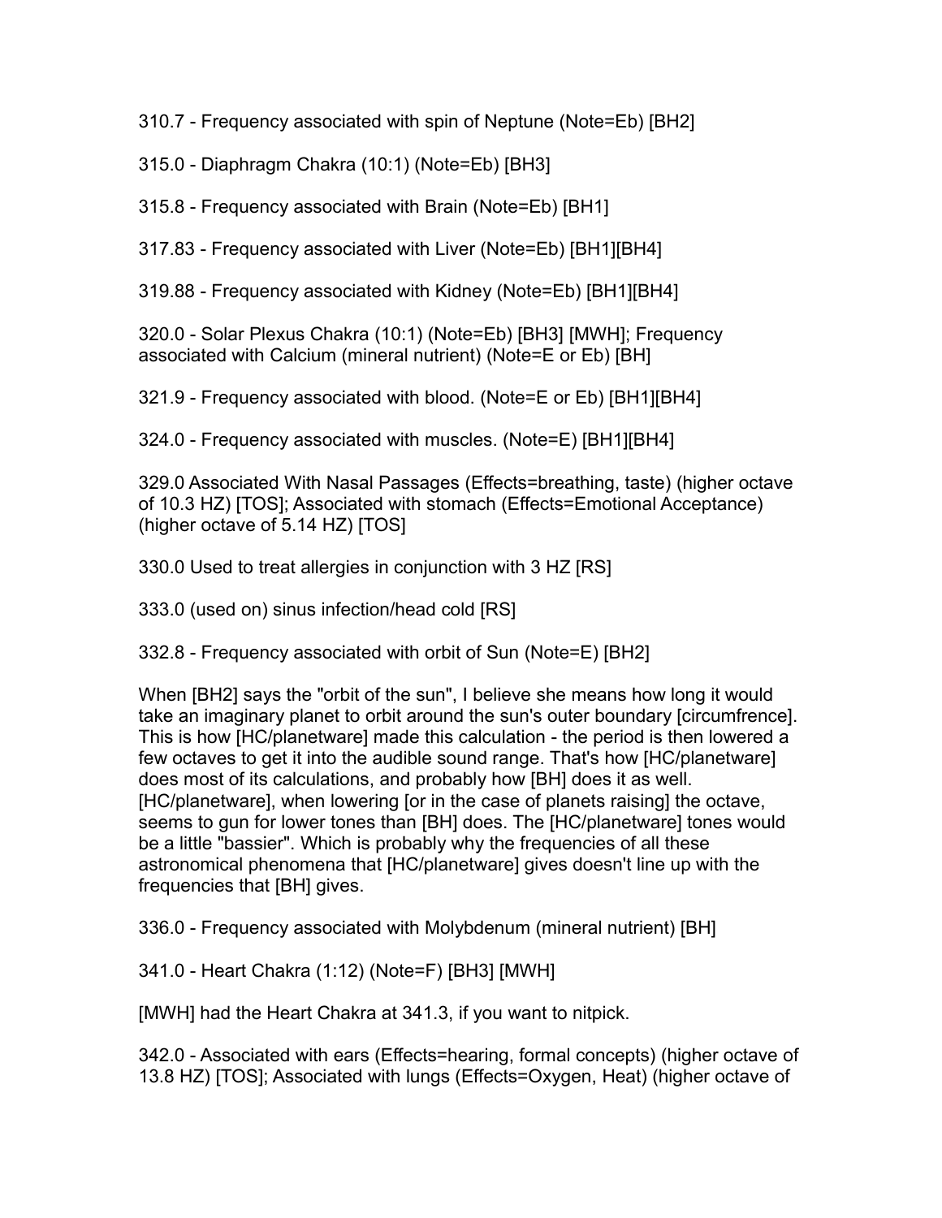310.7 - Frequency associated with spin of Neptune (Note=Eb) [BH2]

315.0 - Diaphragm Chakra (10:1) (Note=Eb) [BH3]

315.8 - Frequency associated with Brain (Note=Eb) [BH1]

317.83 - Frequency associated with Liver (Note=Eb) [BH1][BH4]

319.88 - Frequency associated with Kidney (Note=Eb) [BH1][BH4]

320.0 - Solar Plexus Chakra (10:1) (Note=Eb) [BH3] [MWH]; Frequency associated with Calcium (mineral nutrient) (Note=E or Eb) [BH]

321.9 - Frequency associated with blood. (Note=E or Eb) [BH1][BH4]

324.0 - Frequency associated with muscles. (Note=E) [BH1][BH4]

329.0 Associated With Nasal Passages (Effects=breathing, taste) (higher octave of 10.3 HZ) [TOS]; Associated with stomach (Effects=Emotional Acceptance) (higher octave of 5.14 HZ) [TOS]

330.0 Used to treat allergies in conjunction with 3 HZ [RS]

333.0 (used on) sinus infection/head cold [RS]

332.8 - Frequency associated with orbit of Sun (Note=E) [BH2]

When [BH2] says the "orbit of the sun", I believe she means how long it would take an imaginary planet to orbit around the sun's outer boundary [circumfrence]. This is how [HC/planetware] made this calculation - the period is then lowered a few octaves to get it into the audible sound range. That's how [HC/planetware] does most of its calculations, and probably how [BH] does it as well. [HC/planetware], when lowering [or in the case of planets raising] the octave, seems to gun for lower tones than [BH] does. The [HC/planetware] tones would be a little "bassier". Which is probably why the frequencies of all these astronomical phenomena that [HC/planetware] gives doesn't line up with the frequencies that [BH] gives.

336.0 - Frequency associated with Molybdenum (mineral nutrient) [BH]

341.0 - Heart Chakra (1:12) (Note=F) [BH3] [MWH]

[MWH] had the Heart Chakra at 341.3, if you want to nitpick.

342.0 - Associated with ears (Effects=hearing, formal concepts) (higher octave of 13.8 HZ) [TOS]; Associated with lungs (Effects=Oxygen, Heat) (higher octave of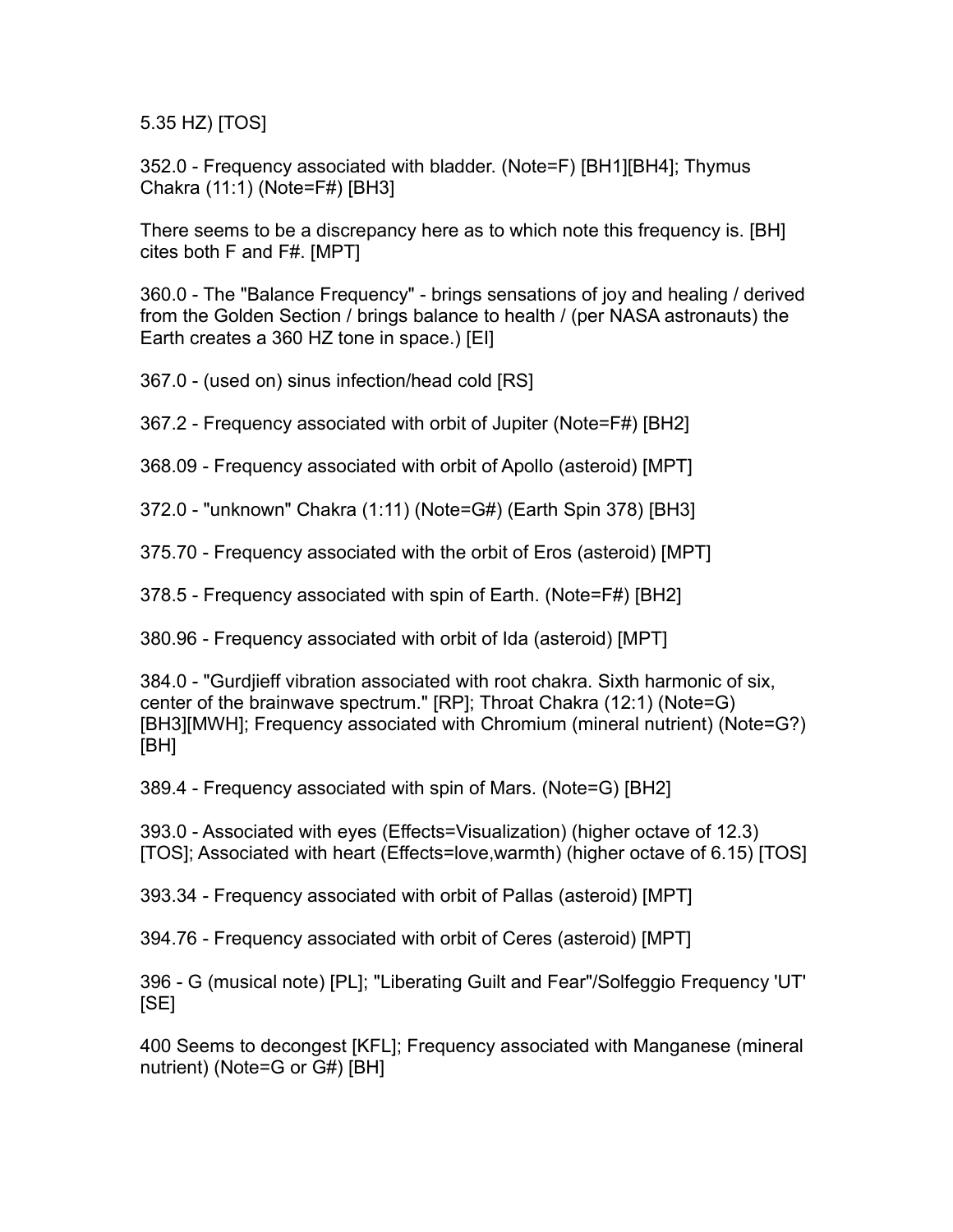5.35 HZ) [TOS]

352.0 - Frequency associated with bladder. (Note=F) [BH1][BH4]; Thymus Chakra (11:1) (Note=F#) [BH3]

There seems to be a discrepancy here as to which note this frequency is. [BH] cites both F and F#. [MPT]

360.0 - The "Balance Frequency" - brings sensations of joy and healing / derived from the Golden Section / brings balance to health / (per NASA astronauts) the Earth creates a 360 HZ tone in space.) [EI]

367.0 - (used on) sinus infection/head cold [RS]

367.2 - Frequency associated with orbit of Jupiter (Note=F#) [BH2]

368.09 - Frequency associated with orbit of Apollo (asteroid) [MPT]

372.0 - "unknown" Chakra (1:11) (Note=G#) (Earth Spin 378) [BH3]

375.70 - Frequency associated with the orbit of Eros (asteroid) [MPT]

378.5 - Frequency associated with spin of Earth. (Note=F#) [BH2]

380.96 - Frequency associated with orbit of Ida (asteroid) [MPT]

384.0 - "Gurdjieff vibration associated with root chakra. Sixth harmonic of six, center of the brainwave spectrum." [RP]; Throat Chakra (12:1) (Note=G) [BH3][MWH]; Frequency associated with Chromium (mineral nutrient) (Note=G?) [BH]

389.4 - Frequency associated with spin of Mars. (Note=G) [BH2]

393.0 - Associated with eyes (Effects=Visualization) (higher octave of 12.3) [TOS]; Associated with heart (Effects=love,warmth) (higher octave of 6.15) [TOS]

393.34 - Frequency associated with orbit of Pallas (asteroid) [MPT]

394.76 - Frequency associated with orbit of Ceres (asteroid) [MPT]

396 - G (musical note) [PL]; "Liberating Guilt and Fear"/Solfeggio Frequency 'UT' [SE]

400 Seems to decongest [KFL]; Frequency associated with Manganese (mineral nutrient) (Note=G or G#) [BH]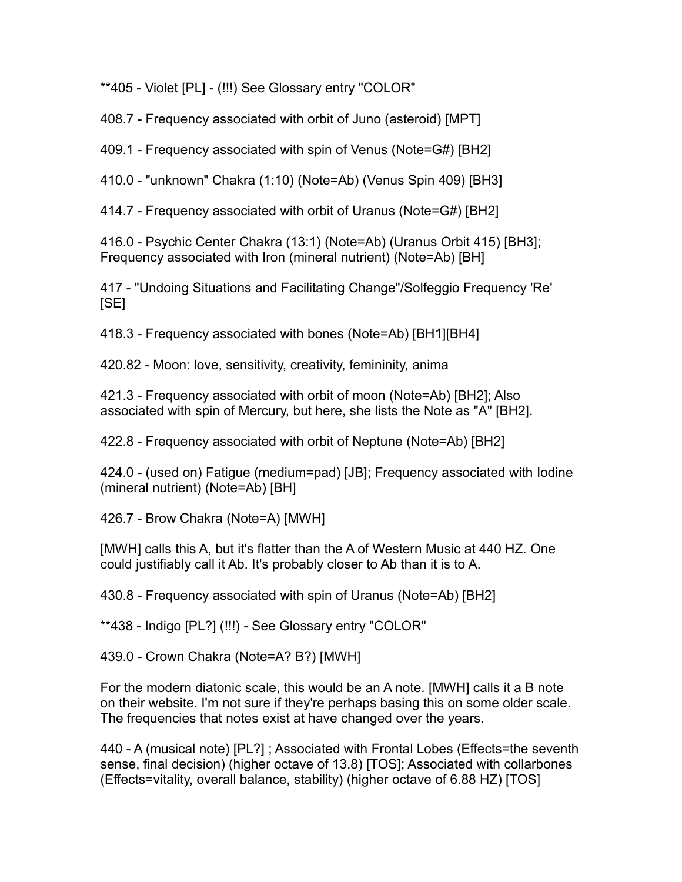**405 - Violet [PL] - (!!!) See Glossary entry "COLOR"

408.7 - Frequency associated with orbit of Juno (asteroid) [MPT]

409.1 - Frequency associated with spin of Venus (Note=G#) [BH2]

410.0 - "unknown" Chakra (1:10) (Note=Ab) (Venus Spin 409) [BH3]

414.7 - Frequency associated with orbit of Uranus (Note=G#) [BH2]

416.0 - Psychic Center Chakra (13:1) (Note=Ab) (Uranus Orbit 415) [BH3]; Frequency associated with Iron (mineral nutrient) (Note=Ab) [BH]

417 - "Undoing Situations and Facilitating Change"/Solfeggio Frequency 'Re' [SE]

418.3 - Frequency associated with bones (Note=Ab) [BH1][BH4]

420.82 - Moon: love, sensitivity, creativity, femininity, anima

421.3 - Frequency associated with orbit of moon (Note=Ab) [BH2]; Also associated with spin of Mercury, but here, she lists the Note as "A" [BH2].

422.8 - Frequency associated with orbit of Neptune (Note=Ab) [BH2]

424.0 - (used on) Fatigue (medium=pad) [JB]; Frequency associated with Iodine (mineral nutrient) (Note=Ab) [BH]

426.7 - Brow Chakra (Note=A) [MWH]

[MWH] calls this A, but it's flatter than the A of Western Music at 440 HZ. One could justifiably call it Ab. It's probably closer to Ab than it is to A.

430.8 - Frequency associated with spin of Uranus (Note=Ab) [BH2]

**438 - Indigo [PL?] (!!!) - See Glossary entry "COLOR"

439.0 - Crown Chakra (Note=A? B?) [MWH]

For the modern diatonic scale, this would be an A note. [MWH] calls it a B note on their website. I'm not sure if they're perhaps basing this on some older scale. The frequencies that notes exist at have changed over the years.

440 - A (musical note) [PL?] ; Associated with Frontal Lobes (Effects=the seventh sense, final decision) (higher octave of 13.8) [TOS]; Associated with collarbones (Effects=vitality, overall balance, stability) (higher octave of 6.88 HZ) [TOS]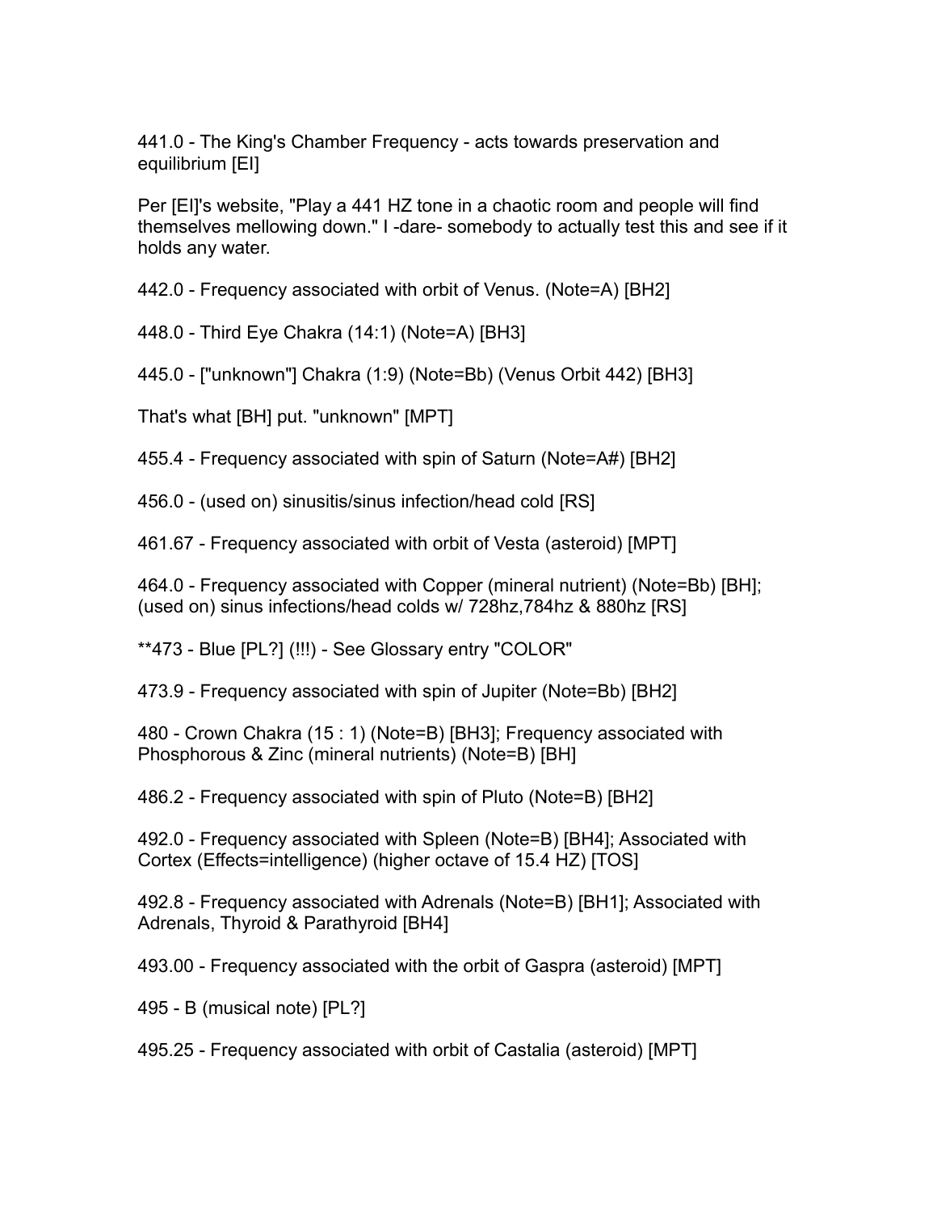441.0 - The King's Chamber Frequency - acts towards preservation and equilibrium [EI]

Per [EI]'s website, "Play a 441 HZ tone in a chaotic room and people will find themselves mellowing down." I -dare- somebody to actually test this and see if it holds any water.

442.0 - Frequency associated with orbit of Venus. (Note=A) [BH2]

448.0 - Third Eye Chakra (14:1) (Note=A) [BH3]

445.0 - ["unknown"] Chakra (1:9) (Note=Bb) (Venus Orbit 442) [BH3]

That's what [BH] put. "unknown" [MPT]

455.4 - Frequency associated with spin of Saturn (Note=A#) [BH2]

456.0 - (used on) sinusitis/sinus infection/head cold [RS]

461.67 - Frequency associated with orbit of Vesta (asteroid) [MPT]

464.0 - Frequency associated with Copper (mineral nutrient) (Note=Bb) [BH]; (used on) sinus infections/head colds w/ 728hz,784hz & 880hz [RS]

**473 - Blue [PL?] (!!!) - See Glossary entry "COLOR"

473.9 - Frequency associated with spin of Jupiter (Note=Bb) [BH2]

480 - Crown Chakra (15 : 1) (Note=B) [BH3]; Frequency associated with Phosphorous & Zinc (mineral nutrients) (Note=B) [BH]

486.2 - Frequency associated with spin of Pluto (Note=B) [BH2]

492.0 - Frequency associated with Spleen (Note=B) [BH4]; Associated with Cortex (Effects=intelligence) (higher octave of 15.4 HZ) [TOS]

492.8 - Frequency associated with Adrenals (Note=B) [BH1]; Associated with Adrenals, Thyroid & Parathyroid [BH4]

493.00 - Frequency associated with the orbit of Gaspra (asteroid) [MPT]

495 - B (musical note) [PL?]

495.25 - Frequency associated with orbit of Castalia (asteroid) [MPT]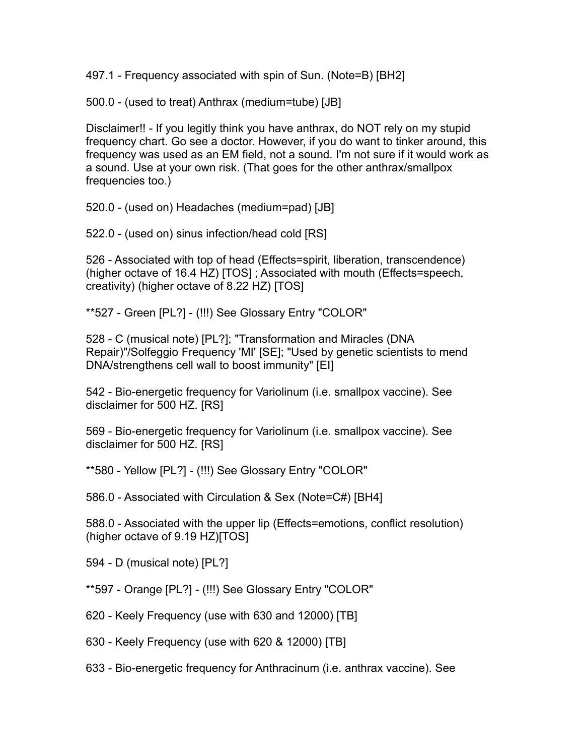497.1 - Frequency associated with spin of Sun. (Note=B) [BH2]

500.0 - (used to treat) Anthrax (medium=tube) [JB]

Disclaimer!! - If you legitly think you have anthrax, do NOT rely on my stupid frequency chart. Go see a doctor. However, if you do want to tinker around, this frequency was used as an EM field, not a sound. I'm not sure if it would work as a sound. Use at your own risk. (That goes for the other anthrax/smallpox frequencies too.)

520.0 - (used on) Headaches (medium=pad) [JB]

522.0 - (used on) sinus infection/head cold [RS]

526 - Associated with top of head (Effects=spirit, liberation, transcendence) (higher octave of 16.4 HZ) [TOS] ; Associated with mouth (Effects=speech, creativity) (higher octave of 8.22 HZ) [TOS]

**527 - Green [PL?] - (!!!) See Glossary Entry "COLOR"

528 - C (musical note) [PL?]; "Transformation and Miracles (DNA Repair)"/Solfeggio Frequency 'MI' [SE]; "Used by genetic scientists to mend DNA/strengthens cell wall to boost immunity" [EI]

542 - Bio-energetic frequency for Variolinum (i.e. smallpox vaccine). See disclaimer for 500 HZ. [RS]

569 - Bio-energetic frequency for Variolinum (i.e. smallpox vaccine). See disclaimer for 500 HZ. [RS]

**580 - Yellow [PL?] - (!!!) See Glossary Entry "COLOR"

586.0 - Associated with Circulation & Sex (Note=C#) [BH4]

588.0 - Associated with the upper lip (Effects=emotions, conflict resolution) (higher octave of 9.19 HZ)[TOS]

594 - D (musical note) [PL?]

**597 - Orange [PL?] - (!!!) See Glossary Entry "COLOR"

620 - Keely Frequency (use with 630 and 12000) [TB]

630 - Keely Frequency (use with 620 & 12000) [TB]

633 - Bio-energetic frequency for Anthracinum (i.e. anthrax vaccine). See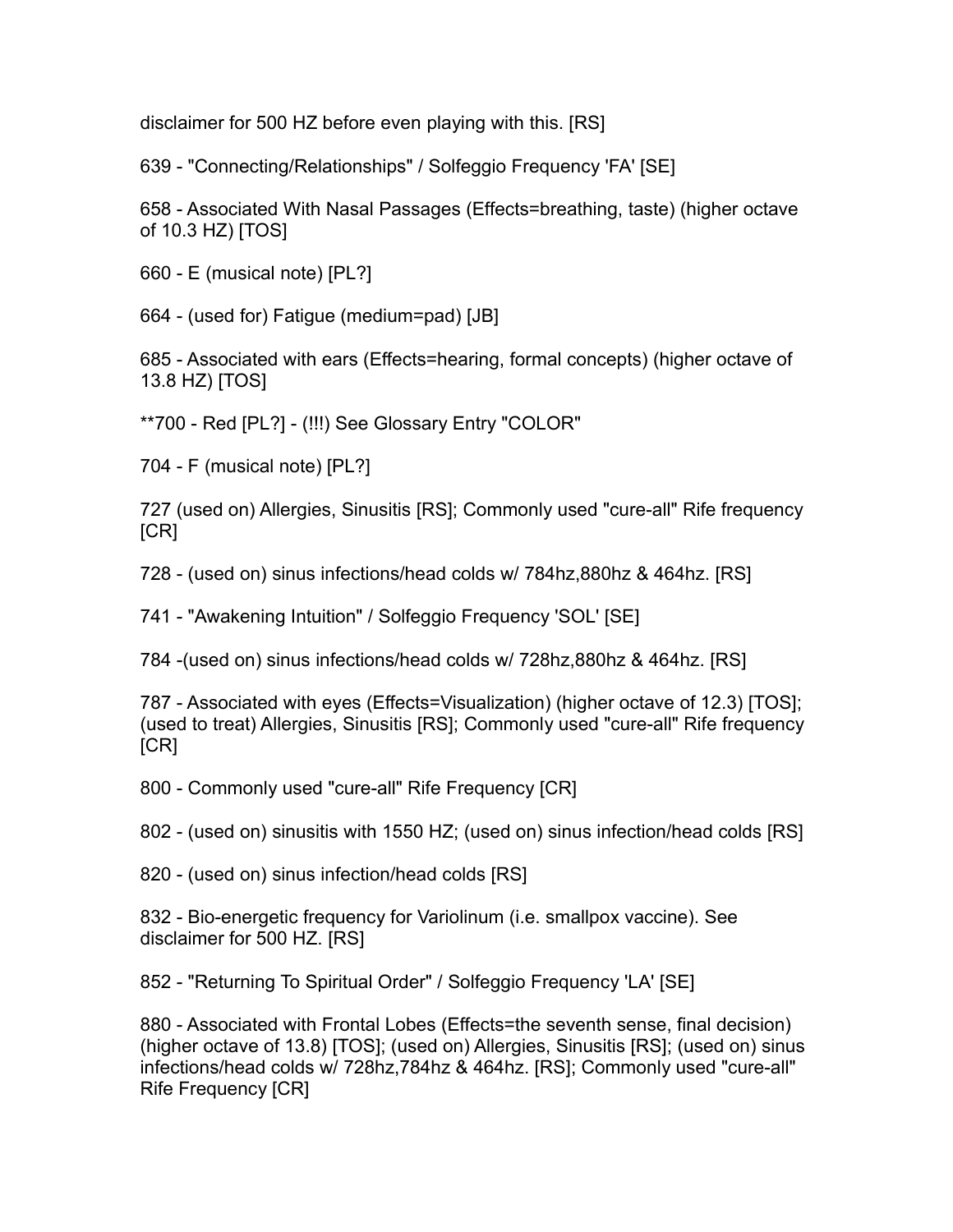disclaimer for 500 HZ before even playing with this. [RS]

639 - "Connecting/Relationships" / Solfeggio Frequency 'FA' [SE]

658 - Associated With Nasal Passages (Effects=breathing, taste) (higher octave of 10.3 HZ) [TOS]

660 - E (musical note) [PL?]

664 - (used for) Fatigue (medium=pad) [JB]

685 - Associated with ears (Effects=hearing, formal concepts) (higher octave of 13.8 HZ) [TOS]

**700 - Red [PL?] - (!!!) See Glossary Entry "COLOR"

704 - F (musical note) [PL?]

727 (used on) Allergies, Sinusitis [RS]; Commonly used "cure-all" Rife frequency [CR]

728 - (used on) sinus infections/head colds w/ 784hz,880hz & 464hz. [RS]

741 - "Awakening Intuition" / Solfeggio Frequency 'SOL' [SE]

784 -(used on) sinus infections/head colds w/ 728hz,880hz & 464hz. [RS]

787 - Associated with eyes (Effects=Visualization) (higher octave of 12.3) [TOS]; (used to treat) Allergies, Sinusitis [RS]; Commonly used "cure-all" Rife frequency [CR]

800 - Commonly used "cure-all" Rife Frequency [CR]

802 - (used on) sinusitis with 1550 HZ; (used on) sinus infection/head colds [RS]

820 - (used on) sinus infection/head colds [RS]

832 - Bio-energetic frequency for Variolinum (i.e. smallpox vaccine). See disclaimer for 500 HZ. [RS]

852 - "Returning To Spiritual Order" / Solfeggio Frequency 'LA' [SE]

880 - Associated with Frontal Lobes (Effects=the seventh sense, final decision) (higher octave of 13.8) [TOS]; (used on) Allergies, Sinusitis [RS]; (used on) sinus infections/head colds w/ 728hz,784hz & 464hz. [RS]; Commonly used "cure-all" Rife Frequency [CR]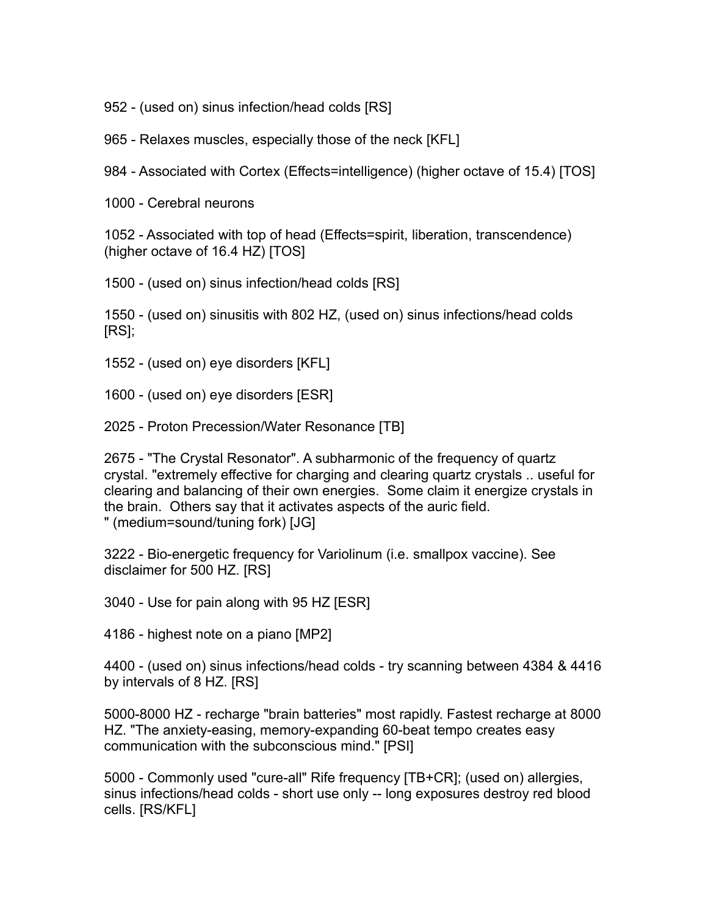952 - (used on) sinus infection/head colds [RS]

965 - Relaxes muscles, especially those of the neck [KFL]

984 - Associated with Cortex (Effects=intelligence) (higher octave of 15.4) [TOS]

1000 - Cerebral neurons

1052 - Associated with top of head (Effects=spirit, liberation, transcendence) (higher octave of 16.4 HZ) [TOS]

1500 - (used on) sinus infection/head colds [RS]

1550 - (used on) sinusitis with 802 HZ, (used on) sinus infections/head colds [RS];

1552 - (used on) eye disorders [KFL]

1600 - (used on) eye disorders [ESR]

2025 - Proton Precession/Water Resonance [TB]

2675 - "The Crystal Resonator". A subharmonic of the frequency of quartz crystal. "extremely effective for charging and clearing quartz crystals .. useful for clearing and balancing of their own energies. Some claim it energize crystals in the brain. Others say that it activates aspects of the auric field.
" (medium=sound/tuning fork) [JG]

3222 - Bio-energetic frequency for Variolinum (i.e. smallpox vaccine). See disclaimer for 500 HZ. [RS]

3040 - Use for pain along with 95 HZ [ESR]

4186 - highest note on a piano [MP2]

4400 - (used on) sinus infections/head colds - try scanning between 4384 & 4416 by intervals of 8 HZ. [RS]

5000-8000 HZ - recharge "brain batteries" most rapidly. Fastest recharge at 8000 HZ. "The anxiety-easing, memory-expanding 60-beat tempo creates easy communication with the subconscious mind." [PSI]

5000 - Commonly used "cure-all" Rife frequency [TB+CR]; (used on) allergies, sinus infections/head colds - short use only -- long exposures destroy red blood cells. [RS/KFL]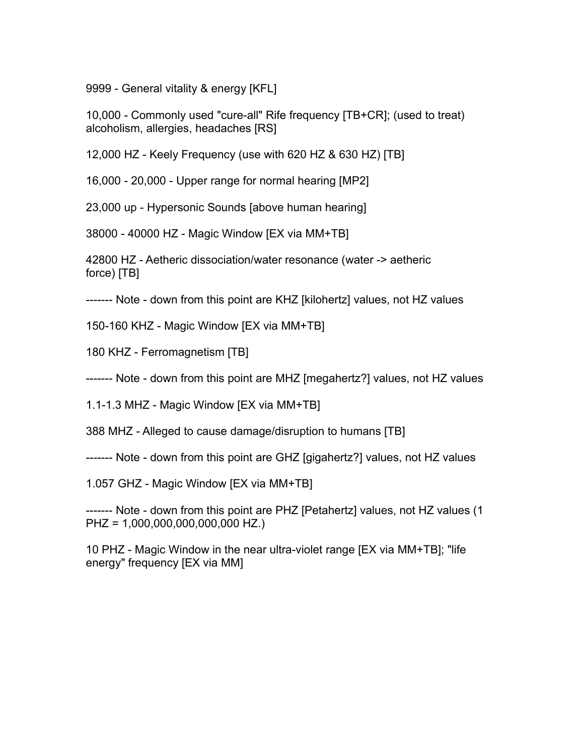9999 - General vitality & energy [KFL]

10,000 - Commonly used "cure-all" Rife frequency [TB+CR]; (used to treat) alcoholism, allergies, headaches [RS]

12,000 HZ - Keely Frequency (use with 620 HZ & 630 HZ) [TB]

16,000 - 20,000 - Upper range for normal hearing [MP2]

23,000 up - Hypersonic Sounds [above human hearing]

38000 - 40000 HZ - Magic Window [EX via MM+TB]

42800 HZ - Aetheric dissociation/water resonance (water -> aetheric force) [TB]

------- Note - down from this point are KHZ [kilohertz] values, not HZ values

150-160 KHZ - Magic Window [EX via MM+TB]

180 KHZ - Ferromagnetism [TB]

------- Note - down from this point are MHZ [megahertz?] values, not HZ values

1.1-1.3 MHZ - Magic Window [EX via MM+TB]

388 MHZ - Alleged to cause damage/disruption to humans [TB]

------- Note - down from this point are GHZ [gigahertz?] values, not HZ values

1.057 GHZ - Magic Window [EX via MM+TB]

------- Note - down from this point are PHZ [Petahertz] values, not HZ values (1 PHZ = 1,000,000,000,000,000 HZ.)

10 PHZ - Magic Window in the near ultra-violet range [EX via MM+TB]; "life energy" frequency [EX via MM]